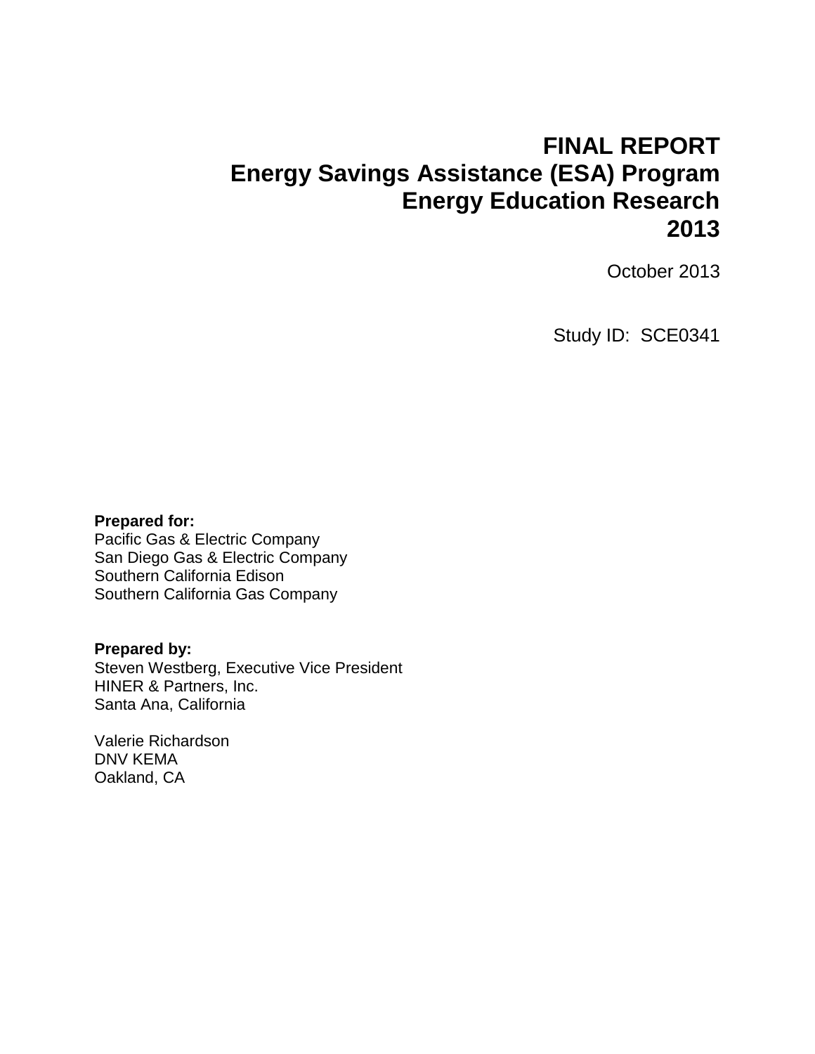# FINAL REPORT
# Energy Savings Assistance (ESA) Program
# Energy Education Research
# 2013

October 2013

Study ID: SCE0341

**Prepared for:**
Pacific Gas & Electric Company
San Diego Gas & Electric Company
Southern California Edison
Southern California Gas Company

**Prepared by:**
Steven Westberg, Executive Vice President
HINER & Partners, Inc.
Santa Ana, California

Valerie Richardson
DNV KEMA
Oakland, CA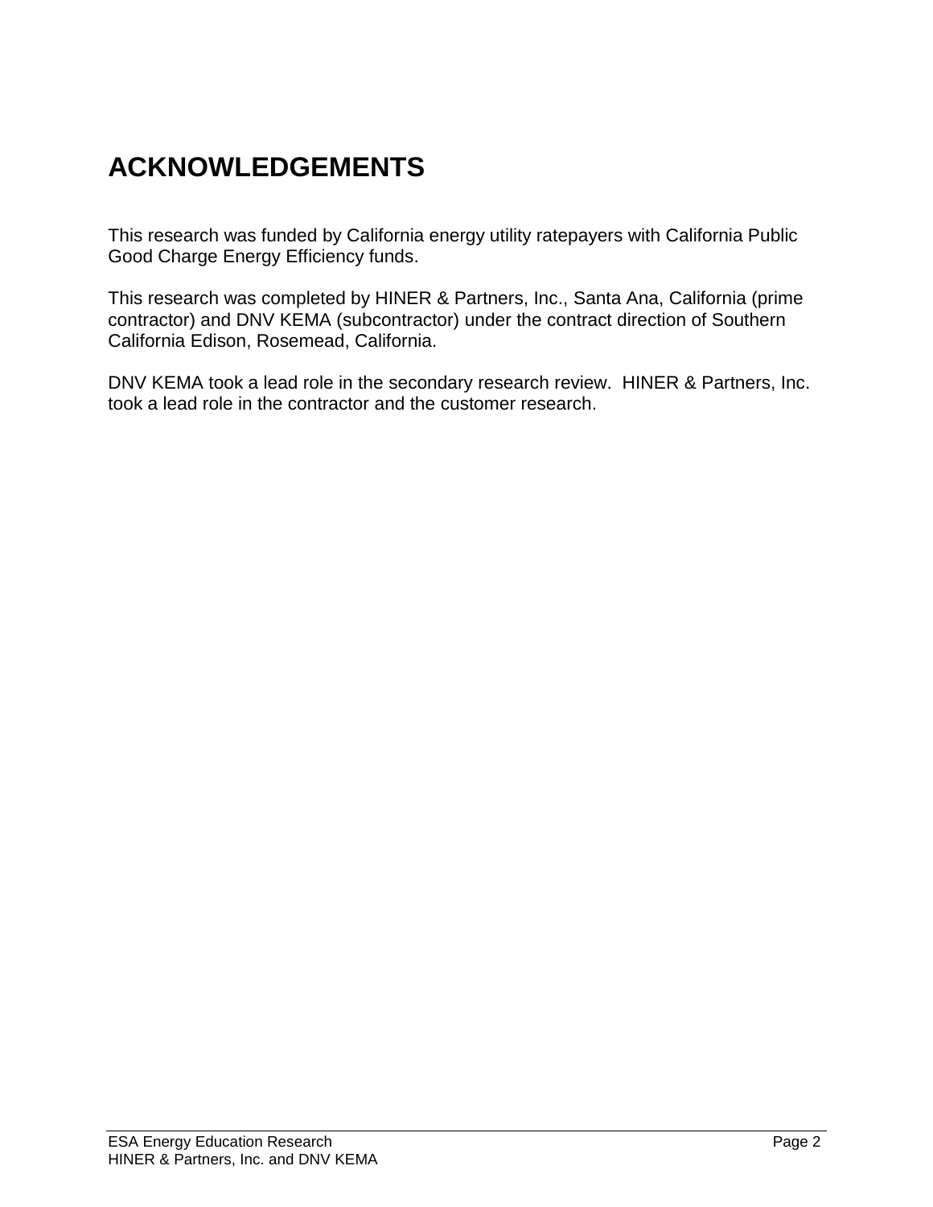# ACKNOWLEDGEMENTS

This research was funded by California energy utility ratepayers with California Public Good Charge Energy Efficiency funds.

This research was completed by HINER & Partners, Inc., Santa Ana, California (prime contractor) and DNV KEMA (subcontractor) under the contract direction of Southern California Edison, Rosemead, California.

DNV KEMA took a lead role in the secondary research review. HINER & Partners, Inc. took a lead role in the contractor and the customer research.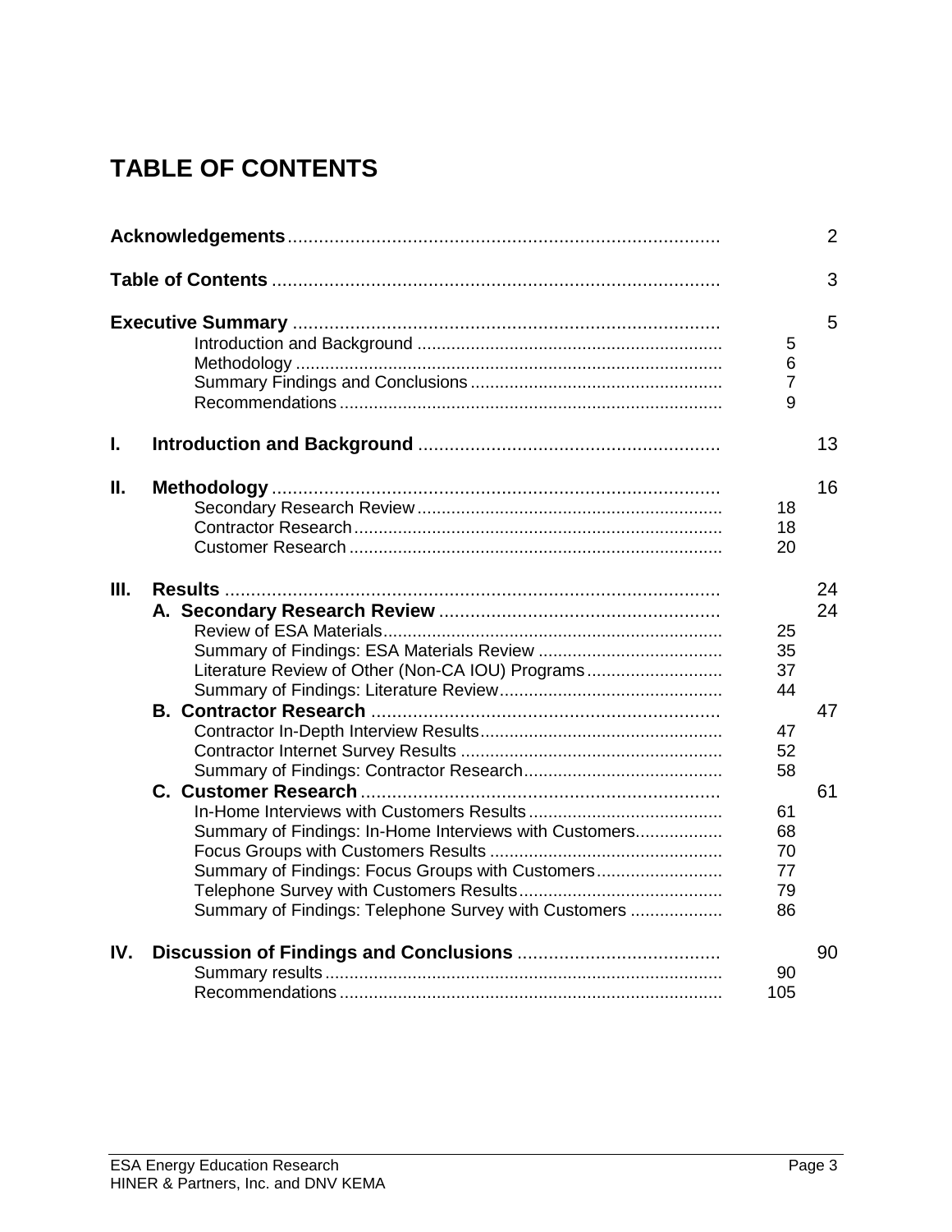# TABLE OF CONTENTS

| | | | |
|---|---|---|---|
| **Acknowledgements** | | | 2 |
| **Table of Contents** | | | 3 |
| **Executive Summary** | | | 5 |
| | Introduction and Background | 5 | |
| | Methodology | 6 | |
| | Summary Findings and Conclusions | 7 | |
| | Recommendations | 9 | |
| **I.** | **Introduction and Background** | | 13 |
| **II.** | **Methodology** | | 16 |
| | Secondary Research Review | 18 | |
| | Contractor Research | 18 | |
| | Customer Research | 20 | |
| **III.** | **Results** | | 24 |
| | **A. Secondary Research Review** | | 24 |
| | Review of ESA Materials | 25 | |
| | Summary of Findings: ESA Materials Review | 35 | |
| | Literature Review of Other (Non-CA IOU) Programs | 37 | |
| | Summary of Findings: Literature Review | 44 | |
| | **B. Contractor Research** | | 47 |
| | Contractor In-Depth Interview Results | 47 | |
| | Contractor Internet Survey Results | 52 | |
| | Summary of Findings: Contractor Research | 58 | |
| | **C. Customer Research** | | 61 |
| | In-Home Interviews with Customers Results | 61 | |
| | Summary of Findings: In-Home Interviews with Customers | 68 | |
| | Focus Groups with Customers Results | 70 | |
| | Summary of Findings: Focus Groups with Customers | 77 | |
| | Telephone Survey with Customers Results | 79 | |
| | Summary of Findings: Telephone Survey with Customers | 86 | |
| **IV.** | **Discussion of Findings and Conclusions** | | 90 |
| | Summary results | 90 | |
| | Recommendations | 105 | |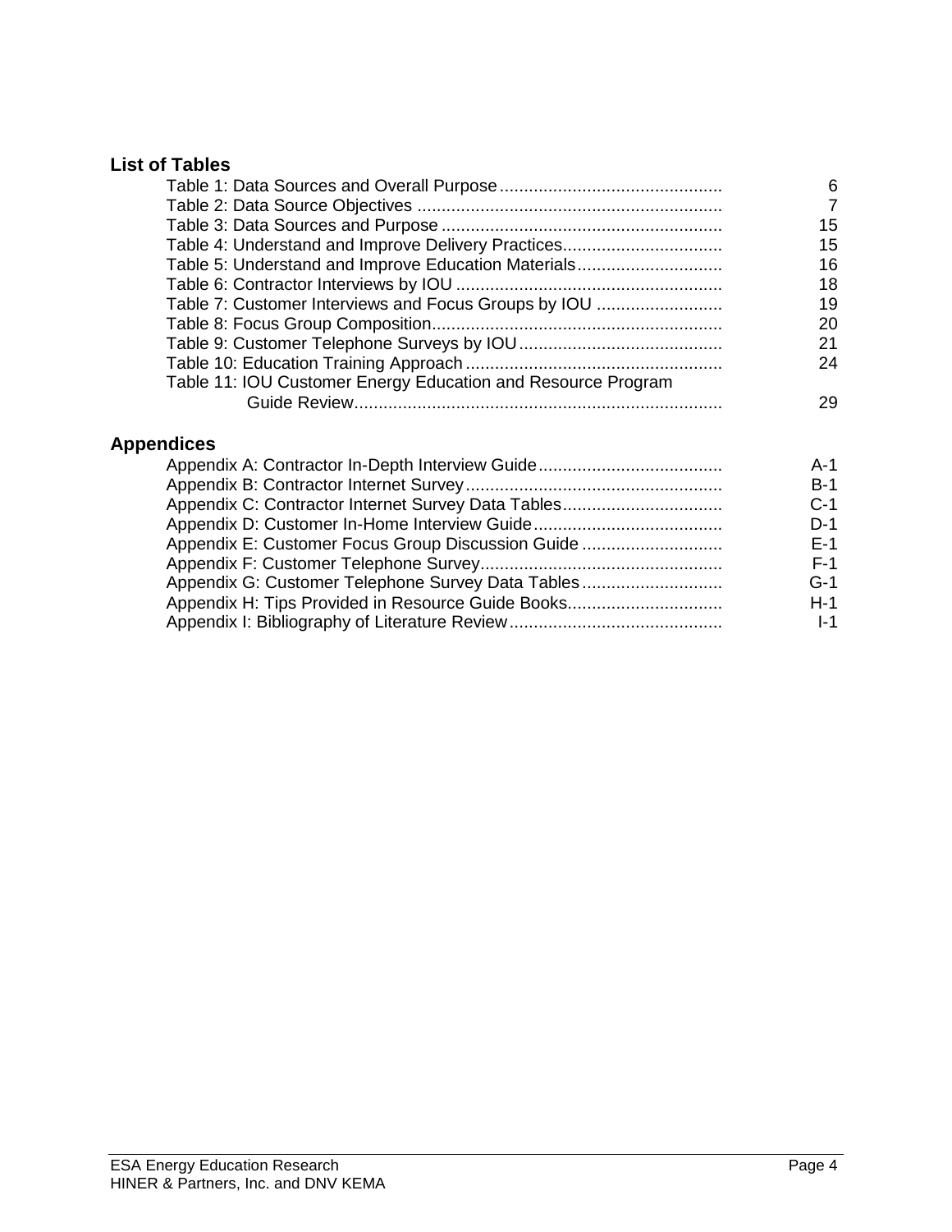## List of Tables

| | |
|---|---|
| Table 1: Data Sources and Overall Purpose | 6 |
| Table 2: Data Source Objectives | 7 |
| Table 3: Data Sources and Purpose | 15 |
| Table 4: Understand and Improve Delivery Practices | 15 |
| Table 5: Understand and Improve Education Materials | 16 |
| Table 6: Contractor Interviews by IOU | 18 |
| Table 7: Customer Interviews and Focus Groups by IOU | 19 |
| Table 8: Focus Group Composition | 20 |
| Table 9: Customer Telephone Surveys by IOU | 21 |
| Table 10: Education Training Approach | 24 |
| Table 11: IOU Customer Energy Education and Resource Program Guide Review | 29 |

## Appendices

| | |
|---|---|
| Appendix A: Contractor In-Depth Interview Guide | A-1 |
| Appendix B: Contractor Internet Survey | B-1 |
| Appendix C: Contractor Internet Survey Data Tables | C-1 |
| Appendix D: Customer In-Home Interview Guide | D-1 |
| Appendix E: Customer Focus Group Discussion Guide | E-1 |
| Appendix F: Customer Telephone Survey | F-1 |
| Appendix G: Customer Telephone Survey Data Tables | G-1 |
| Appendix H: Tips Provided in Resource Guide Books | H-1 |
| Appendix I: Bibliography of Literature Review | I-1 |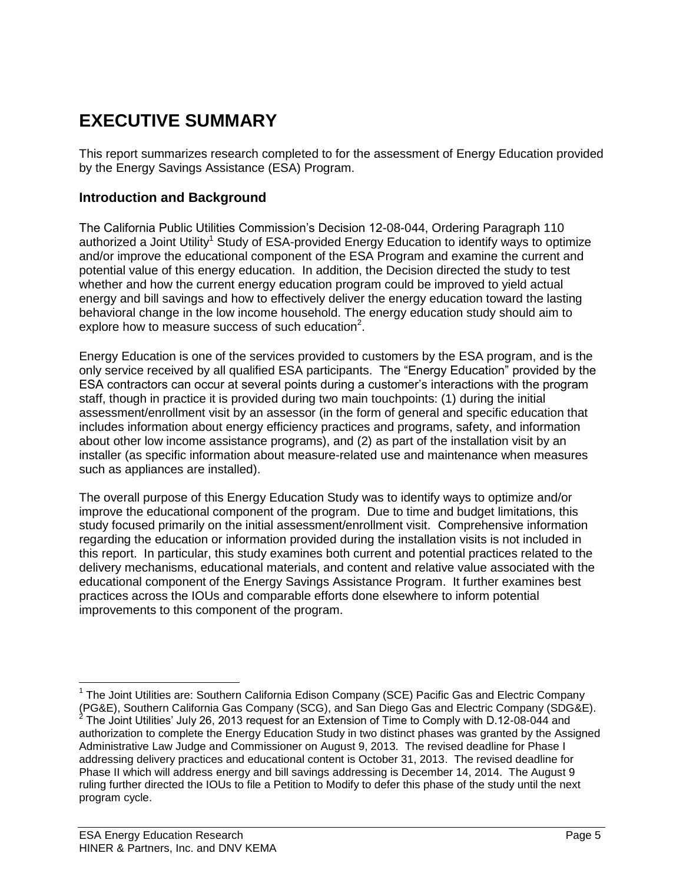# EXECUTIVE SUMMARY

This report summarizes research completed to for the assessment of Energy Education provided by the Energy Savings Assistance (ESA) Program.

## Introduction and Background

The California Public Utilities Commission's Decision 12-08-044, Ordering Paragraph 110 authorized a Joint Utility[1] Study of ESA-provided Energy Education to identify ways to optimize and/or improve the educational component of the ESA Program and examine the current and potential value of this energy education. In addition, the Decision directed the study to test whether and how the current energy education program could be improved to yield actual energy and bill savings and how to effectively deliver the energy education toward the lasting behavioral change in the low income household. The energy education study should aim to explore how to measure success of such education[2].

Energy Education is one of the services provided to customers by the ESA program, and is the only service received by all qualified ESA participants. The "Energy Education" provided by the ESA contractors can occur at several points during a customer's interactions with the program staff, though in practice it is provided during two main touchpoints: (1) during the initial assessment/enrollment visit by an assessor (in the form of general and specific education that includes information about energy efficiency practices and programs, safety, and information about other low income assistance programs), and (2) as part of the installation visit by an installer (as specific information about measure-related use and maintenance when measures such as appliances are installed).

The overall purpose of this Energy Education Study was to identify ways to optimize and/or improve the educational component of the program. Due to time and budget limitations, this study focused primarily on the initial assessment/enrollment visit. Comprehensive information regarding the education or information provided during the installation visits is not included in this report. In particular, this study examines both current and potential practices related to the delivery mechanisms, educational materials, and content and relative value associated with the educational component of the Energy Savings Assistance Program. It further examines best practices across the IOUs and comparable efforts done elsewhere to inform potential improvements to this component of the program.

---

[1] The Joint Utilities are: Southern California Edison Company (SCE) Pacific Gas and Electric Company (PG&E), Southern California Gas Company (SCG), and San Diego Gas and Electric Company (SDG&E).

[2] The Joint Utilities' July 26, 2013 request for an Extension of Time to Comply with D.12-08-044 and authorization to complete the Energy Education Study in two distinct phases was granted by the Assigned Administrative Law Judge and Commissioner on August 9, 2013. The revised deadline for Phase I addressing delivery practices and educational content is October 31, 2013. The revised deadline for Phase II which will address energy and bill savings addressing is December 14, 2014. The August 9 ruling further directed the IOUs to file a Petition to Modify to defer this phase of the study until the next program cycle.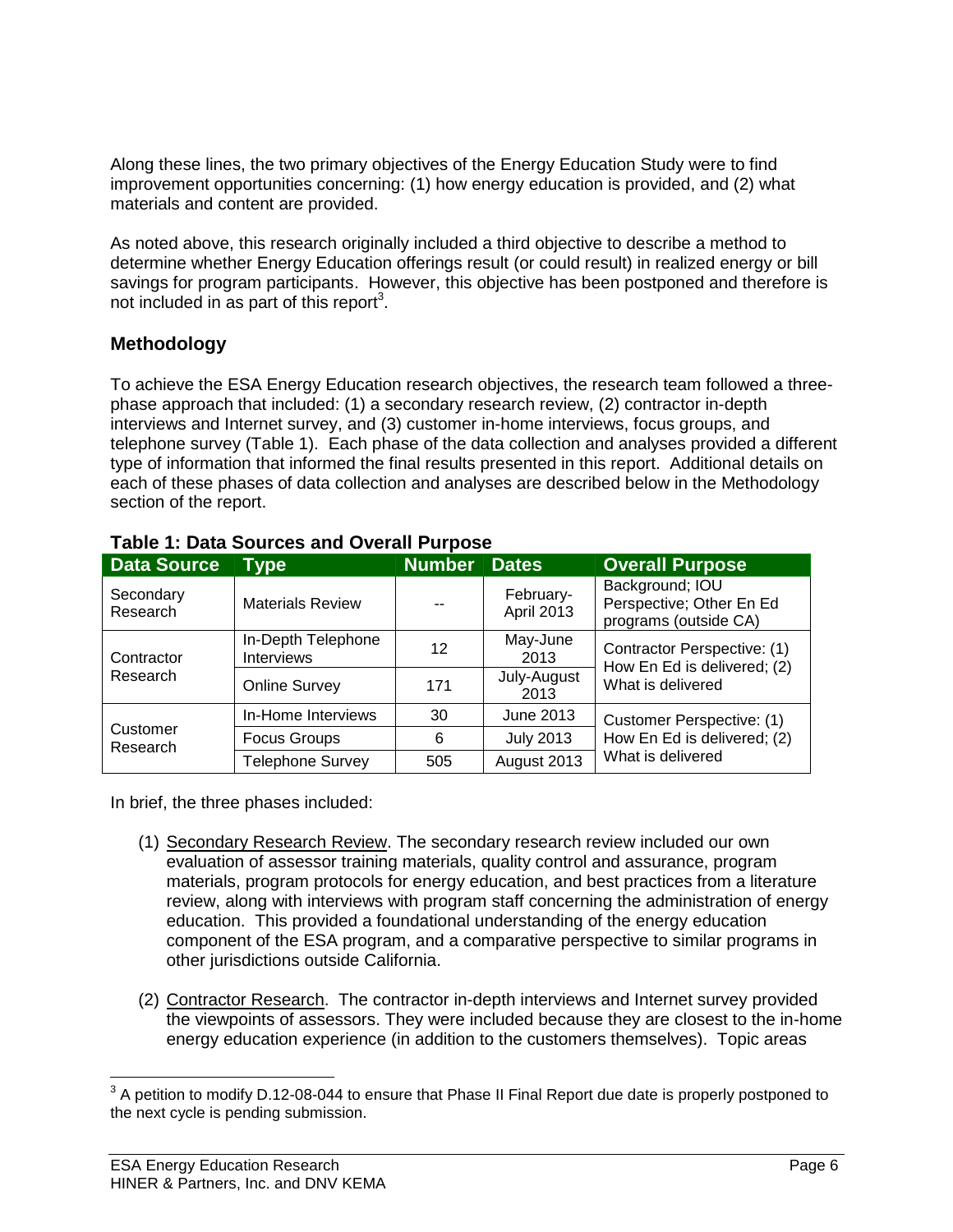Along these lines, the two primary objectives of the Energy Education Study were to find improvement opportunities concerning: (1) how energy education is provided, and (2) what materials and content are provided.

As noted above, this research originally included a third objective to describe a method to determine whether Energy Education offerings result (or could result) in realized energy or bill savings for program participants. However, this objective has been postponed and therefore is not included in as part of this report[3].

## Methodology

To achieve the ESA Energy Education research objectives, the research team followed a three-phase approach that included: (1) a secondary research review, (2) contractor in-depth interviews and Internet survey, and (3) customer in-home interviews, focus groups, and telephone survey (Table 1). Each phase of the data collection and analyses provided a different type of information that informed the final results presented in this report. Additional details on each of these phases of data collection and analyses are described below in the Methodology section of the report.

**Table 1: Data Sources and Overall Purpose**

| Data Source | Type | Number | Dates | Overall Purpose |
|---|---|---|---|---|
| Secondary Research | Materials Review | -- | February-April 2013 | Background; IOU Perspective; Other En Ed programs (outside CA) |
| Contractor Research | In-Depth Telephone Interviews | 12 | May-June 2013 | Contractor Perspective: (1) How En Ed is delivered; (2) What is delivered |
| | Online Survey | 171 | July-August 2013 | |
| Customer Research | In-Home Interviews | 30 | June 2013 | Customer Perspective: (1) How En Ed is delivered; (2) What is delivered |
| | Focus Groups | 6 | July 2013 | |
| | Telephone Survey | 505 | August 2013 | |

In brief, the three phases included:

(1) Secondary Research Review. The secondary research review included our own evaluation of assessor training materials, quality control and assurance, program materials, program protocols for energy education, and best practices from a literature review, along with interviews with program staff concerning the administration of energy education. This provided a foundational understanding of the energy education component of the ESA program, and a comparative perspective to similar programs in other jurisdictions outside California.

(2) Contractor Research. The contractor in-depth interviews and Internet survey provided the viewpoints of assessors. They were included because they are closest to the in-home energy education experience (in addition to the customers themselves). Topic areas

[3] A petition to modify D.12-08-044 to ensure that Phase II Final Report due date is properly postponed to the next cycle is pending submission.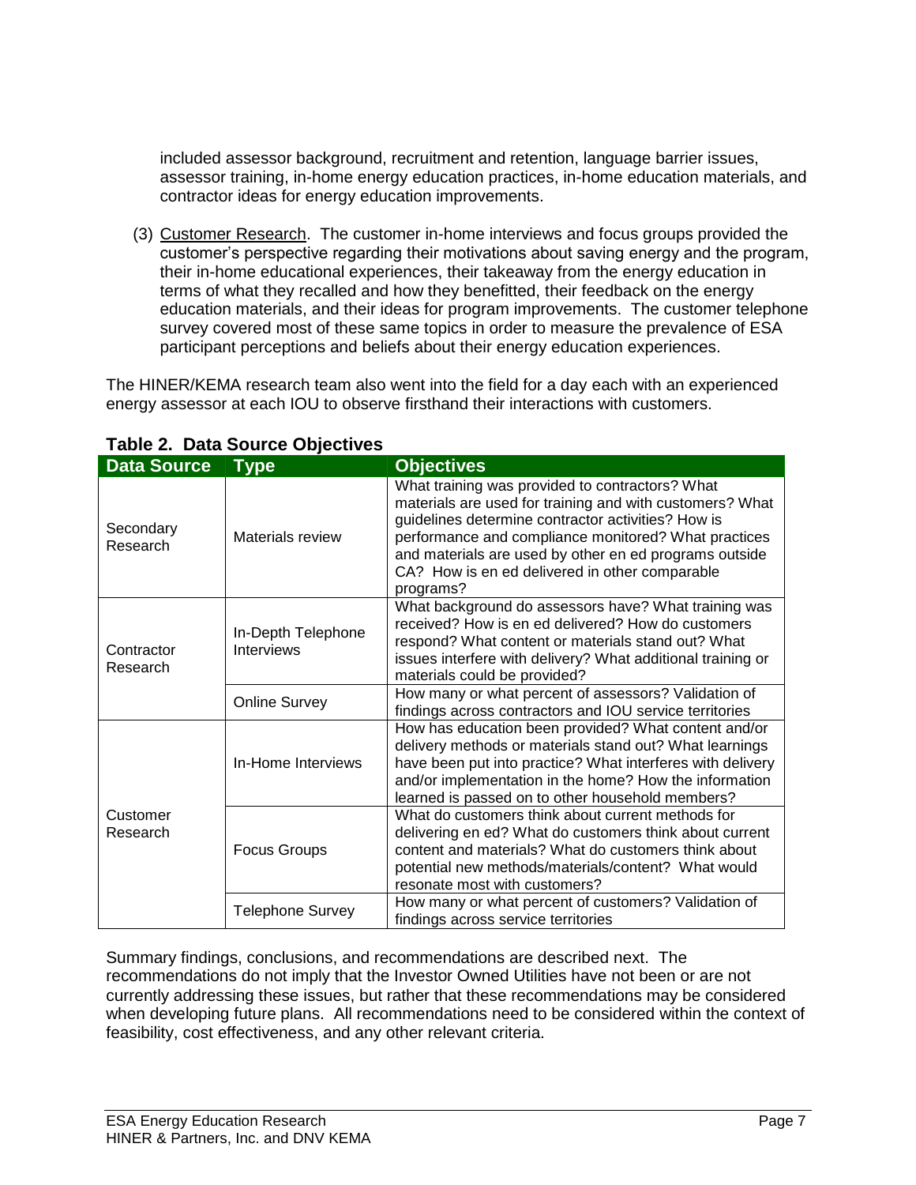included assessor background, recruitment and retention, language barrier issues, assessor training, in-home energy education practices, in-home education materials, and contractor ideas for energy education improvements.

(3) Customer Research. The customer in-home interviews and focus groups provided the customer's perspective regarding their motivations about saving energy and the program, their in-home educational experiences, their takeaway from the energy education in terms of what they recalled and how they benefitted, their feedback on the energy education materials, and their ideas for program improvements. The customer telephone survey covered most of these same topics in order to measure the prevalence of ESA participant perceptions and beliefs about their energy education experiences.

The HINER/KEMA research team also went into the field for a day each with an experienced energy assessor at each IOU to observe firsthand their interactions with customers.

**Table 2. Data Source Objectives**

| Data Source | Type | Objectives |
|---|---|---|
| Secondary Research | Materials review | What training was provided to contractors? What materials are used for training and with customers? What guidelines determine contractor activities? How is performance and compliance monitored? What practices and materials are used by other en ed programs outside CA? How is en ed delivered in other comparable programs? |
| Contractor Research | In-Depth Telephone Interviews | What background do assessors have? What training was received? How is en ed delivered? How do customers respond? What content or materials stand out? What issues interfere with delivery? What additional training or materials could be provided? |
| | Online Survey | How many or what percent of assessors? Validation of findings across contractors and IOU service territories |
| Customer Research | In-Home Interviews | How has education been provided? What content and/or delivery methods or materials stand out? What learnings have been put into practice? What interferes with delivery and/or implementation in the home? How the information learned is passed on to other household members? |
| | Focus Groups | What do customers think about current methods for delivering en ed? What do customers think about current content and materials? What do customers think about potential new methods/materials/content? What would resonate most with customers? |
| | Telephone Survey | How many or what percent of customers? Validation of findings across service territories |

Summary findings, conclusions, and recommendations are described next. The recommendations do not imply that the Investor Owned Utilities have not been or are not currently addressing these issues, but rather that these recommendations may be considered when developing future plans. All recommendations need to be considered within the context of feasibility, cost effectiveness, and any other relevant criteria.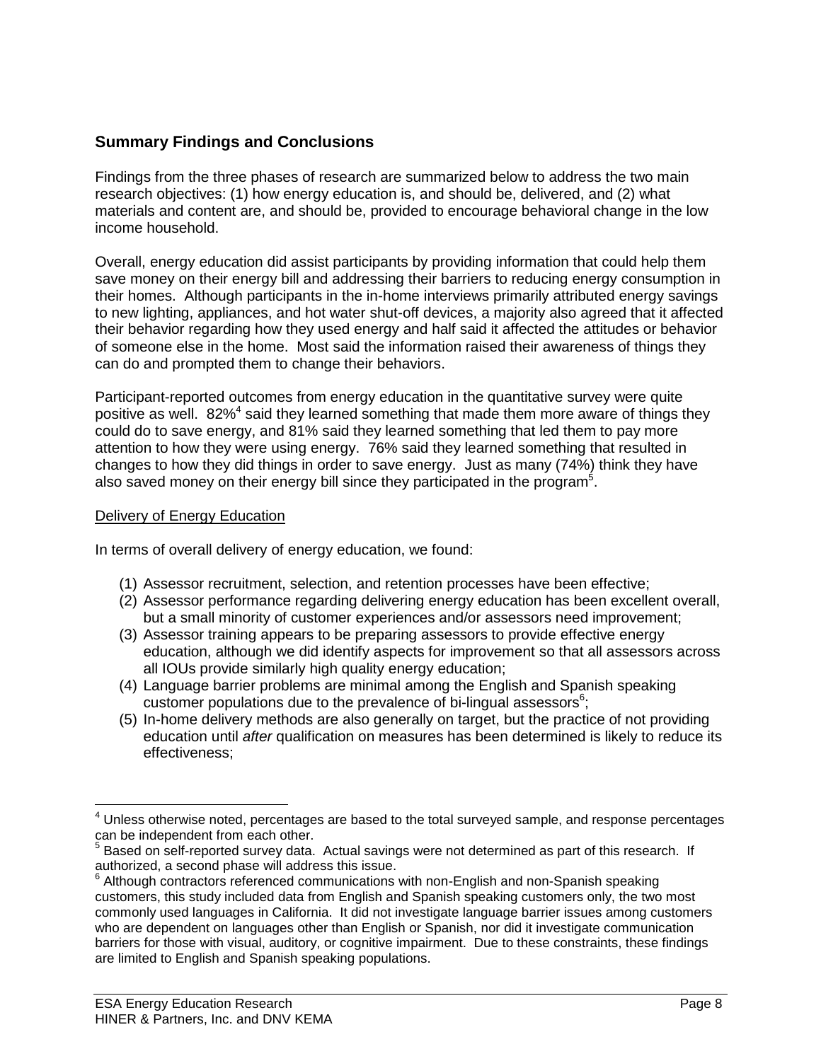## Summary Findings and Conclusions

Findings from the three phases of research are summarized below to address the two main research objectives: (1) how energy education is, and should be, delivered, and (2) what materials and content are, and should be, provided to encourage behavioral change in the low income household.

Overall, energy education did assist participants by providing information that could help them save money on their energy bill and addressing their barriers to reducing energy consumption in their homes. Although participants in the in-home interviews primarily attributed energy savings to new lighting, appliances, and hot water shut-off devices, a majority also agreed that it affected their behavior regarding how they used energy and half said it affected the attitudes or behavior of someone else in the home. Most said the information raised their awareness of things they can do and prompted them to change their behaviors.

Participant-reported outcomes from energy education in the quantitative survey were quite positive as well. 82%[4] said they learned something that made them more aware of things they could do to save energy, and 81% said they learned something that led them to pay more attention to how they were using energy. 76% said they learned something that resulted in changes to how they did things in order to save energy. Just as many (74%) think they have also saved money on their energy bill since they participated in the program[5].

Delivery of Energy Education

In terms of overall delivery of energy education, we found:

(1) Assessor recruitment, selection, and retention processes have been effective;
(2) Assessor performance regarding delivering energy education has been excellent overall, but a small minority of customer experiences and/or assessors need improvement;
(3) Assessor training appears to be preparing assessors to provide effective energy education, although we did identify aspects for improvement so that all assessors across all IOUs provide similarly high quality energy education;
(4) Language barrier problems are minimal among the English and Spanish speaking customer populations due to the prevalence of bi-lingual assessors[6];
(5) In-home delivery methods are also generally on target, but the practice of not providing education until *after* qualification on measures has been determined is likely to reduce its effectiveness;

---

[4] Unless otherwise noted, percentages are based to the total surveyed sample, and response percentages can be independent from each other.

[5] Based on self-reported survey data. Actual savings were not determined as part of this research. If authorized, a second phase will address this issue.

[6] Although contractors referenced communications with non-English and non-Spanish speaking customers, this study included data from English and Spanish speaking customers only, the two most commonly used languages in California. It did not investigate language barrier issues among customers who are dependent on languages other than English or Spanish, nor did it investigate communication barriers for those with visual, auditory, or cognitive impairment. Due to these constraints, these findings are limited to English and Spanish speaking populations.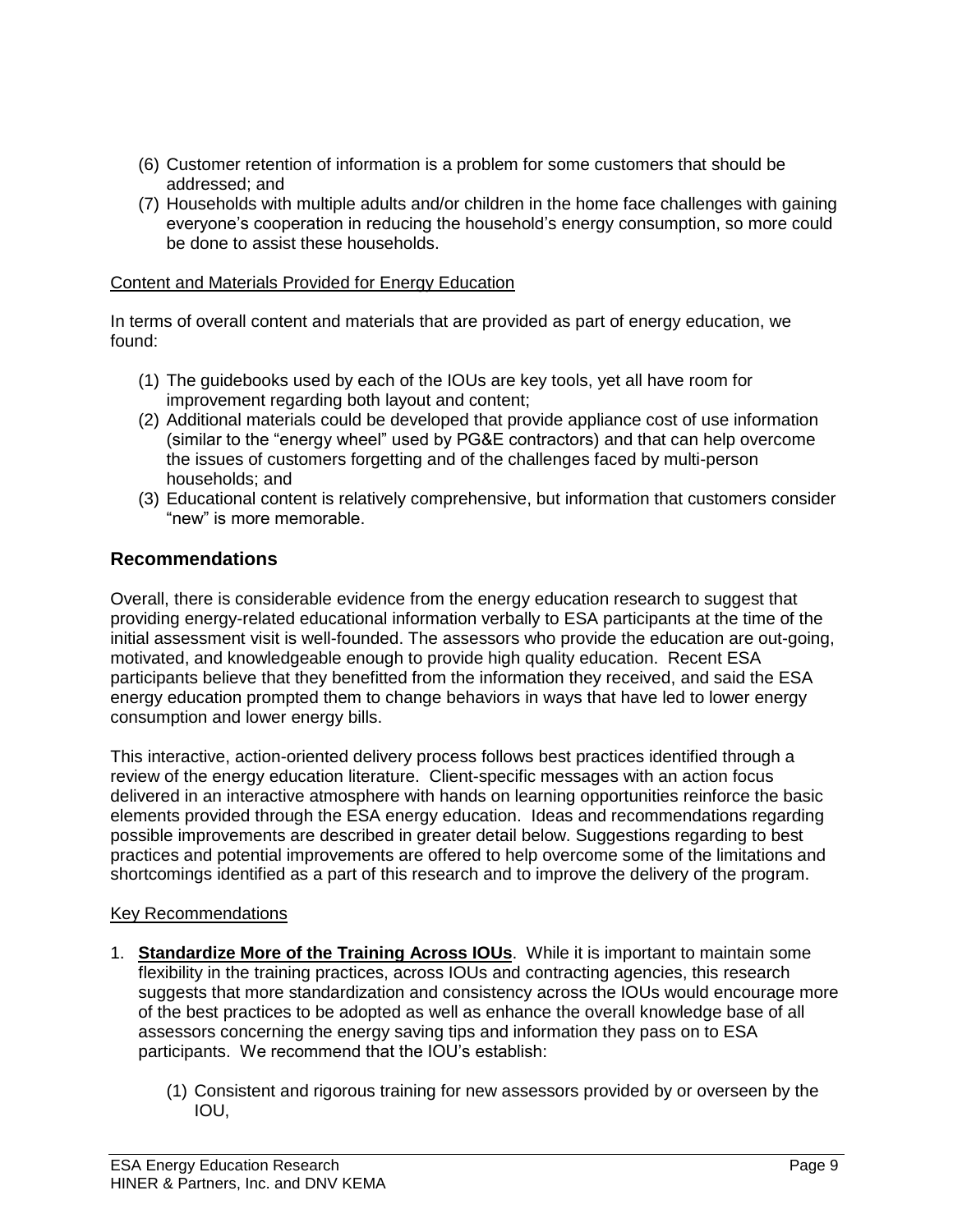(6) Customer retention of information is a problem for some customers that should be addressed; and

(7) Households with multiple adults and/or children in the home face challenges with gaining everyone's cooperation in reducing the household's energy consumption, so more could be done to assist these households.

Content and Materials Provided for Energy Education

In terms of overall content and materials that are provided as part of energy education, we found:

(1) The guidebooks used by each of the IOUs are key tools, yet all have room for improvement regarding both layout and content;

(2) Additional materials could be developed that provide appliance cost of use information (similar to the "energy wheel" used by PG&E contractors) and that can help overcome the issues of customers forgetting and of the challenges faced by multi-person households; and

(3) Educational content is relatively comprehensive, but information that customers consider "new" is more memorable.

## Recommendations

Overall, there is considerable evidence from the energy education research to suggest that providing energy-related educational information verbally to ESA participants at the time of the initial assessment visit is well-founded. The assessors who provide the education are out-going, motivated, and knowledgeable enough to provide high quality education. Recent ESA participants believe that they benefitted from the information they received, and said the ESA energy education prompted them to change behaviors in ways that have led to lower energy consumption and lower energy bills.

This interactive, action-oriented delivery process follows best practices identified through a review of the energy education literature. Client-specific messages with an action focus delivered in an interactive atmosphere with hands on learning opportunities reinforce the basic elements provided through the ESA energy education. Ideas and recommendations regarding possible improvements are described in greater detail below. Suggestions regarding to best practices and potential improvements are offered to help overcome some of the limitations and shortcomings identified as a part of this research and to improve the delivery of the program.

Key Recommendations

1. **Standardize More of the Training Across IOUs**. While it is important to maintain some flexibility in the training practices, across IOUs and contracting agencies, this research suggests that more standardization and consistency across the IOUs would encourage more of the best practices to be adopted as well as enhance the overall knowledge base of all assessors concerning the energy saving tips and information they pass on to ESA participants. We recommend that the IOU's establish:

   (1) Consistent and rigorous training for new assessors provided by or overseen by the IOU,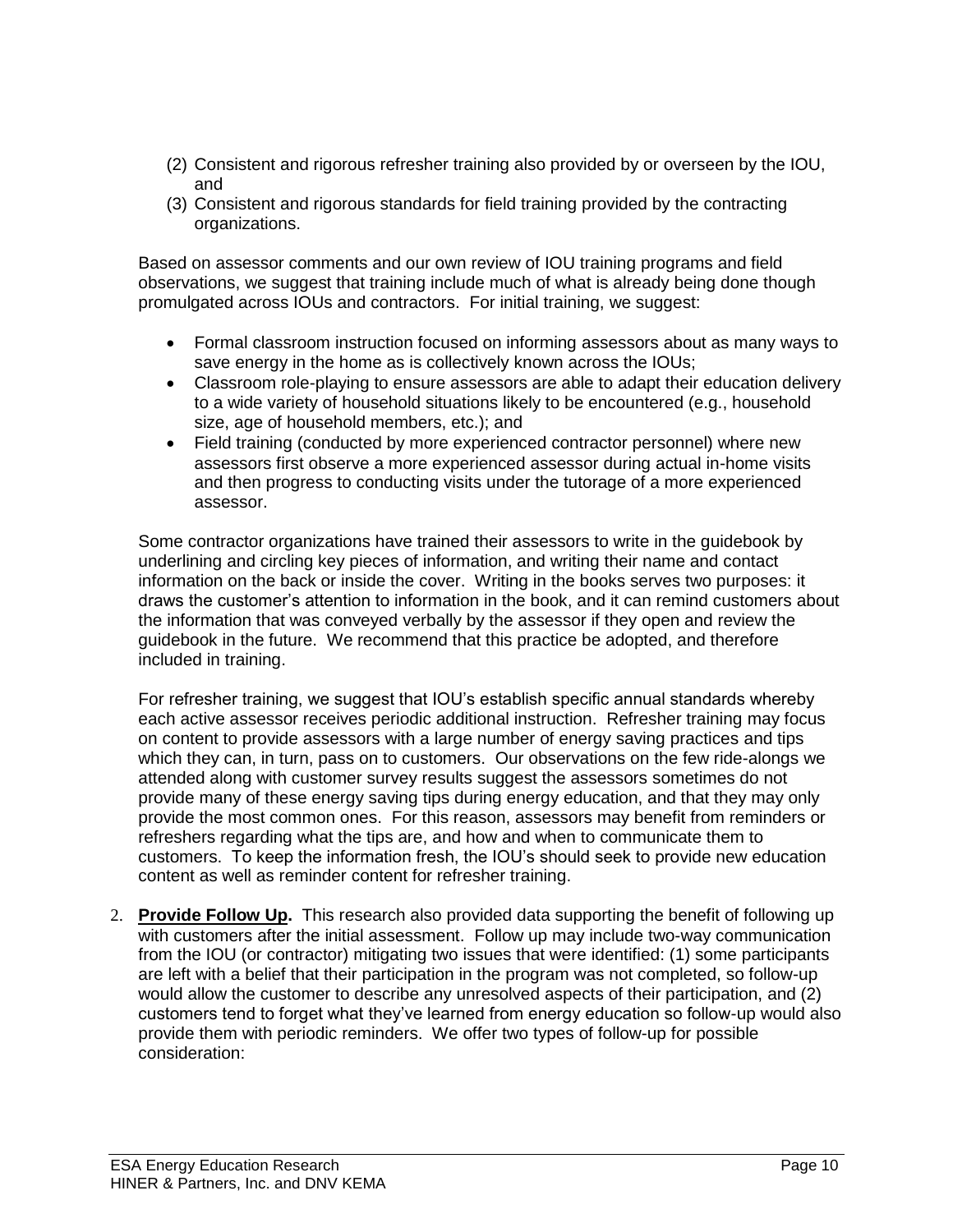(2) Consistent and rigorous refresher training also provided by or overseen by the IOU, and
(3) Consistent and rigorous standards for field training provided by the contracting organizations.

Based on assessor comments and our own review of IOU training programs and field observations, we suggest that training include much of what is already being done though promulgated across IOUs and contractors. For initial training, we suggest:

- Formal classroom instruction focused on informing assessors about as many ways to save energy in the home as is collectively known across the IOUs;
- Classroom role-playing to ensure assessors are able to adapt their education delivery to a wide variety of household situations likely to be encountered (e.g., household size, age of household members, etc.); and
- Field training (conducted by more experienced contractor personnel) where new assessors first observe a more experienced assessor during actual in-home visits and then progress to conducting visits under the tutorage of a more experienced assessor.

Some contractor organizations have trained their assessors to write in the guidebook by underlining and circling key pieces of information, and writing their name and contact information on the back or inside the cover. Writing in the books serves two purposes: it draws the customer's attention to information in the book, and it can remind customers about the information that was conveyed verbally by the assessor if they open and review the guidebook in the future. We recommend that this practice be adopted, and therefore included in training.

For refresher training, we suggest that IOU's establish specific annual standards whereby each active assessor receives periodic additional instruction. Refresher training may focus on content to provide assessors with a large number of energy saving practices and tips which they can, in turn, pass on to customers. Our observations on the few ride-alongs we attended along with customer survey results suggest the assessors sometimes do not provide many of these energy saving tips during energy education, and that they may only provide the most common ones. For this reason, assessors may benefit from reminders or refreshers regarding what the tips are, and how and when to communicate them to customers. To keep the information fresh, the IOU's should seek to provide new education content as well as reminder content for refresher training.

2. **Provide Follow Up.** This research also provided data supporting the benefit of following up with customers after the initial assessment. Follow up may include two-way communication from the IOU (or contractor) mitigating two issues that were identified: (1) some participants are left with a belief that their participation in the program was not completed, so follow-up would allow the customer to describe any unresolved aspects of their participation, and (2) customers tend to forget what they've learned from energy education so follow-up would also provide them with periodic reminders. We offer two types of follow-up for possible consideration: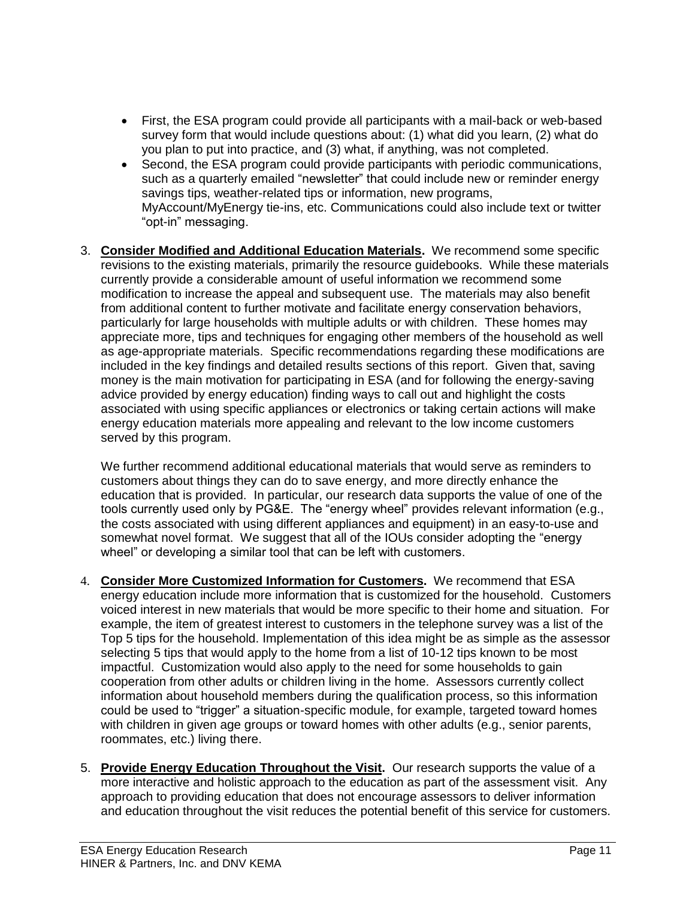- First, the ESA program could provide all participants with a mail-back or web-based survey form that would include questions about: (1) what did you learn, (2) what do you plan to put into practice, and (3) what, if anything, was not completed.
- Second, the ESA program could provide participants with periodic communications, such as a quarterly emailed "newsletter" that could include new or reminder energy savings tips, weather-related tips or information, new programs, MyAccount/MyEnergy tie-ins, etc. Communications could also include text or twitter "opt-in" messaging.

3. **Consider Modified and Additional Education Materials.** We recommend some specific revisions to the existing materials, primarily the resource guidebooks. While these materials currently provide a considerable amount of useful information we recommend some modification to increase the appeal and subsequent use. The materials may also benefit from additional content to further motivate and facilitate energy conservation behaviors, particularly for large households with multiple adults or with children. These homes may appreciate more, tips and techniques for engaging other members of the household as well as age-appropriate materials. Specific recommendations regarding these modifications are included in the key findings and detailed results sections of this report. Given that, saving money is the main motivation for participating in ESA (and for following the energy-saving advice provided by energy education) finding ways to call out and highlight the costs associated with using specific appliances or electronics or taking certain actions will make energy education materials more appealing and relevant to the low income customers served by this program.

   We further recommend additional educational materials that would serve as reminders to customers about things they can do to save energy, and more directly enhance the education that is provided. In particular, our research data supports the value of one of the tools currently used only by PG&E. The "energy wheel" provides relevant information (e.g., the costs associated with using different appliances and equipment) in an easy-to-use and somewhat novel format. We suggest that all of the IOUs consider adopting the "energy wheel" or developing a similar tool that can be left with customers.

4. **Consider More Customized Information for Customers.** We recommend that ESA energy education include more information that is customized for the household. Customers voiced interest in new materials that would be more specific to their home and situation. For example, the item of greatest interest to customers in the telephone survey was a list of the Top 5 tips for the household. Implementation of this idea might be as simple as the assessor selecting 5 tips that would apply to the home from a list of 10-12 tips known to be most impactful. Customization would also apply to the need for some households to gain cooperation from other adults or children living in the home. Assessors currently collect information about household members during the qualification process, so this information could be used to "trigger" a situation-specific module, for example, targeted toward homes with children in given age groups or toward homes with other adults (e.g., senior parents, roommates, etc.) living there.

5. **Provide Energy Education Throughout the Visit.** Our research supports the value of a more interactive and holistic approach to the education as part of the assessment visit. Any approach to providing education that does not encourage assessors to deliver information and education throughout the visit reduces the potential benefit of this service for customers.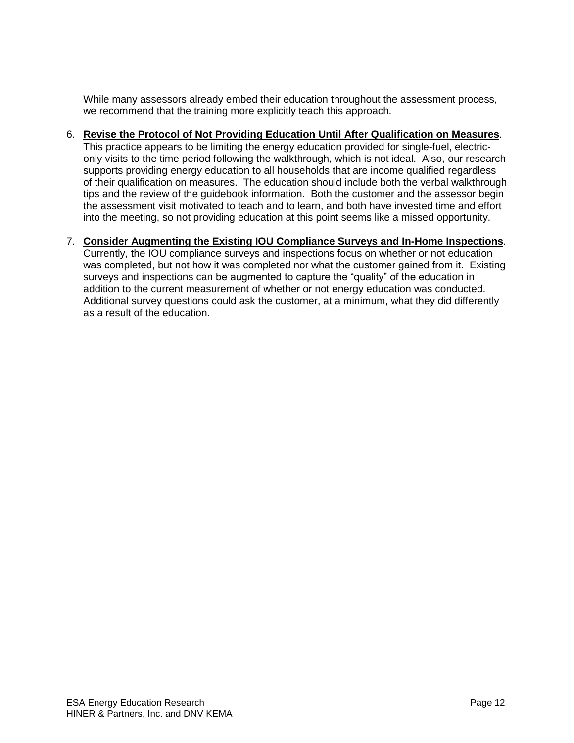While many assessors already embed their education throughout the assessment process, we recommend that the training more explicitly teach this approach.

6. **Revise the Protocol of Not Providing Education Until After Qualification on Measures**. This practice appears to be limiting the energy education provided for single-fuel, electric-only visits to the time period following the walkthrough, which is not ideal. Also, our research supports providing energy education to all households that are income qualified regardless of their qualification on measures. The education should include both the verbal walkthrough tips and the review of the guidebook information. Both the customer and the assessor begin the assessment visit motivated to teach and to learn, and both have invested time and effort into the meeting, so not providing education at this point seems like a missed opportunity.

7. **Consider Augmenting the Existing IOU Compliance Surveys and In-Home Inspections**. Currently, the IOU compliance surveys and inspections focus on whether or not education was completed, but not how it was completed nor what the customer gained from it. Existing surveys and inspections can be augmented to capture the "quality" of the education in addition to the current measurement of whether or not energy education was conducted. Additional survey questions could ask the customer, at a minimum, what they did differently as a result of the education.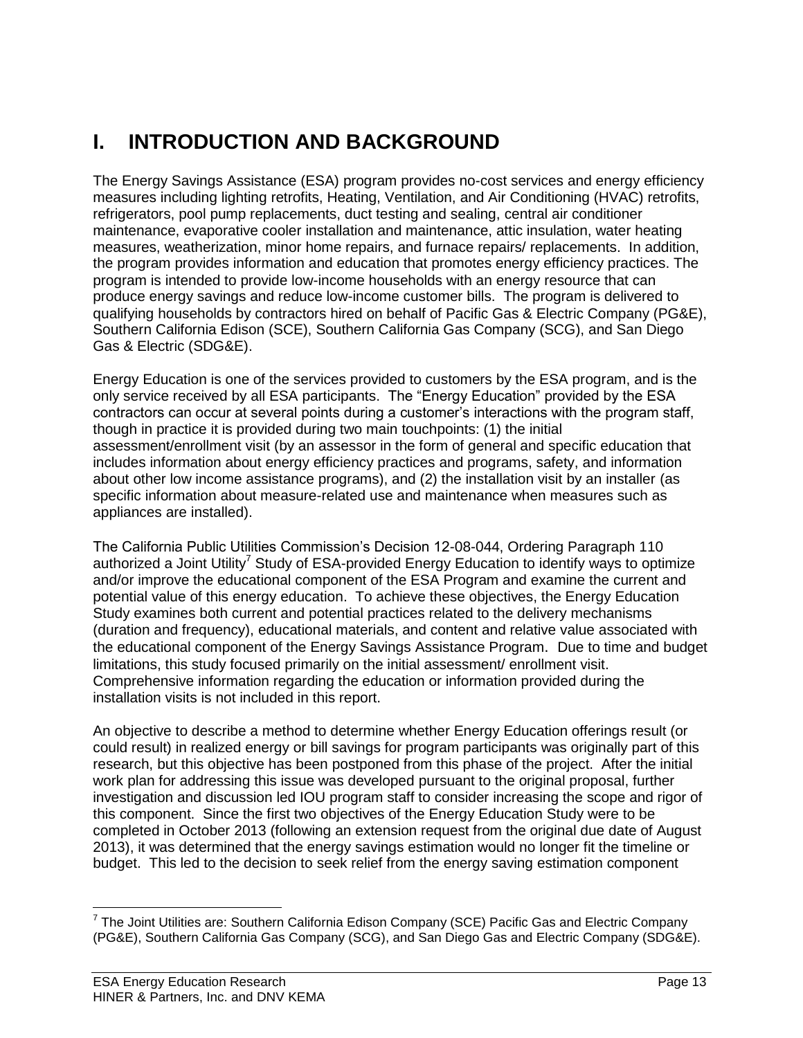# I. INTRODUCTION AND BACKGROUND

The Energy Savings Assistance (ESA) program provides no-cost services and energy efficiency measures including lighting retrofits, Heating, Ventilation, and Air Conditioning (HVAC) retrofits, refrigerators, pool pump replacements, duct testing and sealing, central air conditioner maintenance, evaporative cooler installation and maintenance, attic insulation, water heating measures, weatherization, minor home repairs, and furnace repairs/ replacements. In addition, the program provides information and education that promotes energy efficiency practices. The program is intended to provide low-income households with an energy resource that can produce energy savings and reduce low-income customer bills. The program is delivered to qualifying households by contractors hired on behalf of Pacific Gas & Electric Company (PG&E), Southern California Edison (SCE), Southern California Gas Company (SCG), and San Diego Gas & Electric (SDG&E).

Energy Education is one of the services provided to customers by the ESA program, and is the only service received by all ESA participants. The "Energy Education" provided by the ESA contractors can occur at several points during a customer's interactions with the program staff, though in practice it is provided during two main touchpoints: (1) the initial assessment/enrollment visit (by an assessor in the form of general and specific education that includes information about energy efficiency practices and programs, safety, and information about other low income assistance programs), and (2) the installation visit by an installer (as specific information about measure-related use and maintenance when measures such as appliances are installed).

The California Public Utilities Commission's Decision 12-08-044, Ordering Paragraph 110 authorized a Joint Utility[7] Study of ESA-provided Energy Education to identify ways to optimize and/or improve the educational component of the ESA Program and examine the current and potential value of this energy education. To achieve these objectives, the Energy Education Study examines both current and potential practices related to the delivery mechanisms (duration and frequency), educational materials, and content and relative value associated with the educational component of the Energy Savings Assistance Program. Due to time and budget limitations, this study focused primarily on the initial assessment/ enrollment visit. Comprehensive information regarding the education or information provided during the installation visits is not included in this report.

An objective to describe a method to determine whether Energy Education offerings result (or could result) in realized energy or bill savings for program participants was originally part of this research, but this objective has been postponed from this phase of the project. After the initial work plan for addressing this issue was developed pursuant to the original proposal, further investigation and discussion led IOU program staff to consider increasing the scope and rigor of this component. Since the first two objectives of the Energy Education Study were to be completed in October 2013 (following an extension request from the original due date of August 2013), it was determined that the energy savings estimation would no longer fit the timeline or budget. This led to the decision to seek relief from the energy saving estimation component

[7] The Joint Utilities are: Southern California Edison Company (SCE) Pacific Gas and Electric Company (PG&E), Southern California Gas Company (SCG), and San Diego Gas and Electric Company (SDG&E).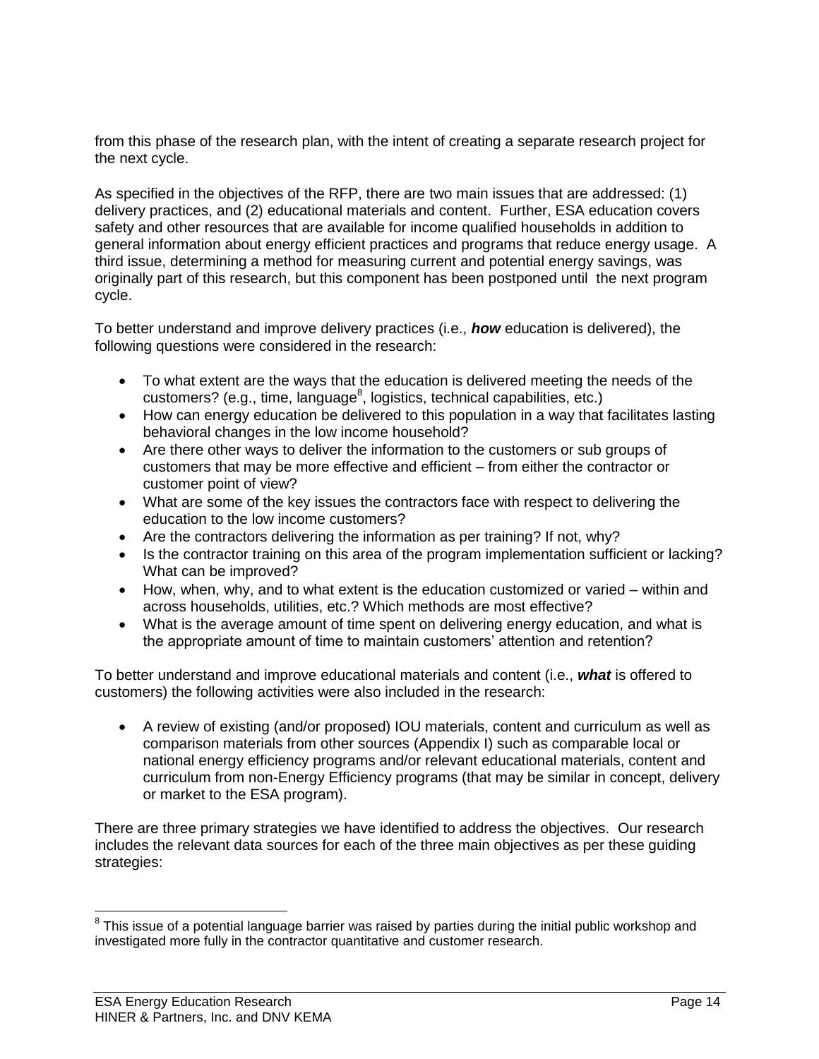from this phase of the research plan, with the intent of creating a separate research project for the next cycle.

As specified in the objectives of the RFP, there are two main issues that are addressed: (1) delivery practices, and (2) educational materials and content. Further, ESA education covers safety and other resources that are available for income qualified households in addition to general information about energy efficient practices and programs that reduce energy usage. A third issue, determining a method for measuring current and potential energy savings, was originally part of this research, but this component has been postponed until the next program cycle.

To better understand and improve delivery practices (i.e., ***how*** education is delivered), the following questions were considered in the research:

- To what extent are the ways that the education is delivered meeting the needs of the customers? (e.g., time, language[8], logistics, technical capabilities, etc.)
- How can energy education be delivered to this population in a way that facilitates lasting behavioral changes in the low income household?
- Are there other ways to deliver the information to the customers or sub groups of customers that may be more effective and efficient – from either the contractor or customer point of view?
- What are some of the key issues the contractors face with respect to delivering the education to the low income customers?
- Are the contractors delivering the information as per training? If not, why?
- Is the contractor training on this area of the program implementation sufficient or lacking? What can be improved?
- How, when, why, and to what extent is the education customized or varied – within and across households, utilities, etc.? Which methods are most effective?
- What is the average amount of time spent on delivering energy education, and what is the appropriate amount of time to maintain customers' attention and retention?

To better understand and improve educational materials and content (i.e., ***what*** is offered to customers) the following activities were also included in the research:

- A review of existing (and/or proposed) IOU materials, content and curriculum as well as comparison materials from other sources (Appendix I) such as comparable local or national energy efficiency programs and/or relevant educational materials, content and curriculum from non-Energy Efficiency programs (that may be similar in concept, delivery or market to the ESA program).

There are three primary strategies we have identified to address the objectives. Our research includes the relevant data sources for each of the three main objectives as per these guiding strategies:

[8] This issue of a potential language barrier was raised by parties during the initial public workshop and investigated more fully in the contractor quantitative and customer research.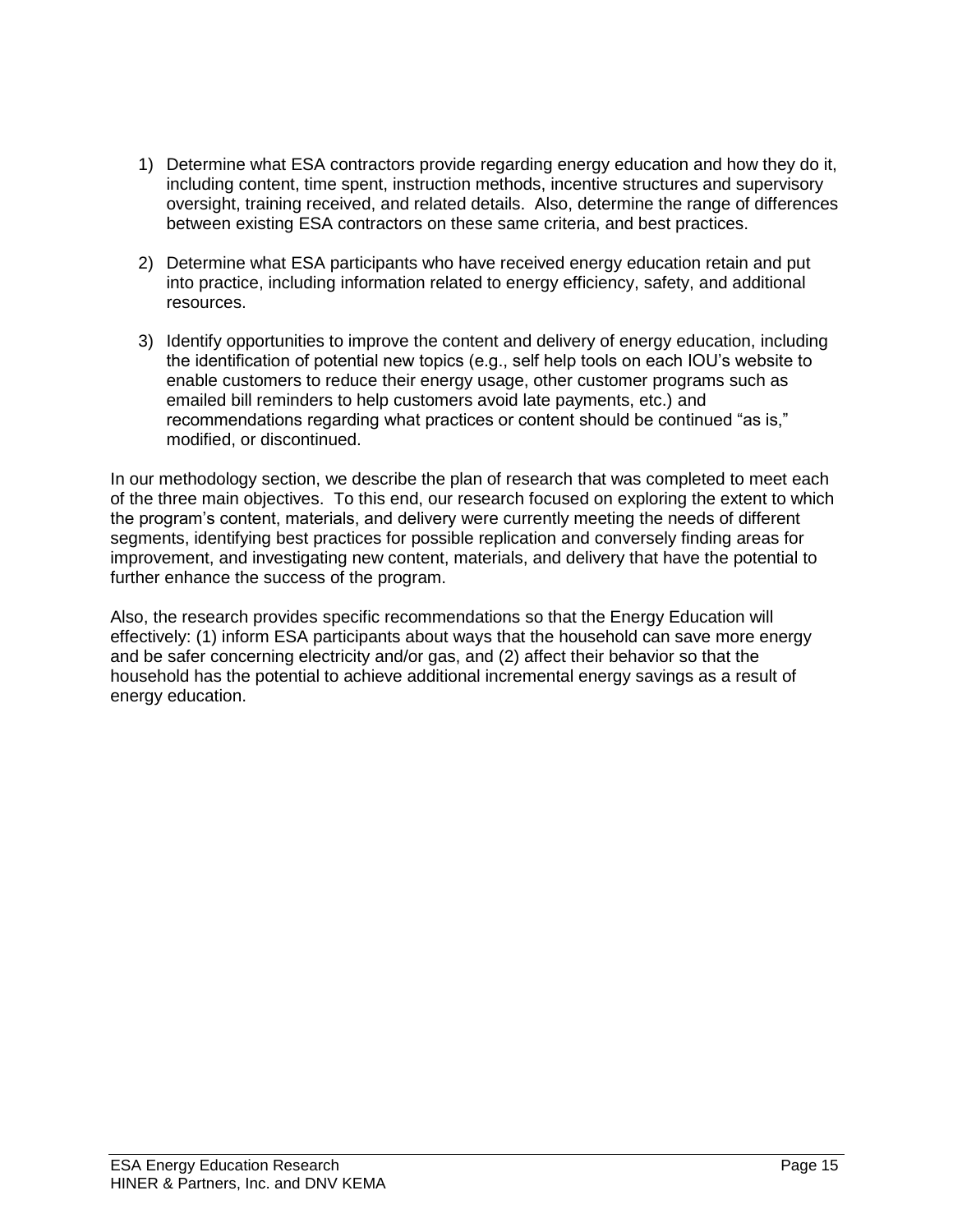1) Determine what ESA contractors provide regarding energy education and how they do it, including content, time spent, instruction methods, incentive structures and supervisory oversight, training received, and related details. Also, determine the range of differences between existing ESA contractors on these same criteria, and best practices.

2) Determine what ESA participants who have received energy education retain and put into practice, including information related to energy efficiency, safety, and additional resources.

3) Identify opportunities to improve the content and delivery of energy education, including the identification of potential new topics (e.g., self help tools on each IOU's website to enable customers to reduce their energy usage, other customer programs such as emailed bill reminders to help customers avoid late payments, etc.) and recommendations regarding what practices or content should be continued "as is," modified, or discontinued.

In our methodology section, we describe the plan of research that was completed to meet each of the three main objectives. To this end, our research focused on exploring the extent to which the program's content, materials, and delivery were currently meeting the needs of different segments, identifying best practices for possible replication and conversely finding areas for improvement, and investigating new content, materials, and delivery that have the potential to further enhance the success of the program.

Also, the research provides specific recommendations so that the Energy Education will effectively: (1) inform ESA participants about ways that the household can save more energy and be safer concerning electricity and/or gas, and (2) affect their behavior so that the household has the potential to achieve additional incremental energy savings as a result of energy education.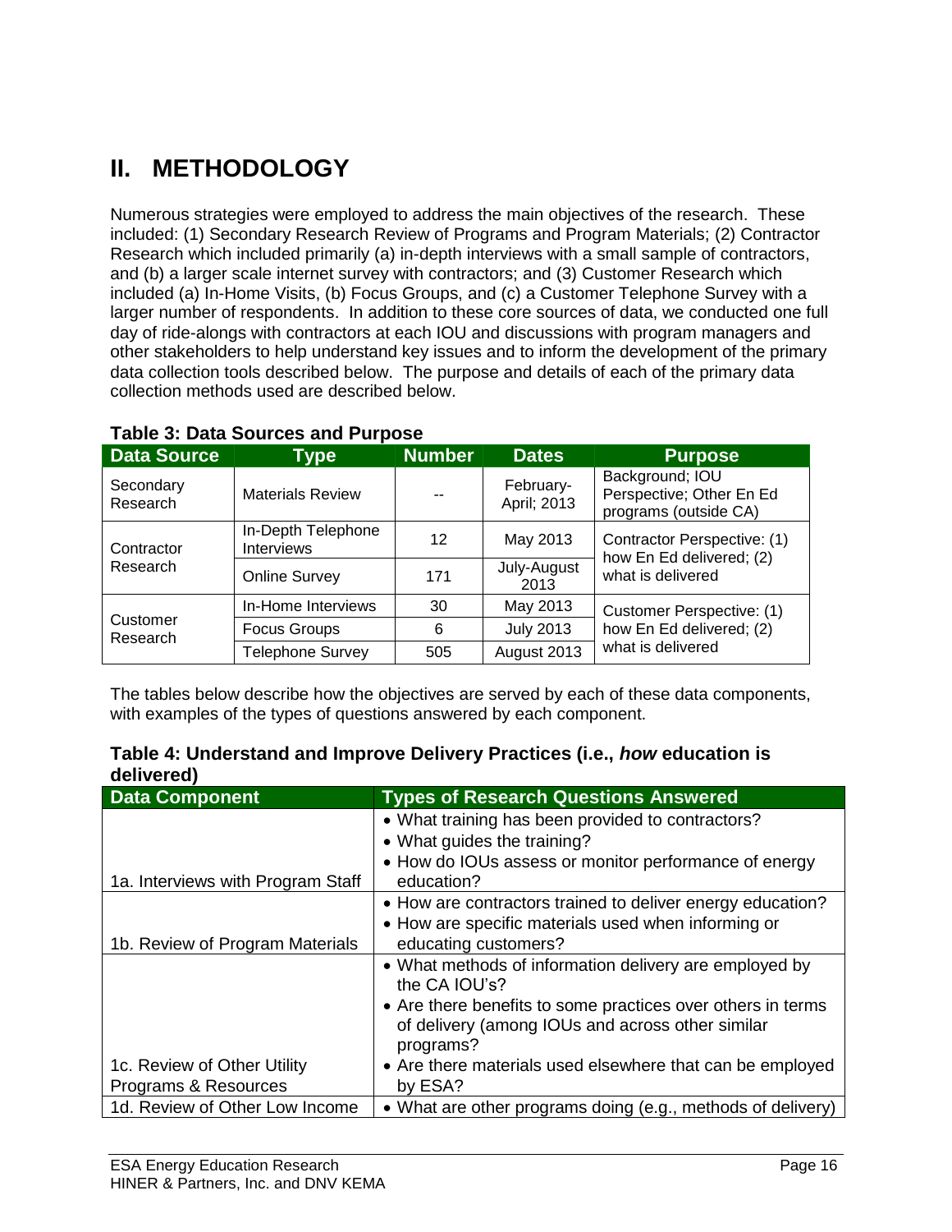# II. METHODOLOGY

Numerous strategies were employed to address the main objectives of the research. These included: (1) Secondary Research Review of Programs and Program Materials; (2) Contractor Research which included primarily (a) in-depth interviews with a small sample of contractors, and (b) a larger scale internet survey with contractors; and (3) Customer Research which included (a) In-Home Visits, (b) Focus Groups, and (c) a Customer Telephone Survey with a larger number of respondents. In addition to these core sources of data, we conducted one full day of ride-alongs with contractors at each IOU and discussions with program managers and other stakeholders to help understand key issues and to inform the development of the primary data collection tools described below. The purpose and details of each of the primary data collection methods used are described below.

**Table 3: Data Sources and Purpose**

| Data Source | Type | Number | Dates | Purpose |
|---|---|---|---|---|
| Secondary Research | Materials Review | -- | February-April; 2013 | Background; IOU Perspective; Other En Ed programs (outside CA) |
| Contractor Research | In-Depth Telephone Interviews | 12 | May 2013 | Contractor Perspective: (1) how En Ed delivered; (2) what is delivered |
| | Online Survey | 171 | July-August 2013 | |
| Customer Research | In-Home Interviews | 30 | May 2013 | Customer Perspective: (1) how En Ed delivered; (2) what is delivered |
| | Focus Groups | 6 | July 2013 | |
| | Telephone Survey | 505 | August 2013 | |

The tables below describe how the objectives are served by each of these data components, with examples of the types of questions answered by each component.

**Table 4: Understand and Improve Delivery Practices (i.e., *how* education is delivered)**

| Data Component | Types of Research Questions Answered |
|---|---|
| 1a. Interviews with Program Staff | • What training has been provided to contractors?<br>• What guides the training?<br>• How do IOUs assess or monitor performance of energy education? |
| 1b. Review of Program Materials | • How are contractors trained to deliver energy education?<br>• How are specific materials used when informing or educating customers? |
| 1c. Review of Other Utility Programs & Resources | • What methods of information delivery are employed by the CA IOU's?<br>• Are there benefits to some practices over others in terms of delivery (among IOUs and across other similar programs?<br>• Are there materials used elsewhere that can be employed by ESA? |
| 1d. Review of Other Low Income | • What are other programs doing (e.g., methods of delivery) |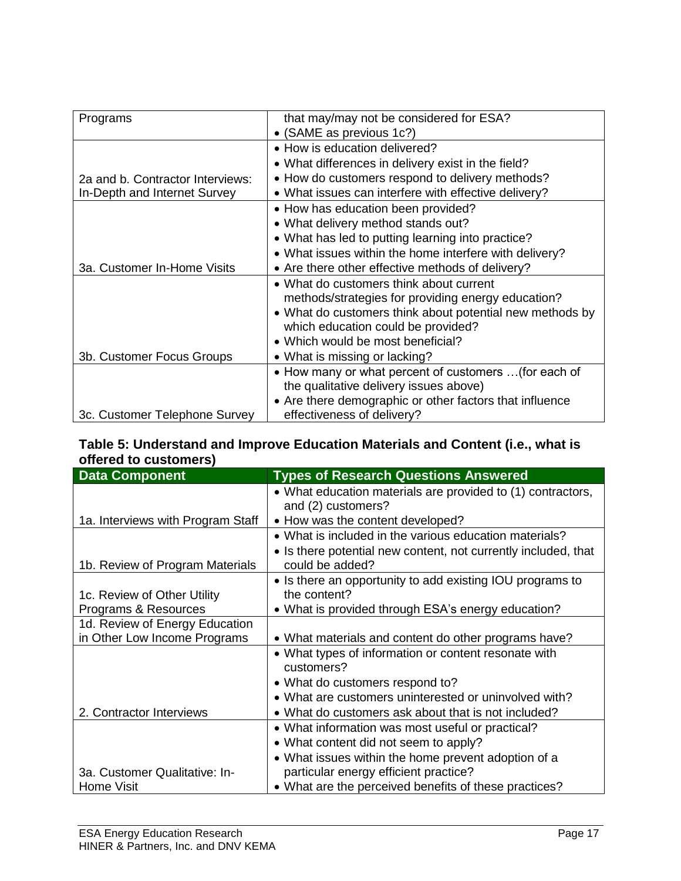| | |
|---|---|
| Programs | that may/may not be considered for ESA?<br>• (SAME as previous 1c?) |
| 2a and b. Contractor Interviews: In-Depth and Internet Survey | • How is education delivered?<br>• What differences in delivery exist in the field?<br>• How do customers respond to delivery methods?<br>• What issues can interfere with effective delivery? |
| 3a. Customer In-Home Visits | • How has education been provided?<br>• What delivery method stands out?<br>• What has led to putting learning into practice?<br>• What issues within the home interfere with delivery?<br>• Are there other effective methods of delivery? |
| 3b. Customer Focus Groups | • What do customers think about current methods/strategies for providing energy education?<br>• What do customers think about potential new methods by which education could be provided?<br>• Which would be most beneficial?<br>• What is missing or lacking? |
| 3c. Customer Telephone Survey | • How many or what percent of customers …(for each of the qualitative delivery issues above)<br>• Are there demographic or other factors that influence effectiveness of delivery? |

**Table 5: Understand and Improve Education Materials and Content (i.e., what is offered to customers)**

| Data Component | Types of Research Questions Answered |
|---|---|
| 1a. Interviews with Program Staff | • What education materials are provided to (1) contractors, and (2) customers?<br>• How was the content developed? |
| 1b. Review of Program Materials | • What is included in the various education materials?<br>• Is there potential new content, not currently included, that could be added? |
| 1c. Review of Other Utility Programs & Resources | • Is there an opportunity to add existing IOU programs to the content?<br>• What is provided through ESA's energy education? |
| 1d. Review of Energy Education in Other Low Income Programs | • What materials and content do other programs have? |
| 2. Contractor Interviews | • What types of information or content resonate with customers?<br>• What do customers respond to?<br>• What are customers uninterested or uninvolved with?<br>• What do customers ask about that is not included? |
| 3a. Customer Qualitative: In-Home Visit | • What information was most useful or practical?<br>• What content did not seem to apply?<br>• What issues within the home prevent adoption of a particular energy efficient practice?<br>• What are the perceived benefits of these practices? |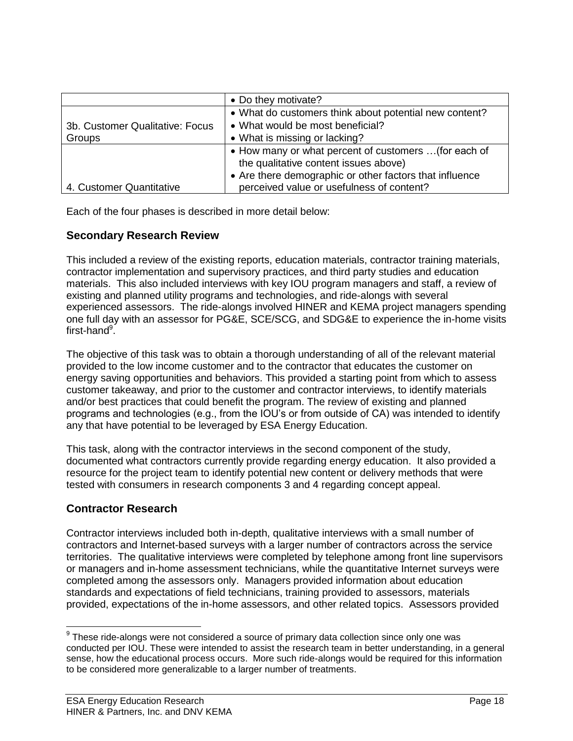| | |
|---|---|
| | • Do they motivate? |
| 3b. Customer Qualitative: Focus Groups | • What do customers think about potential new content?<br>• What would be most beneficial?<br>• What is missing or lacking? |
| 4. Customer Quantitative | • How many or what percent of customers …(for each of the qualitative content issues above)<br>• Are there demographic or other factors that influence perceived value or usefulness of content? |

Each of the four phases is described in more detail below:

## Secondary Research Review

This included a review of the existing reports, education materials, contractor training materials, contractor implementation and supervisory practices, and third party studies and education materials. This also included interviews with key IOU program managers and staff, a review of existing and planned utility programs and technologies, and ride-alongs with several experienced assessors. The ride-alongs involved HINER and KEMA project managers spending one full day with an assessor for PG&E, SCE/SCG, and SDG&E to experience the in-home visits first-hand[9].

The objective of this task was to obtain a thorough understanding of all of the relevant material provided to the low income customer and to the contractor that educates the customer on energy saving opportunities and behaviors. This provided a starting point from which to assess customer takeaway, and prior to the customer and contractor interviews, to identify materials and/or best practices that could benefit the program. The review of existing and planned programs and technologies (e.g., from the IOU's or from outside of CA) was intended to identify any that have potential to be leveraged by ESA Energy Education.

This task, along with the contractor interviews in the second component of the study, documented what contractors currently provide regarding energy education. It also provided a resource for the project team to identify potential new content or delivery methods that were tested with consumers in research components 3 and 4 regarding concept appeal.

## Contractor Research

Contractor interviews included both in-depth, qualitative interviews with a small number of contractors and Internet-based surveys with a larger number of contractors across the service territories. The qualitative interviews were completed by telephone among front line supervisors or managers and in-home assessment technicians, while the quantitative Internet surveys were completed among the assessors only. Managers provided information about education standards and expectations of field technicians, training provided to assessors, materials provided, expectations of the in-home assessors, and other related topics. Assessors provided

[9] These ride-alongs were not considered a source of primary data collection since only one was conducted per IOU. These were intended to assist the research team in better understanding, in a general sense, how the educational process occurs. More such ride-alongs would be required for this information to be considered more generalizable to a larger number of treatments.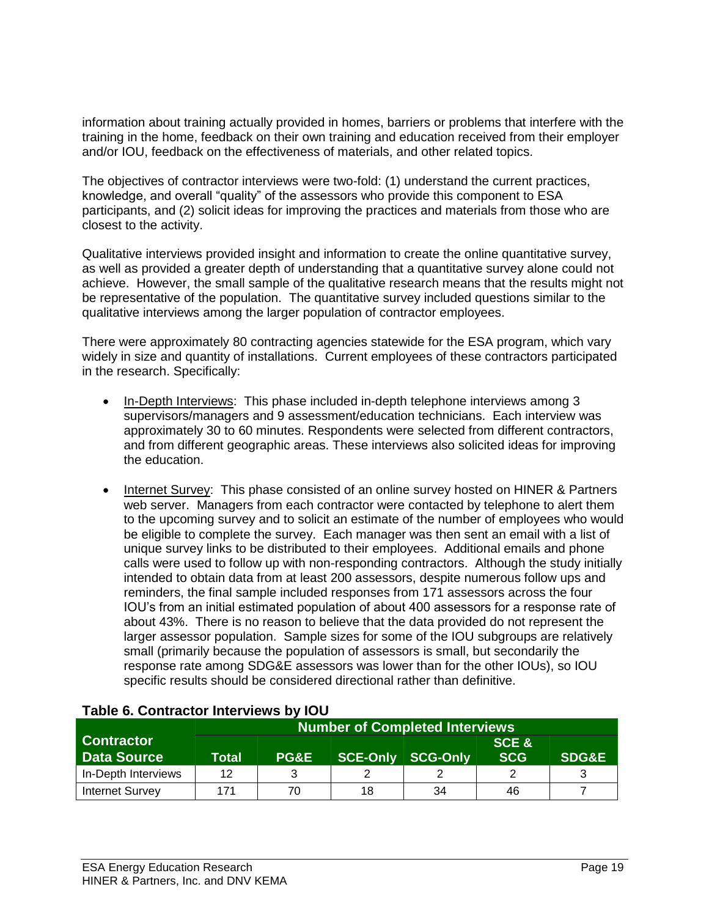information about training actually provided in homes, barriers or problems that interfere with the training in the home, feedback on their own training and education received from their employer and/or IOU, feedback on the effectiveness of materials, and other related topics.

The objectives of contractor interviews were two-fold: (1) understand the current practices, knowledge, and overall "quality" of the assessors who provide this component to ESA participants, and (2) solicit ideas for improving the practices and materials from those who are closest to the activity.

Qualitative interviews provided insight and information to create the online quantitative survey, as well as provided a greater depth of understanding that a quantitative survey alone could not achieve. However, the small sample of the qualitative research means that the results might not be representative of the population. The quantitative survey included questions similar to the qualitative interviews among the larger population of contractor employees.

There were approximately 80 contracting agencies statewide for the ESA program, which vary widely in size and quantity of installations. Current employees of these contractors participated in the research. Specifically:

- In-Depth Interviews: This phase included in-depth telephone interviews among 3 supervisors/managers and 9 assessment/education technicians. Each interview was approximately 30 to 60 minutes. Respondents were selected from different contractors, and from different geographic areas. These interviews also solicited ideas for improving the education.
- Internet Survey: This phase consisted of an online survey hosted on HINER & Partners web server. Managers from each contractor were contacted by telephone to alert them to the upcoming survey and to solicit an estimate of the number of employees who would be eligible to complete the survey. Each manager was then sent an email with a list of unique survey links to be distributed to their employees. Additional emails and phone calls were used to follow up with non-responding contractors. Although the study initially intended to obtain data from at least 200 assessors, despite numerous follow ups and reminders, the final sample included responses from 171 assessors across the four IOU's from an initial estimated population of about 400 assessors for a response rate of about 43%. There is no reason to believe that the data provided do not represent the larger assessor population. Sample sizes for some of the IOU subgroups are relatively small (primarily because the population of assessors is small, but secondarily the response rate among SDG&E assessors was lower than for the other IOUs), so IOU specific results should be considered directional rather than definitive.

**Table 6. Contractor Interviews by IOU**

| Contractor Data Source | Number of Completed Interviews | | | | | |
|---|---|---|---|---|---|---|
| | Total | PG&E | SCE-Only | SCG-Only | SCE & SCG | SDG&E |
| In-Depth Interviews | 12 | 3 | 2 | 2 | 2 | 3 |
| Internet Survey | 171 | 70 | 18 | 34 | 46 | 7 |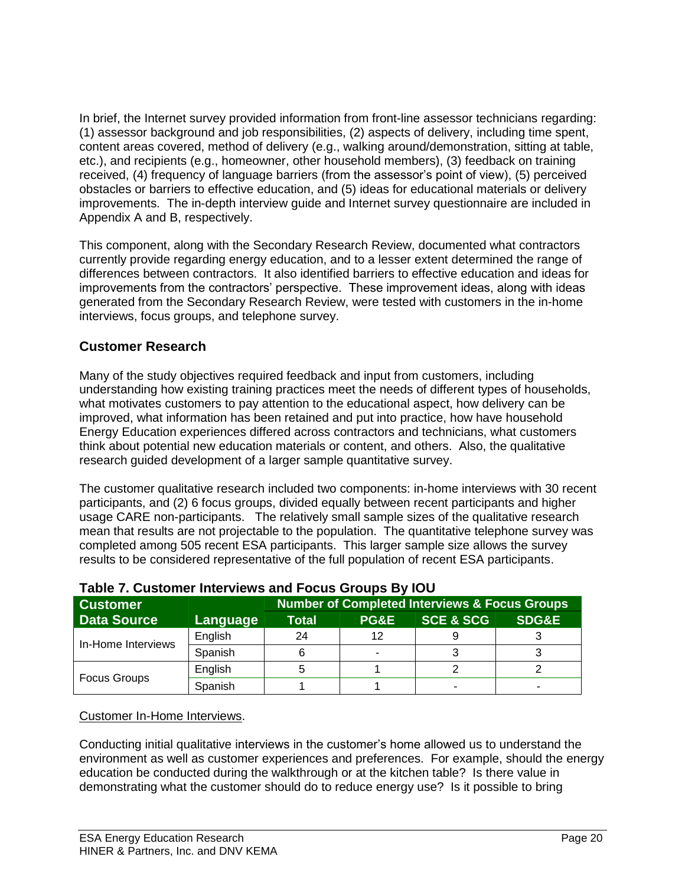In brief, the Internet survey provided information from front-line assessor technicians regarding: (1) assessor background and job responsibilities, (2) aspects of delivery, including time spent, content areas covered, method of delivery (e.g., walking around/demonstration, sitting at table, etc.), and recipients (e.g., homeowner, other household members), (3) feedback on training received, (4) frequency of language barriers (from the assessor's point of view), (5) perceived obstacles or barriers to effective education, and (5) ideas for educational materials or delivery improvements. The in-depth interview guide and Internet survey questionnaire are included in Appendix A and B, respectively.

This component, along with the Secondary Research Review, documented what contractors currently provide regarding energy education, and to a lesser extent determined the range of differences between contractors. It also identified barriers to effective education and ideas for improvements from the contractors' perspective. These improvement ideas, along with ideas generated from the Secondary Research Review, were tested with customers in the in-home interviews, focus groups, and telephone survey.

## Customer Research

Many of the study objectives required feedback and input from customers, including understanding how existing training practices meet the needs of different types of households, what motivates customers to pay attention to the educational aspect, how delivery can be improved, what information has been retained and put into practice, how have household Energy Education experiences differed across contractors and technicians, what customers think about potential new education materials or content, and others. Also, the qualitative research guided development of a larger sample quantitative survey.

The customer qualitative research included two components: in-home interviews with 30 recent participants, and (2) 6 focus groups, divided equally between recent participants and higher usage CARE non-participants. The relatively small sample sizes of the qualitative research mean that results are not projectable to the population. The quantitative telephone survey was completed among 505 recent ESA participants. This larger sample size allows the survey results to be considered representative of the full population of recent ESA participants.

**Table 7. Customer Interviews and Focus Groups By IOU**

| Customer Data Source | Language | Number of Completed Interviews & Focus Groups | | | |
|---|---|---|---|---|---|
| | | Total | PG&E | SCE & SCG | SDG&E |
| In-Home Interviews | English | 24 | 12 | 9 | 3 |
| | Spanish | 6 | - | 3 | 3 |
| Focus Groups | English | 5 | 1 | 2 | 2 |
| | Spanish | 1 | 1 | - | - |

Customer In-Home Interviews.

Conducting initial qualitative interviews in the customer's home allowed us to understand the environment as well as customer experiences and preferences. For example, should the energy education be conducted during the walkthrough or at the kitchen table? Is there value in demonstrating what the customer should do to reduce energy use? Is it possible to bring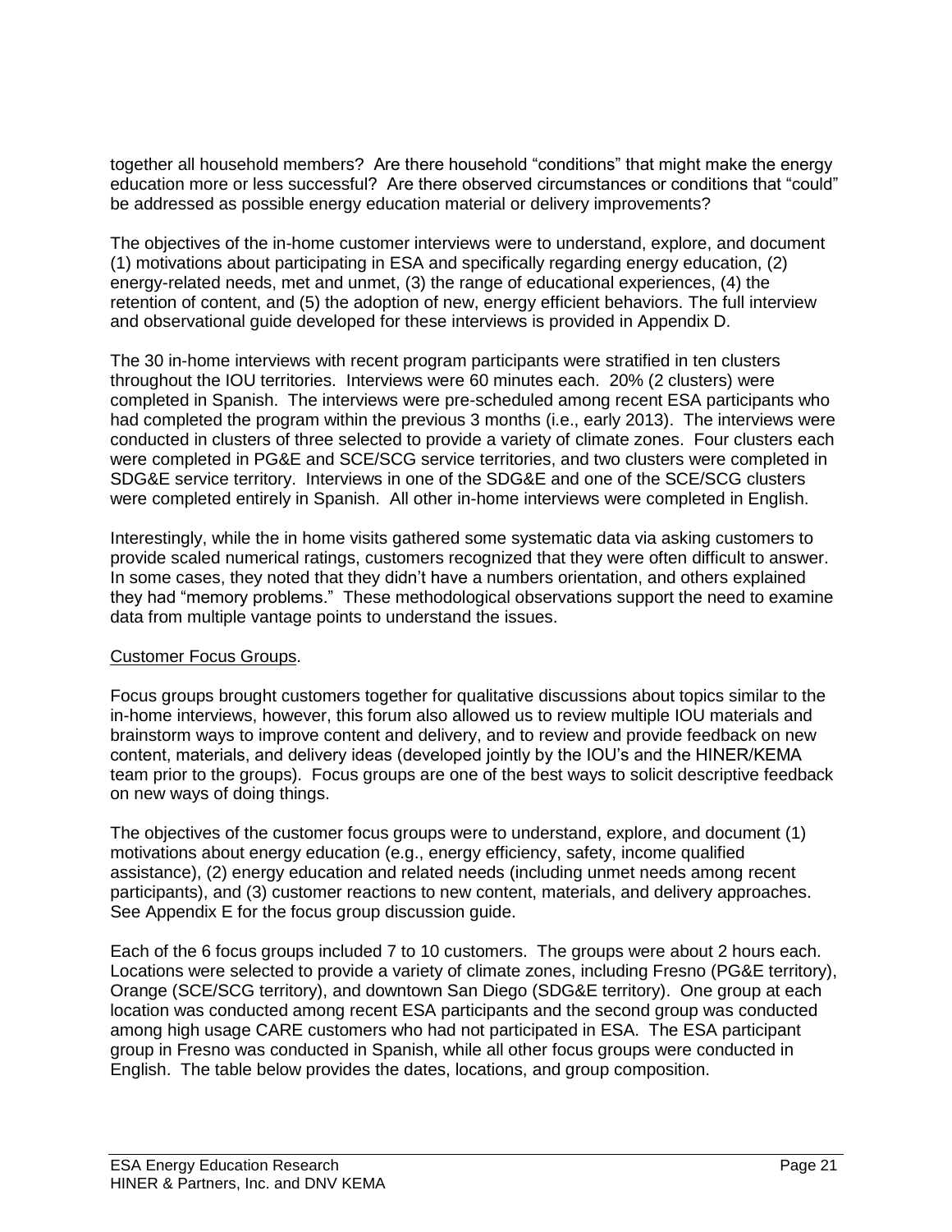together all household members? Are there household "conditions" that might make the energy education more or less successful? Are there observed circumstances or conditions that "could" be addressed as possible energy education material or delivery improvements?

The objectives of the in-home customer interviews were to understand, explore, and document (1) motivations about participating in ESA and specifically regarding energy education, (2) energy-related needs, met and unmet, (3) the range of educational experiences, (4) the retention of content, and (5) the adoption of new, energy efficient behaviors. The full interview and observational guide developed for these interviews is provided in Appendix D.

The 30 in-home interviews with recent program participants were stratified in ten clusters throughout the IOU territories. Interviews were 60 minutes each. 20% (2 clusters) were completed in Spanish. The interviews were pre-scheduled among recent ESA participants who had completed the program within the previous 3 months (i.e., early 2013). The interviews were conducted in clusters of three selected to provide a variety of climate zones. Four clusters each were completed in PG&E and SCE/SCG service territories, and two clusters were completed in SDG&E service territory. Interviews in one of the SDG&E and one of the SCE/SCG clusters were completed entirely in Spanish. All other in-home interviews were completed in English.

Interestingly, while the in home visits gathered some systematic data via asking customers to provide scaled numerical ratings, customers recognized that they were often difficult to answer. In some cases, they noted that they didn't have a numbers orientation, and others explained they had "memory problems." These methodological observations support the need to examine data from multiple vantage points to understand the issues.

Customer Focus Groups.

Focus groups brought customers together for qualitative discussions about topics similar to the in-home interviews, however, this forum also allowed us to review multiple IOU materials and brainstorm ways to improve content and delivery, and to review and provide feedback on new content, materials, and delivery ideas (developed jointly by the IOU's and the HINER/KEMA team prior to the groups). Focus groups are one of the best ways to solicit descriptive feedback on new ways of doing things.

The objectives of the customer focus groups were to understand, explore, and document (1) motivations about energy education (e.g., energy efficiency, safety, income qualified assistance), (2) energy education and related needs (including unmet needs among recent participants), and (3) customer reactions to new content, materials, and delivery approaches. See Appendix E for the focus group discussion guide.

Each of the 6 focus groups included 7 to 10 customers. The groups were about 2 hours each. Locations were selected to provide a variety of climate zones, including Fresno (PG&E territory), Orange (SCE/SCG territory), and downtown San Diego (SDG&E territory). One group at each location was conducted among recent ESA participants and the second group was conducted among high usage CARE customers who had not participated in ESA. The ESA participant group in Fresno was conducted in Spanish, while all other focus groups were conducted in English. The table below provides the dates, locations, and group composition.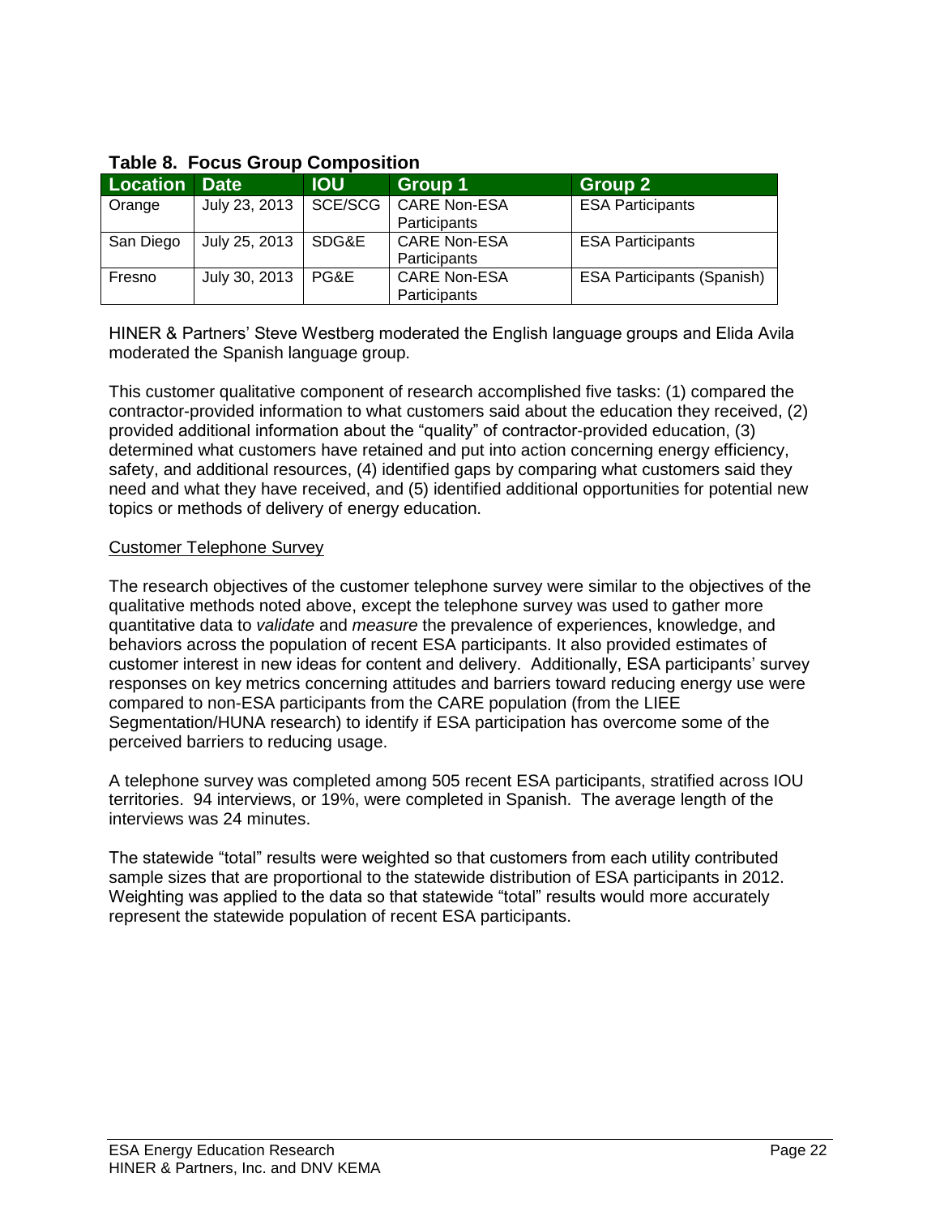**Table 8. Focus Group Composition**

| Location | Date | IOU | Group 1 | Group 2 |
|---|---|---|---|---|
| Orange | July 23, 2013 | SCE/SCG | CARE Non-ESA Participants | ESA Participants |
| San Diego | July 25, 2013 | SDG&E | CARE Non-ESA Participants | ESA Participants |
| Fresno | July 30, 2013 | PG&E | CARE Non-ESA Participants | ESA Participants (Spanish) |

HINER & Partners' Steve Westberg moderated the English language groups and Elida Avila moderated the Spanish language group.

This customer qualitative component of research accomplished five tasks: (1) compared the contractor-provided information to what customers said about the education they received, (2) provided additional information about the "quality" of contractor-provided education, (3) determined what customers have retained and put into action concerning energy efficiency, safety, and additional resources, (4) identified gaps by comparing what customers said they need and what they have received, and (5) identified additional opportunities for potential new topics or methods of delivery of energy education.

<u>Customer Telephone Survey</u>

The research objectives of the customer telephone survey were similar to the objectives of the qualitative methods noted above, except the telephone survey was used to gather more quantitative data to *validate* and *measure* the prevalence of experiences, knowledge, and behaviors across the population of recent ESA participants. It also provided estimates of customer interest in new ideas for content and delivery. Additionally, ESA participants' survey responses on key metrics concerning attitudes and barriers toward reducing energy use were compared to non-ESA participants from the CARE population (from the LIEE Segmentation/HUNA research) to identify if ESA participation has overcome some of the perceived barriers to reducing usage.

A telephone survey was completed among 505 recent ESA participants, stratified across IOU territories. 94 interviews, or 19%, were completed in Spanish. The average length of the interviews was 24 minutes.

The statewide "total" results were weighted so that customers from each utility contributed sample sizes that are proportional to the statewide distribution of ESA participants in 2012. Weighting was applied to the data so that statewide "total" results would more accurately represent the statewide population of recent ESA participants.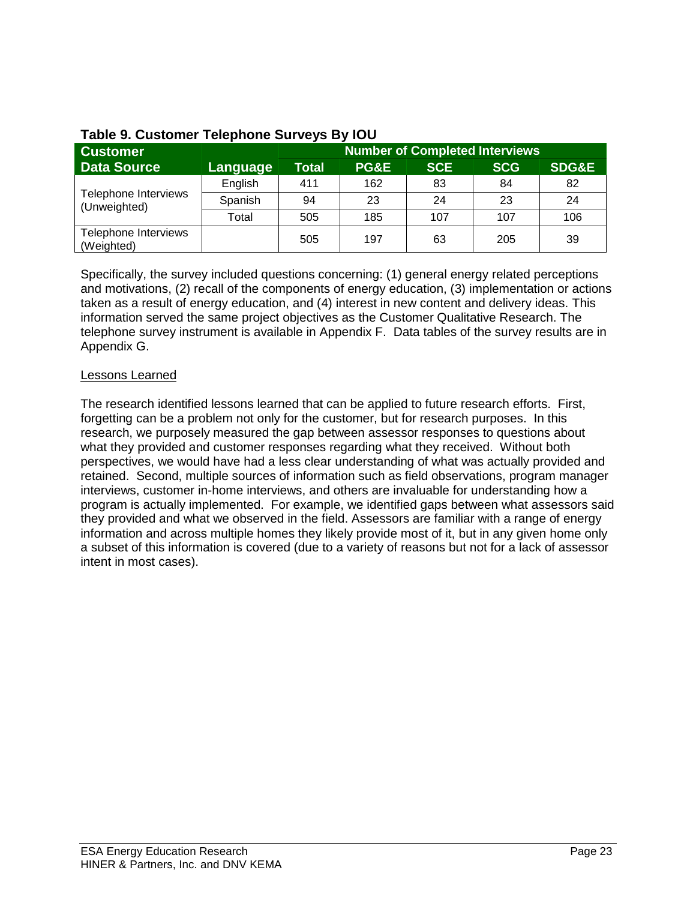**Table 9. Customer Telephone Surveys By IOU**

| Customer Data Source | Language | Number of Completed Interviews | | | | |
|---|---|---|---|---|---|---|
| | | Total | PG&E | SCE | SCG | SDG&E |
| Telephone Interviews (Unweighted) | English | 411 | 162 | 83 | 84 | 82 |
| | Spanish | 94 | 23 | 24 | 23 | 24 |
| | Total | 505 | 185 | 107 | 107 | 106 |
| Telephone Interviews (Weighted) | | 505 | 197 | 63 | 205 | 39 |

Specifically, the survey included questions concerning: (1) general energy related perceptions and motivations, (2) recall of the components of energy education, (3) implementation or actions taken as a result of energy education, and (4) interest in new content and delivery ideas. This information served the same project objectives as the Customer Qualitative Research. The telephone survey instrument is available in Appendix F. Data tables of the survey results are in Appendix G.

Lessons Learned

The research identified lessons learned that can be applied to future research efforts. First, forgetting can be a problem not only for the customer, but for research purposes. In this research, we purposely measured the gap between assessor responses to questions about what they provided and customer responses regarding what they received. Without both perspectives, we would have had a less clear understanding of what was actually provided and retained. Second, multiple sources of information such as field observations, program manager interviews, customer in-home interviews, and others are invaluable for understanding how a program is actually implemented. For example, we identified gaps between what assessors said they provided and what we observed in the field. Assessors are familiar with a range of energy information and across multiple homes they likely provide most of it, but in any given home only a subset of this information is covered (due to a variety of reasons but not for a lack of assessor intent in most cases).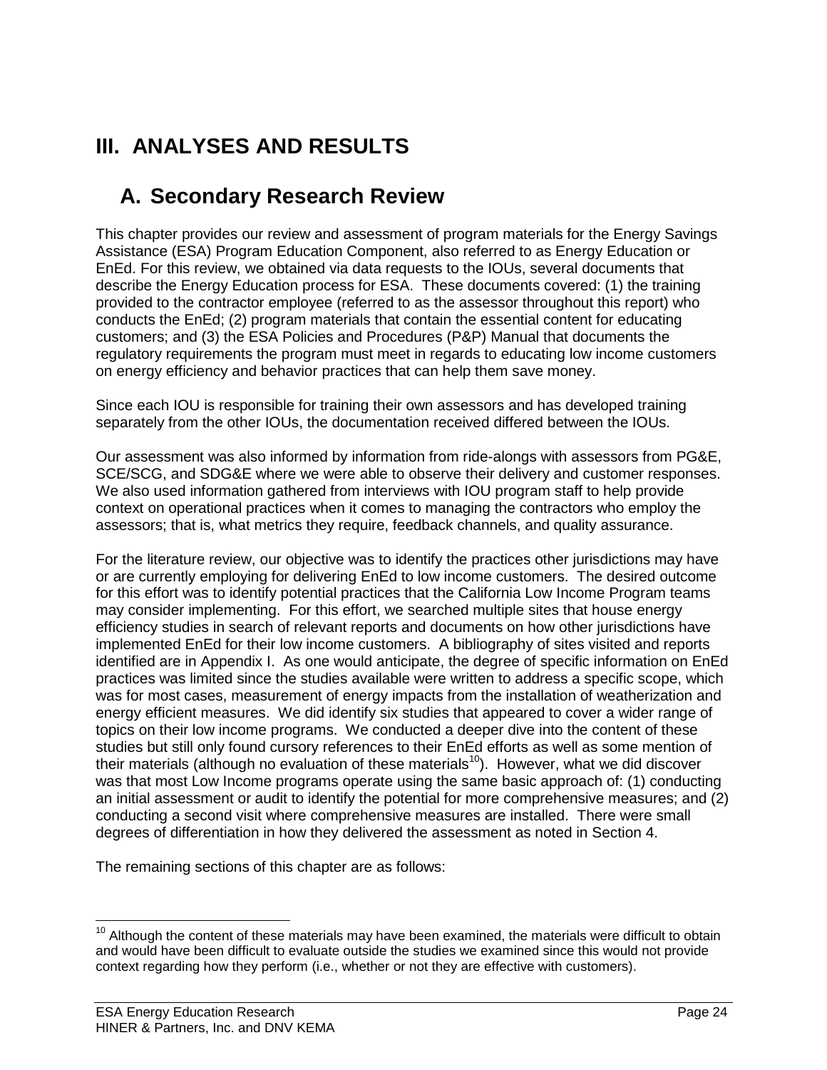# III. ANALYSES AND RESULTS

## A. Secondary Research Review

This chapter provides our review and assessment of program materials for the Energy Savings Assistance (ESA) Program Education Component, also referred to as Energy Education or EnEd. For this review, we obtained via data requests to the IOUs, several documents that describe the Energy Education process for ESA. These documents covered: (1) the training provided to the contractor employee (referred to as the assessor throughout this report) who conducts the EnEd; (2) program materials that contain the essential content for educating customers; and (3) the ESA Policies and Procedures (P&P) Manual that documents the regulatory requirements the program must meet in regards to educating low income customers on energy efficiency and behavior practices that can help them save money.

Since each IOU is responsible for training their own assessors and has developed training separately from the other IOUs, the documentation received differed between the IOUs.

Our assessment was also informed by information from ride-alongs with assessors from PG&E, SCE/SCG, and SDG&E where we were able to observe their delivery and customer responses. We also used information gathered from interviews with IOU program staff to help provide context on operational practices when it comes to managing the contractors who employ the assessors; that is, what metrics they require, feedback channels, and quality assurance.

For the literature review, our objective was to identify the practices other jurisdictions may have or are currently employing for delivering EnEd to low income customers. The desired outcome for this effort was to identify potential practices that the California Low Income Program teams may consider implementing. For this effort, we searched multiple sites that house energy efficiency studies in search of relevant reports and documents on how other jurisdictions have implemented EnEd for their low income customers. A bibliography of sites visited and reports identified are in Appendix I. As one would anticipate, the degree of specific information on EnEd practices was limited since the studies available were written to address a specific scope, which was for most cases, measurement of energy impacts from the installation of weatherization and energy efficient measures. We did identify six studies that appeared to cover a wider range of topics on their low income programs. We conducted a deeper dive into the content of these studies but still only found cursory references to their EnEd efforts as well as some mention of their materials (although no evaluation of these materials[10]). However, what we did discover was that most Low Income programs operate using the same basic approach of: (1) conducting an initial assessment or audit to identify the potential for more comprehensive measures; and (2) conducting a second visit where comprehensive measures are installed. There were small degrees of differentiation in how they delivered the assessment as noted in Section 4.

The remaining sections of this chapter are as follows:

[10] Although the content of these materials may have been examined, the materials were difficult to obtain and would have been difficult to evaluate outside the studies we examined since this would not provide context regarding how they perform (i.e., whether or not they are effective with customers).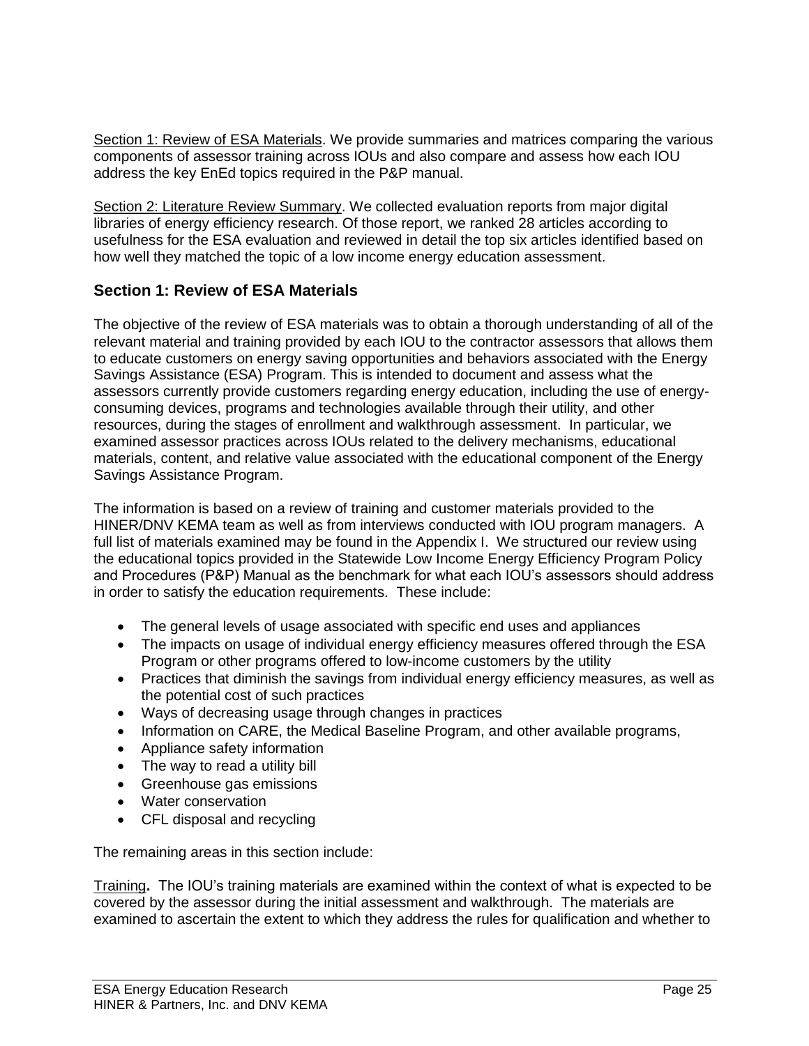Section 1: Review of ESA Materials. We provide summaries and matrices comparing the various components of assessor training across IOUs and also compare and assess how each IOU address the key EnEd topics required in the P&P manual.

Section 2: Literature Review Summary. We collected evaluation reports from major digital libraries of energy efficiency research. Of those report, we ranked 28 articles according to usefulness for the ESA evaluation and reviewed in detail the top six articles identified based on how well they matched the topic of a low income energy education assessment.

## Section 1: Review of ESA Materials

The objective of the review of ESA materials was to obtain a thorough understanding of all of the relevant material and training provided by each IOU to the contractor assessors that allows them to educate customers on energy saving opportunities and behaviors associated with the Energy Savings Assistance (ESA) Program. This is intended to document and assess what the assessors currently provide customers regarding energy education, including the use of energy-consuming devices, programs and technologies available through their utility, and other resources, during the stages of enrollment and walkthrough assessment. In particular, we examined assessor practices across IOUs related to the delivery mechanisms, educational materials, content, and relative value associated with the educational component of the Energy Savings Assistance Program.

The information is based on a review of training and customer materials provided to the HINER/DNV KEMA team as well as from interviews conducted with IOU program managers. A full list of materials examined may be found in the Appendix I. We structured our review using the educational topics provided in the Statewide Low Income Energy Efficiency Program Policy and Procedures (P&P) Manual as the benchmark for what each IOU's assessors should address in order to satisfy the education requirements. These include:

- The general levels of usage associated with specific end uses and appliances
- The impacts on usage of individual energy efficiency measures offered through the ESA Program or other programs offered to low-income customers by the utility
- Practices that diminish the savings from individual energy efficiency measures, as well as the potential cost of such practices
- Ways of decreasing usage through changes in practices
- Information on CARE, the Medical Baseline Program, and other available programs,
- Appliance safety information
- The way to read a utility bill
- Greenhouse gas emissions
- Water conservation
- CFL disposal and recycling

The remaining areas in this section include:

Training**.** The IOU's training materials are examined within the context of what is expected to be covered by the assessor during the initial assessment and walkthrough. The materials are examined to ascertain the extent to which they address the rules for qualification and whether to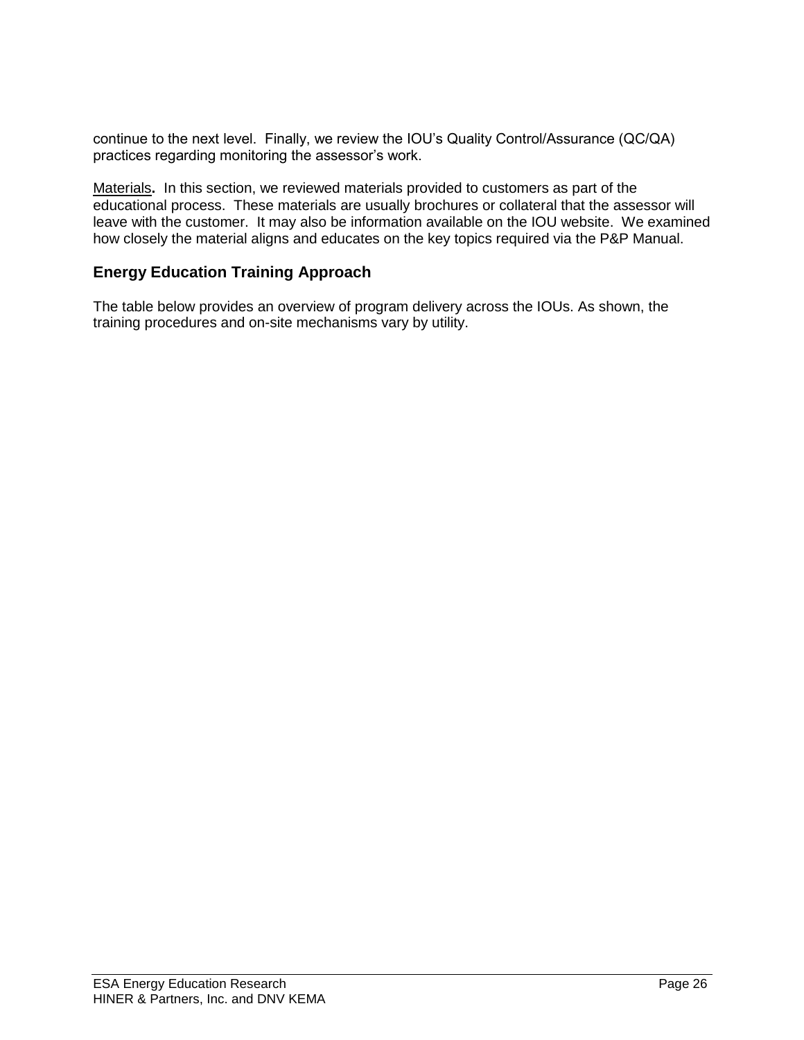continue to the next level. Finally, we review the IOU's Quality Control/Assurance (QC/QA) practices regarding monitoring the assessor's work.

Materials**.** In this section, we reviewed materials provided to customers as part of the educational process. These materials are usually brochures or collateral that the assessor will leave with the customer. It may also be information available on the IOU website. We examined how closely the material aligns and educates on the key topics required via the P&P Manual.

## Energy Education Training Approach

The table below provides an overview of program delivery across the IOUs. As shown, the training procedures and on-site mechanisms vary by utility.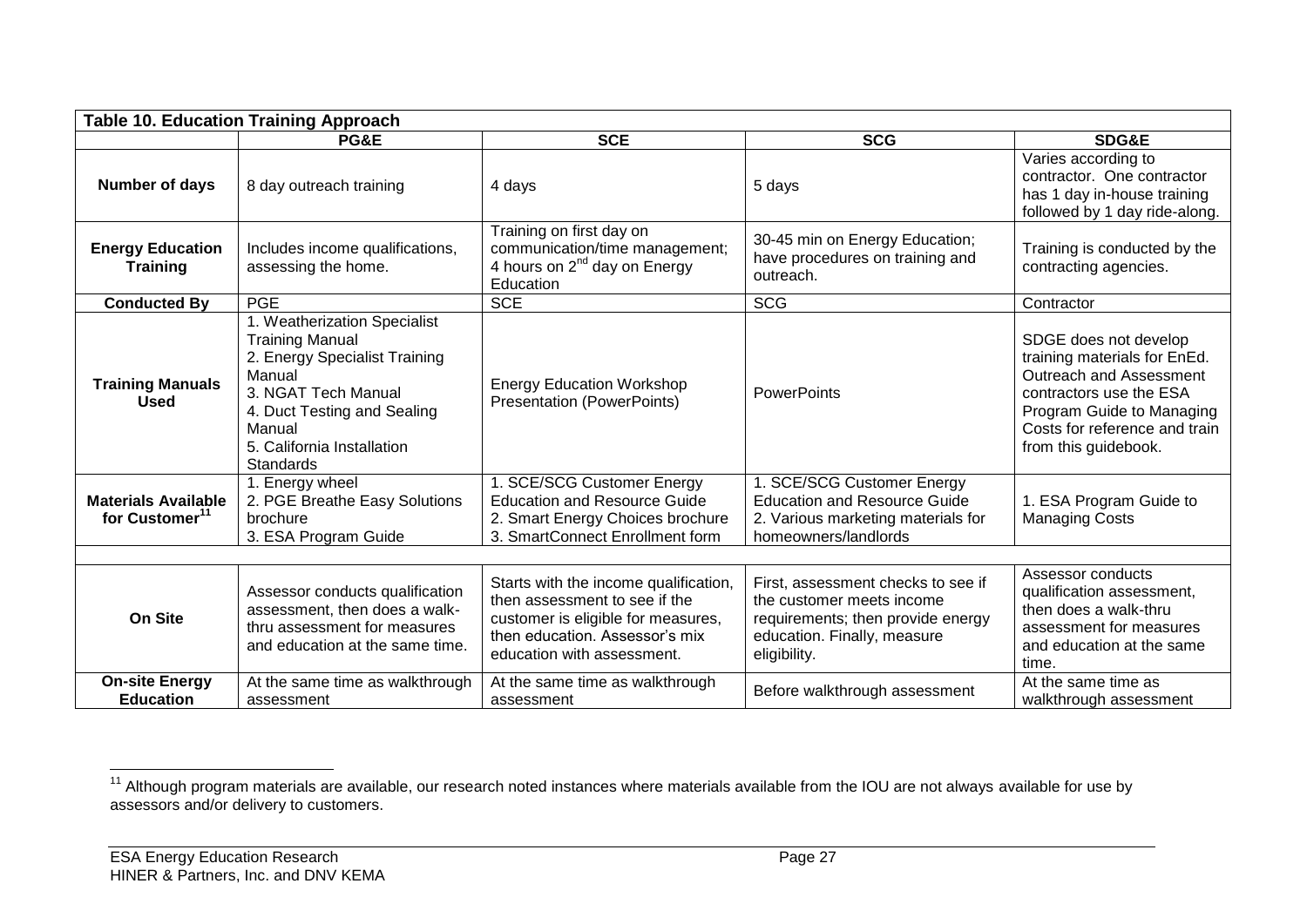| Table 10. Education Training Approach | | | | |
|---|---|---|---|---|
| | **PG&E** | **SCE** | **SCG** | **SDG&E** |
| **Number of days** | 8 day outreach training | 4 days | 5 days | Varies according to contractor. One contractor has 1 day in-house training followed by 1 day ride-along. |
| **Energy Education Training** | Includes income qualifications, assessing the home. | Training on first day on communication/time management; 4 hours on 2nd day on Energy Education | 30-45 min on Energy Education; have procedures on training and outreach. | Training is conducted by the contracting agencies. |
| **Conducted By** | PGE | SCE | SCG | Contractor |
| **Training Manuals Used** | 1. Weatherization Specialist Training Manual<br>2. Energy Specialist Training Manual<br>3. NGAT Tech Manual<br>4. Duct Testing and Sealing Manual<br>5. California Installation Standards | Energy Education Workshop Presentation (PowerPoints) | PowerPoints | SDGE does not develop training materials for EnEd. Outreach and Assessment contractors use the ESA Program Guide to Managing Costs for reference and train from this guidebook. |
| **Materials Available for Customer[11]** | 1. Energy wheel<br>2. PGE Breathe Easy Solutions brochure<br>3. ESA Program Guide | 1. SCE/SCG Customer Energy Education and Resource Guide<br>2. Smart Energy Choices brochure<br>3. SmartConnect Enrollment form | 1. SCE/SCG Customer Energy Education and Resource Guide<br>2. Various marketing materials for homeowners/landlords | 1. ESA Program Guide to Managing Costs |
| | | | | |
| **On Site** | Assessor conducts qualification assessment, then does a walk-thru assessment for measures and education at the same time. | Starts with the income qualification, then assessment to see if the customer is eligible for measures, then education. Assessor's mix education with assessment. | First, assessment checks to see if the customer meets income requirements; then provide energy education. Finally, measure eligibility. | Assessor conducts qualification assessment, then does a walk-thru assessment for measures and education at the same time. |
| **On-site Energy Education** | At the same time as walkthrough assessment | At the same time as walkthrough assessment | Before walkthrough assessment | At the same time as walkthrough assessment |

[11] Although program materials are available, our research noted instances where materials available from the IOU are not always available for use by assessors and/or delivery to customers.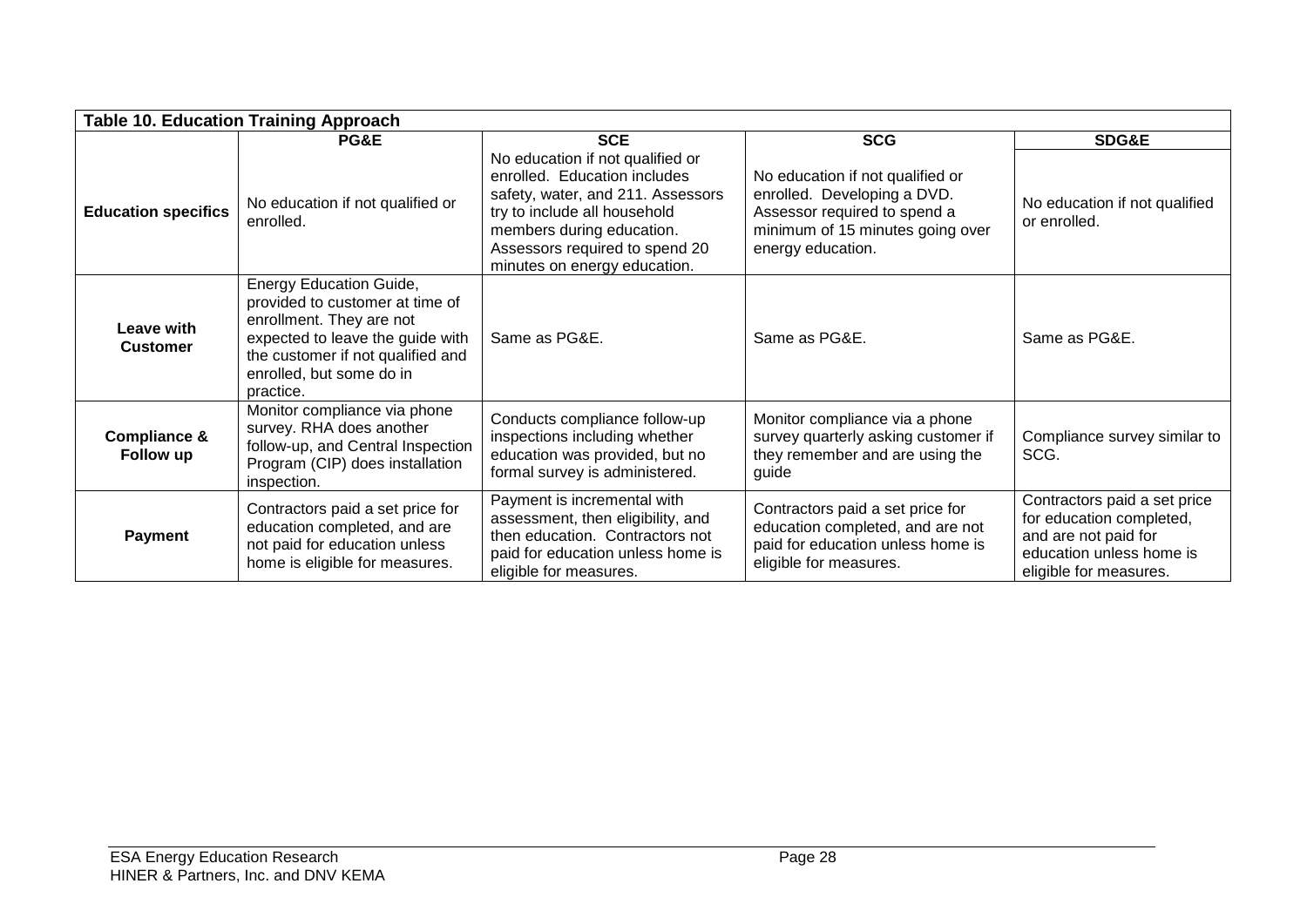**Table 10. Education Training Approach**

| | PG&E | SCE | SCG | SDG&E |
|---|---|---|---|---|
| **Education specifics** | No education if not qualified or enrolled. | No education if not qualified or enrolled. Education includes safety, water, and 211. Assessors try to include all household members during education. Assessors required to spend 20 minutes on energy education. | No education if not qualified or enrolled. Developing a DVD. Assessor required to spend a minimum of 15 minutes going over energy education. | No education if not qualified or enrolled. |
| **Leave with Customer** | Energy Education Guide, provided to customer at time of enrollment. They are not expected to leave the guide with the customer if not qualified and enrolled, but some do in practice. | Same as PG&E. | Same as PG&E. | Same as PG&E. |
| **Compliance & Follow up** | Monitor compliance via phone survey. RHA does another follow-up, and Central Inspection Program (CIP) does installation inspection. | Conducts compliance follow-up inspections including whether education was provided, but no formal survey is administered. | Monitor compliance via a phone survey quarterly asking customer if they remember and are using the guide | Compliance survey similar to SCG. |
| **Payment** | Contractors paid a set price for education completed, and are not paid for education unless home is eligible for measures. | Payment is incremental with assessment, then eligibility, and then education. Contractors not paid for education unless home is eligible for measures. | Contractors paid a set price for education completed, and are not paid for education unless home is eligible for measures. | Contractors paid a set price for education completed, and are not paid for education unless home is eligible for measures. |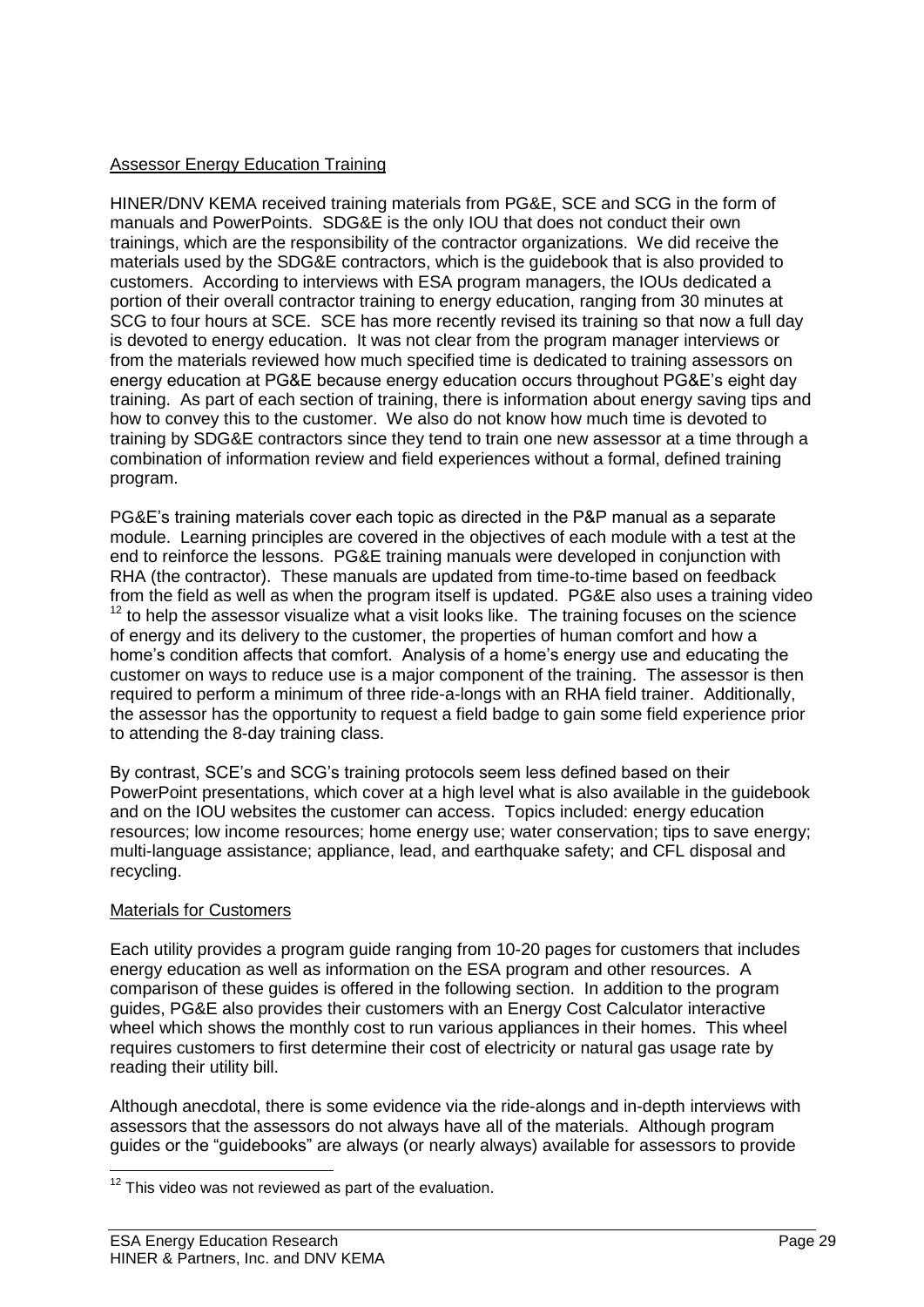Assessor Energy Education Training

HINER/DNV KEMA received training materials from PG&E, SCE and SCG in the form of manuals and PowerPoints. SDG&E is the only IOU that does not conduct their own trainings, which are the responsibility of the contractor organizations. We did receive the materials used by the SDG&E contractors, which is the guidebook that is also provided to customers. According to interviews with ESA program managers, the IOUs dedicated a portion of their overall contractor training to energy education, ranging from 30 minutes at SCG to four hours at SCE. SCE has more recently revised its training so that now a full day is devoted to energy education. It was not clear from the program manager interviews or from the materials reviewed how much specified time is dedicated to training assessors on energy education at PG&E because energy education occurs throughout PG&E's eight day training. As part of each section of training, there is information about energy saving tips and how to convey this to the customer. We also do not know how much time is devoted to training by SDG&E contractors since they tend to train one new assessor at a time through a combination of information review and field experiences without a formal, defined training program.

PG&E's training materials cover each topic as directed in the P&P manual as a separate module. Learning principles are covered in the objectives of each module with a test at the end to reinforce the lessons. PG&E training manuals were developed in conjunction with RHA (the contractor). These manuals are updated from time-to-time based on feedback from the field as well as when the program itself is updated. PG&E also uses a training video [12] to help the assessor visualize what a visit looks like. The training focuses on the science of energy and its delivery to the customer, the properties of human comfort and how a home's condition affects that comfort. Analysis of a home's energy use and educating the customer on ways to reduce use is a major component of the training. The assessor is then required to perform a minimum of three ride-a-longs with an RHA field trainer. Additionally, the assessor has the opportunity to request a field badge to gain some field experience prior to attending the 8-day training class.

By contrast, SCE's and SCG's training protocols seem less defined based on their PowerPoint presentations, which cover at a high level what is also available in the guidebook and on the IOU websites the customer can access. Topics included: energy education resources; low income resources; home energy use; water conservation; tips to save energy; multi-language assistance; appliance, lead, and earthquake safety; and CFL disposal and recycling.

Materials for Customers

Each utility provides a program guide ranging from 10-20 pages for customers that includes energy education as well as information on the ESA program and other resources. A comparison of these guides is offered in the following section. In addition to the program guides, PG&E also provides their customers with an Energy Cost Calculator interactive wheel which shows the monthly cost to run various appliances in their homes. This wheel requires customers to first determine their cost of electricity or natural gas usage rate by reading their utility bill.

Although anecdotal, there is some evidence via the ride-alongs and in-depth interviews with assessors that the assessors do not always have all of the materials. Although program guides or the "guidebooks" are always (or nearly always) available for assessors to provide

[12] This video was not reviewed as part of the evaluation.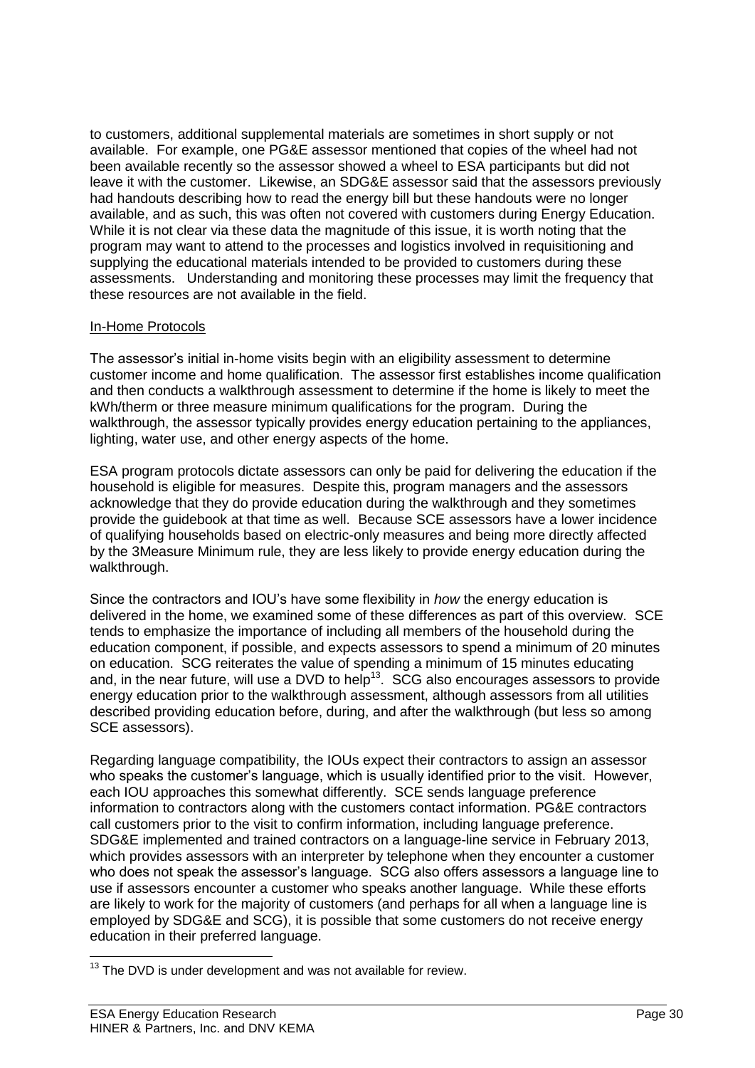to customers, additional supplemental materials are sometimes in short supply or not available. For example, one PG&E assessor mentioned that copies of the wheel had not been available recently so the assessor showed a wheel to ESA participants but did not leave it with the customer. Likewise, an SDG&E assessor said that the assessors previously had handouts describing how to read the energy bill but these handouts were no longer available, and as such, this was often not covered with customers during Energy Education. While it is not clear via these data the magnitude of this issue, it is worth noting that the program may want to attend to the processes and logistics involved in requisitioning and supplying the educational materials intended to be provided to customers during these assessments. Understanding and monitoring these processes may limit the frequency that these resources are not available in the field.

In-Home Protocols

The assessor's initial in-home visits begin with an eligibility assessment to determine customer income and home qualification. The assessor first establishes income qualification and then conducts a walkthrough assessment to determine if the home is likely to meet the kWh/therm or three measure minimum qualifications for the program. During the walkthrough, the assessor typically provides energy education pertaining to the appliances, lighting, water use, and other energy aspects of the home.

ESA program protocols dictate assessors can only be paid for delivering the education if the household is eligible for measures. Despite this, program managers and the assessors acknowledge that they do provide education during the walkthrough and they sometimes provide the guidebook at that time as well. Because SCE assessors have a lower incidence of qualifying households based on electric-only measures and being more directly affected by the 3Measure Minimum rule, they are less likely to provide energy education during the walkthrough.

Since the contractors and IOU's have some flexibility in *how* the energy education is delivered in the home, we examined some of these differences as part of this overview. SCE tends to emphasize the importance of including all members of the household during the education component, if possible, and expects assessors to spend a minimum of 20 minutes on education. SCG reiterates the value of spending a minimum of 15 minutes educating and, in the near future, will use a DVD to help[13]. SCG also encourages assessors to provide energy education prior to the walkthrough assessment, although assessors from all utilities described providing education before, during, and after the walkthrough (but less so among SCE assessors).

Regarding language compatibility, the IOUs expect their contractors to assign an assessor who speaks the customer's language, which is usually identified prior to the visit. However, each IOU approaches this somewhat differently. SCE sends language preference information to contractors along with the customers contact information. PG&E contractors call customers prior to the visit to confirm information, including language preference. SDG&E implemented and trained contractors on a language-line service in February 2013, which provides assessors with an interpreter by telephone when they encounter a customer who does not speak the assessor's language. SCG also offers assessors a language line to use if assessors encounter a customer who speaks another language. While these efforts are likely to work for the majority of customers (and perhaps for all when a language line is employed by SDG&E and SCG), it is possible that some customers do not receive energy education in their preferred language.

[13] The DVD is under development and was not available for review.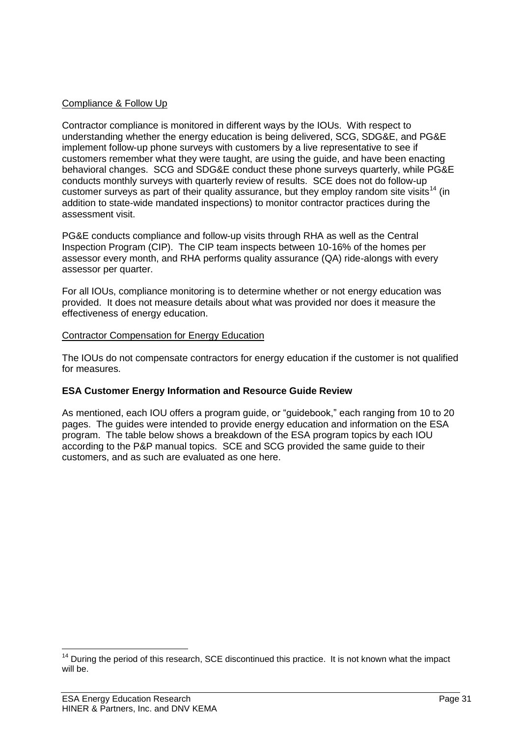Compliance & Follow Up

Contractor compliance is monitored in different ways by the IOUs. With respect to understanding whether the energy education is being delivered, SCG, SDG&E, and PG&E implement follow-up phone surveys with customers by a live representative to see if customers remember what they were taught, are using the guide, and have been enacting behavioral changes. SCG and SDG&E conduct these phone surveys quarterly, while PG&E conducts monthly surveys with quarterly review of results. SCE does not do follow-up customer surveys as part of their quality assurance, but they employ random site visits[14] (in addition to state-wide mandated inspections) to monitor contractor practices during the assessment visit.

PG&E conducts compliance and follow-up visits through RHA as well as the Central Inspection Program (CIP). The CIP team inspects between 10-16% of the homes per assessor every month, and RHA performs quality assurance (QA) ride-alongs with every assessor per quarter.

For all IOUs, compliance monitoring is to determine whether or not energy education was provided. It does not measure details about what was provided nor does it measure the effectiveness of energy education.

Contractor Compensation for Energy Education

The IOUs do not compensate contractors for energy education if the customer is not qualified for measures.

**ESA Customer Energy Information and Resource Guide Review**

As mentioned, each IOU offers a program guide, or "guidebook," each ranging from 10 to 20 pages. The guides were intended to provide energy education and information on the ESA program. The table below shows a breakdown of the ESA program topics by each IOU according to the P&P manual topics. SCE and SCG provided the same guide to their customers, and as such are evaluated as one here.

[14] During the period of this research, SCE discontinued this practice. It is not known what the impact will be.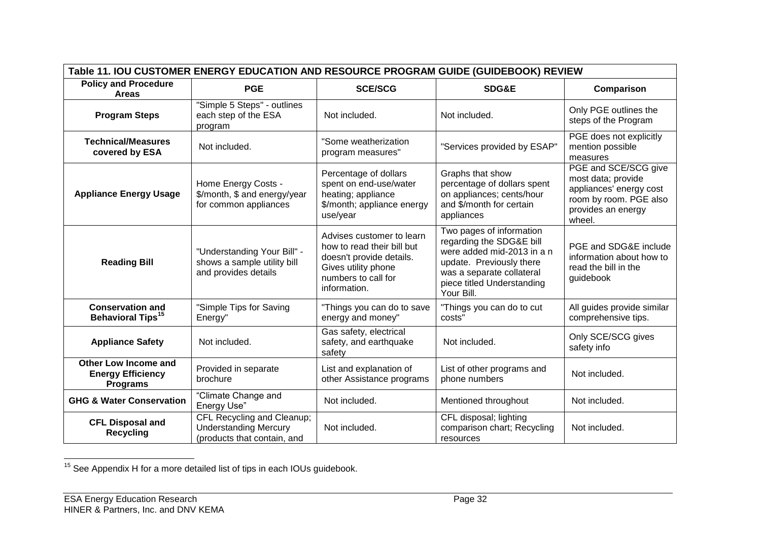| Table 11. IOU CUSTOMER ENERGY EDUCATION AND RESOURCE PROGRAM GUIDE (GUIDEBOOK) REVIEW | | | | |
|---|---|---|---|---|
| **Policy and Procedure Areas** | **PGE** | **SCE/SCG** | **SDG&E** | **Comparison** |
| **Program Steps** | "Simple 5 Steps" - outlines each step of the ESA program | Not included. | Not included. | Only PGE outlines the steps of the Program |
| **Technical/Measures covered by ESA** | Not included. | "Some weatherization program measures" | "Services provided by ESAP" | PGE does not explicitly mention possible measures |
| **Appliance Energy Usage** | Home Energy Costs - $/month, $ and energy/year for common appliances | Percentage of dollars spent on end-use/water heating; appliance $/month; appliance energy use/year | Graphs that show percentage of dollars spent on appliances; cents/hour and $/month for certain appliances | PGE and SCE/SCG give most data; provide appliances' energy cost room by room. PGE also provides an energy wheel. |
| **Reading Bill** | "Understanding Your Bill" - shows a sample utility bill and provides details | Advises customer to learn how to read their bill but doesn't provide details. Gives utility phone numbers to call for information. | Two pages of information regarding the SDG&E bill were added mid-2013 in a n update. Previously there was a separate collateral piece titled Understanding Your Bill. | PGE and SDG&E include information about how to read the bill in the guidebook |
| **Conservation and Behavioral Tips**[15] | "Simple Tips for Saving Energy" | "Things you can do to save energy and money" | "Things you can do to cut costs" | All guides provide similar comprehensive tips. |
| **Appliance Safety** | Not included. | Gas safety, electrical safety, and earthquake safety | Not included. | Only SCE/SCG gives safety info |
| **Other Low Income and Energy Efficiency Programs** | Provided in separate brochure | List and explanation of other Assistance programs | List of other programs and phone numbers | Not included. |
| **GHG & Water Conservation** | "Climate Change and Energy Use" | Not included. | Mentioned throughout | Not included. |
| **CFL Disposal and Recycling** | CFL Recycling and Cleanup; Understanding Mercury (products that contain, and | Not included. | CFL disposal; lighting comparison chart; Recycling resources | Not included. |

[15] See Appendix H for a more detailed list of tips in each IOUs guidebook.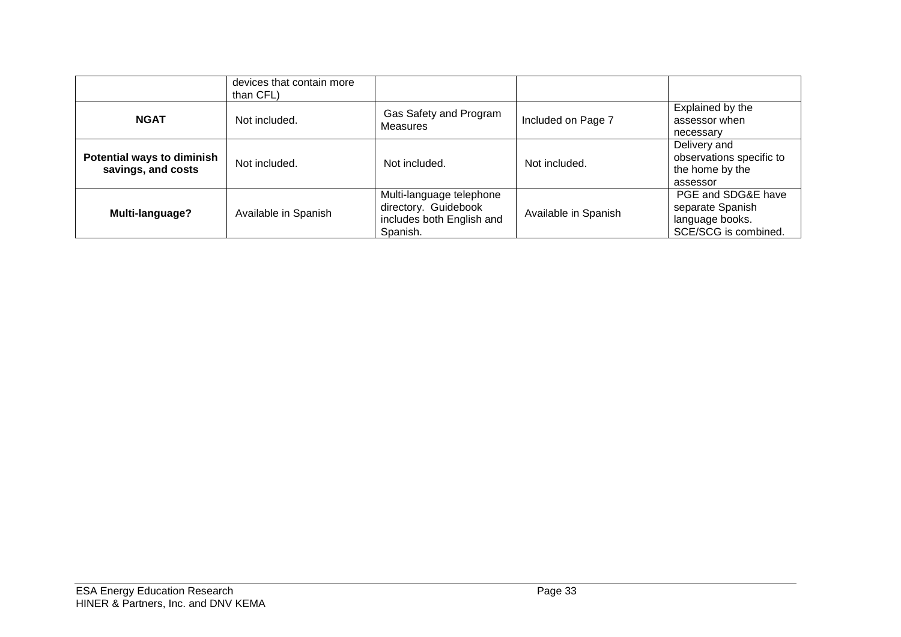| | devices that contain more than CFL) | | | |
|---|---|---|---|---|
| **NGAT** | Not included. | Gas Safety and Program Measures | Included on Page 7 | Explained by the assessor when necessary |
| **Potential ways to diminish savings, and costs** | Not included. | Not included. | Not included. | Delivery and observations specific to the home by the assessor |
| **Multi-language?** | Available in Spanish | Multi-language telephone directory. Guidebook includes both English and Spanish. | Available in Spanish | PGE and SDG&E have separate Spanish language books. SCE/SCG is combined. |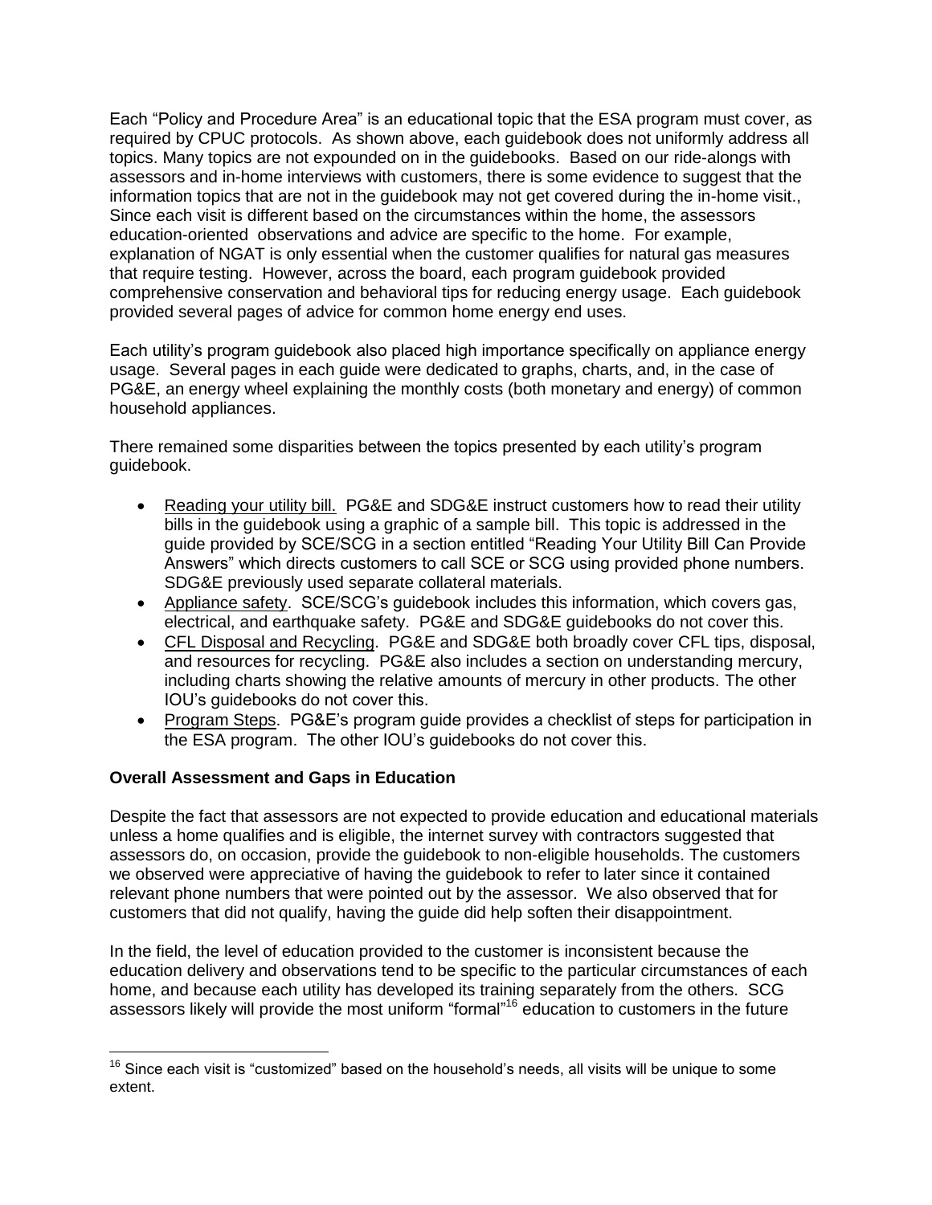Each “Policy and Procedure Area” is an educational topic that the ESA program must cover, as required by CPUC protocols. As shown above, each guidebook does not uniformly address all topics. Many topics are not expounded on in the guidebooks. Based on our ride-alongs with assessors and in-home interviews with customers, there is some evidence to suggest that the information topics that are not in the guidebook may not get covered during the in-home visit., Since each visit is different based on the circumstances within the home, the assessors education-oriented observations and advice are specific to the home. For example, explanation of NGAT is only essential when the customer qualifies for natural gas measures that require testing. However, across the board, each program guidebook provided comprehensive conservation and behavioral tips for reducing energy usage. Each guidebook provided several pages of advice for common home energy end uses.

Each utility’s program guidebook also placed high importance specifically on appliance energy usage. Several pages in each guide were dedicated to graphs, charts, and, in the case of PG&E, an energy wheel explaining the monthly costs (both monetary and energy) of common household appliances.

There remained some disparities between the topics presented by each utility’s program guidebook.

- Reading your utility bill. PG&E and SDG&E instruct customers how to read their utility bills in the guidebook using a graphic of a sample bill. This topic is addressed in the guide provided by SCE/SCG in a section entitled “Reading Your Utility Bill Can Provide Answers” which directs customers to call SCE or SCG using provided phone numbers. SDG&E previously used separate collateral materials.
- Appliance safety. SCE/SCG’s guidebook includes this information, which covers gas, electrical, and earthquake safety. PG&E and SDG&E guidebooks do not cover this.
- CFL Disposal and Recycling. PG&E and SDG&E both broadly cover CFL tips, disposal, and resources for recycling. PG&E also includes a section on understanding mercury, including charts showing the relative amounts of mercury in other products. The other IOU’s guidebooks do not cover this.
- Program Steps. PG&E’s program guide provides a checklist of steps for participation in the ESA program. The other IOU’s guidebooks do not cover this.

**Overall Assessment and Gaps in Education**

Despite the fact that assessors are not expected to provide education and educational materials unless a home qualifies and is eligible, the internet survey with contractors suggested that assessors do, on occasion, provide the guidebook to non-eligible households. The customers we observed were appreciative of having the guidebook to refer to later since it contained relevant phone numbers that were pointed out by the assessor. We also observed that for customers that did not qualify, having the guide did help soften their disappointment.

In the field, the level of education provided to the customer is inconsistent because the education delivery and observations tend to be specific to the particular circumstances of each home, and because each utility has developed its training separately from the others. SCG assessors likely will provide the most uniform “formal”[16] education to customers in the future

[16] Since each visit is “customized” based on the household’s needs, all visits will be unique to some extent.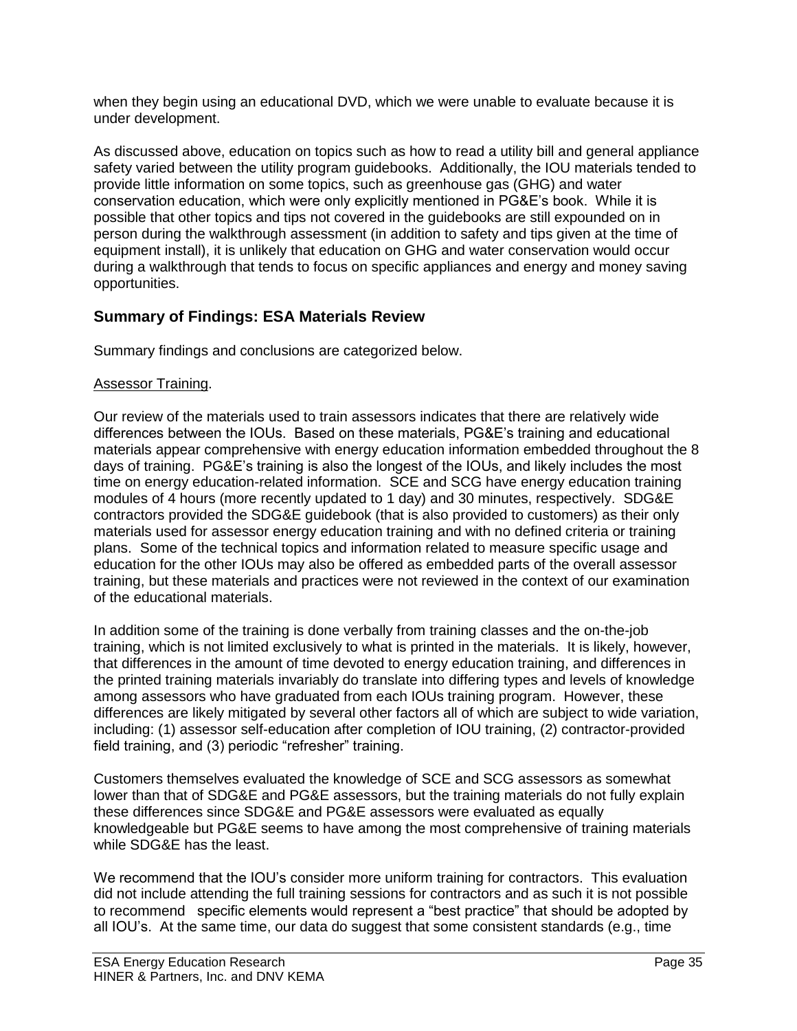when they begin using an educational DVD, which we were unable to evaluate because it is under development.

As discussed above, education on topics such as how to read a utility bill and general appliance safety varied between the utility program guidebooks. Additionally, the IOU materials tended to provide little information on some topics, such as greenhouse gas (GHG) and water conservation education, which were only explicitly mentioned in PG&E's book. While it is possible that other topics and tips not covered in the guidebooks are still expounded on in person during the walkthrough assessment (in addition to safety and tips given at the time of equipment install), it is unlikely that education on GHG and water conservation would occur during a walkthrough that tends to focus on specific appliances and energy and money saving opportunities.

## Summary of Findings: ESA Materials Review

Summary findings and conclusions are categorized below.

Assessor Training.

Our review of the materials used to train assessors indicates that there are relatively wide differences between the IOUs. Based on these materials, PG&E's training and educational materials appear comprehensive with energy education information embedded throughout the 8 days of training. PG&E's training is also the longest of the IOUs, and likely includes the most time on energy education-related information. SCE and SCG have energy education training modules of 4 hours (more recently updated to 1 day) and 30 minutes, respectively. SDG&E contractors provided the SDG&E guidebook (that is also provided to customers) as their only materials used for assessor energy education training and with no defined criteria or training plans. Some of the technical topics and information related to measure specific usage and education for the other IOUs may also be offered as embedded parts of the overall assessor training, but these materials and practices were not reviewed in the context of our examination of the educational materials.

In addition some of the training is done verbally from training classes and the on-the-job training, which is not limited exclusively to what is printed in the materials. It is likely, however, that differences in the amount of time devoted to energy education training, and differences in the printed training materials invariably do translate into differing types and levels of knowledge among assessors who have graduated from each IOUs training program. However, these differences are likely mitigated by several other factors all of which are subject to wide variation, including: (1) assessor self-education after completion of IOU training, (2) contractor-provided field training, and (3) periodic "refresher" training.

Customers themselves evaluated the knowledge of SCE and SCG assessors as somewhat lower than that of SDG&E and PG&E assessors, but the training materials do not fully explain these differences since SDG&E and PG&E assessors were evaluated as equally knowledgeable but PG&E seems to have among the most comprehensive of training materials while SDG&E has the least.

We recommend that the IOU's consider more uniform training for contractors. This evaluation did not include attending the full training sessions for contractors and as such it is not possible to recommend specific elements would represent a "best practice" that should be adopted by all IOU's. At the same time, our data do suggest that some consistent standards (e.g., time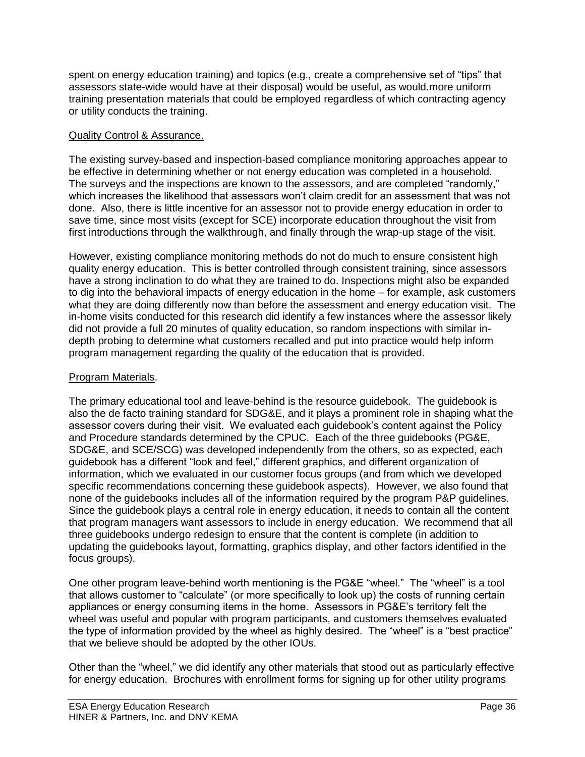spent on energy education training) and topics (e.g., create a comprehensive set of "tips" that assessors state-wide would have at their disposal) would be useful, as would.more uniform training presentation materials that could be employed regardless of which contracting agency or utility conducts the training.

Quality Control & Assurance.

The existing survey-based and inspection-based compliance monitoring approaches appear to be effective in determining whether or not energy education was completed in a household. The surveys and the inspections are known to the assessors, and are completed "randomly," which increases the likelihood that assessors won't claim credit for an assessment that was not done. Also, there is little incentive for an assessor not to provide energy education in order to save time, since most visits (except for SCE) incorporate education throughout the visit from first introductions through the walkthrough, and finally through the wrap-up stage of the visit.

However, existing compliance monitoring methods do not do much to ensure consistent high quality energy education. This is better controlled through consistent training, since assessors have a strong inclination to do what they are trained to do. Inspections might also be expanded to dig into the behavioral impacts of energy education in the home – for example, ask customers what they are doing differently now than before the assessment and energy education visit. The in-home visits conducted for this research did identify a few instances where the assessor likely did not provide a full 20 minutes of quality education, so random inspections with similar in-depth probing to determine what customers recalled and put into practice would help inform program management regarding the quality of the education that is provided.

Program Materials.

The primary educational tool and leave-behind is the resource guidebook. The guidebook is also the de facto training standard for SDG&E, and it plays a prominent role in shaping what the assessor covers during their visit. We evaluated each guidebook's content against the Policy and Procedure standards determined by the CPUC. Each of the three guidebooks (PG&E, SDG&E, and SCE/SCG) was developed independently from the others, so as expected, each guidebook has a different "look and feel," different graphics, and different organization of information, which we evaluated in our customer focus groups (and from which we developed specific recommendations concerning these guidebook aspects). However, we also found that none of the guidebooks includes all of the information required by the program P&P guidelines. Since the guidebook plays a central role in energy education, it needs to contain all the content that program managers want assessors to include in energy education. We recommend that all three guidebooks undergo redesign to ensure that the content is complete (in addition to updating the guidebooks layout, formatting, graphics display, and other factors identified in the focus groups).

One other program leave-behind worth mentioning is the PG&E "wheel." The "wheel" is a tool that allows customer to "calculate" (or more specifically to look up) the costs of running certain appliances or energy consuming items in the home. Assessors in PG&E's territory felt the wheel was useful and popular with program participants, and customers themselves evaluated the type of information provided by the wheel as highly desired. The "wheel" is a "best practice" that we believe should be adopted by the other IOUs.

Other than the "wheel," we did identify any other materials that stood out as particularly effective for energy education. Brochures with enrollment forms for signing up for other utility programs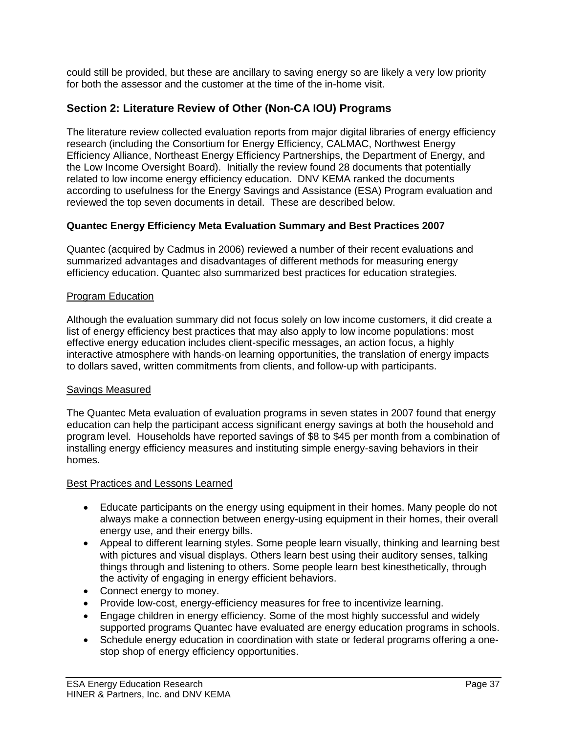could still be provided, but these are ancillary to saving energy so are likely a very low priority for both the assessor and the customer at the time of the in-home visit.

## Section 2: Literature Review of Other (Non-CA IOU) Programs

The literature review collected evaluation reports from major digital libraries of energy efficiency research (including the Consortium for Energy Efficiency, CALMAC, Northwest Energy Efficiency Alliance, Northeast Energy Efficiency Partnerships, the Department of Energy, and the Low Income Oversight Board). Initially the review found 28 documents that potentially related to low income energy efficiency education. DNV KEMA ranked the documents according to usefulness for the Energy Savings and Assistance (ESA) Program evaluation and reviewed the top seven documents in detail. These are described below.

### Quantec Energy Efficiency Meta Evaluation Summary and Best Practices 2007

Quantec (acquired by Cadmus in 2006) reviewed a number of their recent evaluations and summarized advantages and disadvantages of different methods for measuring energy efficiency education. Quantec also summarized best practices for education strategies.

#### Program Education

Although the evaluation summary did not focus solely on low income customers, it did create a list of energy efficiency best practices that may also apply to low income populations: most effective energy education includes client-specific messages, an action focus, a highly interactive atmosphere with hands-on learning opportunities, the translation of energy impacts to dollars saved, written commitments from clients, and follow-up with participants.

#### Savings Measured

The Quantec Meta evaluation of evaluation programs in seven states in 2007 found that energy education can help the participant access significant energy savings at both the household and program level. Households have reported savings of $8 to $45 per month from a combination of installing energy efficiency measures and instituting simple energy-saving behaviors in their homes.

#### Best Practices and Lessons Learned

- Educate participants on the energy using equipment in their homes. Many people do not always make a connection between energy-using equipment in their homes, their overall energy use, and their energy bills.
- Appeal to different learning styles. Some people learn visually, thinking and learning best with pictures and visual displays. Others learn best using their auditory senses, talking things through and listening to others. Some people learn best kinesthetically, through the activity of engaging in energy efficient behaviors.
- Connect energy to money.
- Provide low-cost, energy-efficiency measures for free to incentivize learning.
- Engage children in energy efficiency. Some of the most highly successful and widely supported programs Quantec have evaluated are energy education programs in schools.
- Schedule energy education in coordination with state or federal programs offering a one-stop shop of energy efficiency opportunities.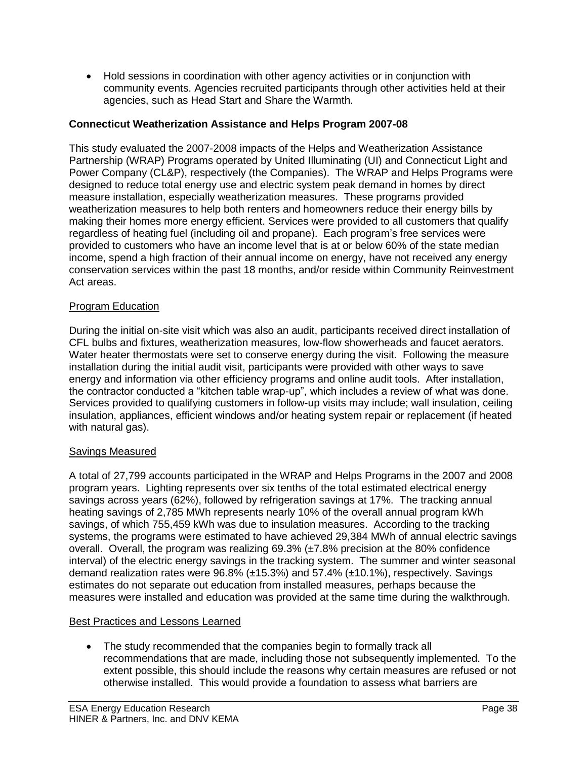- Hold sessions in coordination with other agency activities or in conjunction with community events. Agencies recruited participants through other activities held at their agencies, such as Head Start and Share the Warmth.

**Connecticut Weatherization Assistance and Helps Program 2007-08**

This study evaluated the 2007-2008 impacts of the Helps and Weatherization Assistance Partnership (WRAP) Programs operated by United Illuminating (UI) and Connecticut Light and Power Company (CL&P), respectively (the Companies). The WRAP and Helps Programs were designed to reduce total energy use and electric system peak demand in homes by direct measure installation, especially weatherization measures. These programs provided weatherization measures to help both renters and homeowners reduce their energy bills by making their homes more energy efficient. Services were provided to all customers that qualify regardless of heating fuel (including oil and propane). Each program's free services were provided to customers who have an income level that is at or below 60% of the state median income, spend a high fraction of their annual income on energy, have not received any energy conservation services within the past 18 months, and/or reside within Community Reinvestment Act areas.

<u>Program Education</u>

During the initial on-site visit which was also an audit, participants received direct installation of CFL bulbs and fixtures, weatherization measures, low-flow showerheads and faucet aerators. Water heater thermostats were set to conserve energy during the visit. Following the measure installation during the initial audit visit, participants were provided with other ways to save energy and information via other efficiency programs and online audit tools. After installation, the contractor conducted a "kitchen table wrap-up", which includes a review of what was done. Services provided to qualifying customers in follow-up visits may include; wall insulation, ceiling insulation, appliances, efficient windows and/or heating system repair or replacement (if heated with natural gas).

<u>Savings Measured</u>

A total of 27,799 accounts participated in the WRAP and Helps Programs in the 2007 and 2008 program years. Lighting represents over six tenths of the total estimated electrical energy savings across years (62%), followed by refrigeration savings at 17%. The tracking annual heating savings of 2,785 MWh represents nearly 10% of the overall annual program kWh savings, of which 755,459 kWh was due to insulation measures. According to the tracking systems, the programs were estimated to have achieved 29,384 MWh of annual electric savings overall. Overall, the program was realizing 69.3% (±7.8% precision at the 80% confidence interval) of the electric energy savings in the tracking system. The summer and winter seasonal demand realization rates were 96.8% (±15.3%) and 57.4% (±10.1%), respectively. Savings estimates do not separate out education from installed measures, perhaps because the measures were installed and education was provided at the same time during the walkthrough.

<u>Best Practices and Lessons Learned</u>

- The study recommended that the companies begin to formally track all recommendations that are made, including those not subsequently implemented. To the extent possible, this should include the reasons why certain measures are refused or not otherwise installed. This would provide a foundation to assess what barriers are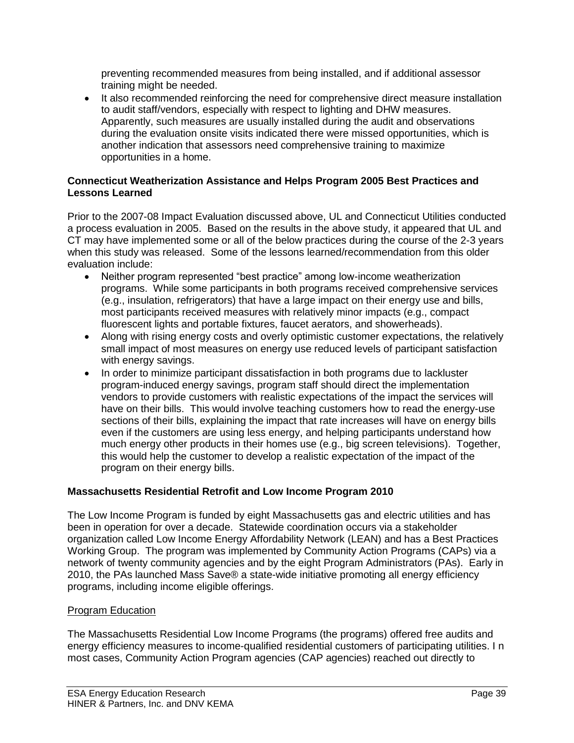preventing recommended measures from being installed, and if additional assessor training might be needed.

- It also recommended reinforcing the need for comprehensive direct measure installation to audit staff/vendors, especially with respect to lighting and DHW measures. Apparently, such measures are usually installed during the audit and observations during the evaluation onsite visits indicated there were missed opportunities, which is another indication that assessors need comprehensive training to maximize opportunities in a home.

**Connecticut Weatherization Assistance and Helps Program 2005 Best Practices and Lessons Learned**

Prior to the 2007-08 Impact Evaluation discussed above, UL and Connecticut Utilities conducted a process evaluation in 2005. Based on the results in the above study, it appeared that UL and CT may have implemented some or all of the below practices during the course of the 2-3 years when this study was released. Some of the lessons learned/recommendation from this older evaluation include:

- Neither program represented "best practice" among low-income weatherization programs. While some participants in both programs received comprehensive services (e.g., insulation, refrigerators) that have a large impact on their energy use and bills, most participants received measures with relatively minor impacts (e.g., compact fluorescent lights and portable fixtures, faucet aerators, and showerheads).
- Along with rising energy costs and overly optimistic customer expectations, the relatively small impact of most measures on energy use reduced levels of participant satisfaction with energy savings.
- In order to minimize participant dissatisfaction in both programs due to lackluster program-induced energy savings, program staff should direct the implementation vendors to provide customers with realistic expectations of the impact the services will have on their bills. This would involve teaching customers how to read the energy-use sections of their bills, explaining the impact that rate increases will have on energy bills even if the customers are using less energy, and helping participants understand how much energy other products in their homes use (e.g., big screen televisions). Together, this would help the customer to develop a realistic expectation of the impact of the program on their energy bills.

**Massachusetts Residential Retrofit and Low Income Program 2010**

The Low Income Program is funded by eight Massachusetts gas and electric utilities and has been in operation for over a decade. Statewide coordination occurs via a stakeholder organization called Low Income Energy Affordability Network (LEAN) and has a Best Practices Working Group. The program was implemented by Community Action Programs (CAPs) via a network of twenty community agencies and by the eight Program Administrators (PAs). Early in 2010, the PAs launched Mass Save® a state-wide initiative promoting all energy efficiency programs, including income eligible offerings.

<u>Program Education</u>

The Massachusetts Residential Low Income Programs (the programs) offered free audits and energy efficiency measures to income-qualified residential customers of participating utilities. I n most cases, Community Action Program agencies (CAP agencies) reached out directly to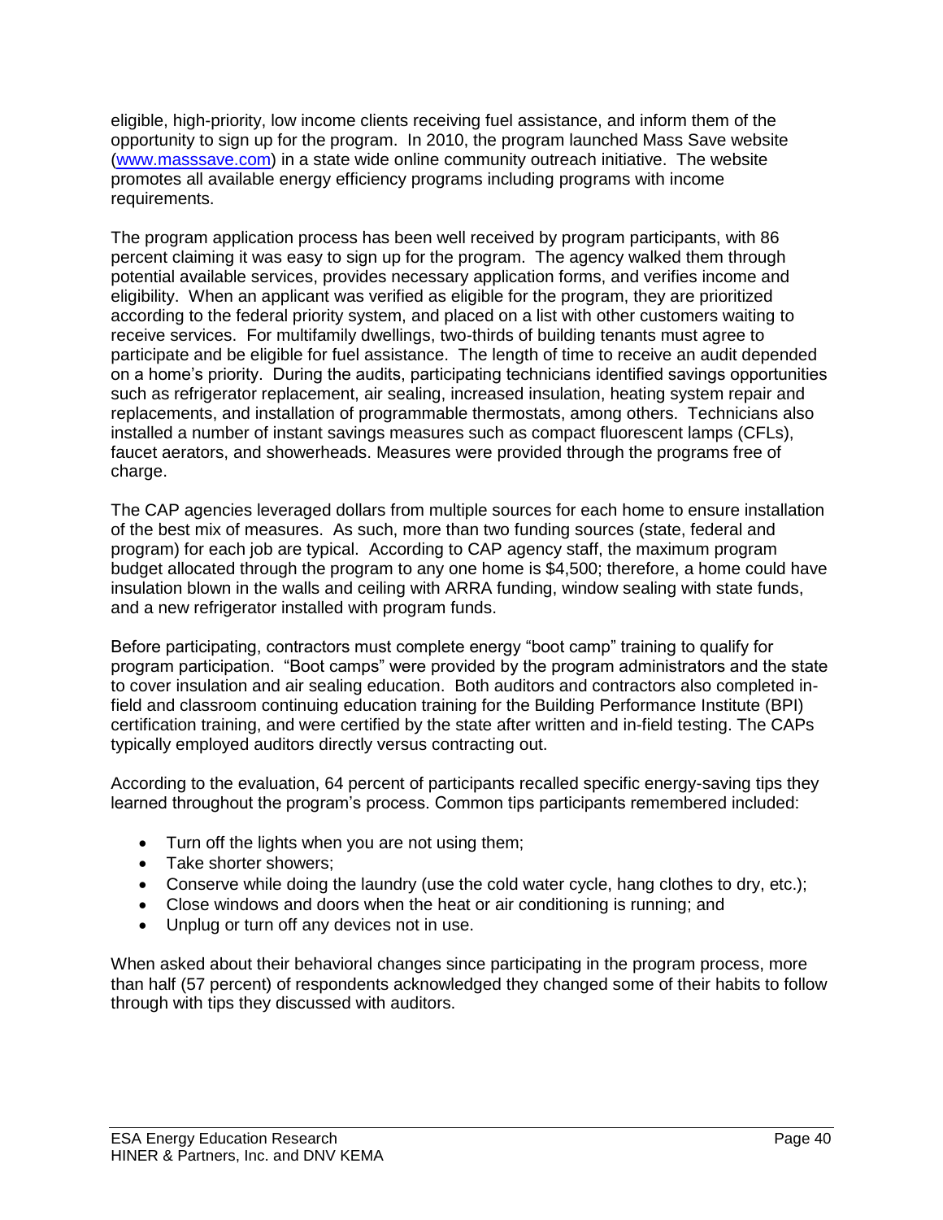eligible, high-priority, low income clients receiving fuel assistance, and inform them of the opportunity to sign up for the program. In 2010, the program launched Mass Save website (www.masssave.com) in a state wide online community outreach initiative. The website promotes all available energy efficiency programs including programs with income requirements.

The program application process has been well received by program participants, with 86 percent claiming it was easy to sign up for the program. The agency walked them through potential available services, provides necessary application forms, and verifies income and eligibility. When an applicant was verified as eligible for the program, they are prioritized according to the federal priority system, and placed on a list with other customers waiting to receive services. For multifamily dwellings, two-thirds of building tenants must agree to participate and be eligible for fuel assistance. The length of time to receive an audit depended on a home's priority. During the audits, participating technicians identified savings opportunities such as refrigerator replacement, air sealing, increased insulation, heating system repair and replacements, and installation of programmable thermostats, among others. Technicians also installed a number of instant savings measures such as compact fluorescent lamps (CFLs), faucet aerators, and showerheads. Measures were provided through the programs free of charge.

The CAP agencies leveraged dollars from multiple sources for each home to ensure installation of the best mix of measures. As such, more than two funding sources (state, federal and program) for each job are typical. According to CAP agency staff, the maximum program budget allocated through the program to any one home is $4,500; therefore, a home could have insulation blown in the walls and ceiling with ARRA funding, window sealing with state funds, and a new refrigerator installed with program funds.

Before participating, contractors must complete energy "boot camp" training to qualify for program participation. "Boot camps" were provided by the program administrators and the state to cover insulation and air sealing education. Both auditors and contractors also completed in-field and classroom continuing education training for the Building Performance Institute (BPI) certification training, and were certified by the state after written and in-field testing. The CAPs typically employed auditors directly versus contracting out.

According to the evaluation, 64 percent of participants recalled specific energy-saving tips they learned throughout the program's process. Common tips participants remembered included:

- Turn off the lights when you are not using them;
- Take shorter showers;
- Conserve while doing the laundry (use the cold water cycle, hang clothes to dry, etc.);
- Close windows and doors when the heat or air conditioning is running; and
- Unplug or turn off any devices not in use.

When asked about their behavioral changes since participating in the program process, more than half (57 percent) of respondents acknowledged they changed some of their habits to follow through with tips they discussed with auditors.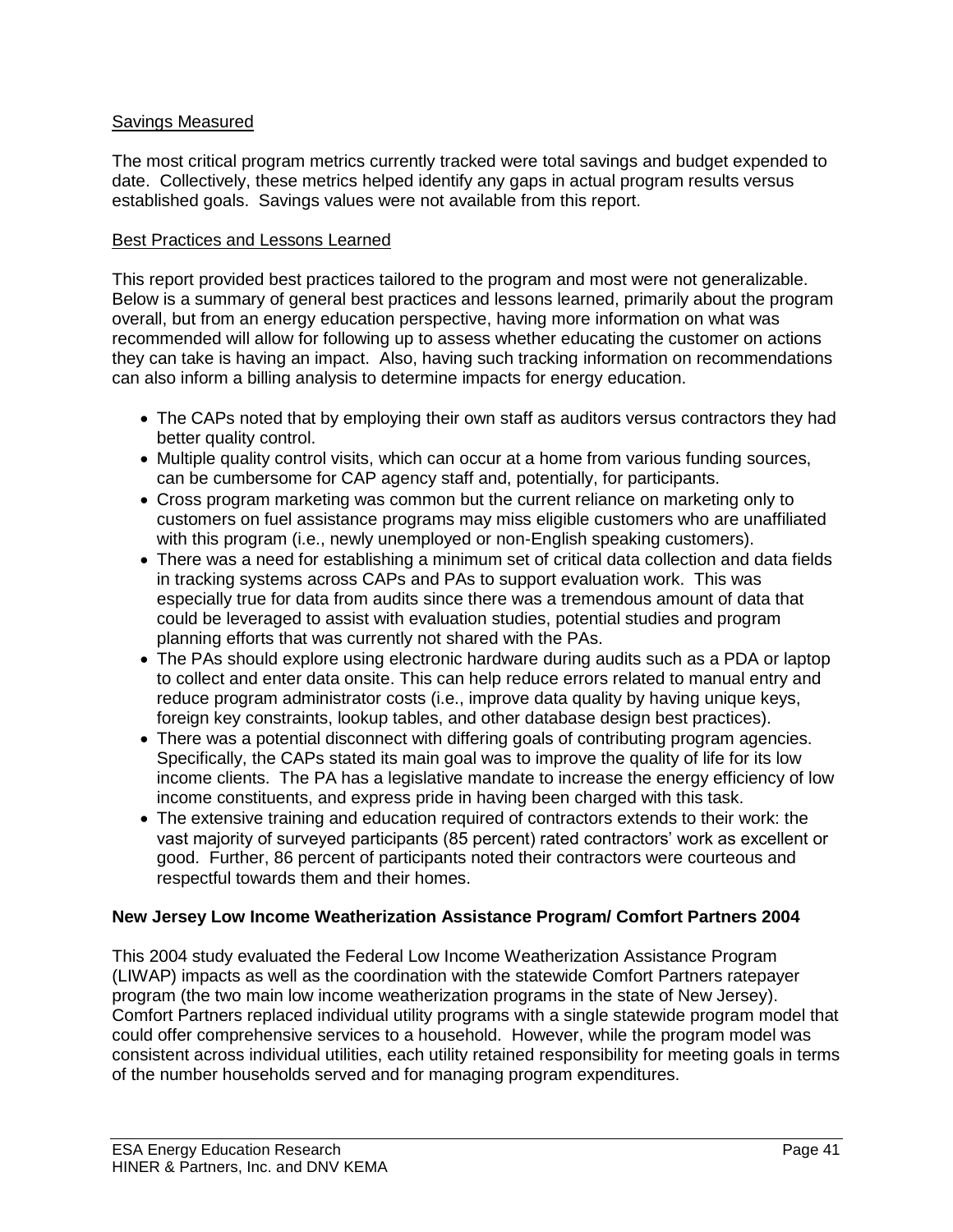<u>Savings Measured</u>

The most critical program metrics currently tracked were total savings and budget expended to date. Collectively, these metrics helped identify any gaps in actual program results versus established goals. Savings values were not available from this report.

<u>Best Practices and Lessons Learned</u>

This report provided best practices tailored to the program and most were not generalizable. Below is a summary of general best practices and lessons learned, primarily about the program overall, but from an energy education perspective, having more information on what was recommended will allow for following up to assess whether educating the customer on actions they can take is having an impact. Also, having such tracking information on recommendations can also inform a billing analysis to determine impacts for energy education.

- The CAPs noted that by employing their own staff as auditors versus contractors they had better quality control.
- Multiple quality control visits, which can occur at a home from various funding sources, can be cumbersome for CAP agency staff and, potentially, for participants.
- Cross program marketing was common but the current reliance on marketing only to customers on fuel assistance programs may miss eligible customers who are unaffiliated with this program (i.e., newly unemployed or non-English speaking customers).
- There was a need for establishing a minimum set of critical data collection and data fields in tracking systems across CAPs and PAs to support evaluation work. This was especially true for data from audits since there was a tremendous amount of data that could be leveraged to assist with evaluation studies, potential studies and program planning efforts that was currently not shared with the PAs.
- The PAs should explore using electronic hardware during audits such as a PDA or laptop to collect and enter data onsite. This can help reduce errors related to manual entry and reduce program administrator costs (i.e., improve data quality by having unique keys, foreign key constraints, lookup tables, and other database design best practices).
- There was a potential disconnect with differing goals of contributing program agencies. Specifically, the CAPs stated its main goal was to improve the quality of life for its low income clients. The PA has a legislative mandate to increase the energy efficiency of low income constituents, and express pride in having been charged with this task.
- The extensive training and education required of contractors extends to their work: the vast majority of surveyed participants (85 percent) rated contractors' work as excellent or good. Further, 86 percent of participants noted their contractors were courteous and respectful towards them and their homes.

**New Jersey Low Income Weatherization Assistance Program/ Comfort Partners 2004**

This 2004 study evaluated the Federal Low Income Weatherization Assistance Program (LIWAP) impacts as well as the coordination with the statewide Comfort Partners ratepayer program (the two main low income weatherization programs in the state of New Jersey). Comfort Partners replaced individual utility programs with a single statewide program model that could offer comprehensive services to a household. However, while the program model was consistent across individual utilities, each utility retained responsibility for meeting goals in terms of the number households served and for managing program expenditures.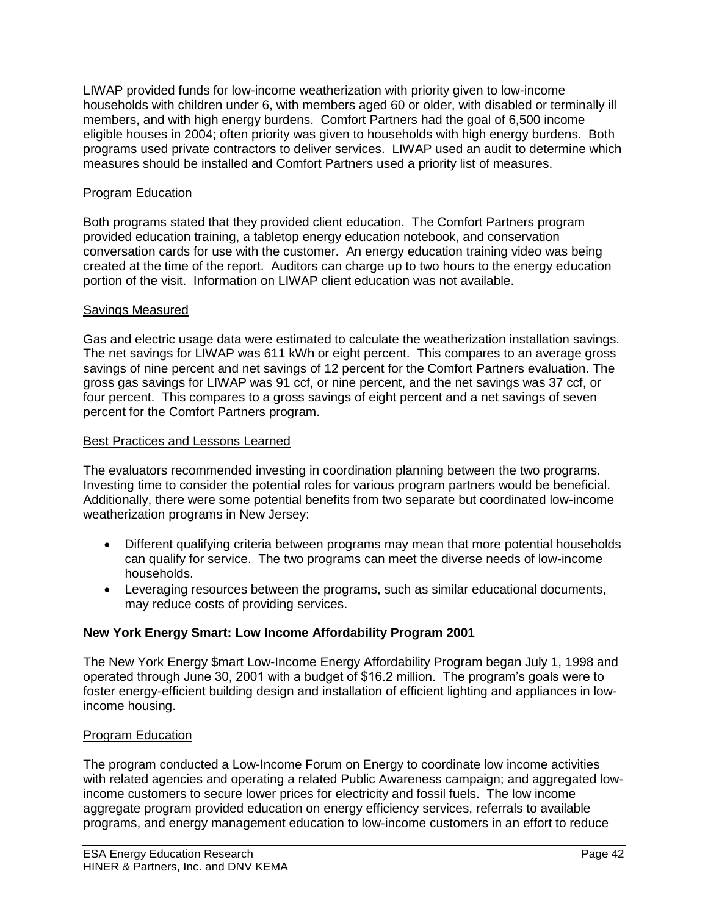LIWAP provided funds for low-income weatherization with priority given to low-income households with children under 6, with members aged 60 or older, with disabled or terminally ill members, and with high energy burdens. Comfort Partners had the goal of 6,500 income eligible houses in 2004; often priority was given to households with high energy burdens. Both programs used private contractors to deliver services. LIWAP used an audit to determine which measures should be installed and Comfort Partners used a priority list of measures.

Program Education

Both programs stated that they provided client education. The Comfort Partners program provided education training, a tabletop energy education notebook, and conservation conversation cards for use with the customer. An energy education training video was being created at the time of the report. Auditors can charge up to two hours to the energy education portion of the visit. Information on LIWAP client education was not available.

Savings Measured

Gas and electric usage data were estimated to calculate the weatherization installation savings. The net savings for LIWAP was 611 kWh or eight percent. This compares to an average gross savings of nine percent and net savings of 12 percent for the Comfort Partners evaluation. The gross gas savings for LIWAP was 91 ccf, or nine percent, and the net savings was 37 ccf, or four percent. This compares to a gross savings of eight percent and a net savings of seven percent for the Comfort Partners program.

Best Practices and Lessons Learned

The evaluators recommended investing in coordination planning between the two programs. Investing time to consider the potential roles for various program partners would be beneficial. Additionally, there were some potential benefits from two separate but coordinated low-income weatherization programs in New Jersey:

- Different qualifying criteria between programs may mean that more potential households can qualify for service. The two programs can meet the diverse needs of low-income households.
- Leveraging resources between the programs, such as similar educational documents, may reduce costs of providing services.

**New York Energy Smart: Low Income Affordability Program 2001**

The New York Energy $mart Low-Income Energy Affordability Program began July 1, 1998 and operated through June 30, 2001 with a budget of $16.2 million. The program's goals were to foster energy-efficient building design and installation of efficient lighting and appliances in low-income housing.

Program Education

The program conducted a Low-Income Forum on Energy to coordinate low income activities with related agencies and operating a related Public Awareness campaign; and aggregated low-income customers to secure lower prices for electricity and fossil fuels. The low income aggregate program provided education on energy efficiency services, referrals to available programs, and energy management education to low-income customers in an effort to reduce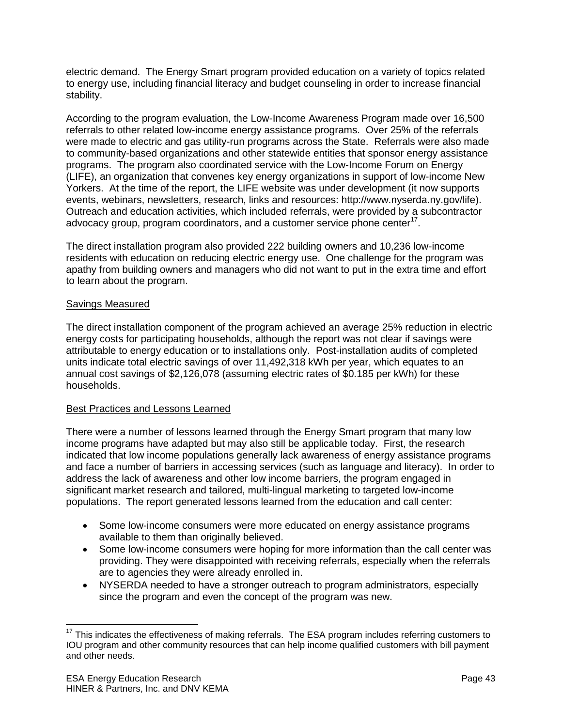electric demand. The Energy Smart program provided education on a variety of topics related to energy use, including financial literacy and budget counseling in order to increase financial stability.

According to the program evaluation, the Low-Income Awareness Program made over 16,500 referrals to other related low-income energy assistance programs. Over 25% of the referrals were made to electric and gas utility-run programs across the State. Referrals were also made to community-based organizations and other statewide entities that sponsor energy assistance programs. The program also coordinated service with the Low-Income Forum on Energy (LIFE), an organization that convenes key energy organizations in support of low-income New Yorkers. At the time of the report, the LIFE website was under development (it now supports events, webinars, newsletters, research, links and resources: http://www.nyserda.ny.gov/life). Outreach and education activities, which included referrals, were provided by a subcontractor advocacy group, program coordinators, and a customer service phone center[17].

The direct installation program also provided 222 building owners and 10,236 low-income residents with education on reducing electric energy use. One challenge for the program was apathy from building owners and managers who did not want to put in the extra time and effort to learn about the program.

<u>Savings Measured</u>

The direct installation component of the program achieved an average 25% reduction in electric energy costs for participating households, although the report was not clear if savings were attributable to energy education or to installations only. Post-installation audits of completed units indicate total electric savings of over 11,492,318 kWh per year, which equates to an annual cost savings of $2,126,078 (assuming electric rates of $0.185 per kWh) for these households.

<u>Best Practices and Lessons Learned</u>

There were a number of lessons learned through the Energy Smart program that many low income programs have adapted but may also still be applicable today. First, the research indicated that low income populations generally lack awareness of energy assistance programs and face a number of barriers in accessing services (such as language and literacy). In order to address the lack of awareness and other low income barriers, the program engaged in significant market research and tailored, multi-lingual marketing to targeted low-income populations. The report generated lessons learned from the education and call center:

- Some low-income consumers were more educated on energy assistance programs available to them than originally believed.
- Some low-income consumers were hoping for more information than the call center was providing. They were disappointed with receiving referrals, especially when the referrals are to agencies they were already enrolled in.
- NYSERDA needed to have a stronger outreach to program administrators, especially since the program and even the concept of the program was new.

[17] This indicates the effectiveness of making referrals. The ESA program includes referring customers to IOU program and other community resources that can help income qualified customers with bill payment and other needs.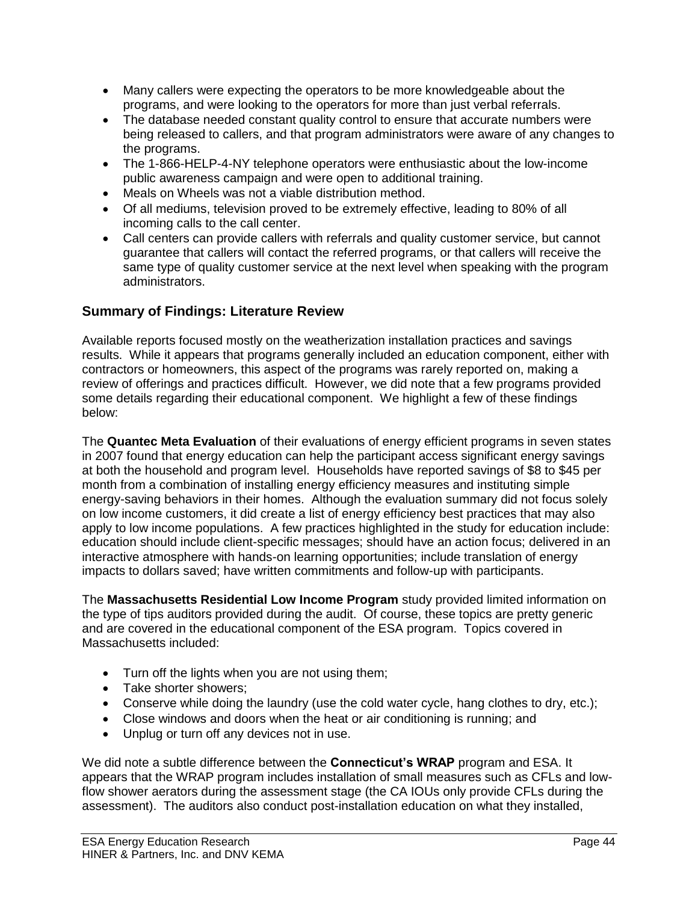- Many callers were expecting the operators to be more knowledgeable about the programs, and were looking to the operators for more than just verbal referrals.
- The database needed constant quality control to ensure that accurate numbers were being released to callers, and that program administrators were aware of any changes to the programs.
- The 1-866-HELP-4-NY telephone operators were enthusiastic about the low-income public awareness campaign and were open to additional training.
- Meals on Wheels was not a viable distribution method.
- Of all mediums, television proved to be extremely effective, leading to 80% of all incoming calls to the call center.
- Call centers can provide callers with referrals and quality customer service, but cannot guarantee that callers will contact the referred programs, or that callers will receive the same type of quality customer service at the next level when speaking with the program administrators.

## Summary of Findings: Literature Review

Available reports focused mostly on the weatherization installation practices and savings results. While it appears that programs generally included an education component, either with contractors or homeowners, this aspect of the programs was rarely reported on, making a review of offerings and practices difficult. However, we did note that a few programs provided some details regarding their educational component. We highlight a few of these findings below:

The **Quantec Meta Evaluation** of their evaluations of energy efficient programs in seven states in 2007 found that energy education can help the participant access significant energy savings at both the household and program level. Households have reported savings of $8 to $45 per month from a combination of installing energy efficiency measures and instituting simple energy-saving behaviors in their homes. Although the evaluation summary did not focus solely on low income customers, it did create a list of energy efficiency best practices that may also apply to low income populations. A few practices highlighted in the study for education include: education should include client-specific messages; should have an action focus; delivered in an interactive atmosphere with hands-on learning opportunities; include translation of energy impacts to dollars saved; have written commitments and follow-up with participants.

The **Massachusetts Residential Low Income Program** study provided limited information on the type of tips auditors provided during the audit. Of course, these topics are pretty generic and are covered in the educational component of the ESA program. Topics covered in Massachusetts included:

- Turn off the lights when you are not using them;
- Take shorter showers;
- Conserve while doing the laundry (use the cold water cycle, hang clothes to dry, etc.);
- Close windows and doors when the heat or air conditioning is running; and
- Unplug or turn off any devices not in use.

We did note a subtle difference between the **Connecticut's WRAP** program and ESA. It appears that the WRAP program includes installation of small measures such as CFLs and low-flow shower aerators during the assessment stage (the CA IOUs only provide CFLs during the assessment). The auditors also conduct post-installation education on what they installed,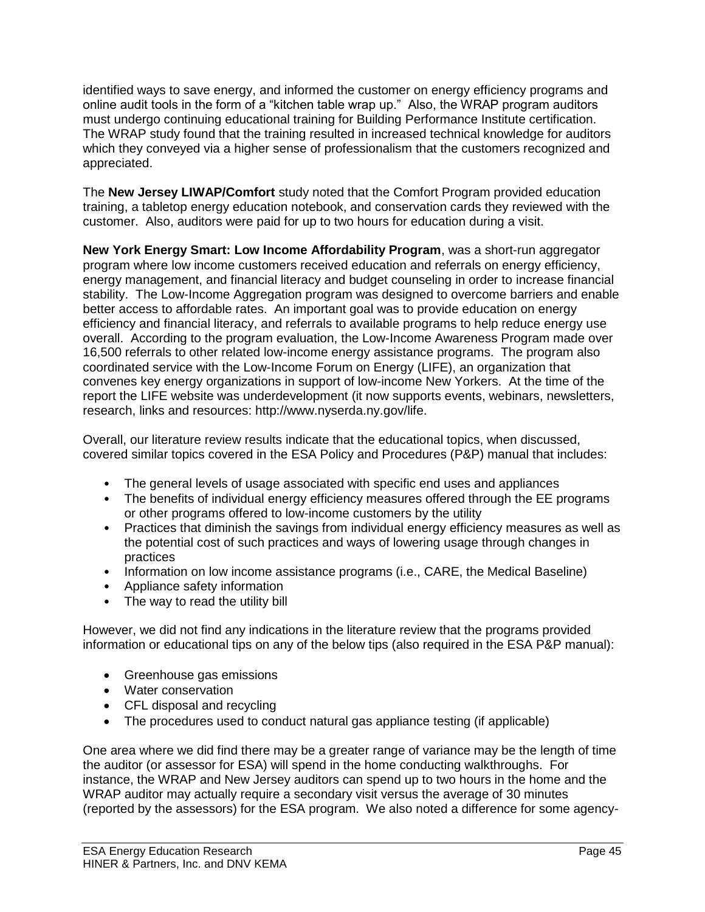identified ways to save energy, and informed the customer on energy efficiency programs and online audit tools in the form of a "kitchen table wrap up." Also, the WRAP program auditors must undergo continuing educational training for Building Performance Institute certification. The WRAP study found that the training resulted in increased technical knowledge for auditors which they conveyed via a higher sense of professionalism that the customers recognized and appreciated.

The **New Jersey LIWAP/Comfort** study noted that the Comfort Program provided education training, a tabletop energy education notebook, and conservation cards they reviewed with the customer. Also, auditors were paid for up to two hours for education during a visit.

**New York Energy Smart: Low Income Affordability Program**, was a short-run aggregator program where low income customers received education and referrals on energy efficiency, energy management, and financial literacy and budget counseling in order to increase financial stability. The Low-Income Aggregation program was designed to overcome barriers and enable better access to affordable rates. An important goal was to provide education on energy efficiency and financial literacy, and referrals to available programs to help reduce energy use overall. According to the program evaluation, the Low-Income Awareness Program made over 16,500 referrals to other related low-income energy assistance programs. The program also coordinated service with the Low-Income Forum on Energy (LIFE), an organization that convenes key energy organizations in support of low-income New Yorkers. At the time of the report the LIFE website was underdevelopment (it now supports events, webinars, newsletters, research, links and resources: http://www.nyserda.ny.gov/life.

Overall, our literature review results indicate that the educational topics, when discussed, covered similar topics covered in the ESA Policy and Procedures (P&P) manual that includes:

- The general levels of usage associated with specific end uses and appliances
- The benefits of individual energy efficiency measures offered through the EE programs or other programs offered to low-income customers by the utility
- Practices that diminish the savings from individual energy efficiency measures as well as the potential cost of such practices and ways of lowering usage through changes in practices
- Information on low income assistance programs (i.e., CARE, the Medical Baseline)
- Appliance safety information
- The way to read the utility bill

However, we did not find any indications in the literature review that the programs provided information or educational tips on any of the below tips (also required in the ESA P&P manual):

- Greenhouse gas emissions
- Water conservation
- CFL disposal and recycling
- The procedures used to conduct natural gas appliance testing (if applicable)

One area where we did find there may be a greater range of variance may be the length of time the auditor (or assessor for ESA) will spend in the home conducting walkthroughs. For instance, the WRAP and New Jersey auditors can spend up to two hours in the home and the WRAP auditor may actually require a secondary visit versus the average of 30 minutes (reported by the assessors) for the ESA program. We also noted a difference for some agency-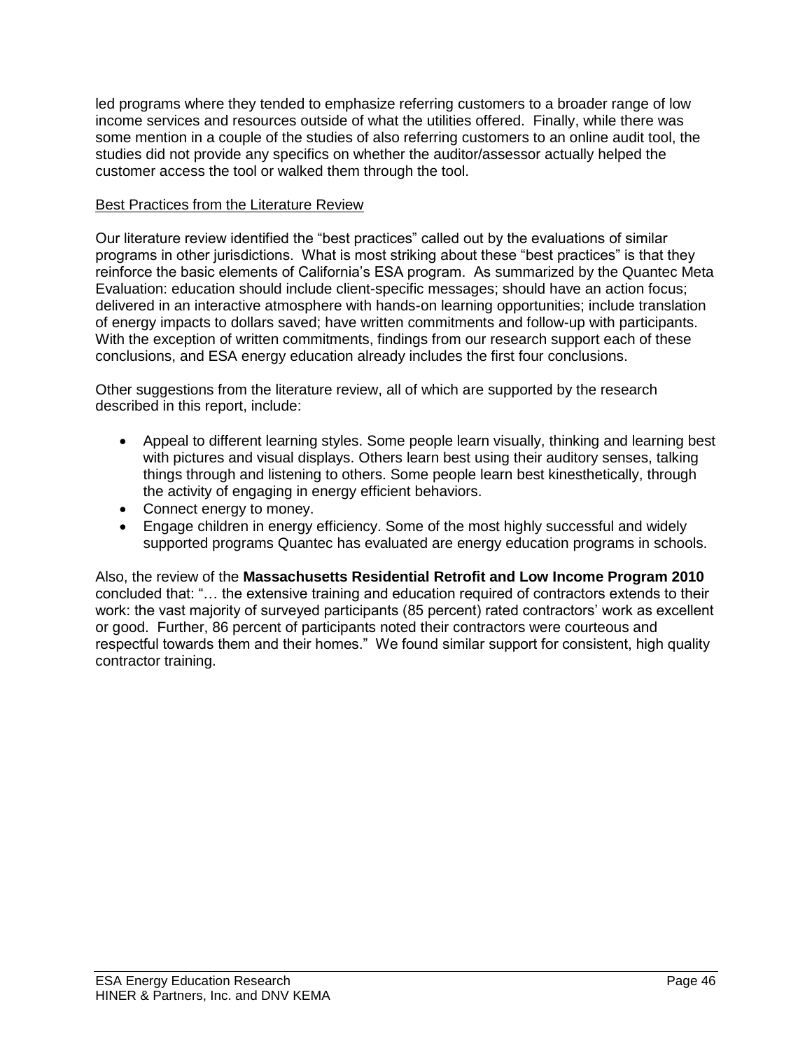led programs where they tended to emphasize referring customers to a broader range of low income services and resources outside of what the utilities offered. Finally, while there was some mention in a couple of the studies of also referring customers to an online audit tool, the studies did not provide any specifics on whether the auditor/assessor actually helped the customer access the tool or walked them through the tool.

Best Practices from the Literature Review

Our literature review identified the "best practices" called out by the evaluations of similar programs in other jurisdictions. What is most striking about these "best practices" is that they reinforce the basic elements of California's ESA program. As summarized by the Quantec Meta Evaluation: education should include client-specific messages; should have an action focus; delivered in an interactive atmosphere with hands-on learning opportunities; include translation of energy impacts to dollars saved; have written commitments and follow-up with participants. With the exception of written commitments, findings from our research support each of these conclusions, and ESA energy education already includes the first four conclusions.

Other suggestions from the literature review, all of which are supported by the research described in this report, include:

- Appeal to different learning styles. Some people learn visually, thinking and learning best with pictures and visual displays. Others learn best using their auditory senses, talking things through and listening to others. Some people learn best kinesthetically, through the activity of engaging in energy efficient behaviors.
- Connect energy to money.
- Engage children in energy efficiency. Some of the most highly successful and widely supported programs Quantec has evaluated are energy education programs in schools.

Also, the review of the **Massachusetts Residential Retrofit and Low Income Program 2010** concluded that: "… the extensive training and education required of contractors extends to their work: the vast majority of surveyed participants (85 percent) rated contractors' work as excellent or good. Further, 86 percent of participants noted their contractors were courteous and respectful towards them and their homes." We found similar support for consistent, high quality contractor training.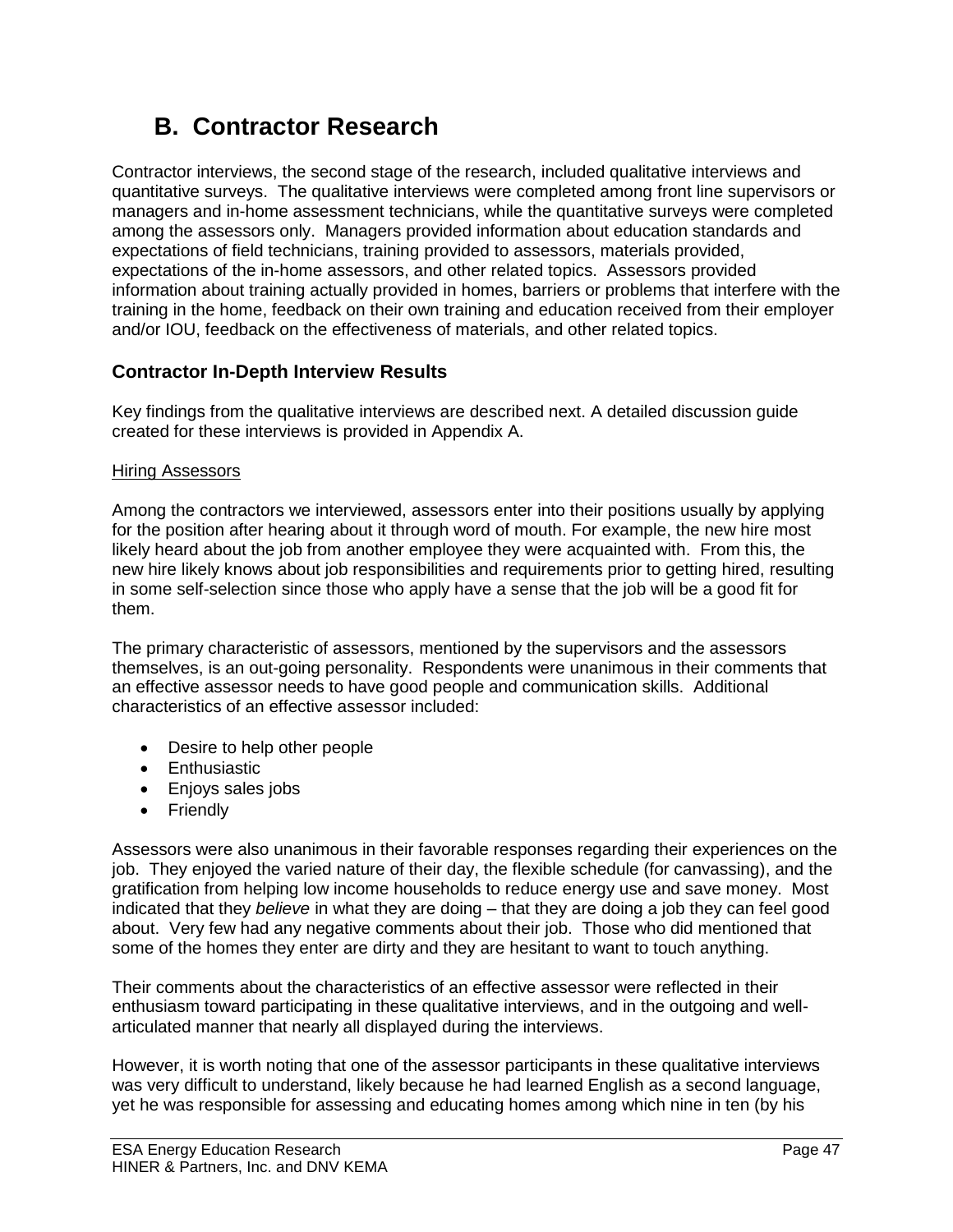## B. Contractor Research

Contractor interviews, the second stage of the research, included qualitative interviews and quantitative surveys. The qualitative interviews were completed among front line supervisors or managers and in-home assessment technicians, while the quantitative surveys were completed among the assessors only. Managers provided information about education standards and expectations of field technicians, training provided to assessors, materials provided, expectations of the in-home assessors, and other related topics. Assessors provided information about training actually provided in homes, barriers or problems that interfere with the training in the home, feedback on their own training and education received from their employer and/or IOU, feedback on the effectiveness of materials, and other related topics.

### Contractor In-Depth Interview Results

Key findings from the qualitative interviews are described next. A detailed discussion guide created for these interviews is provided in Appendix A.

Hiring Assessors

Among the contractors we interviewed, assessors enter into their positions usually by applying for the position after hearing about it through word of mouth. For example, the new hire most likely heard about the job from another employee they were acquainted with. From this, the new hire likely knows about job responsibilities and requirements prior to getting hired, resulting in some self-selection since those who apply have a sense that the job will be a good fit for them.

The primary characteristic of assessors, mentioned by the supervisors and the assessors themselves, is an out-going personality. Respondents were unanimous in their comments that an effective assessor needs to have good people and communication skills. Additional characteristics of an effective assessor included:

- Desire to help other people
- Enthusiastic
- Enjoys sales jobs
- Friendly

Assessors were also unanimous in their favorable responses regarding their experiences on the job. They enjoyed the varied nature of their day, the flexible schedule (for canvassing), and the gratification from helping low income households to reduce energy use and save money. Most indicated that they *believe* in what they are doing – that they are doing a job they can feel good about. Very few had any negative comments about their job. Those who did mentioned that some of the homes they enter are dirty and they are hesitant to want to touch anything.

Their comments about the characteristics of an effective assessor were reflected in their enthusiasm toward participating in these qualitative interviews, and in the outgoing and well-articulated manner that nearly all displayed during the interviews.

However, it is worth noting that one of the assessor participants in these qualitative interviews was very difficult to understand, likely because he had learned English as a second language, yet he was responsible for assessing and educating homes among which nine in ten (by his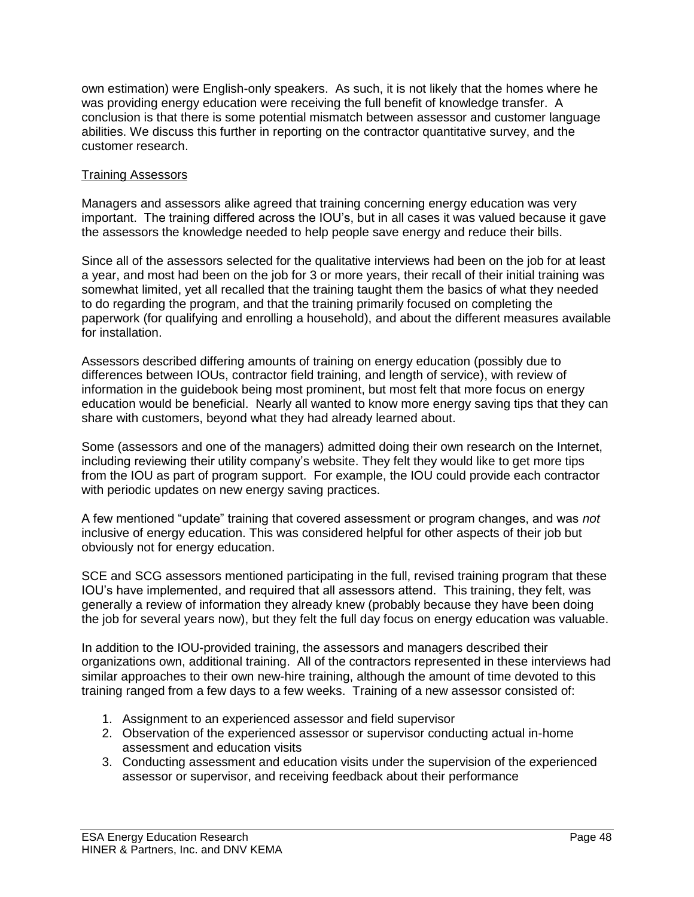own estimation) were English-only speakers. As such, it is not likely that the homes where he was providing energy education were receiving the full benefit of knowledge transfer. A conclusion is that there is some potential mismatch between assessor and customer language abilities. We discuss this further in reporting on the contractor quantitative survey, and the customer research.

<u>Training Assessors</u>

Managers and assessors alike agreed that training concerning energy education was very important. The training differed across the IOU's, but in all cases it was valued because it gave the assessors the knowledge needed to help people save energy and reduce their bills.

Since all of the assessors selected for the qualitative interviews had been on the job for at least a year, and most had been on the job for 3 or more years, their recall of their initial training was somewhat limited, yet all recalled that the training taught them the basics of what they needed to do regarding the program, and that the training primarily focused on completing the paperwork (for qualifying and enrolling a household), and about the different measures available for installation.

Assessors described differing amounts of training on energy education (possibly due to differences between IOUs, contractor field training, and length of service), with review of information in the guidebook being most prominent, but most felt that more focus on energy education would be beneficial. Nearly all wanted to know more energy saving tips that they can share with customers, beyond what they had already learned about.

Some (assessors and one of the managers) admitted doing their own research on the Internet, including reviewing their utility company's website. They felt they would like to get more tips from the IOU as part of program support. For example, the IOU could provide each contractor with periodic updates on new energy saving practices.

A few mentioned "update" training that covered assessment or program changes, and was *not* inclusive of energy education. This was considered helpful for other aspects of their job but obviously not for energy education.

SCE and SCG assessors mentioned participating in the full, revised training program that these IOU's have implemented, and required that all assessors attend. This training, they felt, was generally a review of information they already knew (probably because they have been doing the job for several years now), but they felt the full day focus on energy education was valuable.

In addition to the IOU-provided training, the assessors and managers described their organizations own, additional training. All of the contractors represented in these interviews had similar approaches to their own new-hire training, although the amount of time devoted to this training ranged from a few days to a few weeks. Training of a new assessor consisted of:

1. Assignment to an experienced assessor and field supervisor
2. Observation of the experienced assessor or supervisor conducting actual in-home assessment and education visits
3. Conducting assessment and education visits under the supervision of the experienced assessor or supervisor, and receiving feedback about their performance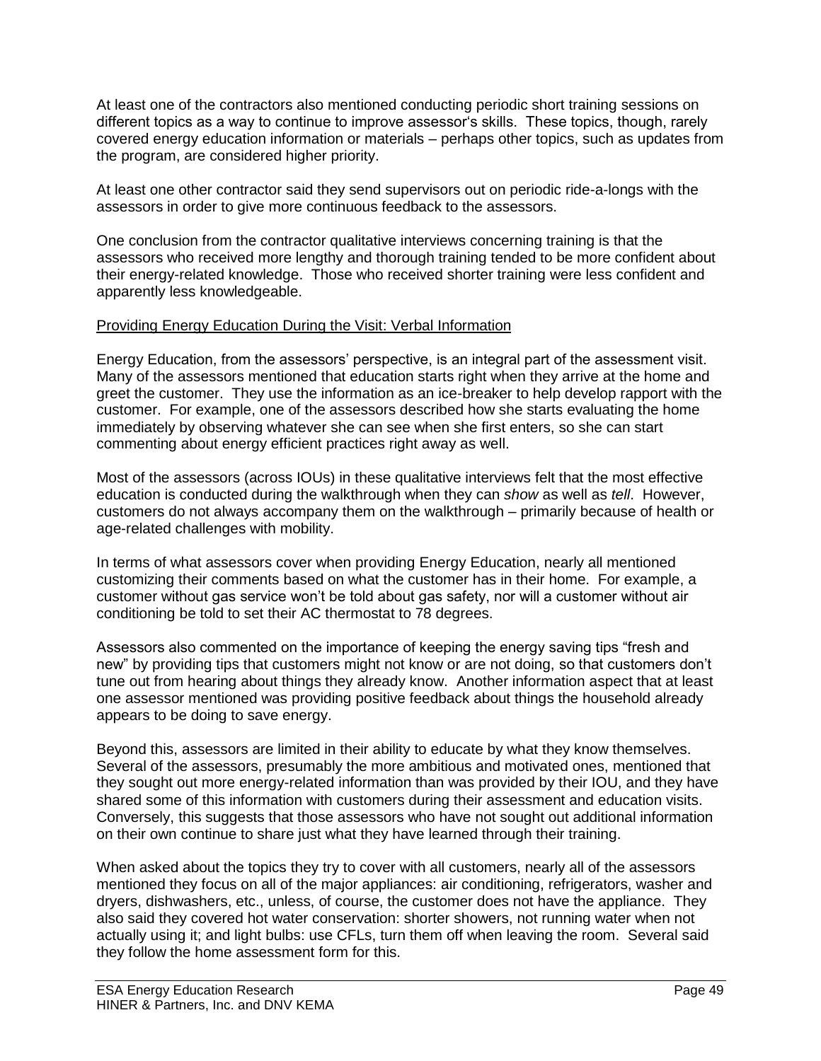At least one of the contractors also mentioned conducting periodic short training sessions on different topics as a way to continue to improve assessor's skills. These topics, though, rarely covered energy education information or materials – perhaps other topics, such as updates from the program, are considered higher priority.

At least one other contractor said they send supervisors out on periodic ride-a-longs with the assessors in order to give more continuous feedback to the assessors.

One conclusion from the contractor qualitative interviews concerning training is that the assessors who received more lengthy and thorough training tended to be more confident about their energy-related knowledge. Those who received shorter training were less confident and apparently less knowledgeable.

<u>Providing Energy Education During the Visit: Verbal Information</u>

Energy Education, from the assessors' perspective, is an integral part of the assessment visit. Many of the assessors mentioned that education starts right when they arrive at the home and greet the customer. They use the information as an ice-breaker to help develop rapport with the customer. For example, one of the assessors described how she starts evaluating the home immediately by observing whatever she can see when she first enters, so she can start commenting about energy efficient practices right away as well.

Most of the assessors (across IOUs) in these qualitative interviews felt that the most effective education is conducted during the walkthrough when they can *show* as well as *tell*. However, customers do not always accompany them on the walkthrough – primarily because of health or age-related challenges with mobility.

In terms of what assessors cover when providing Energy Education, nearly all mentioned customizing their comments based on what the customer has in their home. For example, a customer without gas service won't be told about gas safety, nor will a customer without air conditioning be told to set their AC thermostat to 78 degrees.

Assessors also commented on the importance of keeping the energy saving tips "fresh and new" by providing tips that customers might not know or are not doing, so that customers don't tune out from hearing about things they already know. Another information aspect that at least one assessor mentioned was providing positive feedback about things the household already appears to be doing to save energy.

Beyond this, assessors are limited in their ability to educate by what they know themselves. Several of the assessors, presumably the more ambitious and motivated ones, mentioned that they sought out more energy-related information than was provided by their IOU, and they have shared some of this information with customers during their assessment and education visits. Conversely, this suggests that those assessors who have not sought out additional information on their own continue to share just what they have learned through their training.

When asked about the topics they try to cover with all customers, nearly all of the assessors mentioned they focus on all of the major appliances: air conditioning, refrigerators, washer and dryers, dishwashers, etc., unless, of course, the customer does not have the appliance. They also said they covered hot water conservation: shorter showers, not running water when not actually using it; and light bulbs: use CFLs, turn them off when leaving the room. Several said they follow the home assessment form for this.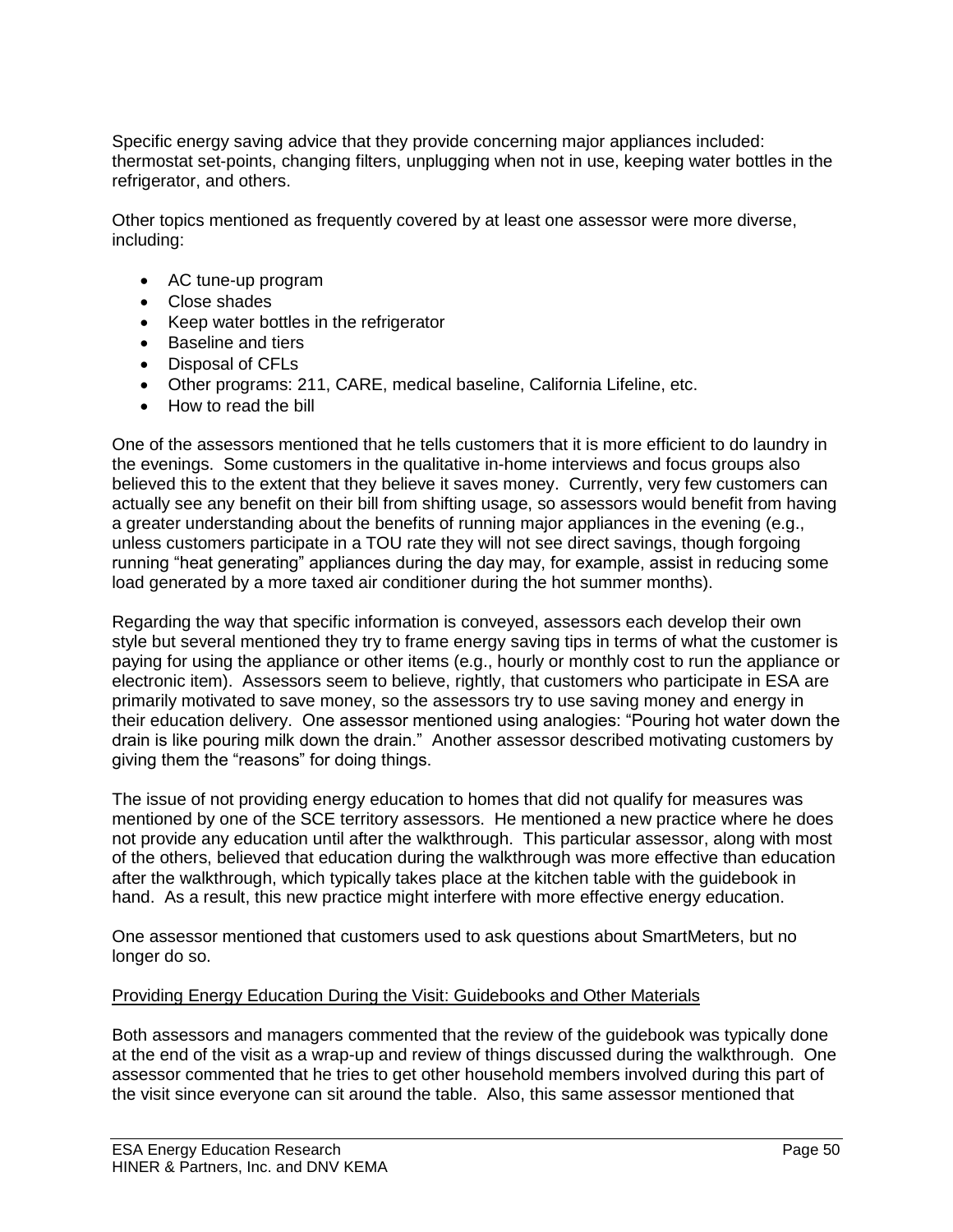Specific energy saving advice that they provide concerning major appliances included: thermostat set-points, changing filters, unplugging when not in use, keeping water bottles in the refrigerator, and others.

Other topics mentioned as frequently covered by at least one assessor were more diverse, including:

- AC tune-up program
- Close shades
- Keep water bottles in the refrigerator
- Baseline and tiers
- Disposal of CFLs
- Other programs: 211, CARE, medical baseline, California Lifeline, etc.
- How to read the bill

One of the assessors mentioned that he tells customers that it is more efficient to do laundry in the evenings. Some customers in the qualitative in-home interviews and focus groups also believed this to the extent that they believe it saves money. Currently, very few customers can actually see any benefit on their bill from shifting usage, so assessors would benefit from having a greater understanding about the benefits of running major appliances in the evening (e.g., unless customers participate in a TOU rate they will not see direct savings, though forgoing running "heat generating" appliances during the day may, for example, assist in reducing some load generated by a more taxed air conditioner during the hot summer months).

Regarding the way that specific information is conveyed, assessors each develop their own style but several mentioned they try to frame energy saving tips in terms of what the customer is paying for using the appliance or other items (e.g., hourly or monthly cost to run the appliance or electronic item). Assessors seem to believe, rightly, that customers who participate in ESA are primarily motivated to save money, so the assessors try to use saving money and energy in their education delivery. One assessor mentioned using analogies: "Pouring hot water down the drain is like pouring milk down the drain." Another assessor described motivating customers by giving them the "reasons" for doing things.

The issue of not providing energy education to homes that did not qualify for measures was mentioned by one of the SCE territory assessors. He mentioned a new practice where he does not provide any education until after the walkthrough. This particular assessor, along with most of the others, believed that education during the walkthrough was more effective than education after the walkthrough, which typically takes place at the kitchen table with the guidebook in hand. As a result, this new practice might interfere with more effective energy education.

One assessor mentioned that customers used to ask questions about SmartMeters, but no longer do so.

<u>Providing Energy Education During the Visit: Guidebooks and Other Materials</u>

Both assessors and managers commented that the review of the guidebook was typically done at the end of the visit as a wrap-up and review of things discussed during the walkthrough. One assessor commented that he tries to get other household members involved during this part of the visit since everyone can sit around the table. Also, this same assessor mentioned that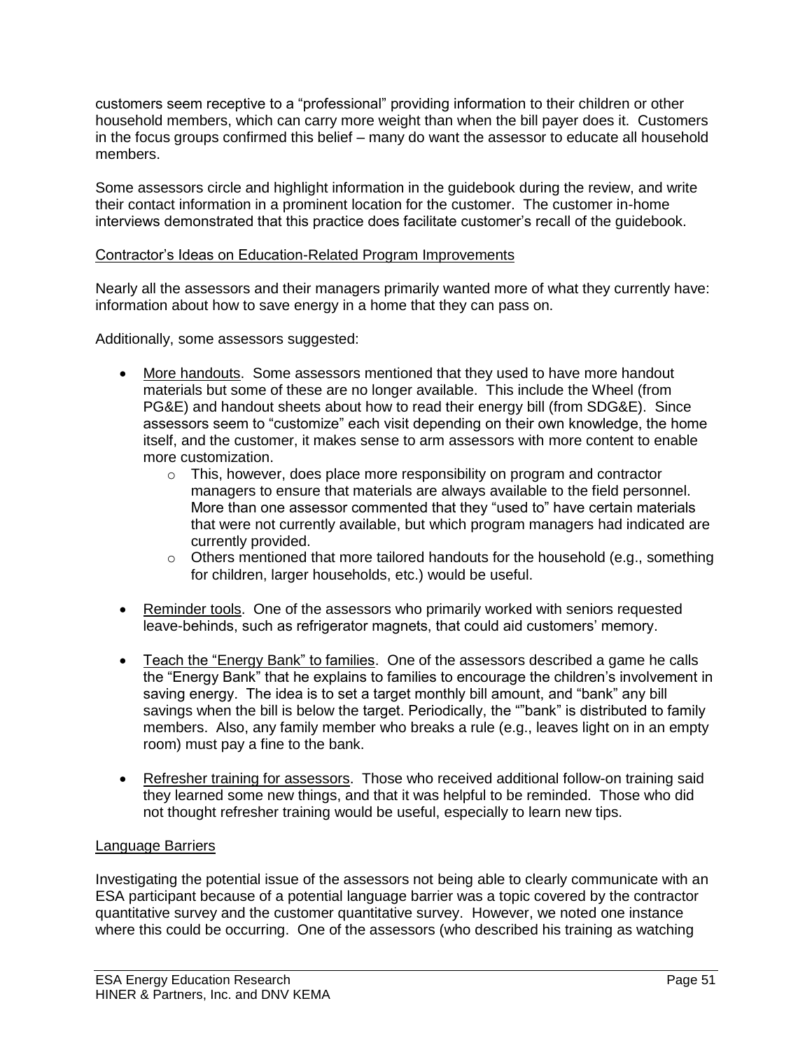customers seem receptive to a “professional” providing information to their children or other household members, which can carry more weight than when the bill payer does it. Customers in the focus groups confirmed this belief – many do want the assessor to educate all household members.

Some assessors circle and highlight information in the guidebook during the review, and write their contact information in a prominent location for the customer. The customer in-home interviews demonstrated that this practice does facilitate customer’s recall of the guidebook.

<u>Contractor’s Ideas on Education-Related Program Improvements</u>

Nearly all the assessors and their managers primarily wanted more of what they currently have: information about how to save energy in a home that they can pass on.

Additionally, some assessors suggested:

- <u>More handouts</u>. Some assessors mentioned that they used to have more handout materials but some of these are no longer available. This include the Wheel (from PG&E) and handout sheets about how to read their energy bill (from SDG&E). Since assessors seem to “customize” each visit depending on their own knowledge, the home itself, and the customer, it makes sense to arm assessors with more content to enable more customization.
    - This, however, does place more responsibility on program and contractor managers to ensure that materials are always available to the field personnel. More than one assessor commented that they “used to” have certain materials that were not currently available, but which program managers had indicated are currently provided.
    - Others mentioned that more tailored handouts for the household (e.g., something for children, larger households, etc.) would be useful.
- <u>Reminder tools</u>. One of the assessors who primarily worked with seniors requested leave-behinds, such as refrigerator magnets, that could aid customers’ memory.
- <u>Teach the “Energy Bank” to families</u>. One of the assessors described a game he calls the “Energy Bank” that he explains to families to encourage the children’s involvement in saving energy. The idea is to set a target monthly bill amount, and “bank” any bill savings when the bill is below the target. Periodically, the “”bank” is distributed to family members. Also, any family member who breaks a rule (e.g., leaves light on in an empty room) must pay a fine to the bank.
- <u>Refresher training for assessors</u>. Those who received additional follow-on training said they learned some new things, and that it was helpful to be reminded. Those who did not thought refresher training would be useful, especially to learn new tips.

<u>Language Barriers</u>

Investigating the potential issue of the assessors not being able to clearly communicate with an ESA participant because of a potential language barrier was a topic covered by the contractor quantitative survey and the customer quantitative survey. However, we noted one instance where this could be occurring. One of the assessors (who described his training as watching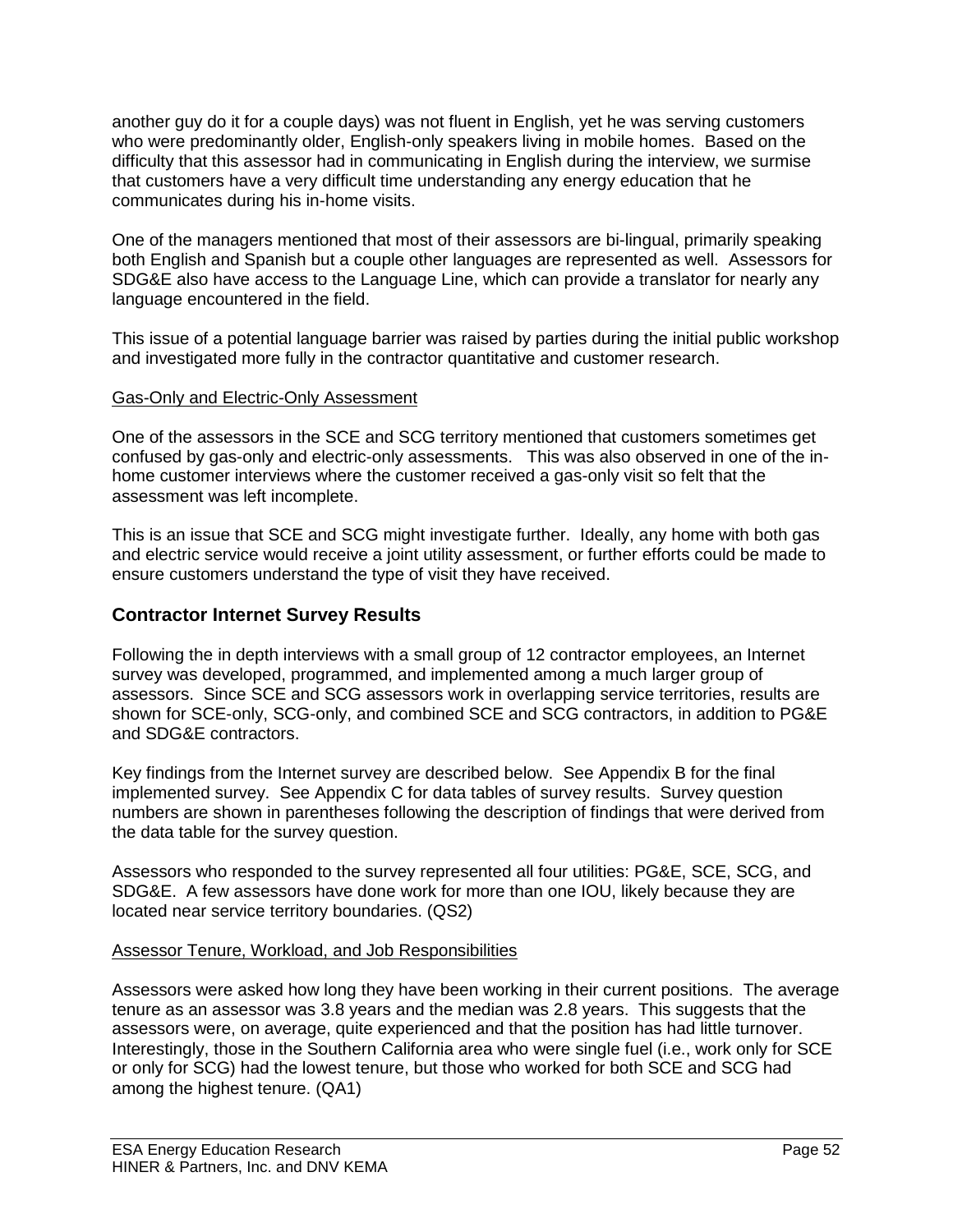another guy do it for a couple days) was not fluent in English, yet he was serving customers who were predominantly older, English-only speakers living in mobile homes. Based on the difficulty that this assessor had in communicating in English during the interview, we surmise that customers have a very difficult time understanding any energy education that he communicates during his in-home visits.

One of the managers mentioned that most of their assessors are bi-lingual, primarily speaking both English and Spanish but a couple other languages are represented as well. Assessors for SDG&E also have access to the Language Line, which can provide a translator for nearly any language encountered in the field.

This issue of a potential language barrier was raised by parties during the initial public workshop and investigated more fully in the contractor quantitative and customer research.

<u>Gas-Only and Electric-Only Assessment</u>

One of the assessors in the SCE and SCG territory mentioned that customers sometimes get confused by gas-only and electric-only assessments. This was also observed in one of the in-home customer interviews where the customer received a gas-only visit so felt that the assessment was left incomplete.

This is an issue that SCE and SCG might investigate further. Ideally, any home with both gas and electric service would receive a joint utility assessment, or further efforts could be made to ensure customers understand the type of visit they have received.

## Contractor Internet Survey Results

Following the in depth interviews with a small group of 12 contractor employees, an Internet survey was developed, programmed, and implemented among a much larger group of assessors. Since SCE and SCG assessors work in overlapping service territories, results are shown for SCE-only, SCG-only, and combined SCE and SCG contractors, in addition to PG&E and SDG&E contractors.

Key findings from the Internet survey are described below. See Appendix B for the final implemented survey. See Appendix C for data tables of survey results. Survey question numbers are shown in parentheses following the description of findings that were derived from the data table for the survey question.

Assessors who responded to the survey represented all four utilities: PG&E, SCE, SCG, and SDG&E. A few assessors have done work for more than one IOU, likely because they are located near service territory boundaries. (QS2)

<u>Assessor Tenure, Workload, and Job Responsibilities</u>

Assessors were asked how long they have been working in their current positions. The average tenure as an assessor was 3.8 years and the median was 2.8 years. This suggests that the assessors were, on average, quite experienced and that the position has had little turnover. Interestingly, those in the Southern California area who were single fuel (i.e., work only for SCE or only for SCG) had the lowest tenure, but those who worked for both SCE and SCG had among the highest tenure. (QA1)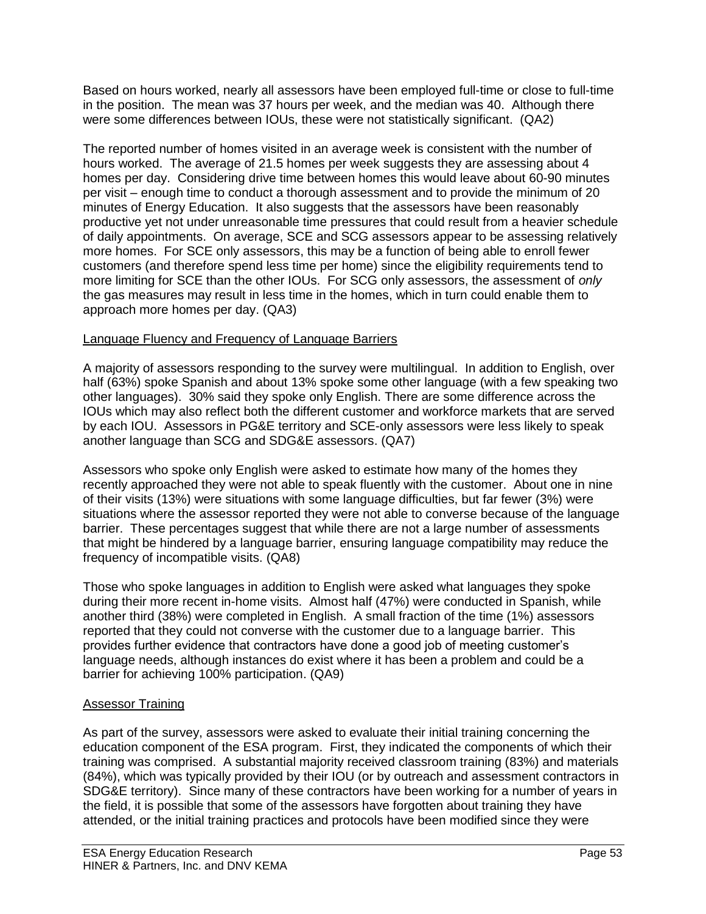Based on hours worked, nearly all assessors have been employed full-time or close to full-time in the position. The mean was 37 hours per week, and the median was 40. Although there were some differences between IOUs, these were not statistically significant. (QA2)

The reported number of homes visited in an average week is consistent with the number of hours worked. The average of 21.5 homes per week suggests they are assessing about 4 homes per day. Considering drive time between homes this would leave about 60-90 minutes per visit – enough time to conduct a thorough assessment and to provide the minimum of 20 minutes of Energy Education. It also suggests that the assessors have been reasonably productive yet not under unreasonable time pressures that could result from a heavier schedule of daily appointments. On average, SCE and SCG assessors appear to be assessing relatively more homes. For SCE only assessors, this may be a function of being able to enroll fewer customers (and therefore spend less time per home) since the eligibility requirements tend to more limiting for SCE than the other IOUs. For SCG only assessors, the assessment of *only* the gas measures may result in less time in the homes, which in turn could enable them to approach more homes per day. (QA3)

<u>Language Fluency and Frequency of Language Barriers</u>

A majority of assessors responding to the survey were multilingual. In addition to English, over half (63%) spoke Spanish and about 13% spoke some other language (with a few speaking two other languages). 30% said they spoke only English. There are some difference across the IOUs which may also reflect both the different customer and workforce markets that are served by each IOU. Assessors in PG&E territory and SCE-only assessors were less likely to speak another language than SCG and SDG&E assessors. (QA7)

Assessors who spoke only English were asked to estimate how many of the homes they recently approached they were not able to speak fluently with the customer. About one in nine of their visits (13%) were situations with some language difficulties, but far fewer (3%) were situations where the assessor reported they were not able to converse because of the language barrier. These percentages suggest that while there are not a large number of assessments that might be hindered by a language barrier, ensuring language compatibility may reduce the frequency of incompatible visits. (QA8)

Those who spoke languages in addition to English were asked what languages they spoke during their more recent in-home visits. Almost half (47%) were conducted in Spanish, while another third (38%) were completed in English. A small fraction of the time (1%) assessors reported that they could not converse with the customer due to a language barrier. This provides further evidence that contractors have done a good job of meeting customer's language needs, although instances do exist where it has been a problem and could be a barrier for achieving 100% participation. (QA9)

<u>Assessor Training</u>

As part of the survey, assessors were asked to evaluate their initial training concerning the education component of the ESA program. First, they indicated the components of which their training was comprised. A substantial majority received classroom training (83%) and materials (84%), which was typically provided by their IOU (or by outreach and assessment contractors in SDG&E territory). Since many of these contractors have been working for a number of years in the field, it is possible that some of the assessors have forgotten about training they have attended, or the initial training practices and protocols have been modified since they were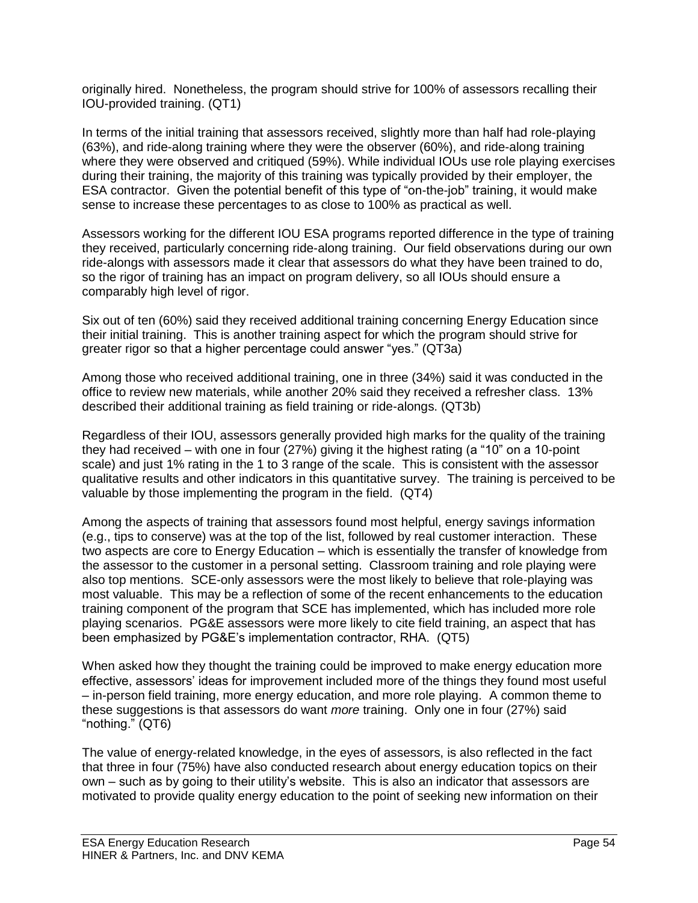originally hired. Nonetheless, the program should strive for 100% of assessors recalling their IOU-provided training. (QT1)

In terms of the initial training that assessors received, slightly more than half had role-playing (63%), and ride-along training where they were the observer (60%), and ride-along training where they were observed and critiqued (59%). While individual IOUs use role playing exercises during their training, the majority of this training was typically provided by their employer, the ESA contractor. Given the potential benefit of this type of "on-the-job" training, it would make sense to increase these percentages to as close to 100% as practical as well.

Assessors working for the different IOU ESA programs reported difference in the type of training they received, particularly concerning ride-along training. Our field observations during our own ride-alongs with assessors made it clear that assessors do what they have been trained to do, so the rigor of training has an impact on program delivery, so all IOUs should ensure a comparably high level of rigor.

Six out of ten (60%) said they received additional training concerning Energy Education since their initial training. This is another training aspect for which the program should strive for greater rigor so that a higher percentage could answer "yes." (QT3a)

Among those who received additional training, one in three (34%) said it was conducted in the office to review new materials, while another 20% said they received a refresher class. 13% described their additional training as field training or ride-alongs. (QT3b)

Regardless of their IOU, assessors generally provided high marks for the quality of the training they had received – with one in four (27%) giving it the highest rating (a "10" on a 10-point scale) and just 1% rating in the 1 to 3 range of the scale. This is consistent with the assessor qualitative results and other indicators in this quantitative survey. The training is perceived to be valuable by those implementing the program in the field. (QT4)

Among the aspects of training that assessors found most helpful, energy savings information (e.g., tips to conserve) was at the top of the list, followed by real customer interaction. These two aspects are core to Energy Education – which is essentially the transfer of knowledge from the assessor to the customer in a personal setting. Classroom training and role playing were also top mentions. SCE-only assessors were the most likely to believe that role-playing was most valuable. This may be a reflection of some of the recent enhancements to the education training component of the program that SCE has implemented, which has included more role playing scenarios. PG&E assessors were more likely to cite field training, an aspect that has been emphasized by PG&E's implementation contractor, RHA. (QT5)

When asked how they thought the training could be improved to make energy education more effective, assessors' ideas for improvement included more of the things they found most useful – in-person field training, more energy education, and more role playing. A common theme to these suggestions is that assessors do want *more* training. Only one in four (27%) said "nothing." (QT6)

The value of energy-related knowledge, in the eyes of assessors, is also reflected in the fact that three in four (75%) have also conducted research about energy education topics on their own – such as by going to their utility's website. This is also an indicator that assessors are motivated to provide quality energy education to the point of seeking new information on their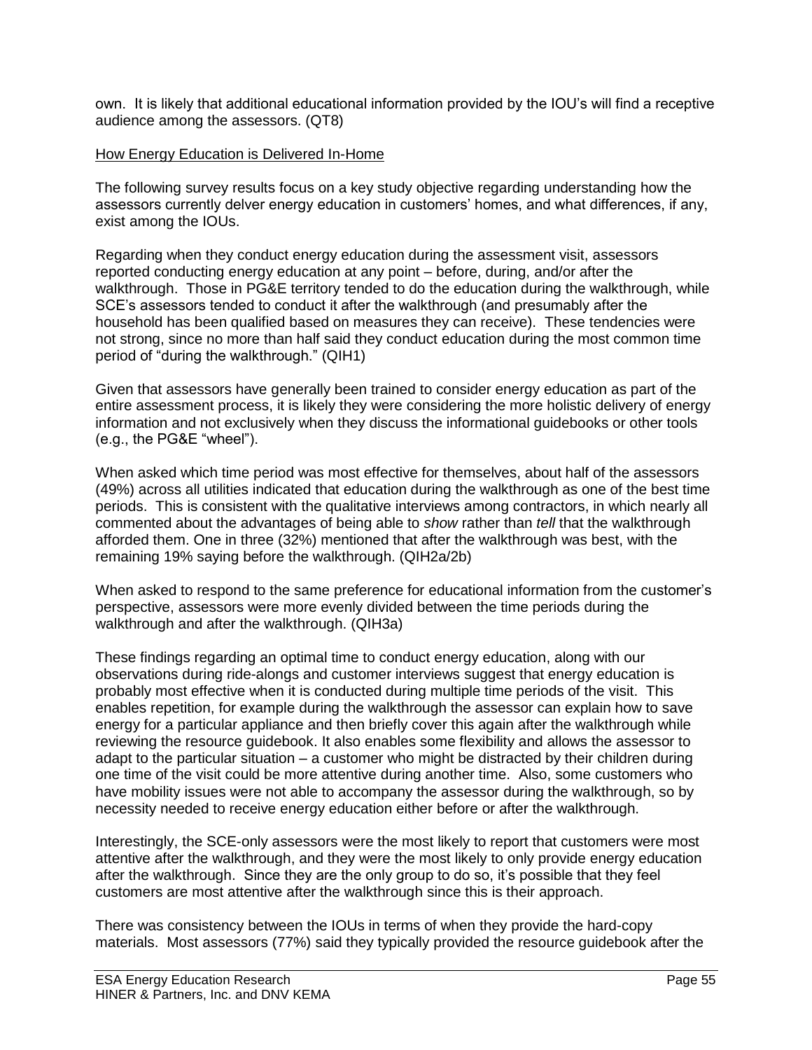own. It is likely that additional educational information provided by the IOU's will find a receptive audience among the assessors. (QT8)

How Energy Education is Delivered In-Home

The following survey results focus on a key study objective regarding understanding how the assessors currently delver energy education in customers' homes, and what differences, if any, exist among the IOUs.

Regarding when they conduct energy education during the assessment visit, assessors reported conducting energy education at any point – before, during, and/or after the walkthrough. Those in PG&E territory tended to do the education during the walkthrough, while SCE's assessors tended to conduct it after the walkthrough (and presumably after the household has been qualified based on measures they can receive). These tendencies were not strong, since no more than half said they conduct education during the most common time period of "during the walkthrough." (QIH1)

Given that assessors have generally been trained to consider energy education as part of the entire assessment process, it is likely they were considering the more holistic delivery of energy information and not exclusively when they discuss the informational guidebooks or other tools (e.g., the PG&E "wheel").

When asked which time period was most effective for themselves, about half of the assessors (49%) across all utilities indicated that education during the walkthrough as one of the best time periods. This is consistent with the qualitative interviews among contractors, in which nearly all commented about the advantages of being able to *show* rather than *tell* that the walkthrough afforded them. One in three (32%) mentioned that after the walkthrough was best, with the remaining 19% saying before the walkthrough. (QIH2a/2b)

When asked to respond to the same preference for educational information from the customer's perspective, assessors were more evenly divided between the time periods during the walkthrough and after the walkthrough. (QIH3a)

These findings regarding an optimal time to conduct energy education, along with our observations during ride-alongs and customer interviews suggest that energy education is probably most effective when it is conducted during multiple time periods of the visit. This enables repetition, for example during the walkthrough the assessor can explain how to save energy for a particular appliance and then briefly cover this again after the walkthrough while reviewing the resource guidebook. It also enables some flexibility and allows the assessor to adapt to the particular situation – a customer who might be distracted by their children during one time of the visit could be more attentive during another time. Also, some customers who have mobility issues were not able to accompany the assessor during the walkthrough, so by necessity needed to receive energy education either before or after the walkthrough.

Interestingly, the SCE-only assessors were the most likely to report that customers were most attentive after the walkthrough, and they were the most likely to only provide energy education after the walkthrough. Since they are the only group to do so, it's possible that they feel customers are most attentive after the walkthrough since this is their approach.

There was consistency between the IOUs in terms of when they provide the hard-copy materials. Most assessors (77%) said they typically provided the resource guidebook after the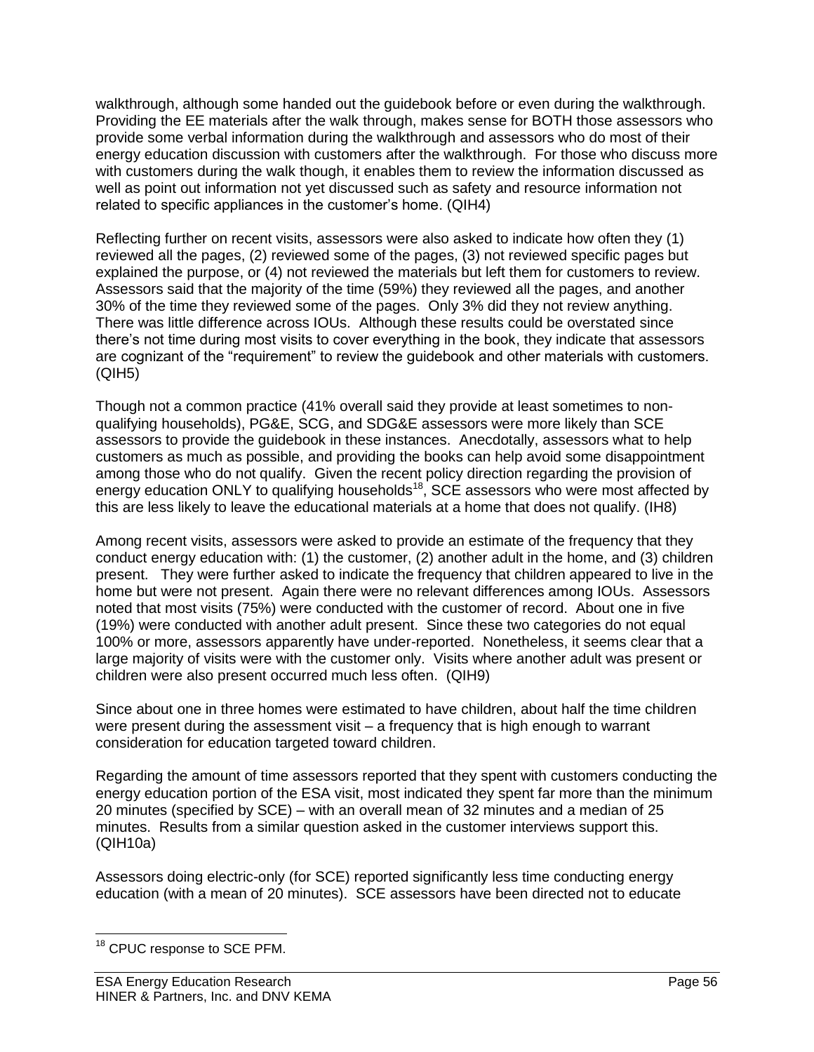walkthrough, although some handed out the guidebook before or even during the walkthrough. Providing the EE materials after the walk through, makes sense for BOTH those assessors who provide some verbal information during the walkthrough and assessors who do most of their energy education discussion with customers after the walkthrough. For those who discuss more with customers during the walk though, it enables them to review the information discussed as well as point out information not yet discussed such as safety and resource information not related to specific appliances in the customer's home. (QIH4)

Reflecting further on recent visits, assessors were also asked to indicate how often they (1) reviewed all the pages, (2) reviewed some of the pages, (3) not reviewed specific pages but explained the purpose, or (4) not reviewed the materials but left them for customers to review. Assessors said that the majority of the time (59%) they reviewed all the pages, and another 30% of the time they reviewed some of the pages. Only 3% did they not review anything. There was little difference across IOUs. Although these results could be overstated since there's not time during most visits to cover everything in the book, they indicate that assessors are cognizant of the "requirement" to review the guidebook and other materials with customers. (QIH5)

Though not a common practice (41% overall said they provide at least sometimes to non-qualifying households), PG&E, SCG, and SDG&E assessors were more likely than SCE assessors to provide the guidebook in these instances. Anecdotally, assessors what to help customers as much as possible, and providing the books can help avoid some disappointment among those who do not qualify. Given the recent policy direction regarding the provision of energy education ONLY to qualifying households[18], SCE assessors who were most affected by this are less likely to leave the educational materials at a home that does not qualify. (IH8)

Among recent visits, assessors were asked to provide an estimate of the frequency that they conduct energy education with: (1) the customer, (2) another adult in the home, and (3) children present. They were further asked to indicate the frequency that children appeared to live in the home but were not present. Again there were no relevant differences among IOUs. Assessors noted that most visits (75%) were conducted with the customer of record. About one in five (19%) were conducted with another adult present. Since these two categories do not equal 100% or more, assessors apparently have under-reported. Nonetheless, it seems clear that a large majority of visits were with the customer only. Visits where another adult was present or children were also present occurred much less often. (QIH9)

Since about one in three homes were estimated to have children, about half the time children were present during the assessment visit – a frequency that is high enough to warrant consideration for education targeted toward children.

Regarding the amount of time assessors reported that they spent with customers conducting the energy education portion of the ESA visit, most indicated they spent far more than the minimum 20 minutes (specified by SCE) – with an overall mean of 32 minutes and a median of 25 minutes. Results from a similar question asked in the customer interviews support this. (QIH10a)

Assessors doing electric-only (for SCE) reported significantly less time conducting energy education (with a mean of 20 minutes). SCE assessors have been directed not to educate

[18] CPUC response to SCE PFM.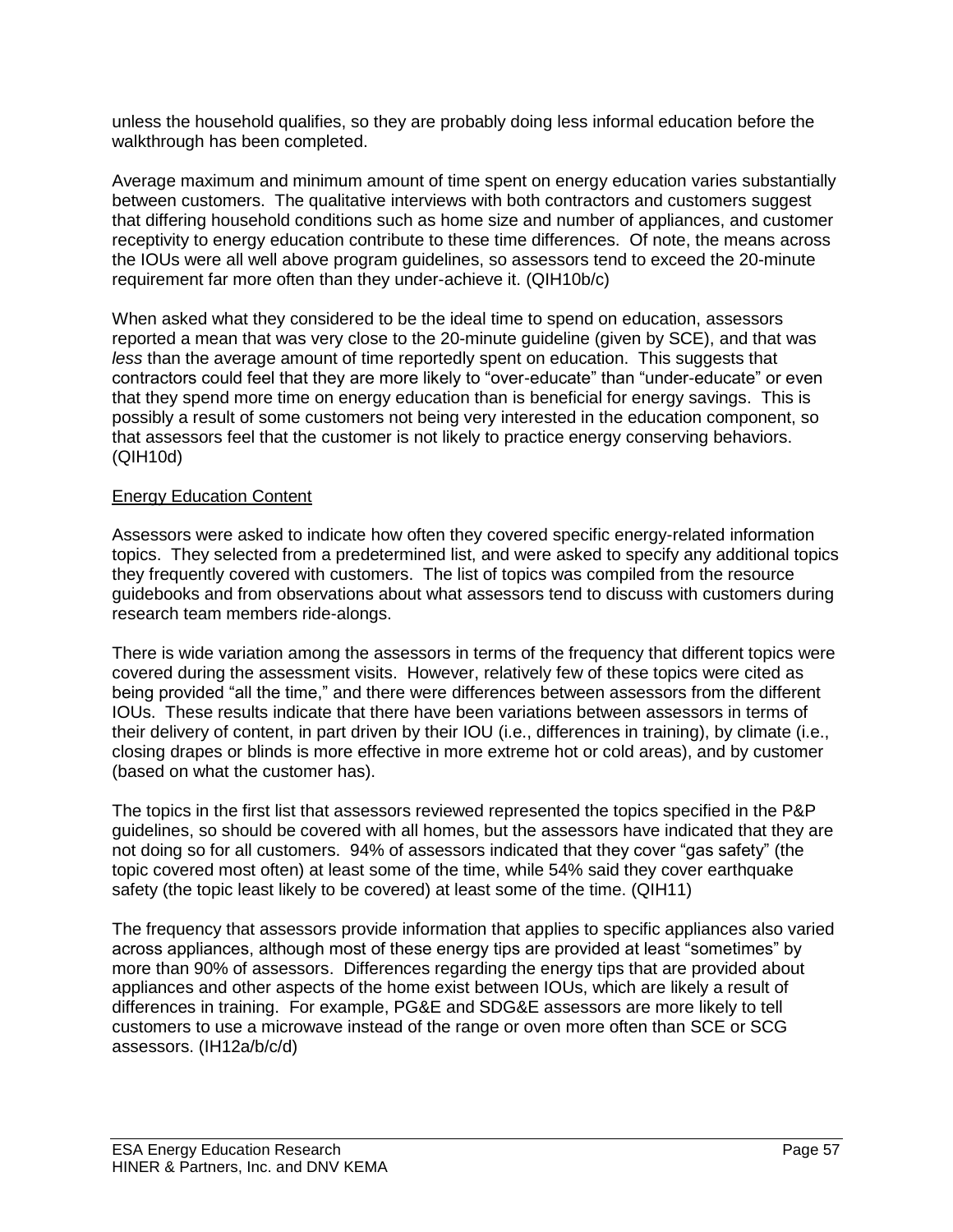unless the household qualifies, so they are probably doing less informal education before the walkthrough has been completed.

Average maximum and minimum amount of time spent on energy education varies substantially between customers. The qualitative interviews with both contractors and customers suggest that differing household conditions such as home size and number of appliances, and customer receptivity to energy education contribute to these time differences. Of note, the means across the IOUs were all well above program guidelines, so assessors tend to exceed the 20-minute requirement far more often than they under-achieve it. (QIH10b/c)

When asked what they considered to be the ideal time to spend on education, assessors reported a mean that was very close to the 20-minute guideline (given by SCE), and that was *less* than the average amount of time reportedly spent on education. This suggests that contractors could feel that they are more likely to "over-educate" than "under-educate" or even that they spend more time on energy education than is beneficial for energy savings. This is possibly a result of some customers not being very interested in the education component, so that assessors feel that the customer is not likely to practice energy conserving behaviors. (QIH10d)

<u>Energy Education Content</u>

Assessors were asked to indicate how often they covered specific energy-related information topics. They selected from a predetermined list, and were asked to specify any additional topics they frequently covered with customers. The list of topics was compiled from the resource guidebooks and from observations about what assessors tend to discuss with customers during research team members ride-alongs.

There is wide variation among the assessors in terms of the frequency that different topics were covered during the assessment visits. However, relatively few of these topics were cited as being provided "all the time," and there were differences between assessors from the different IOUs. These results indicate that there have been variations between assessors in terms of their delivery of content, in part driven by their IOU (i.e., differences in training), by climate (i.e., closing drapes or blinds is more effective in more extreme hot or cold areas), and by customer (based on what the customer has).

The topics in the first list that assessors reviewed represented the topics specified in the P&P guidelines, so should be covered with all homes, but the assessors have indicated that they are not doing so for all customers. 94% of assessors indicated that they cover "gas safety" (the topic covered most often) at least some of the time, while 54% said they cover earthquake safety (the topic least likely to be covered) at least some of the time. (QIH11)

The frequency that assessors provide information that applies to specific appliances also varied across appliances, although most of these energy tips are provided at least "sometimes" by more than 90% of assessors. Differences regarding the energy tips that are provided about appliances and other aspects of the home exist between IOUs, which are likely a result of differences in training. For example, PG&E and SDG&E assessors are more likely to tell customers to use a microwave instead of the range or oven more often than SCE or SCG assessors. (IH12a/b/c/d)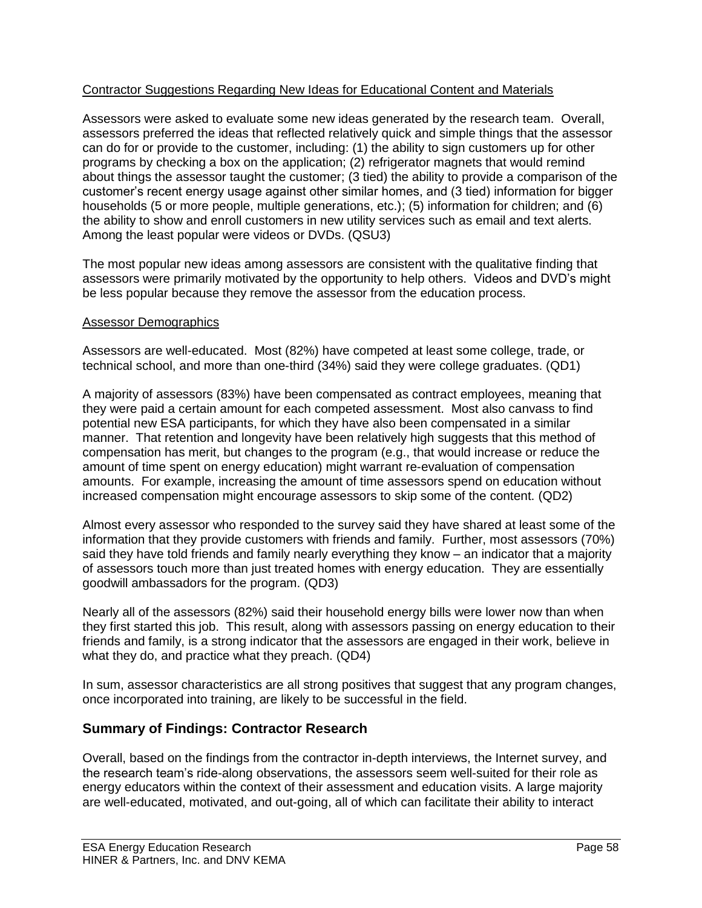Contractor Suggestions Regarding New Ideas for Educational Content and Materials

Assessors were asked to evaluate some new ideas generated by the research team. Overall, assessors preferred the ideas that reflected relatively quick and simple things that the assessor can do for or provide to the customer, including: (1) the ability to sign customers up for other programs by checking a box on the application; (2) refrigerator magnets that would remind about things the assessor taught the customer; (3 tied) the ability to provide a comparison of the customer's recent energy usage against other similar homes, and (3 tied) information for bigger households (5 or more people, multiple generations, etc.); (5) information for children; and (6) the ability to show and enroll customers in new utility services such as email and text alerts. Among the least popular were videos or DVDs. (QSU3)

The most popular new ideas among assessors are consistent with the qualitative finding that assessors were primarily motivated by the opportunity to help others. Videos and DVD's might be less popular because they remove the assessor from the education process.

Assessor Demographics

Assessors are well-educated. Most (82%) have competed at least some college, trade, or technical school, and more than one-third (34%) said they were college graduates. (QD1)

A majority of assessors (83%) have been compensated as contract employees, meaning that they were paid a certain amount for each competed assessment. Most also canvass to find potential new ESA participants, for which they have also been compensated in a similar manner. That retention and longevity have been relatively high suggests that this method of compensation has merit, but changes to the program (e.g., that would increase or reduce the amount of time spent on energy education) might warrant re-evaluation of compensation amounts. For example, increasing the amount of time assessors spend on education without increased compensation might encourage assessors to skip some of the content. (QD2)

Almost every assessor who responded to the survey said they have shared at least some of the information that they provide customers with friends and family. Further, most assessors (70%) said they have told friends and family nearly everything they know – an indicator that a majority of assessors touch more than just treated homes with energy education. They are essentially goodwill ambassadors for the program. (QD3)

Nearly all of the assessors (82%) said their household energy bills were lower now than when they first started this job. This result, along with assessors passing on energy education to their friends and family, is a strong indicator that the assessors are engaged in their work, believe in what they do, and practice what they preach. (QD4)

In sum, assessor characteristics are all strong positives that suggest that any program changes, once incorporated into training, are likely to be successful in the field.

## Summary of Findings: Contractor Research

Overall, based on the findings from the contractor in-depth interviews, the Internet survey, and the research team's ride-along observations, the assessors seem well-suited for their role as energy educators within the context of their assessment and education visits. A large majority are well-educated, motivated, and out-going, all of which can facilitate their ability to interact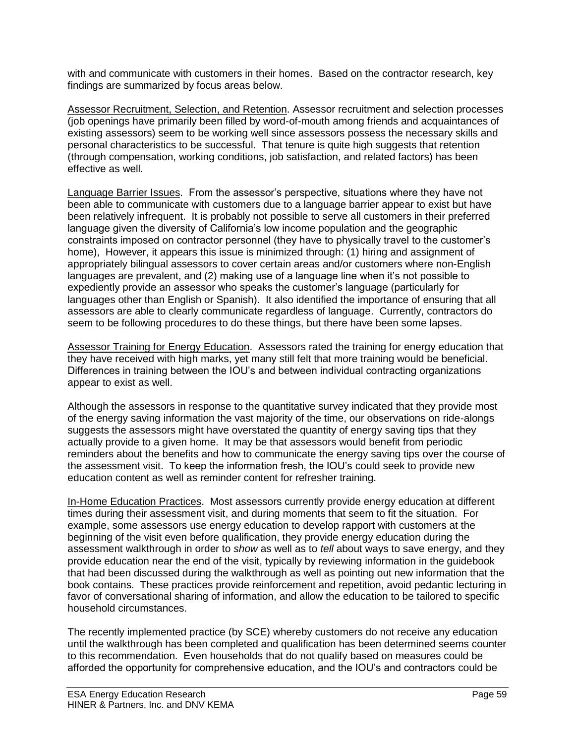with and communicate with customers in their homes. Based on the contractor research, key findings are summarized by focus areas below.

Assessor Recruitment, Selection, and Retention. Assessor recruitment and selection processes (job openings have primarily been filled by word-of-mouth among friends and acquaintances of existing assessors) seem to be working well since assessors possess the necessary skills and personal characteristics to be successful. That tenure is quite high suggests that retention (through compensation, working conditions, job satisfaction, and related factors) has been effective as well.

Language Barrier Issues. From the assessor's perspective, situations where they have not been able to communicate with customers due to a language barrier appear to exist but have been relatively infrequent. It is probably not possible to serve all customers in their preferred language given the diversity of California's low income population and the geographic constraints imposed on contractor personnel (they have to physically travel to the customer's home), However, it appears this issue is minimized through: (1) hiring and assignment of appropriately bilingual assessors to cover certain areas and/or customers where non-English languages are prevalent, and (2) making use of a language line when it's not possible to expediently provide an assessor who speaks the customer's language (particularly for languages other than English or Spanish). It also identified the importance of ensuring that all assessors are able to clearly communicate regardless of language. Currently, contractors do seem to be following procedures to do these things, but there have been some lapses.

Assessor Training for Energy Education. Assessors rated the training for energy education that they have received with high marks, yet many still felt that more training would be beneficial. Differences in training between the IOU's and between individual contracting organizations appear to exist as well.

Although the assessors in response to the quantitative survey indicated that they provide most of the energy saving information the vast majority of the time, our observations on ride-alongs suggests the assessors might have overstated the quantity of energy saving tips that they actually provide to a given home. It may be that assessors would benefit from periodic reminders about the benefits and how to communicate the energy saving tips over the course of the assessment visit. To keep the information fresh, the IOU's could seek to provide new education content as well as reminder content for refresher training.

In-Home Education Practices. Most assessors currently provide energy education at different times during their assessment visit, and during moments that seem to fit the situation. For example, some assessors use energy education to develop rapport with customers at the beginning of the visit even before qualification, they provide energy education during the assessment walkthrough in order to *show* as well as to *tell* about ways to save energy, and they provide education near the end of the visit, typically by reviewing information in the guidebook that had been discussed during the walkthrough as well as pointing out new information that the book contains. These practices provide reinforcement and repetition, avoid pedantic lecturing in favor of conversational sharing of information, and allow the education to be tailored to specific household circumstances.

The recently implemented practice (by SCE) whereby customers do not receive any education until the walkthrough has been completed and qualification has been determined seems counter to this recommendation. Even households that do not qualify based on measures could be afforded the opportunity for comprehensive education, and the IOU's and contractors could be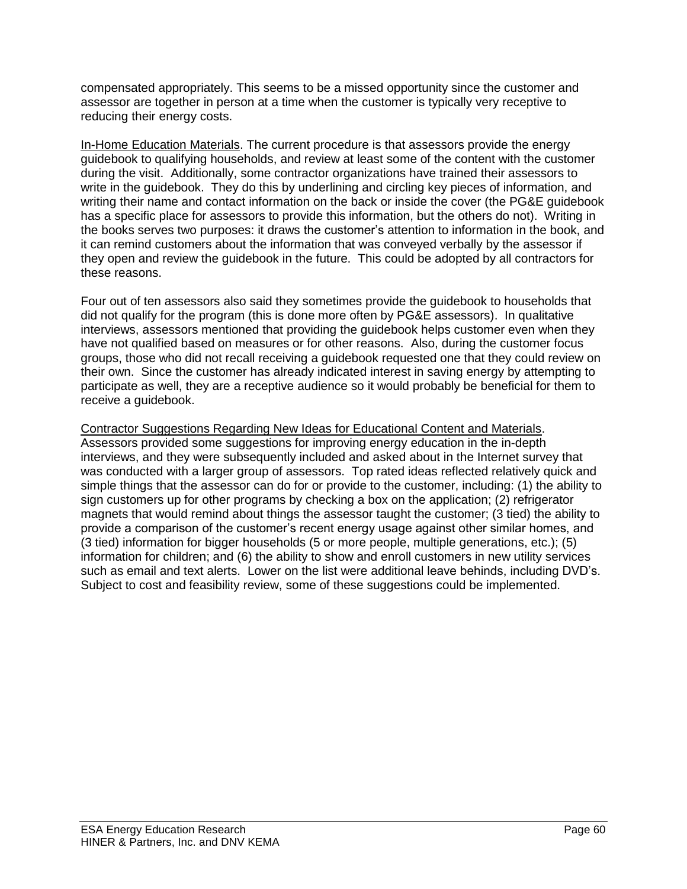compensated appropriately. This seems to be a missed opportunity since the customer and assessor are together in person at a time when the customer is typically very receptive to reducing their energy costs.

<u>In-Home Education Materials</u>. The current procedure is that assessors provide the energy guidebook to qualifying households, and review at least some of the content with the customer during the visit. Additionally, some contractor organizations have trained their assessors to write in the guidebook. They do this by underlining and circling key pieces of information, and writing their name and contact information on the back or inside the cover (the PG&E guidebook has a specific place for assessors to provide this information, but the others do not). Writing in the books serves two purposes: it draws the customer's attention to information in the book, and it can remind customers about the information that was conveyed verbally by the assessor if they open and review the guidebook in the future. This could be adopted by all contractors for these reasons.

Four out of ten assessors also said they sometimes provide the guidebook to households that did not qualify for the program (this is done more often by PG&E assessors). In qualitative interviews, assessors mentioned that providing the guidebook helps customer even when they have not qualified based on measures or for other reasons. Also, during the customer focus groups, those who did not recall receiving a guidebook requested one that they could review on their own. Since the customer has already indicated interest in saving energy by attempting to participate as well, they are a receptive audience so it would probably be beneficial for them to receive a guidebook.

<u>Contractor Suggestions Regarding New Ideas for Educational Content and Materials</u>. Assessors provided some suggestions for improving energy education in the in-depth interviews, and they were subsequently included and asked about in the Internet survey that was conducted with a larger group of assessors. Top rated ideas reflected relatively quick and simple things that the assessor can do for or provide to the customer, including: (1) the ability to sign customers up for other programs by checking a box on the application; (2) refrigerator magnets that would remind about things the assessor taught the customer; (3 tied) the ability to provide a comparison of the customer's recent energy usage against other similar homes, and (3 tied) information for bigger households (5 or more people, multiple generations, etc.); (5) information for children; and (6) the ability to show and enroll customers in new utility services such as email and text alerts. Lower on the list were additional leave behinds, including DVD's. Subject to cost and feasibility review, some of these suggestions could be implemented.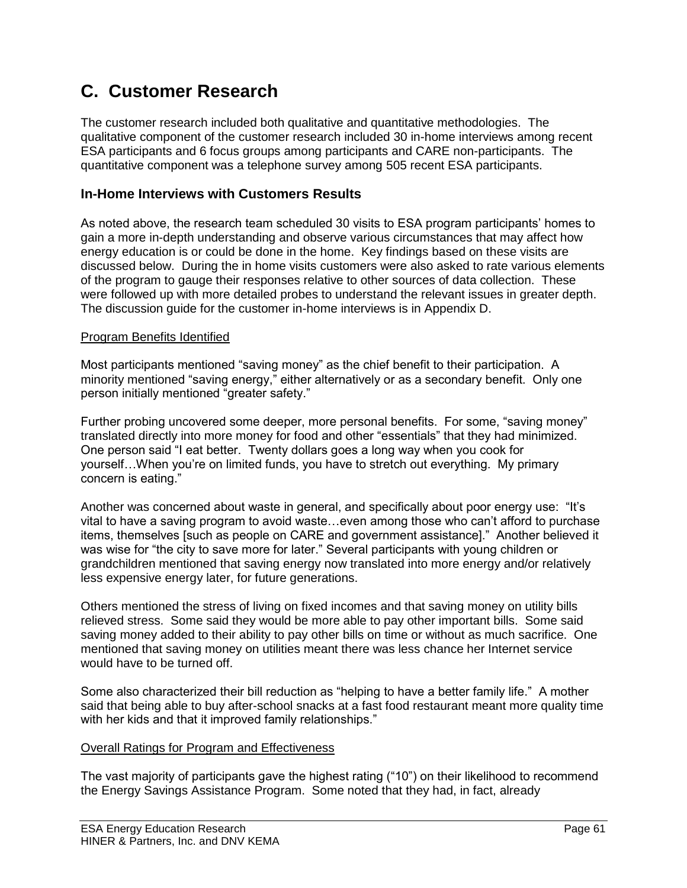# C. Customer Research

The customer research included both qualitative and quantitative methodologies. The qualitative component of the customer research included 30 in-home interviews among recent ESA participants and 6 focus groups among participants and CARE non-participants. The quantitative component was a telephone survey among 505 recent ESA participants.

## In-Home Interviews with Customers Results

As noted above, the research team scheduled 30 visits to ESA program participants' homes to gain a more in-depth understanding and observe various circumstances that may affect how energy education is or could be done in the home. Key findings based on these visits are discussed below. During the in home visits customers were also asked to rate various elements of the program to gauge their responses relative to other sources of data collection. These were followed up with more detailed probes to understand the relevant issues in greater depth. The discussion guide for the customer in-home interviews is in Appendix D.

<u>Program Benefits Identified</u>

Most participants mentioned "saving money" as the chief benefit to their participation. A minority mentioned "saving energy," either alternatively or as a secondary benefit. Only one person initially mentioned "greater safety."

Further probing uncovered some deeper, more personal benefits. For some, "saving money" translated directly into more money for food and other "essentials" that they had minimized. One person said "I eat better. Twenty dollars goes a long way when you cook for yourself…When you're on limited funds, you have to stretch out everything. My primary concern is eating."

Another was concerned about waste in general, and specifically about poor energy use: "It's vital to have a saving program to avoid waste…even among those who can't afford to purchase items, themselves [such as people on CARE and government assistance]." Another believed it was wise for "the city to save more for later." Several participants with young children or grandchildren mentioned that saving energy now translated into more energy and/or relatively less expensive energy later, for future generations.

Others mentioned the stress of living on fixed incomes and that saving money on utility bills relieved stress. Some said they would be more able to pay other important bills. Some said saving money added to their ability to pay other bills on time or without as much sacrifice. One mentioned that saving money on utilities meant there was less chance her Internet service would have to be turned off.

Some also characterized their bill reduction as "helping to have a better family life." A mother said that being able to buy after-school snacks at a fast food restaurant meant more quality time with her kids and that it improved family relationships."

<u>Overall Ratings for Program and Effectiveness</u>

The vast majority of participants gave the highest rating ("10") on their likelihood to recommend the Energy Savings Assistance Program. Some noted that they had, in fact, already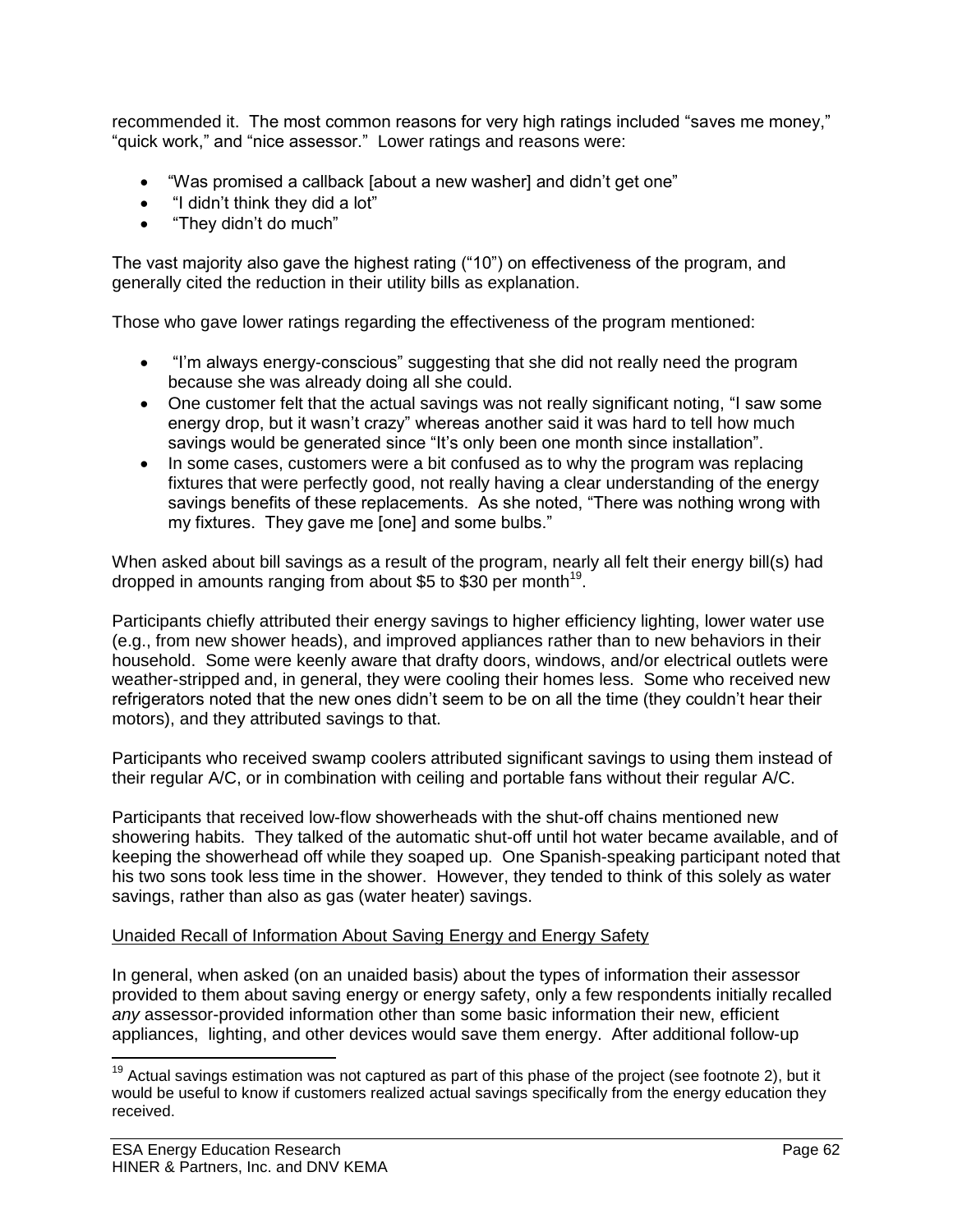recommended it. The most common reasons for very high ratings included "saves me money," "quick work," and "nice assessor." Lower ratings and reasons were:

- "Was promised a callback [about a new washer] and didn't get one"
- "I didn't think they did a lot"
- "They didn't do much"

The vast majority also gave the highest rating ("10") on effectiveness of the program, and generally cited the reduction in their utility bills as explanation.

Those who gave lower ratings regarding the effectiveness of the program mentioned:

- "I'm always energy-conscious" suggesting that she did not really need the program because she was already doing all she could.
- One customer felt that the actual savings was not really significant noting, "I saw some energy drop, but it wasn't crazy" whereas another said it was hard to tell how much savings would be generated since "It's only been one month since installation".
- In some cases, customers were a bit confused as to why the program was replacing fixtures that were perfectly good, not really having a clear understanding of the energy savings benefits of these replacements. As she noted, "There was nothing wrong with my fixtures. They gave me [one] and some bulbs."

When asked about bill savings as a result of the program, nearly all felt their energy bill(s) had dropped in amounts ranging from about $5 to $30 per month[19].

Participants chiefly attributed their energy savings to higher efficiency lighting, lower water use (e.g., from new shower heads), and improved appliances rather than to new behaviors in their household. Some were keenly aware that drafty doors, windows, and/or electrical outlets were weather-stripped and, in general, they were cooling their homes less. Some who received new refrigerators noted that the new ones didn't seem to be on all the time (they couldn't hear their motors), and they attributed savings to that.

Participants who received swamp coolers attributed significant savings to using them instead of their regular A/C, or in combination with ceiling and portable fans without their regular A/C.

Participants that received low-flow showerheads with the shut-off chains mentioned new showering habits. They talked of the automatic shut-off until hot water became available, and of keeping the showerhead off while they soaped up. One Spanish-speaking participant noted that his two sons took less time in the shower. However, they tended to think of this solely as water savings, rather than also as gas (water heater) savings.

<u>Unaided Recall of Information About Saving Energy and Energy Safety</u>

In general, when asked (on an unaided basis) about the types of information their assessor provided to them about saving energy or energy safety, only a few respondents initially recalled *any* assessor-provided information other than some basic information their new, efficient appliances, lighting, and other devices would save them energy. After additional follow-up

[19] Actual savings estimation was not captured as part of this phase of the project (see footnote 2), but it would be useful to know if customers realized actual savings specifically from the energy education they received.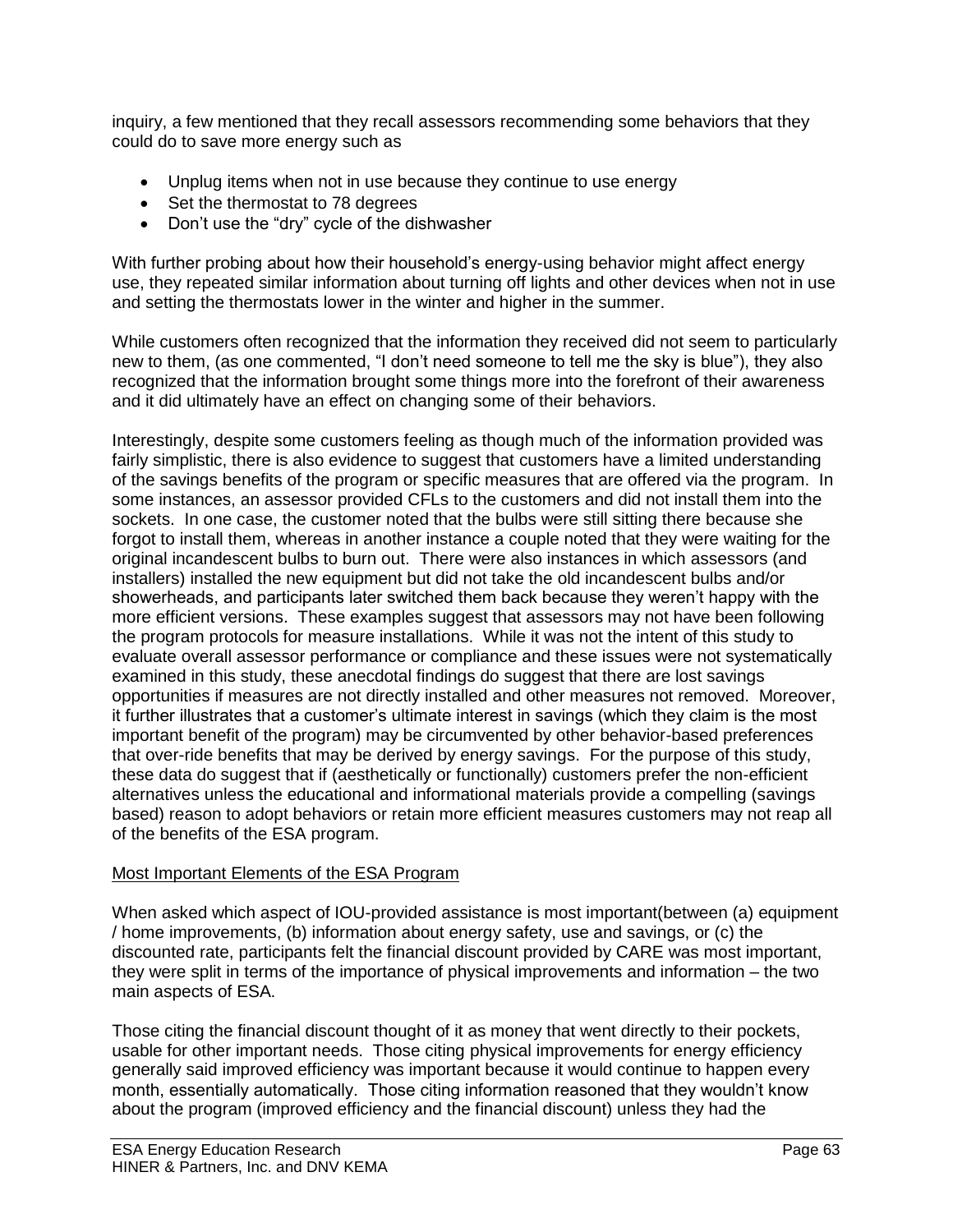inquiry, a few mentioned that they recall assessors recommending some behaviors that they could do to save more energy such as

- Unplug items when not in use because they continue to use energy
- Set the thermostat to 78 degrees
- Don't use the "dry" cycle of the dishwasher

With further probing about how their household's energy-using behavior might affect energy use, they repeated similar information about turning off lights and other devices when not in use and setting the thermostats lower in the winter and higher in the summer.

While customers often recognized that the information they received did not seem to particularly new to them, (as one commented, "I don't need someone to tell me the sky is blue"), they also recognized that the information brought some things more into the forefront of their awareness and it did ultimately have an effect on changing some of their behaviors.

Interestingly, despite some customers feeling as though much of the information provided was fairly simplistic, there is also evidence to suggest that customers have a limited understanding of the savings benefits of the program or specific measures that are offered via the program. In some instances, an assessor provided CFLs to the customers and did not install them into the sockets. In one case, the customer noted that the bulbs were still sitting there because she forgot to install them, whereas in another instance a couple noted that they were waiting for the original incandescent bulbs to burn out. There were also instances in which assessors (and installers) installed the new equipment but did not take the old incandescent bulbs and/or showerheads, and participants later switched them back because they weren't happy with the more efficient versions. These examples suggest that assessors may not have been following the program protocols for measure installations. While it was not the intent of this study to evaluate overall assessor performance or compliance and these issues were not systematically examined in this study, these anecdotal findings do suggest that there are lost savings opportunities if measures are not directly installed and other measures not removed. Moreover, it further illustrates that a customer's ultimate interest in savings (which they claim is the most important benefit of the program) may be circumvented by other behavior-based preferences that over-ride benefits that may be derived by energy savings. For the purpose of this study, these data do suggest that if (aesthetically or functionally) customers prefer the non-efficient alternatives unless the educational and informational materials provide a compelling (savings based) reason to adopt behaviors or retain more efficient measures customers may not reap all of the benefits of the ESA program.

<u>Most Important Elements of the ESA Program</u>

When asked which aspect of IOU-provided assistance is most important(between (a) equipment / home improvements, (b) information about energy safety, use and savings, or (c) the discounted rate, participants felt the financial discount provided by CARE was most important, they were split in terms of the importance of physical improvements and information – the two main aspects of ESA.

Those citing the financial discount thought of it as money that went directly to their pockets, usable for other important needs. Those citing physical improvements for energy efficiency generally said improved efficiency was important because it would continue to happen every month, essentially automatically. Those citing information reasoned that they wouldn't know about the program (improved efficiency and the financial discount) unless they had the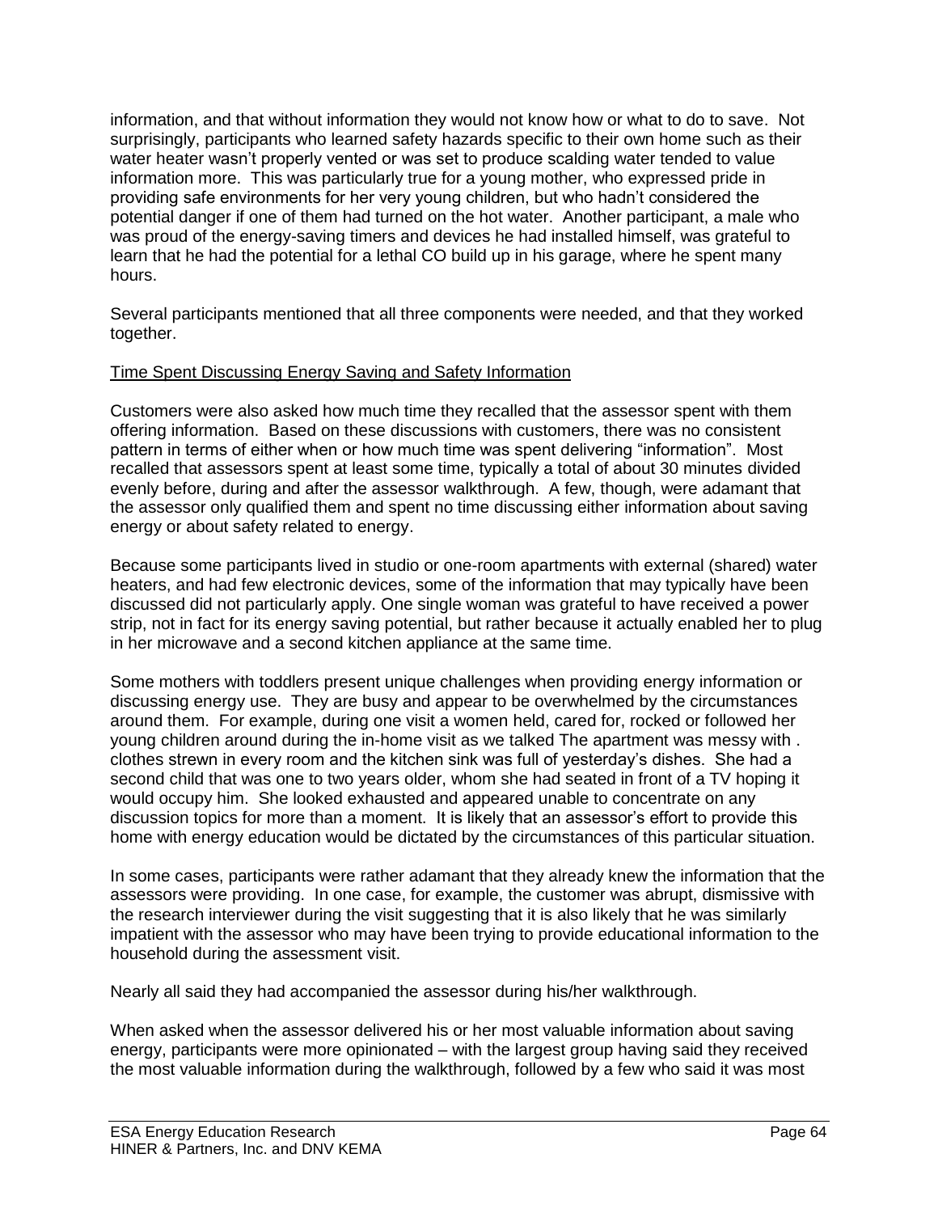information, and that without information they would not know how or what to do to save. Not surprisingly, participants who learned safety hazards specific to their own home such as their water heater wasn't properly vented or was set to produce scalding water tended to value information more. This was particularly true for a young mother, who expressed pride in providing safe environments for her very young children, but who hadn't considered the potential danger if one of them had turned on the hot water. Another participant, a male who was proud of the energy-saving timers and devices he had installed himself, was grateful to learn that he had the potential for a lethal CO build up in his garage, where he spent many hours.

Several participants mentioned that all three components were needed, and that they worked together.

<u>Time Spent Discussing Energy Saving and Safety Information</u>

Customers were also asked how much time they recalled that the assessor spent with them offering information. Based on these discussions with customers, there was no consistent pattern in terms of either when or how much time was spent delivering "information". Most recalled that assessors spent at least some time, typically a total of about 30 minutes divided evenly before, during and after the assessor walkthrough. A few, though, were adamant that the assessor only qualified them and spent no time discussing either information about saving energy or about safety related to energy.

Because some participants lived in studio or one-room apartments with external (shared) water heaters, and had few electronic devices, some of the information that may typically have been discussed did not particularly apply. One single woman was grateful to have received a power strip, not in fact for its energy saving potential, but rather because it actually enabled her to plug in her microwave and a second kitchen appliance at the same time.

Some mothers with toddlers present unique challenges when providing energy information or discussing energy use. They are busy and appear to be overwhelmed by the circumstances around them. For example, during one visit a women held, cared for, rocked or followed her young children around during the in-home visit as we talked The apartment was messy with . clothes strewn in every room and the kitchen sink was full of yesterday's dishes. She had a second child that was one to two years older, whom she had seated in front of a TV hoping it would occupy him. She looked exhausted and appeared unable to concentrate on any discussion topics for more than a moment. It is likely that an assessor's effort to provide this home with energy education would be dictated by the circumstances of this particular situation.

In some cases, participants were rather adamant that they already knew the information that the assessors were providing. In one case, for example, the customer was abrupt, dismissive with the research interviewer during the visit suggesting that it is also likely that he was similarly impatient with the assessor who may have been trying to provide educational information to the household during the assessment visit.

Nearly all said they had accompanied the assessor during his/her walkthrough.

When asked when the assessor delivered his or her most valuable information about saving energy, participants were more opinionated – with the largest group having said they received the most valuable information during the walkthrough, followed by a few who said it was most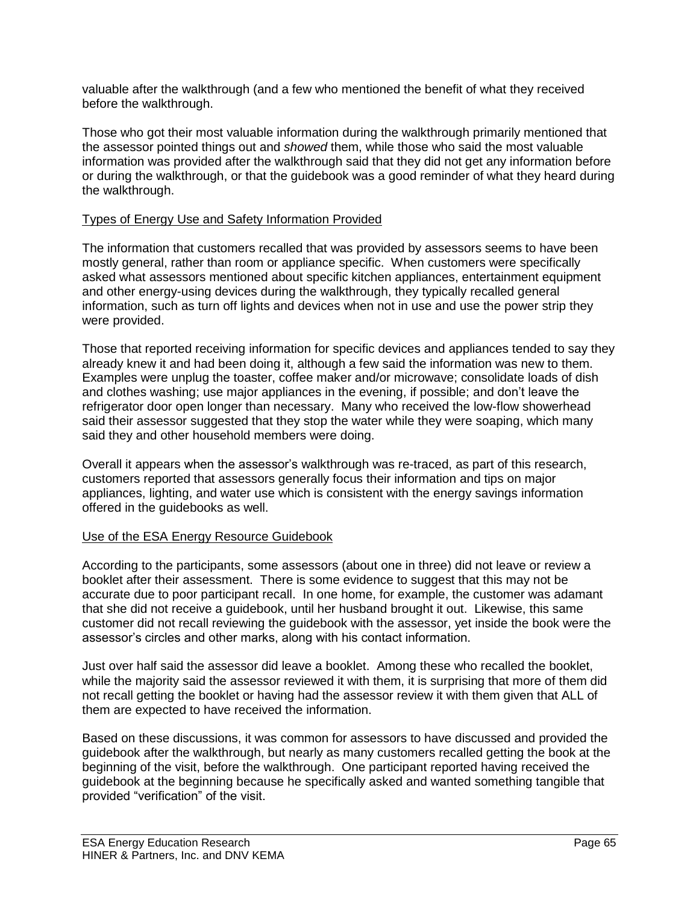valuable after the walkthrough (and a few who mentioned the benefit of what they received before the walkthrough.

Those who got their most valuable information during the walkthrough primarily mentioned that the assessor pointed things out and *showed* them, while those who said the most valuable information was provided after the walkthrough said that they did not get any information before or during the walkthrough, or that the guidebook was a good reminder of what they heard during the walkthrough.

<u>Types of Energy Use and Safety Information Provided</u>

The information that customers recalled that was provided by assessors seems to have been mostly general, rather than room or appliance specific. When customers were specifically asked what assessors mentioned about specific kitchen appliances, entertainment equipment and other energy-using devices during the walkthrough, they typically recalled general information, such as turn off lights and devices when not in use and use the power strip they were provided.

Those that reported receiving information for specific devices and appliances tended to say they already knew it and had been doing it, although a few said the information was new to them. Examples were unplug the toaster, coffee maker and/or microwave; consolidate loads of dish and clothes washing; use major appliances in the evening, if possible; and don't leave the refrigerator door open longer than necessary. Many who received the low-flow showerhead said their assessor suggested that they stop the water while they were soaping, which many said they and other household members were doing.

Overall it appears when the assessor's walkthrough was re-traced, as part of this research, customers reported that assessors generally focus their information and tips on major appliances, lighting, and water use which is consistent with the energy savings information offered in the guidebooks as well.

<u>Use of the ESA Energy Resource Guidebook</u>

According to the participants, some assessors (about one in three) did not leave or review a booklet after their assessment. There is some evidence to suggest that this may not be accurate due to poor participant recall. In one home, for example, the customer was adamant that she did not receive a guidebook, until her husband brought it out. Likewise, this same customer did not recall reviewing the guidebook with the assessor, yet inside the book were the assessor's circles and other marks, along with his contact information.

Just over half said the assessor did leave a booklet. Among these who recalled the booklet, while the majority said the assessor reviewed it with them, it is surprising that more of them did not recall getting the booklet or having had the assessor review it with them given that ALL of them are expected to have received the information.

Based on these discussions, it was common for assessors to have discussed and provided the guidebook after the walkthrough, but nearly as many customers recalled getting the book at the beginning of the visit, before the walkthrough. One participant reported having received the guidebook at the beginning because he specifically asked and wanted something tangible that provided "verification" of the visit.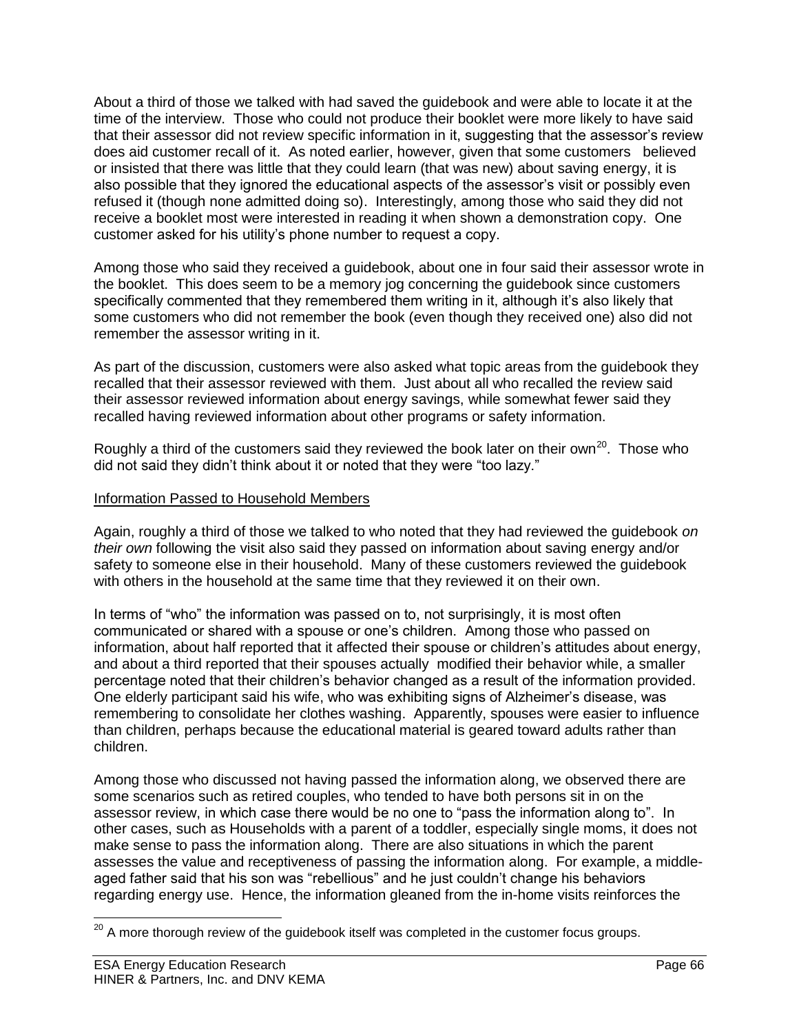About a third of those we talked with had saved the guidebook and were able to locate it at the time of the interview. Those who could not produce their booklet were more likely to have said that their assessor did not review specific information in it, suggesting that the assessor's review does aid customer recall of it. As noted earlier, however, given that some customers believed or insisted that there was little that they could learn (that was new) about saving energy, it is also possible that they ignored the educational aspects of the assessor's visit or possibly even refused it (though none admitted doing so). Interestingly, among those who said they did not receive a booklet most were interested in reading it when shown a demonstration copy. One customer asked for his utility's phone number to request a copy.

Among those who said they received a guidebook, about one in four said their assessor wrote in the booklet. This does seem to be a memory jog concerning the guidebook since customers specifically commented that they remembered them writing in it, although it's also likely that some customers who did not remember the book (even though they received one) also did not remember the assessor writing in it.

As part of the discussion, customers were also asked what topic areas from the guidebook they recalled that their assessor reviewed with them. Just about all who recalled the review said their assessor reviewed information about energy savings, while somewhat fewer said they recalled having reviewed information about other programs or safety information.

Roughly a third of the customers said they reviewed the book later on their own[20]. Those who did not said they didn't think about it or noted that they were "too lazy."

<u>Information Passed to Household Members</u>

Again, roughly a third of those we talked to who noted that they had reviewed the guidebook *on their own* following the visit also said they passed on information about saving energy and/or safety to someone else in their household. Many of these customers reviewed the guidebook with others in the household at the same time that they reviewed it on their own.

In terms of "who" the information was passed on to, not surprisingly, it is most often communicated or shared with a spouse or one's children. Among those who passed on information, about half reported that it affected their spouse or children's attitudes about energy, and about a third reported that their spouses actually modified their behavior while, a smaller percentage noted that their children's behavior changed as a result of the information provided. One elderly participant said his wife, who was exhibiting signs of Alzheimer's disease, was remembering to consolidate her clothes washing. Apparently, spouses were easier to influence than children, perhaps because the educational material is geared toward adults rather than children.

Among those who discussed not having passed the information along, we observed there are some scenarios such as retired couples, who tended to have both persons sit in on the assessor review, in which case there would be no one to "pass the information along to". In other cases, such as Households with a parent of a toddler, especially single moms, it does not make sense to pass the information along. There are also situations in which the parent assesses the value and receptiveness of passing the information along. For example, a middle-aged father said that his son was "rebellious" and he just couldn't change his behaviors regarding energy use. Hence, the information gleaned from the in-home visits reinforces the

[20] A more thorough review of the guidebook itself was completed in the customer focus groups.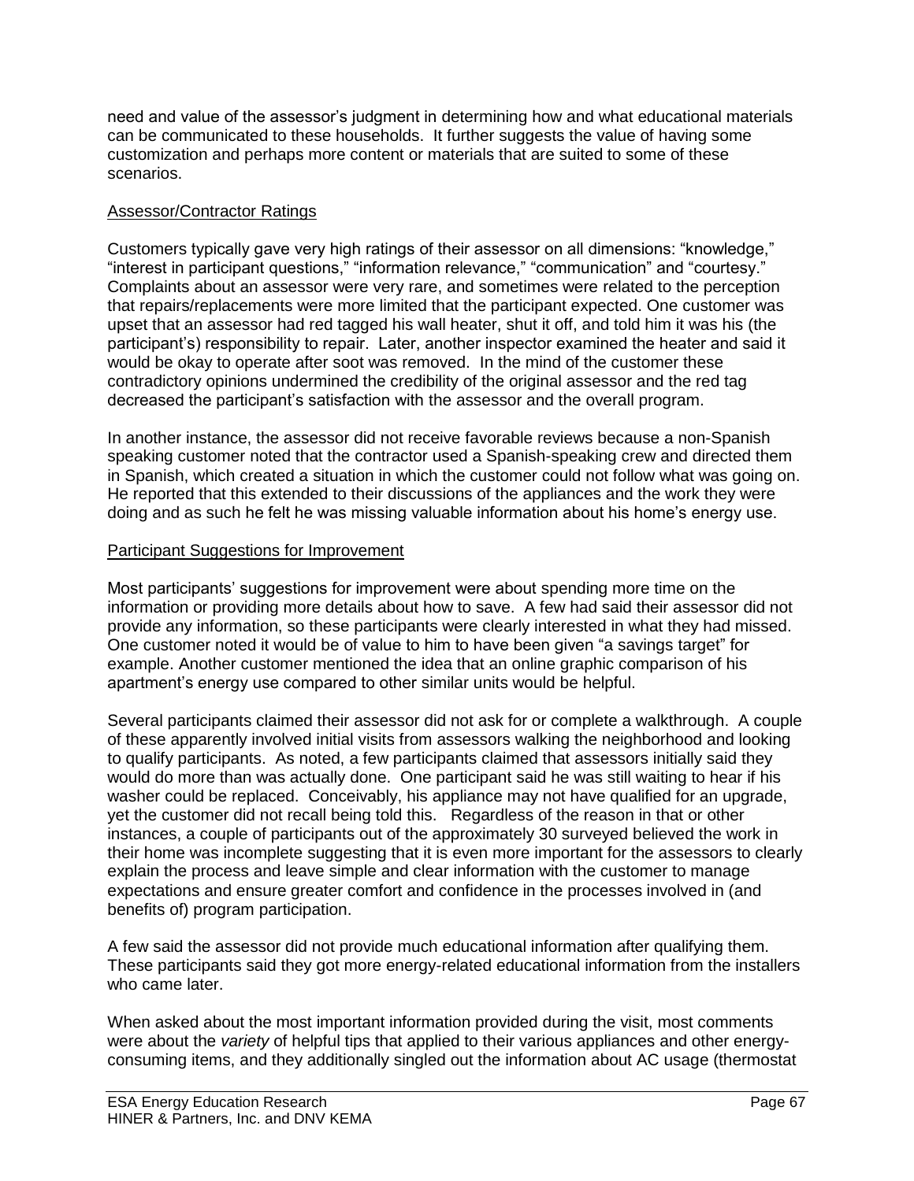need and value of the assessor's judgment in determining how and what educational materials can be communicated to these households. It further suggests the value of having some customization and perhaps more content or materials that are suited to some of these scenarios.

### Assessor/Contractor Ratings

Customers typically gave very high ratings of their assessor on all dimensions: "knowledge," "interest in participant questions," "information relevance," "communication" and "courtesy." Complaints about an assessor were very rare, and sometimes were related to the perception that repairs/replacements were more limited that the participant expected. One customer was upset that an assessor had red tagged his wall heater, shut it off, and told him it was his (the participant's) responsibility to repair. Later, another inspector examined the heater and said it would be okay to operate after soot was removed. In the mind of the customer these contradictory opinions undermined the credibility of the original assessor and the red tag decreased the participant's satisfaction with the assessor and the overall program.

In another instance, the assessor did not receive favorable reviews because a non-Spanish speaking customer noted that the contractor used a Spanish-speaking crew and directed them in Spanish, which created a situation in which the customer could not follow what was going on. He reported that this extended to their discussions of the appliances and the work they were doing and as such he felt he was missing valuable information about his home's energy use.

### Participant Suggestions for Improvement

Most participants' suggestions for improvement were about spending more time on the information or providing more details about how to save. A few had said their assessor did not provide any information, so these participants were clearly interested in what they had missed. One customer noted it would be of value to him to have been given "a savings target" for example. Another customer mentioned the idea that an online graphic comparison of his apartment's energy use compared to other similar units would be helpful.

Several participants claimed their assessor did not ask for or complete a walkthrough. A couple of these apparently involved initial visits from assessors walking the neighborhood and looking to qualify participants. As noted, a few participants claimed that assessors initially said they would do more than was actually done. One participant said he was still waiting to hear if his washer could be replaced. Conceivably, his appliance may not have qualified for an upgrade, yet the customer did not recall being told this. Regardless of the reason in that or other instances, a couple of participants out of the approximately 30 surveyed believed the work in their home was incomplete suggesting that it is even more important for the assessors to clearly explain the process and leave simple and clear information with the customer to manage expectations and ensure greater comfort and confidence in the processes involved in (and benefits of) program participation.

A few said the assessor did not provide much educational information after qualifying them. These participants said they got more energy-related educational information from the installers who came later.

When asked about the most important information provided during the visit, most comments were about the *variety* of helpful tips that applied to their various appliances and other energy-consuming items, and they additionally singled out the information about AC usage (thermostat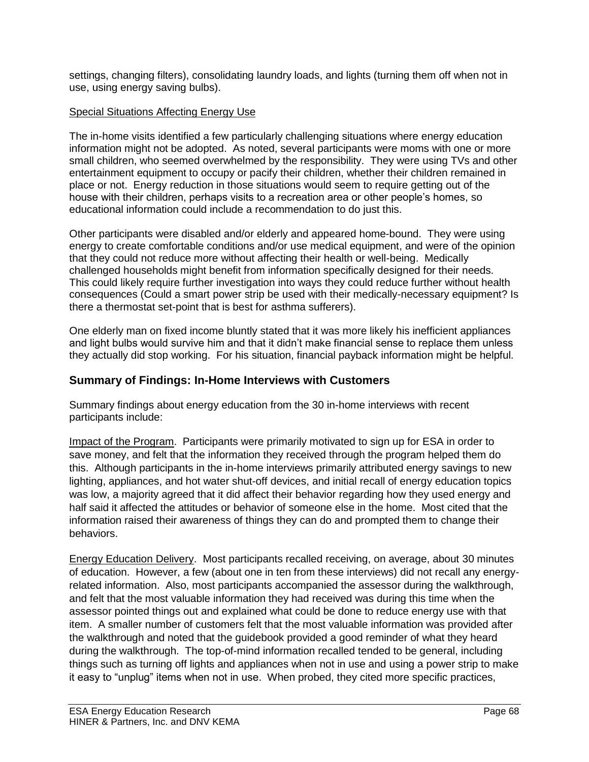settings, changing filters), consolidating laundry loads, and lights (turning them off when not in use, using energy saving bulbs).

<u>Special Situations Affecting Energy Use</u>

The in-home visits identified a few particularly challenging situations where energy education information might not be adopted. As noted, several participants were moms with one or more small children, who seemed overwhelmed by the responsibility. They were using TVs and other entertainment equipment to occupy or pacify their children, whether their children remained in place or not. Energy reduction in those situations would seem to require getting out of the house with their children, perhaps visits to a recreation area or other people's homes, so educational information could include a recommendation to do just this.

Other participants were disabled and/or elderly and appeared home-bound. They were using energy to create comfortable conditions and/or use medical equipment, and were of the opinion that they could not reduce more without affecting their health or well-being. Medically challenged households might benefit from information specifically designed for their needs. This could likely require further investigation into ways they could reduce further without health consequences (Could a smart power strip be used with their medically-necessary equipment? Is there a thermostat set-point that is best for asthma sufferers).

One elderly man on fixed income bluntly stated that it was more likely his inefficient appliances and light bulbs would survive him and that it didn't make financial sense to replace them unless they actually did stop working. For his situation, financial payback information might be helpful.

## Summary of Findings: In-Home Interviews with Customers

Summary findings about energy education from the 30 in-home interviews with recent participants include:

<u>Impact of the Program</u>. Participants were primarily motivated to sign up for ESA in order to save money, and felt that the information they received through the program helped them do this. Although participants in the in-home interviews primarily attributed energy savings to new lighting, appliances, and hot water shut-off devices, and initial recall of energy education topics was low, a majority agreed that it did affect their behavior regarding how they used energy and half said it affected the attitudes or behavior of someone else in the home. Most cited that the information raised their awareness of things they can do and prompted them to change their behaviors.

<u>Energy Education Delivery</u>. Most participants recalled receiving, on average, about 30 minutes of education. However, a few (about one in ten from these interviews) did not recall any energy-related information. Also, most participants accompanied the assessor during the walkthrough, and felt that the most valuable information they had received was during this time when the assessor pointed things out and explained what could be done to reduce energy use with that item. A smaller number of customers felt that the most valuable information was provided after the walkthrough and noted that the guidebook provided a good reminder of what they heard during the walkthrough. The top-of-mind information recalled tended to be general, including things such as turning off lights and appliances when not in use and using a power strip to make it easy to "unplug" items when not in use. When probed, they cited more specific practices,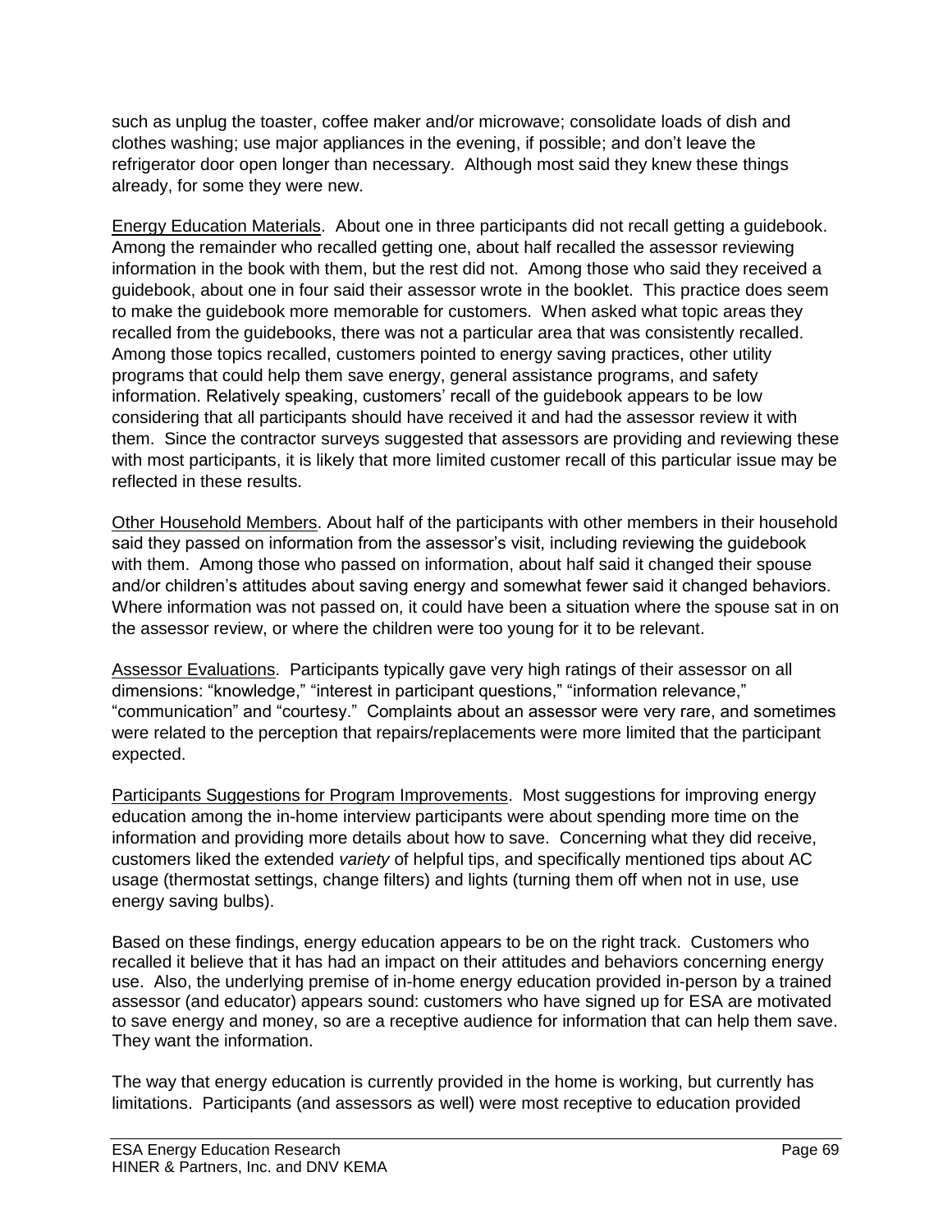such as unplug the toaster, coffee maker and/or microwave; consolidate loads of dish and clothes washing; use major appliances in the evening, if possible; and don't leave the refrigerator door open longer than necessary. Although most said they knew these things already, for some they were new.

<u>Energy Education Materials</u>. About one in three participants did not recall getting a guidebook. Among the remainder who recalled getting one, about half recalled the assessor reviewing information in the book with them, but the rest did not. Among those who said they received a guidebook, about one in four said their assessor wrote in the booklet. This practice does seem to make the guidebook more memorable for customers. When asked what topic areas they recalled from the guidebooks, there was not a particular area that was consistently recalled. Among those topics recalled, customers pointed to energy saving practices, other utility programs that could help them save energy, general assistance programs, and safety information. Relatively speaking, customers' recall of the guidebook appears to be low considering that all participants should have received it and had the assessor review it with them. Since the contractor surveys suggested that assessors are providing and reviewing these with most participants, it is likely that more limited customer recall of this particular issue may be reflected in these results.

<u>Other Household Members</u>. About half of the participants with other members in their household said they passed on information from the assessor's visit, including reviewing the guidebook with them. Among those who passed on information, about half said it changed their spouse and/or children's attitudes about saving energy and somewhat fewer said it changed behaviors. Where information was not passed on, it could have been a situation where the spouse sat in on the assessor review, or where the children were too young for it to be relevant.

<u>Assessor Evaluations</u>. Participants typically gave very high ratings of their assessor on all dimensions: "knowledge," "interest in participant questions," "information relevance," "communication" and "courtesy." Complaints about an assessor were very rare, and sometimes were related to the perception that repairs/replacements were more limited that the participant expected.

<u>Participants Suggestions for Program Improvements</u>. Most suggestions for improving energy education among the in-home interview participants were about spending more time on the information and providing more details about how to save. Concerning what they did receive, customers liked the extended *variety* of helpful tips, and specifically mentioned tips about AC usage (thermostat settings, change filters) and lights (turning them off when not in use, use energy saving bulbs).

Based on these findings, energy education appears to be on the right track. Customers who recalled it believe that it has had an impact on their attitudes and behaviors concerning energy use. Also, the underlying premise of in-home energy education provided in-person by a trained assessor (and educator) appears sound: customers who have signed up for ESA are motivated to save energy and money, so are a receptive audience for information that can help them save. They want the information.

The way that energy education is currently provided in the home is working, but currently has limitations. Participants (and assessors as well) were most receptive to education provided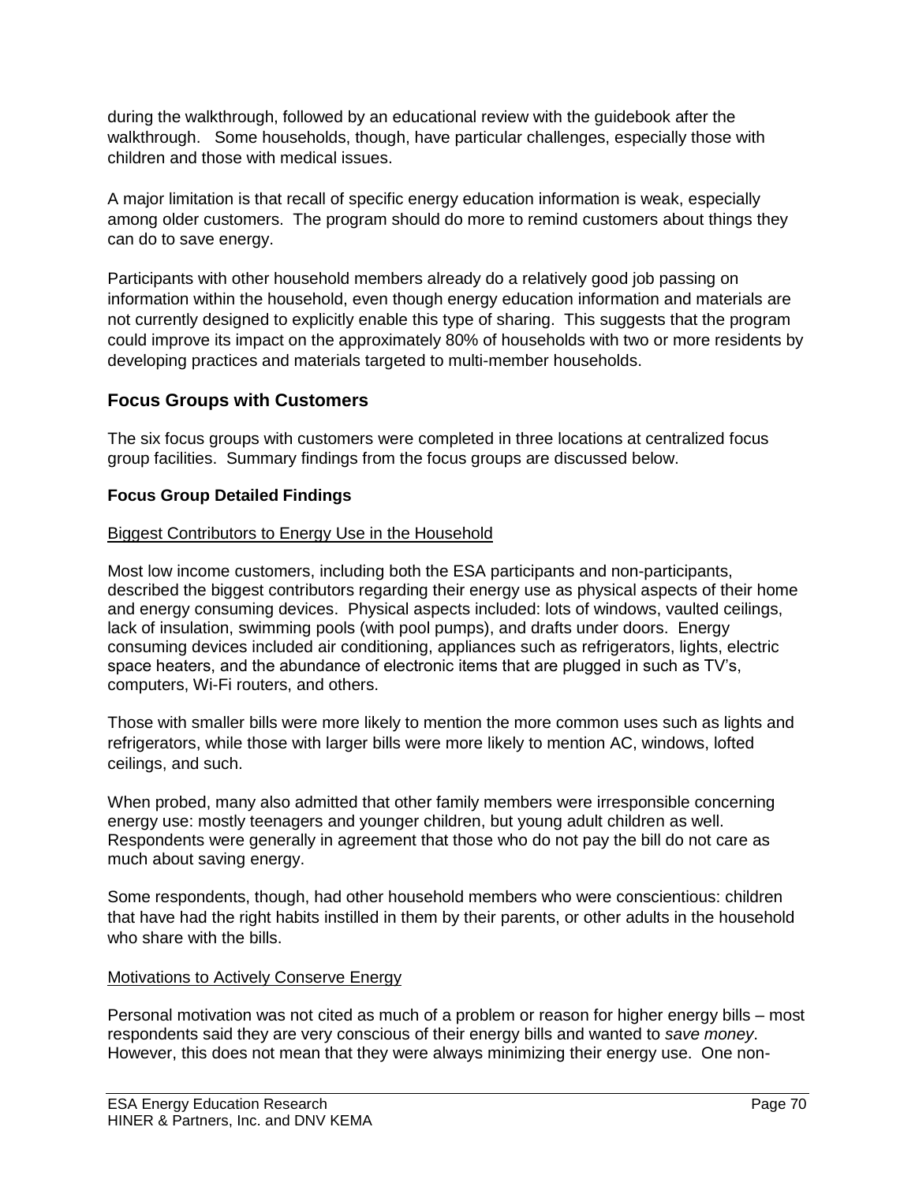during the walkthrough, followed by an educational review with the guidebook after the walkthrough. Some households, though, have particular challenges, especially those with children and those with medical issues.

A major limitation is that recall of specific energy education information is weak, especially among older customers. The program should do more to remind customers about things they can do to save energy.

Participants with other household members already do a relatively good job passing on information within the household, even though energy education information and materials are not currently designed to explicitly enable this type of sharing. This suggests that the program could improve its impact on the approximately 80% of households with two or more residents by developing practices and materials targeted to multi-member households.

## Focus Groups with Customers

The six focus groups with customers were completed in three locations at centralized focus group facilities. Summary findings from the focus groups are discussed below.

### Focus Group Detailed Findings

Biggest Contributors to Energy Use in the Household

Most low income customers, including both the ESA participants and non-participants, described the biggest contributors regarding their energy use as physical aspects of their home and energy consuming devices. Physical aspects included: lots of windows, vaulted ceilings, lack of insulation, swimming pools (with pool pumps), and drafts under doors. Energy consuming devices included air conditioning, appliances such as refrigerators, lights, electric space heaters, and the abundance of electronic items that are plugged in such as TV's, computers, Wi-Fi routers, and others.

Those with smaller bills were more likely to mention the more common uses such as lights and refrigerators, while those with larger bills were more likely to mention AC, windows, lofted ceilings, and such.

When probed, many also admitted that other family members were irresponsible concerning energy use: mostly teenagers and younger children, but young adult children as well. Respondents were generally in agreement that those who do not pay the bill do not care as much about saving energy.

Some respondents, though, had other household members who were conscientious: children that have had the right habits instilled in them by their parents, or other adults in the household who share with the bills.

Motivations to Actively Conserve Energy

Personal motivation was not cited as much of a problem or reason for higher energy bills – most respondents said they are very conscious of their energy bills and wanted to *save money*. However, this does not mean that they were always minimizing their energy use. One non-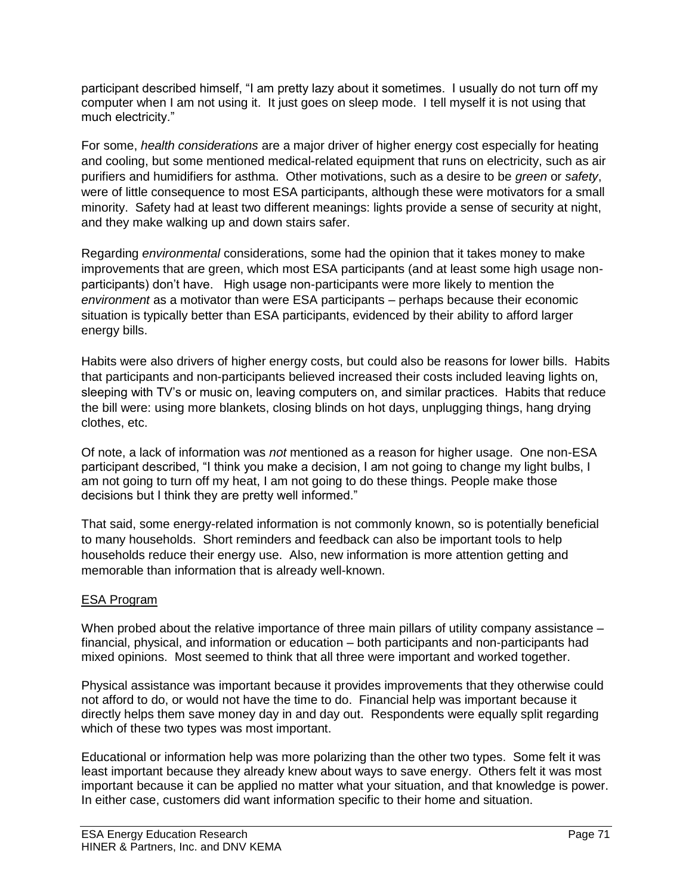participant described himself, "I am pretty lazy about it sometimes. I usually do not turn off my computer when I am not using it. It just goes on sleep mode. I tell myself it is not using that much electricity."

For some, *health considerations* are a major driver of higher energy cost especially for heating and cooling, but some mentioned medical-related equipment that runs on electricity, such as air purifiers and humidifiers for asthma. Other motivations, such as a desire to be *green* or *safety*, were of little consequence to most ESA participants, although these were motivators for a small minority. Safety had at least two different meanings: lights provide a sense of security at night, and they make walking up and down stairs safer.

Regarding *environmental* considerations, some had the opinion that it takes money to make improvements that are green, which most ESA participants (and at least some high usage non-participants) don't have. High usage non-participants were more likely to mention the *environment* as a motivator than were ESA participants – perhaps because their economic situation is typically better than ESA participants, evidenced by their ability to afford larger energy bills.

Habits were also drivers of higher energy costs, but could also be reasons for lower bills. Habits that participants and non-participants believed increased their costs included leaving lights on, sleeping with TV's or music on, leaving computers on, and similar practices. Habits that reduce the bill were: using more blankets, closing blinds on hot days, unplugging things, hang drying clothes, etc.

Of note, a lack of information was *not* mentioned as a reason for higher usage. One non-ESA participant described, "I think you make a decision, I am not going to change my light bulbs, I am not going to turn off my heat, I am not going to do these things. People make those decisions but I think they are pretty well informed."

That said, some energy-related information is not commonly known, so is potentially beneficial to many households. Short reminders and feedback can also be important tools to help households reduce their energy use. Also, new information is more attention getting and memorable than information that is already well-known.

<u>ESA Program</u>

When probed about the relative importance of three main pillars of utility company assistance – financial, physical, and information or education – both participants and non-participants had mixed opinions. Most seemed to think that all three were important and worked together.

Physical assistance was important because it provides improvements that they otherwise could not afford to do, or would not have the time to do. Financial help was important because it directly helps them save money day in and day out. Respondents were equally split regarding which of these two types was most important.

Educational or information help was more polarizing than the other two types. Some felt it was least important because they already knew about ways to save energy. Others felt it was most important because it can be applied no matter what your situation, and that knowledge is power. In either case, customers did want information specific to their home and situation.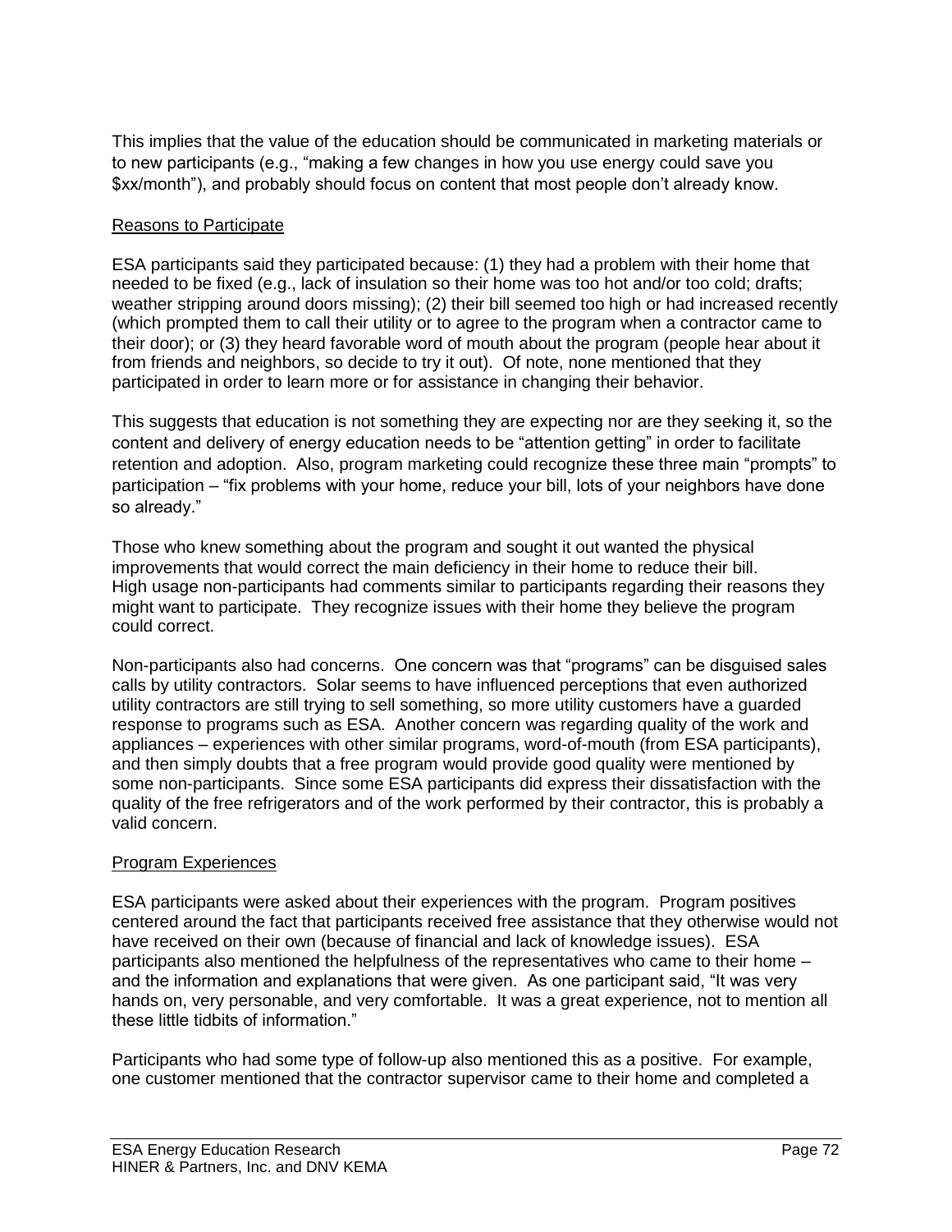This implies that the value of the education should be communicated in marketing materials or to new participants (e.g., "making a few changes in how you use energy could save you $xx/month"), and probably should focus on content that most people don't already know.

## Reasons to Participate

ESA participants said they participated because: (1) they had a problem with their home that needed to be fixed (e.g., lack of insulation so their home was too hot and/or too cold; drafts; weather stripping around doors missing); (2) their bill seemed too high or had increased recently (which prompted them to call their utility or to agree to the program when a contractor came to their door); or (3) they heard favorable word of mouth about the program (people hear about it from friends and neighbors, so decide to try it out). Of note, none mentioned that they participated in order to learn more or for assistance in changing their behavior.

This suggests that education is not something they are expecting nor are they seeking it, so the content and delivery of energy education needs to be "attention getting" in order to facilitate retention and adoption. Also, program marketing could recognize these three main "prompts" to participation – "fix problems with your home, reduce your bill, lots of your neighbors have done so already."

Those who knew something about the program and sought it out wanted the physical improvements that would correct the main deficiency in their home to reduce their bill. High usage non-participants had comments similar to participants regarding their reasons they might want to participate. They recognize issues with their home they believe the program could correct.

Non-participants also had concerns. One concern was that "programs" can be disguised sales calls by utility contractors. Solar seems to have influenced perceptions that even authorized utility contractors are still trying to sell something, so more utility customers have a guarded response to programs such as ESA. Another concern was regarding quality of the work and appliances – experiences with other similar programs, word-of-mouth (from ESA participants), and then simply doubts that a free program would provide good quality were mentioned by some non-participants. Since some ESA participants did express their dissatisfaction with the quality of the free refrigerators and of the work performed by their contractor, this is probably a valid concern.

## Program Experiences

ESA participants were asked about their experiences with the program. Program positives centered around the fact that participants received free assistance that they otherwise would not have received on their own (because of financial and lack of knowledge issues). ESA participants also mentioned the helpfulness of the representatives who came to their home – and the information and explanations that were given. As one participant said, "It was very hands on, very personable, and very comfortable. It was a great experience, not to mention all these little tidbits of information."

Participants who had some type of follow-up also mentioned this as a positive. For example, one customer mentioned that the contractor supervisor came to their home and completed a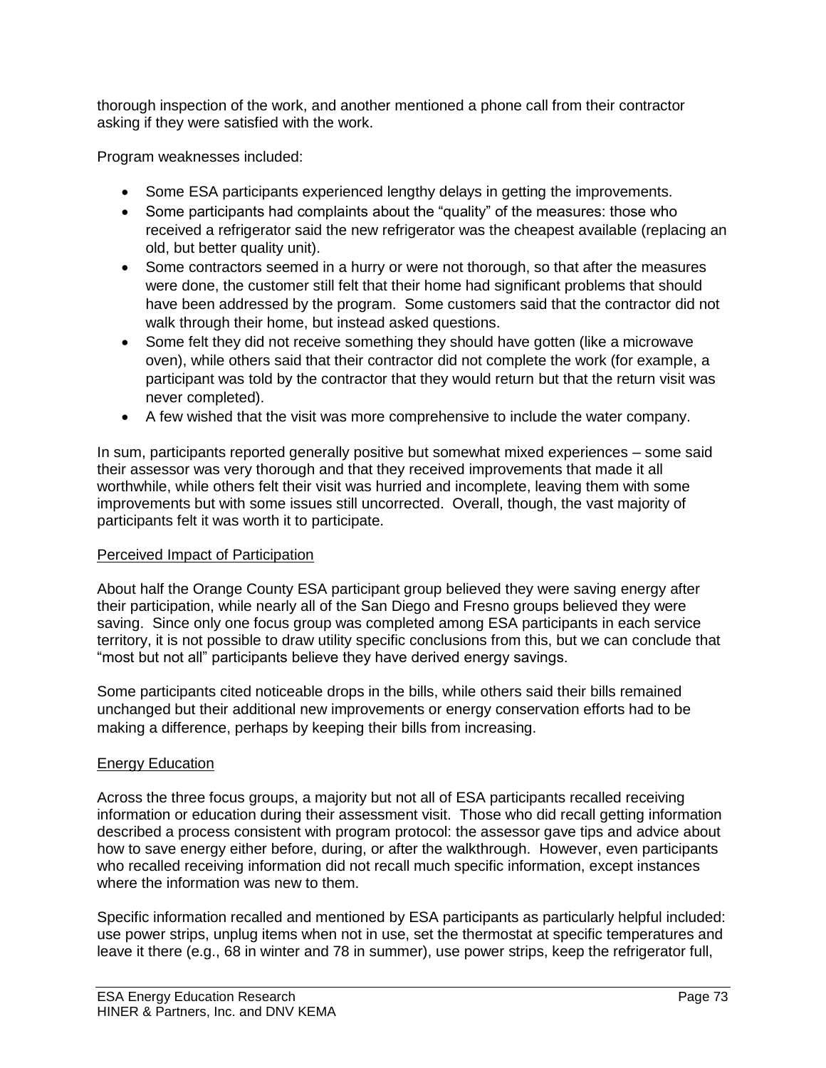thorough inspection of the work, and another mentioned a phone call from their contractor asking if they were satisfied with the work.

Program weaknesses included:

- Some ESA participants experienced lengthy delays in getting the improvements.
- Some participants had complaints about the "quality" of the measures: those who received a refrigerator said the new refrigerator was the cheapest available (replacing an old, but better quality unit).
- Some contractors seemed in a hurry or were not thorough, so that after the measures were done, the customer still felt that their home had significant problems that should have been addressed by the program. Some customers said that the contractor did not walk through their home, but instead asked questions.
- Some felt they did not receive something they should have gotten (like a microwave oven), while others said that their contractor did not complete the work (for example, a participant was told by the contractor that they would return but that the return visit was never completed).
- A few wished that the visit was more comprehensive to include the water company.

In sum, participants reported generally positive but somewhat mixed experiences – some said their assessor was very thorough and that they received improvements that made it all worthwhile, while others felt their visit was hurried and incomplete, leaving them with some improvements but with some issues still uncorrected. Overall, though, the vast majority of participants felt it was worth it to participate.

<u>Perceived Impact of Participation</u>

About half the Orange County ESA participant group believed they were saving energy after their participation, while nearly all of the San Diego and Fresno groups believed they were saving. Since only one focus group was completed among ESA participants in each service territory, it is not possible to draw utility specific conclusions from this, but we can conclude that "most but not all" participants believe they have derived energy savings.

Some participants cited noticeable drops in the bills, while others said their bills remained unchanged but their additional new improvements or energy conservation efforts had to be making a difference, perhaps by keeping their bills from increasing.

<u>Energy Education</u>

Across the three focus groups, a majority but not all of ESA participants recalled receiving information or education during their assessment visit. Those who did recall getting information described a process consistent with program protocol: the assessor gave tips and advice about how to save energy either before, during, or after the walkthrough. However, even participants who recalled receiving information did not recall much specific information, except instances where the information was new to them.

Specific information recalled and mentioned by ESA participants as particularly helpful included: use power strips, unplug items when not in use, set the thermostat at specific temperatures and leave it there (e.g., 68 in winter and 78 in summer), use power strips, keep the refrigerator full,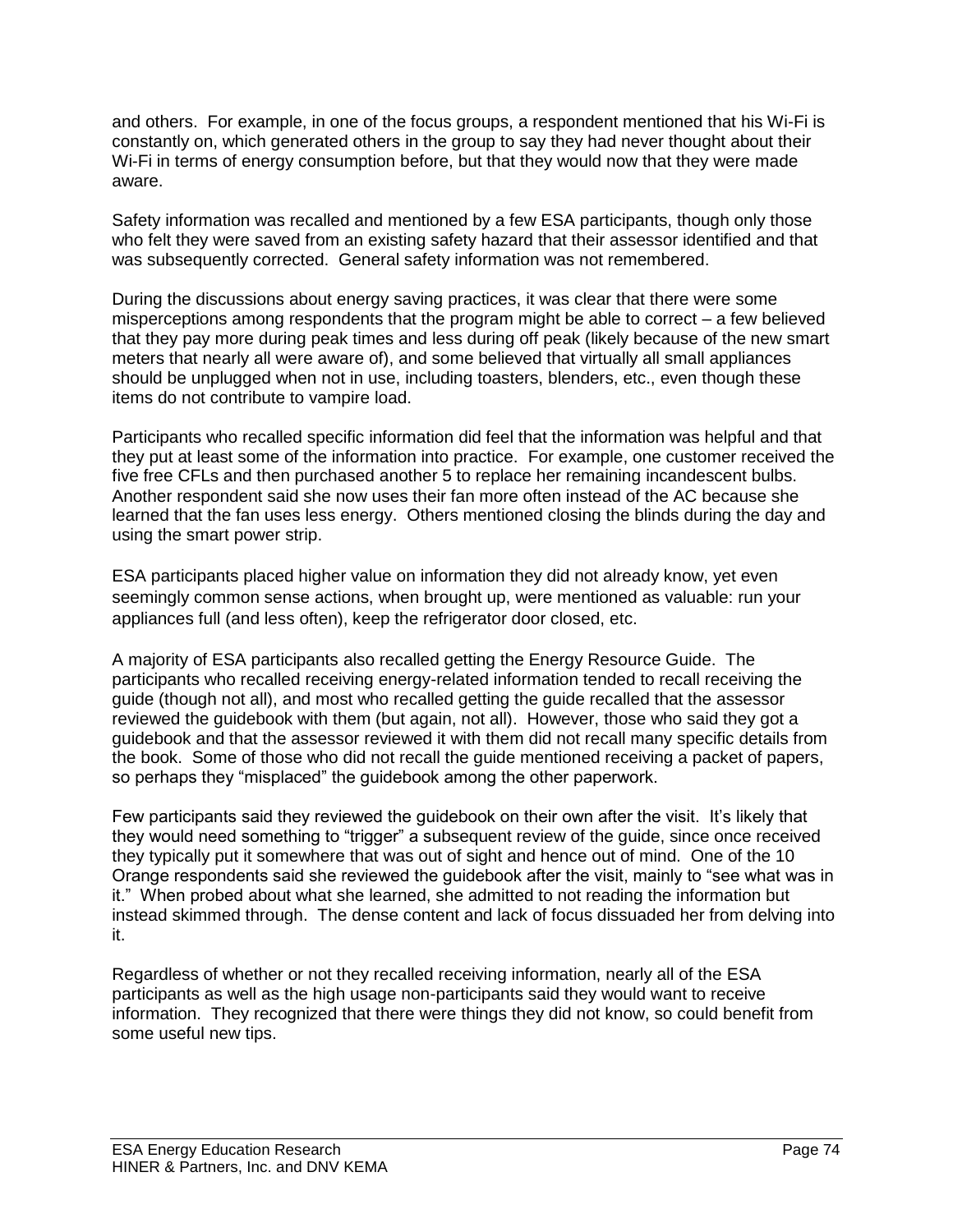and others. For example, in one of the focus groups, a respondent mentioned that his Wi-Fi is constantly on, which generated others in the group to say they had never thought about their Wi-Fi in terms of energy consumption before, but that they would now that they were made aware.

Safety information was recalled and mentioned by a few ESA participants, though only those who felt they were saved from an existing safety hazard that their assessor identified and that was subsequently corrected. General safety information was not remembered.

During the discussions about energy saving practices, it was clear that there were some misperceptions among respondents that the program might be able to correct – a few believed that they pay more during peak times and less during off peak (likely because of the new smart meters that nearly all were aware of), and some believed that virtually all small appliances should be unplugged when not in use, including toasters, blenders, etc., even though these items do not contribute to vampire load.

Participants who recalled specific information did feel that the information was helpful and that they put at least some of the information into practice. For example, one customer received the five free CFLs and then purchased another 5 to replace her remaining incandescent bulbs. Another respondent said she now uses their fan more often instead of the AC because she learned that the fan uses less energy. Others mentioned closing the blinds during the day and using the smart power strip.

ESA participants placed higher value on information they did not already know, yet even seemingly common sense actions, when brought up, were mentioned as valuable: run your appliances full (and less often), keep the refrigerator door closed, etc.

A majority of ESA participants also recalled getting the Energy Resource Guide. The participants who recalled receiving energy-related information tended to recall receiving the guide (though not all), and most who recalled getting the guide recalled that the assessor reviewed the guidebook with them (but again, not all). However, those who said they got a guidebook and that the assessor reviewed it with them did not recall many specific details from the book. Some of those who did not recall the guide mentioned receiving a packet of papers, so perhaps they "misplaced" the guidebook among the other paperwork.

Few participants said they reviewed the guidebook on their own after the visit. It's likely that they would need something to "trigger" a subsequent review of the guide, since once received they typically put it somewhere that was out of sight and hence out of mind. One of the 10 Orange respondents said she reviewed the guidebook after the visit, mainly to "see what was in it." When probed about what she learned, she admitted to not reading the information but instead skimmed through. The dense content and lack of focus dissuaded her from delving into it.

Regardless of whether or not they recalled receiving information, nearly all of the ESA participants as well as the high usage non-participants said they would want to receive information. They recognized that there were things they did not know, so could benefit from some useful new tips.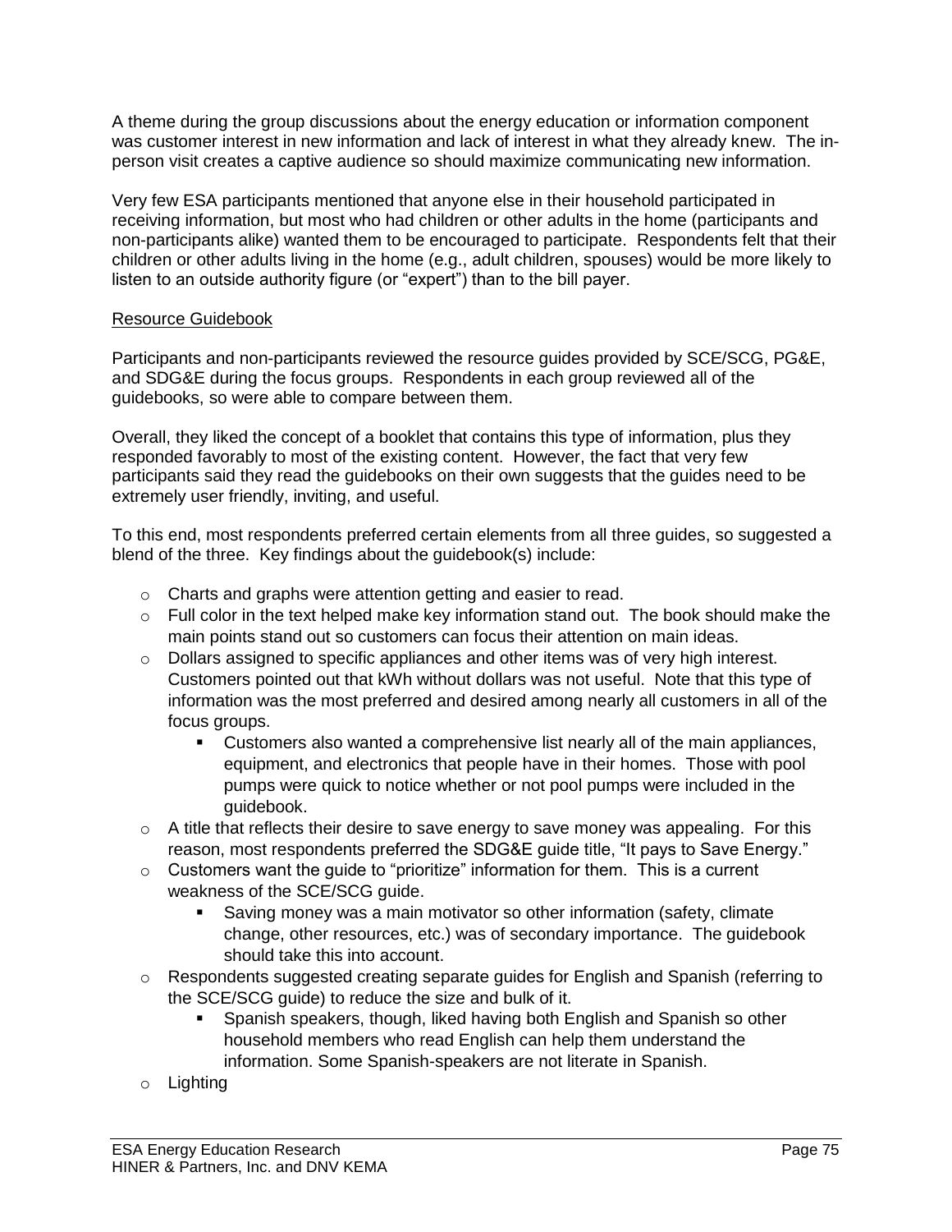A theme during the group discussions about the energy education or information component was customer interest in new information and lack of interest in what they already knew. The in-person visit creates a captive audience so should maximize communicating new information.

Very few ESA participants mentioned that anyone else in their household participated in receiving information, but most who had children or other adults in the home (participants and non-participants alike) wanted them to be encouraged to participate. Respondents felt that their children or other adults living in the home (e.g., adult children, spouses) would be more likely to listen to an outside authority figure (or "expert") than to the bill payer.

<u>Resource Guidebook</u>

Participants and non-participants reviewed the resource guides provided by SCE/SCG, PG&E, and SDG&E during the focus groups. Respondents in each group reviewed all of the guidebooks, so were able to compare between them.

Overall, they liked the concept of a booklet that contains this type of information, plus they responded favorably to most of the existing content. However, the fact that very few participants said they read the guidebooks on their own suggests that the guides need to be extremely user friendly, inviting, and useful.

To this end, most respondents preferred certain elements from all three guides, so suggested a blend of the three. Key findings about the guidebook(s) include:

- Charts and graphs were attention getting and easier to read.
- Full color in the text helped make key information stand out. The book should make the main points stand out so customers can focus their attention on main ideas.
- Dollars assigned to specific appliances and other items was of very high interest. Customers pointed out that kWh without dollars was not useful. Note that this type of information was the most preferred and desired among nearly all customers in all of the focus groups.
    - Customers also wanted a comprehensive list nearly all of the main appliances, equipment, and electronics that people have in their homes. Those with pool pumps were quick to notice whether or not pool pumps were included in the guidebook.
- A title that reflects their desire to save energy to save money was appealing. For this reason, most respondents preferred the SDG&E guide title, "It pays to Save Energy."
- Customers want the guide to "prioritize" information for them. This is a current weakness of the SCE/SCG guide.
    - Saving money was a main motivator so other information (safety, climate change, other resources, etc.) was of secondary importance. The guidebook should take this into account.
- Respondents suggested creating separate guides for English and Spanish (referring to the SCE/SCG guide) to reduce the size and bulk of it.
    - Spanish speakers, though, liked having both English and Spanish so other household members who read English can help them understand the information. Some Spanish-speakers are not literate in Spanish.
- Lighting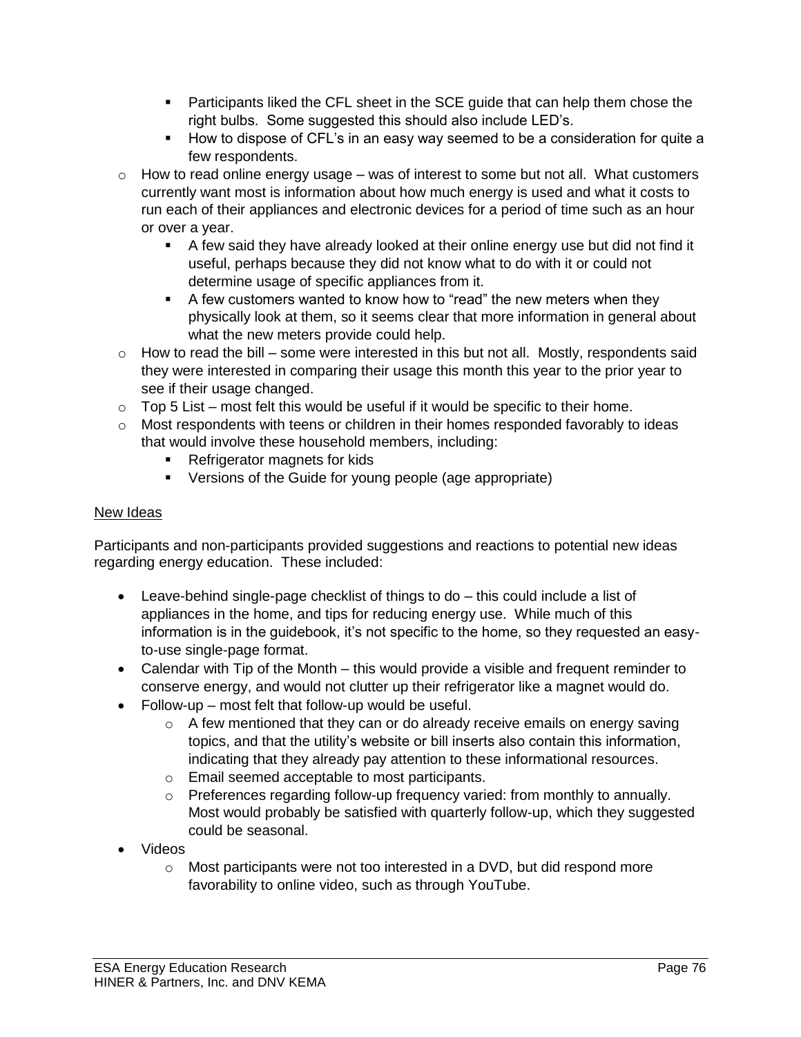- Participants liked the CFL sheet in the SCE guide that can help them chose the right bulbs. Some suggested this should also include LED's.
    - How to dispose of CFL's in an easy way seemed to be a consideration for quite a few respondents.
  - How to read online energy usage – was of interest to some but not all. What customers currently want most is information about how much energy is used and what it costs to run each of their appliances and electronic devices for a period of time such as an hour or over a year.
    - A few said they have already looked at their online energy use but did not find it useful, perhaps because they did not know what to do with it or could not determine usage of specific appliances from it.
    - A few customers wanted to know how to "read" the new meters when they physically look at them, so it seems clear that more information in general about what the new meters provide could help.
  - How to read the bill – some were interested in this but not all. Mostly, respondents said they were interested in comparing their usage this month this year to the prior year to see if their usage changed.
  - Top 5 List – most felt this would be useful if it would be specific to their home.
  - Most respondents with teens or children in their homes responded favorably to ideas that would involve these household members, including:
    - Refrigerator magnets for kids
    - Versions of the Guide for young people (age appropriate)

<u>New Ideas</u>

Participants and non-participants provided suggestions and reactions to potential new ideas regarding energy education. These included:

- Leave-behind single-page checklist of things to do – this could include a list of appliances in the home, and tips for reducing energy use. While much of this information is in the guidebook, it's not specific to the home, so they requested an easy-to-use single-page format.
- Calendar with Tip of the Month – this would provide a visible and frequent reminder to conserve energy, and would not clutter up their refrigerator like a magnet would do.
- Follow-up – most felt that follow-up would be useful.
  - A few mentioned that they can or do already receive emails on energy saving topics, and that the utility's website or bill inserts also contain this information, indicating that they already pay attention to these informational resources.
  - Email seemed acceptable to most participants.
  - Preferences regarding follow-up frequency varied: from monthly to annually. Most would probably be satisfied with quarterly follow-up, which they suggested could be seasonal.
- Videos
  - Most participants were not too interested in a DVD, but did respond more favorability to online video, such as through YouTube.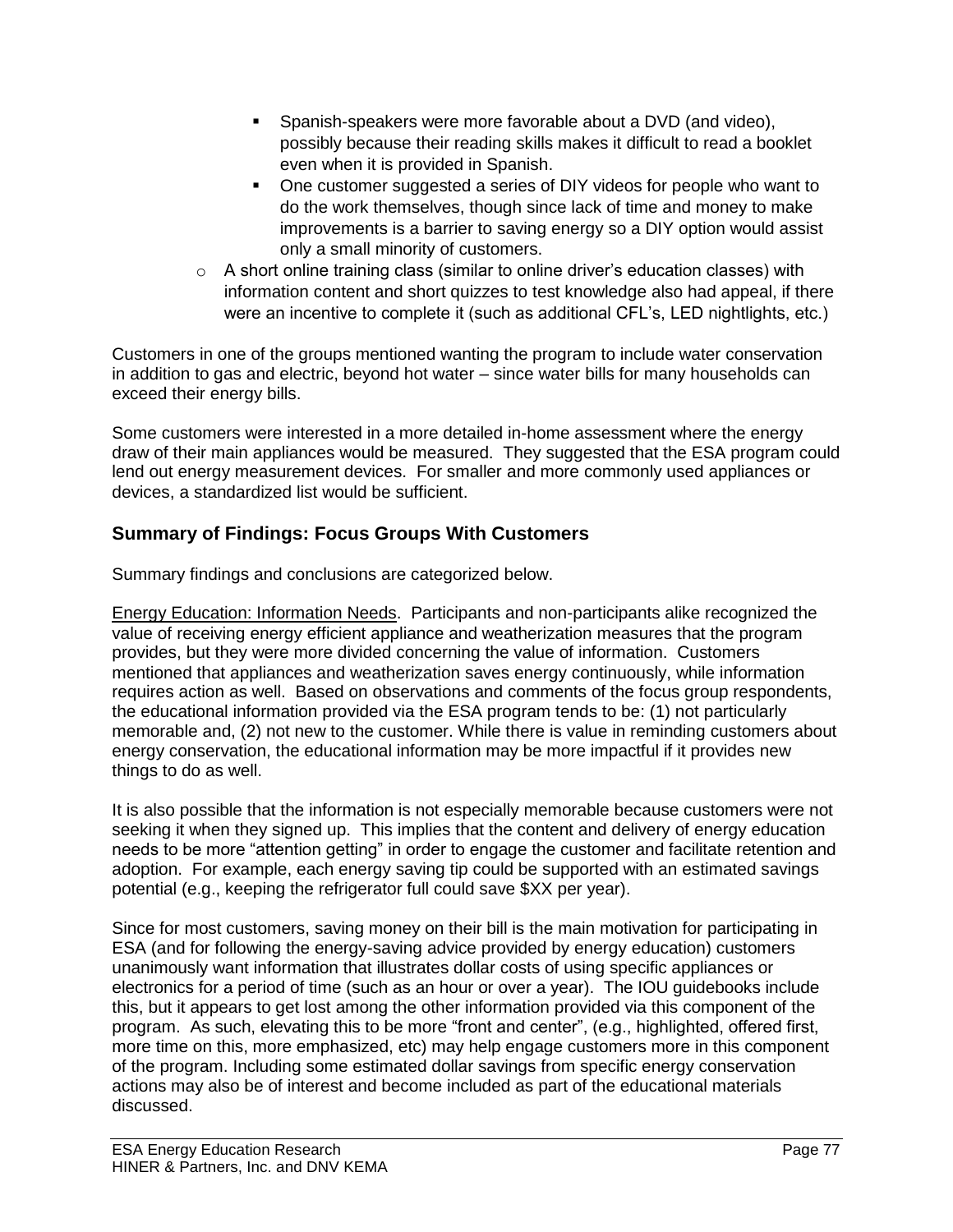- Spanish-speakers were more favorable about a DVD (and video), possibly because their reading skills makes it difficult to read a booklet even when it is provided in Spanish.
  - One customer suggested a series of DIY videos for people who want to do the work themselves, though since lack of time and money to make improvements is a barrier to saving energy so a DIY option would assist only a small minority of customers.
- A short online training class (similar to online driver's education classes) with information content and short quizzes to test knowledge also had appeal, if there were an incentive to complete it (such as additional CFL's, LED nightlights, etc.)

Customers in one of the groups mentioned wanting the program to include water conservation in addition to gas and electric, beyond hot water – since water bills for many households can exceed their energy bills.

Some customers were interested in a more detailed in-home assessment where the energy draw of their main appliances would be measured. They suggested that the ESA program could lend out energy measurement devices. For smaller and more commonly used appliances or devices, a standardized list would be sufficient.

## Summary of Findings: Focus Groups With Customers

Summary findings and conclusions are categorized below.

Energy Education: Information Needs. Participants and non-participants alike recognized the value of receiving energy efficient appliance and weatherization measures that the program provides, but they were more divided concerning the value of information. Customers mentioned that appliances and weatherization saves energy continuously, while information requires action as well. Based on observations and comments of the focus group respondents, the educational information provided via the ESA program tends to be: (1) not particularly memorable and, (2) not new to the customer. While there is value in reminding customers about energy conservation, the educational information may be more impactful if it provides new things to do as well.

It is also possible that the information is not especially memorable because customers were not seeking it when they signed up. This implies that the content and delivery of energy education needs to be more "attention getting" in order to engage the customer and facilitate retention and adoption. For example, each energy saving tip could be supported with an estimated savings potential (e.g., keeping the refrigerator full could save $XX per year).

Since for most customers, saving money on their bill is the main motivation for participating in ESA (and for following the energy-saving advice provided by energy education) customers unanimously want information that illustrates dollar costs of using specific appliances or electronics for a period of time (such as an hour or over a year). The IOU guidebooks include this, but it appears to get lost among the other information provided via this component of the program. As such, elevating this to be more "front and center", (e.g., highlighted, offered first, more time on this, more emphasized, etc) may help engage customers more in this component of the program. Including some estimated dollar savings from specific energy conservation actions may also be of interest and become included as part of the educational materials discussed.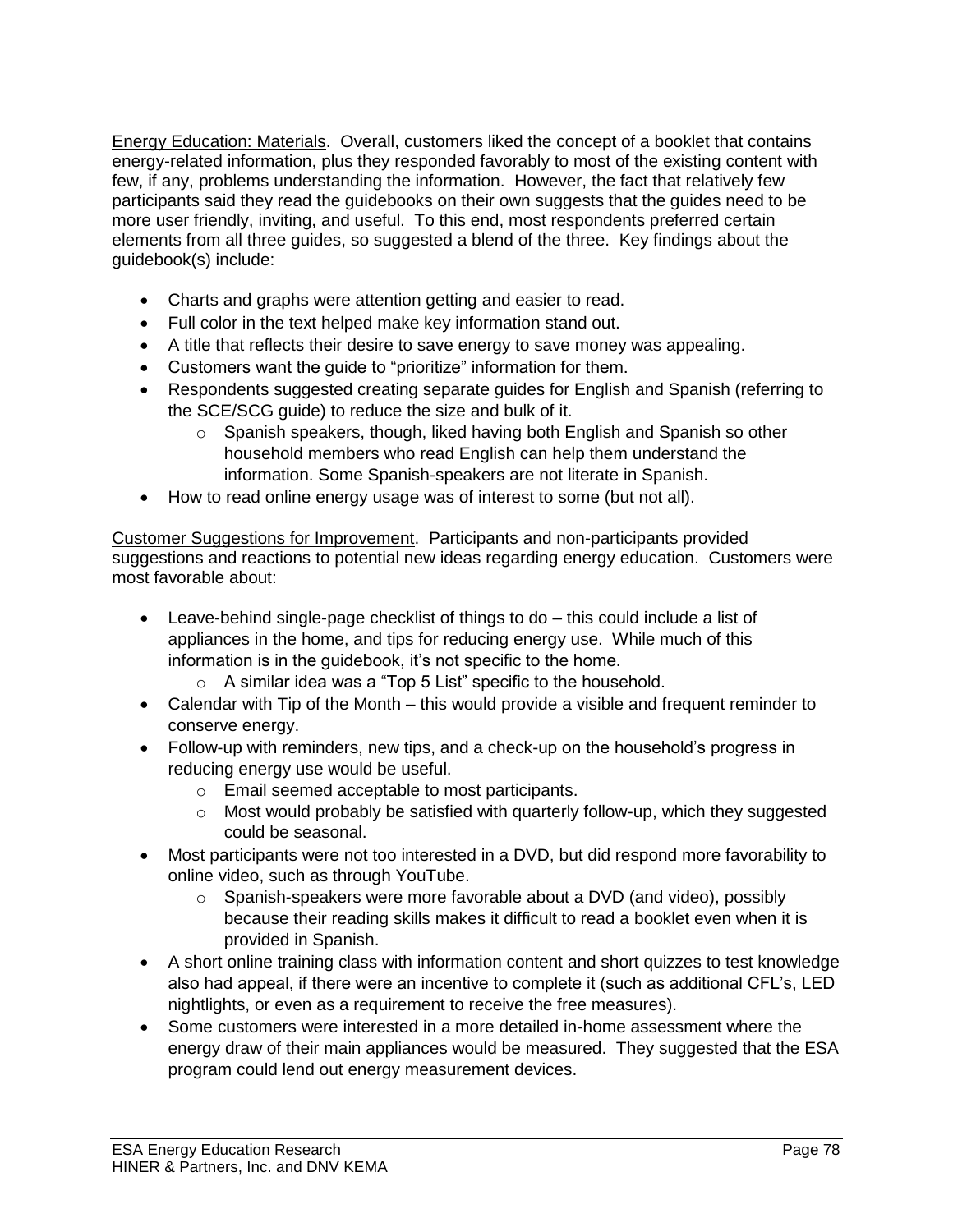Energy Education: Materials. Overall, customers liked the concept of a booklet that contains energy-related information, plus they responded favorably to most of the existing content with few, if any, problems understanding the information. However, the fact that relatively few participants said they read the guidebooks on their own suggests that the guides need to be more user friendly, inviting, and useful. To this end, most respondents preferred certain elements from all three guides, so suggested a blend of the three. Key findings about the guidebook(s) include:

- Charts and graphs were attention getting and easier to read.
- Full color in the text helped make key information stand out.
- A title that reflects their desire to save energy to save money was appealing.
- Customers want the guide to “prioritize” information for them.
- Respondents suggested creating separate guides for English and Spanish (referring to the SCE/SCG guide) to reduce the size and bulk of it.
  - Spanish speakers, though, liked having both English and Spanish so other household members who read English can help them understand the information. Some Spanish-speakers are not literate in Spanish.
- How to read online energy usage was of interest to some (but not all).

Customer Suggestions for Improvement. Participants and non-participants provided suggestions and reactions to potential new ideas regarding energy education. Customers were most favorable about:

- Leave-behind single-page checklist of things to do – this could include a list of appliances in the home, and tips for reducing energy use. While much of this information is in the guidebook, it’s not specific to the home.
  - A similar idea was a “Top 5 List” specific to the household.
- Calendar with Tip of the Month – this would provide a visible and frequent reminder to conserve energy.
- Follow-up with reminders, new tips, and a check-up on the household’s progress in reducing energy use would be useful.
  - Email seemed acceptable to most participants.
  - Most would probably be satisfied with quarterly follow-up, which they suggested could be seasonal.
- Most participants were not too interested in a DVD, but did respond more favorability to online video, such as through YouTube.
  - Spanish-speakers were more favorable about a DVD (and video), possibly because their reading skills makes it difficult to read a booklet even when it is provided in Spanish.
- A short online training class with information content and short quizzes to test knowledge also had appeal, if there were an incentive to complete it (such as additional CFL’s, LED nightlights, or even as a requirement to receive the free measures).
- Some customers were interested in a more detailed in-home assessment where the energy draw of their main appliances would be measured. They suggested that the ESA program could lend out energy measurement devices.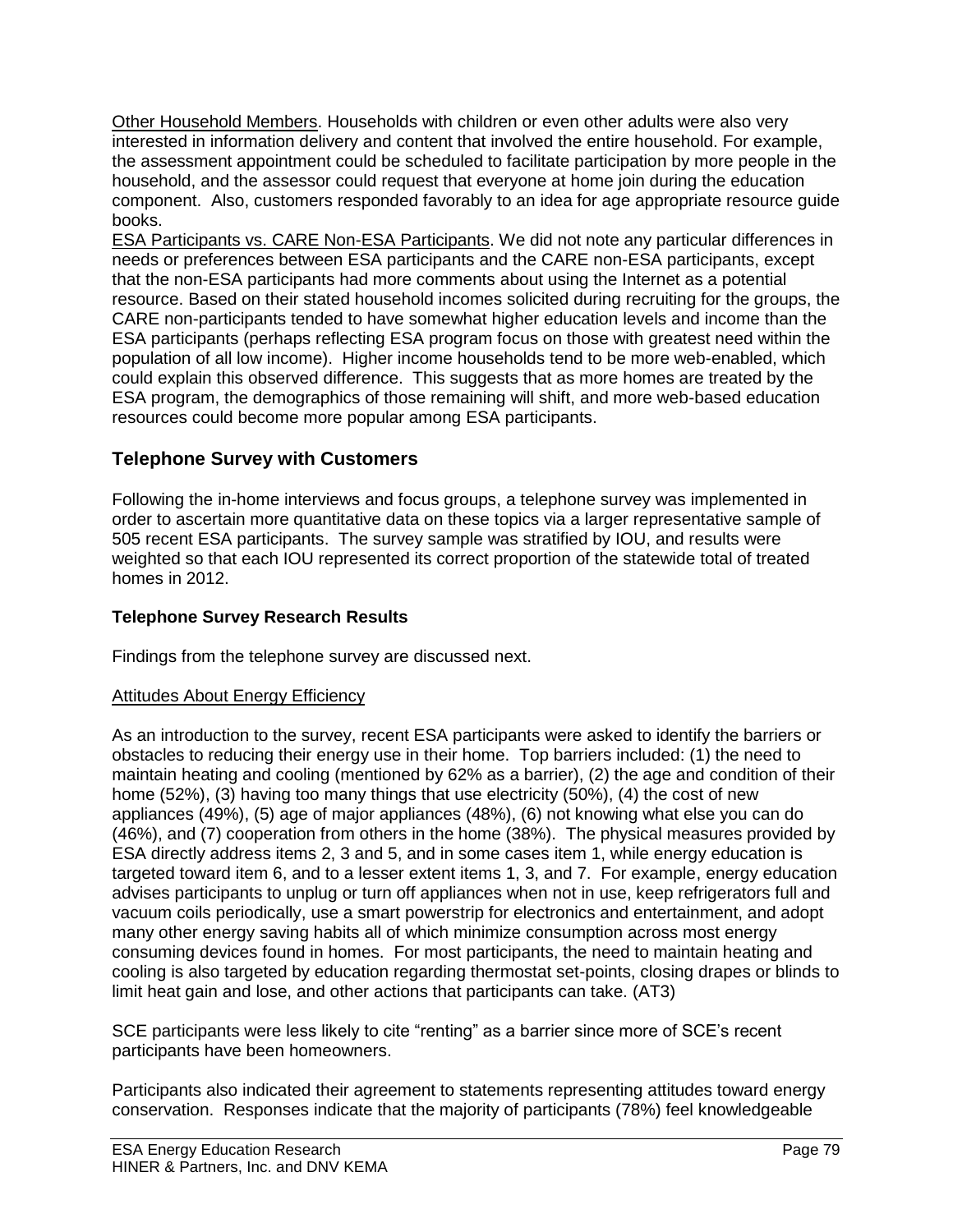<u>Other Household Members</u>. Households with children or even other adults were also very interested in information delivery and content that involved the entire household. For example, the assessment appointment could be scheduled to facilitate participation by more people in the household, and the assessor could request that everyone at home join during the education component. Also, customers responded favorably to an idea for age appropriate resource guide books.

<u>ESA Participants vs. CARE Non-ESA Participants</u>. We did not note any particular differences in needs or preferences between ESA participants and the CARE non-ESA participants, except that the non-ESA participants had more comments about using the Internet as a potential resource. Based on their stated household incomes solicited during recruiting for the groups, the CARE non-participants tended to have somewhat higher education levels and income than the ESA participants (perhaps reflecting ESA program focus on those with greatest need within the population of all low income). Higher income households tend to be more web-enabled, which could explain this observed difference. This suggests that as more homes are treated by the ESA program, the demographics of those remaining will shift, and more web-based education resources could become more popular among ESA participants.

## Telephone Survey with Customers

Following the in-home interviews and focus groups, a telephone survey was implemented in order to ascertain more quantitative data on these topics via a larger representative sample of 505 recent ESA participants. The survey sample was stratified by IOU, and results were weighted so that each IOU represented its correct proportion of the statewide total of treated homes in 2012.

### Telephone Survey Research Results

Findings from the telephone survey are discussed next.

<u>Attitudes About Energy Efficiency</u>

As an introduction to the survey, recent ESA participants were asked to identify the barriers or obstacles to reducing their energy use in their home. Top barriers included: (1) the need to maintain heating and cooling (mentioned by 62% as a barrier), (2) the age and condition of their home (52%), (3) having too many things that use electricity (50%), (4) the cost of new appliances (49%), (5) age of major appliances (48%), (6) not knowing what else you can do (46%), and (7) cooperation from others in the home (38%). The physical measures provided by ESA directly address items 2, 3 and 5, and in some cases item 1, while energy education is targeted toward item 6, and to a lesser extent items 1, 3, and 7. For example, energy education advises participants to unplug or turn off appliances when not in use, keep refrigerators full and vacuum coils periodically, use a smart powerstrip for electronics and entertainment, and adopt many other energy saving habits all of which minimize consumption across most energy consuming devices found in homes. For most participants, the need to maintain heating and cooling is also targeted by education regarding thermostat set-points, closing drapes or blinds to limit heat gain and lose, and other actions that participants can take. (AT3)

SCE participants were less likely to cite "renting" as a barrier since more of SCE's recent participants have been homeowners.

Participants also indicated their agreement to statements representing attitudes toward energy conservation. Responses indicate that the majority of participants (78%) feel knowledgeable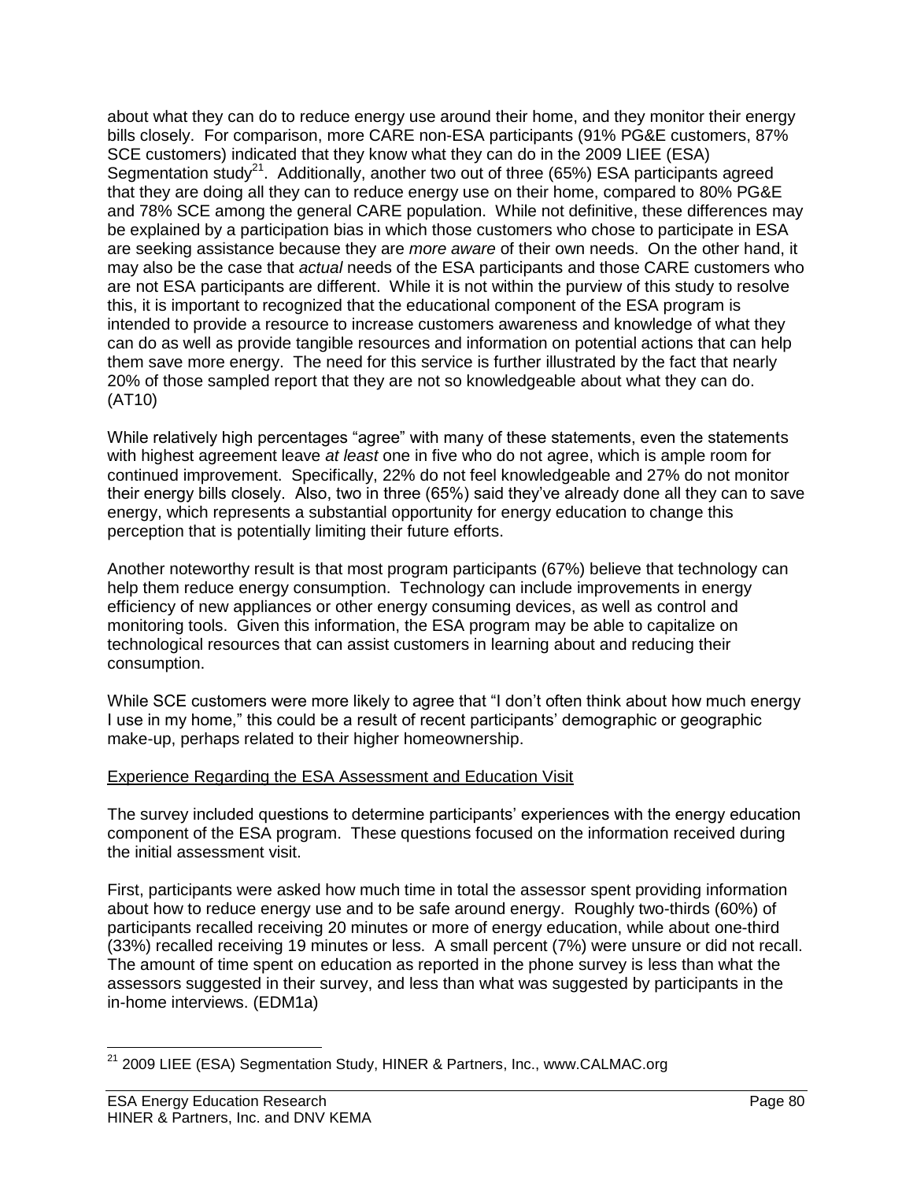about what they can do to reduce energy use around their home, and they monitor their energy bills closely. For comparison, more CARE non-ESA participants (91% PG&E customers, 87% SCE customers) indicated that they know what they can do in the 2009 LIEE (ESA) Segmentation study[21]. Additionally, another two out of three (65%) ESA participants agreed that they are doing all they can to reduce energy use on their home, compared to 80% PG&E and 78% SCE among the general CARE population. While not definitive, these differences may be explained by a participation bias in which those customers who chose to participate in ESA are seeking assistance because they are *more aware* of their own needs. On the other hand, it may also be the case that *actual* needs of the ESA participants and those CARE customers who are not ESA participants are different. While it is not within the purview of this study to resolve this, it is important to recognized that the educational component of the ESA program is intended to provide a resource to increase customers awareness and knowledge of what they can do as well as provide tangible resources and information on potential actions that can help them save more energy. The need for this service is further illustrated by the fact that nearly 20% of those sampled report that they are not so knowledgeable about what they can do. (AT10)

While relatively high percentages "agree" with many of these statements, even the statements with highest agreement leave *at least* one in five who do not agree, which is ample room for continued improvement. Specifically, 22% do not feel knowledgeable and 27% do not monitor their energy bills closely. Also, two in three (65%) said they've already done all they can to save energy, which represents a substantial opportunity for energy education to change this perception that is potentially limiting their future efforts.

Another noteworthy result is that most program participants (67%) believe that technology can help them reduce energy consumption. Technology can include improvements in energy efficiency of new appliances or other energy consuming devices, as well as control and monitoring tools. Given this information, the ESA program may be able to capitalize on technological resources that can assist customers in learning about and reducing their consumption.

While SCE customers were more likely to agree that "I don't often think about how much energy I use in my home," this could be a result of recent participants' demographic or geographic make-up, perhaps related to their higher homeownership.

<u>Experience Regarding the ESA Assessment and Education Visit</u>

The survey included questions to determine participants' experiences with the energy education component of the ESA program. These questions focused on the information received during the initial assessment visit.

First, participants were asked how much time in total the assessor spent providing information about how to reduce energy use and to be safe around energy. Roughly two-thirds (60%) of participants recalled receiving 20 minutes or more of energy education, while about one-third (33%) recalled receiving 19 minutes or less. A small percent (7%) were unsure or did not recall. The amount of time spent on education as reported in the phone survey is less than what the assessors suggested in their survey, and less than what was suggested by participants in the in-home interviews. (EDM1a)

[21] 2009 LIEE (ESA) Segmentation Study, HINER & Partners, Inc., www.CALMAC.org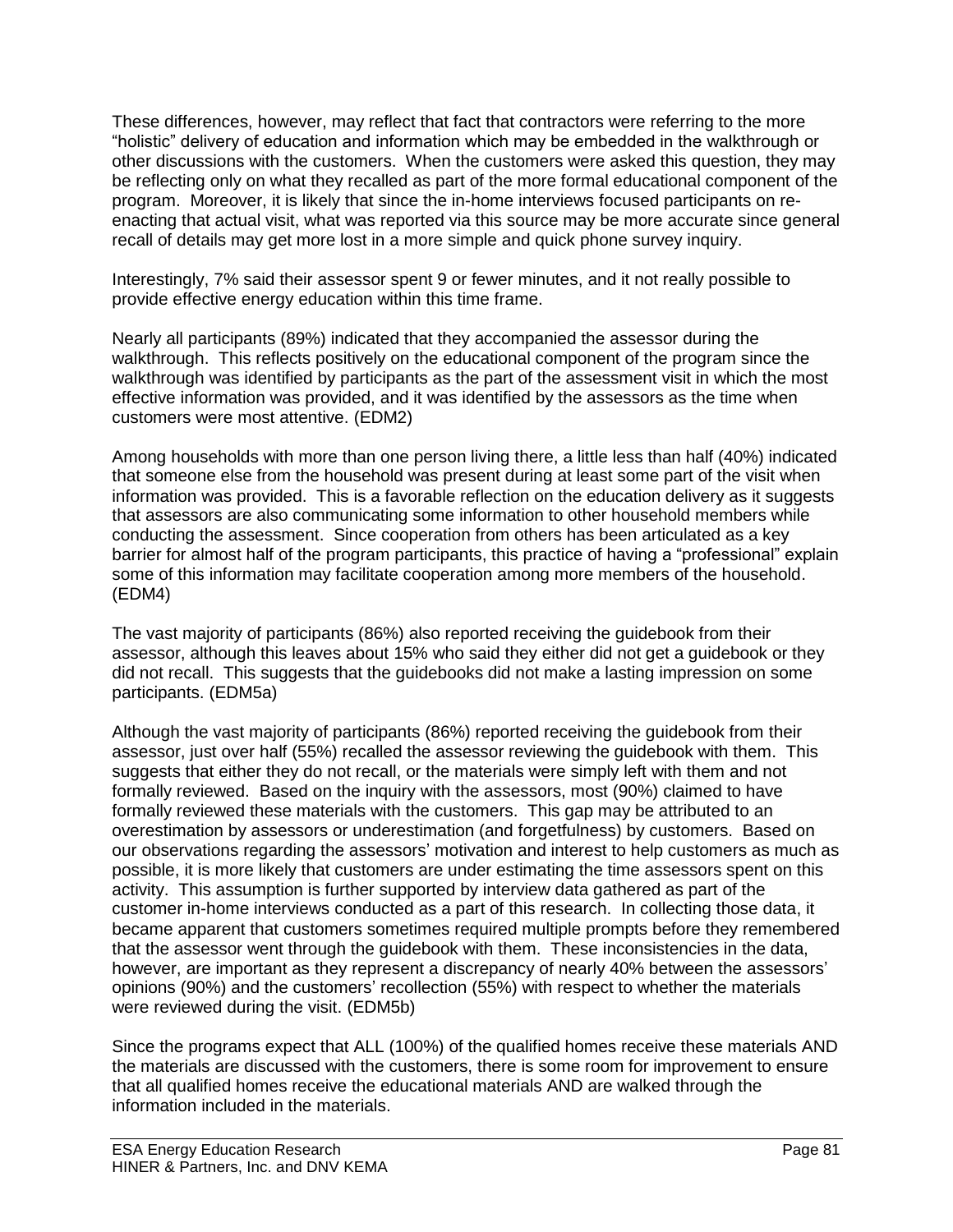These differences, however, may reflect that fact that contractors were referring to the more "holistic" delivery of education and information which may be embedded in the walkthrough or other discussions with the customers. When the customers were asked this question, they may be reflecting only on what they recalled as part of the more formal educational component of the program. Moreover, it is likely that since the in-home interviews focused participants on re-enacting that actual visit, what was reported via this source may be more accurate since general recall of details may get more lost in a more simple and quick phone survey inquiry.

Interestingly, 7% said their assessor spent 9 or fewer minutes, and it not really possible to provide effective energy education within this time frame.

Nearly all participants (89%) indicated that they accompanied the assessor during the walkthrough. This reflects positively on the educational component of the program since the walkthrough was identified by participants as the part of the assessment visit in which the most effective information was provided, and it was identified by the assessors as the time when customers were most attentive. (EDM2)

Among households with more than one person living there, a little less than half (40%) indicated that someone else from the household was present during at least some part of the visit when information was provided. This is a favorable reflection on the education delivery as it suggests that assessors are also communicating some information to other household members while conducting the assessment. Since cooperation from others has been articulated as a key barrier for almost half of the program participants, this practice of having a "professional" explain some of this information may facilitate cooperation among more members of the household. (EDM4)

The vast majority of participants (86%) also reported receiving the guidebook from their assessor, although this leaves about 15% who said they either did not get a guidebook or they did not recall. This suggests that the guidebooks did not make a lasting impression on some participants. (EDM5a)

Although the vast majority of participants (86%) reported receiving the guidebook from their assessor, just over half (55%) recalled the assessor reviewing the guidebook with them. This suggests that either they do not recall, or the materials were simply left with them and not formally reviewed. Based on the inquiry with the assessors, most (90%) claimed to have formally reviewed these materials with the customers. This gap may be attributed to an overestimation by assessors or underestimation (and forgetfulness) by customers. Based on our observations regarding the assessors' motivation and interest to help customers as much as possible, it is more likely that customers are under estimating the time assessors spent on this activity. This assumption is further supported by interview data gathered as part of the customer in-home interviews conducted as a part of this research. In collecting those data, it became apparent that customers sometimes required multiple prompts before they remembered that the assessor went through the guidebook with them. These inconsistencies in the data, however, are important as they represent a discrepancy of nearly 40% between the assessors' opinions (90%) and the customers' recollection (55%) with respect to whether the materials were reviewed during the visit. (EDM5b)

Since the programs expect that ALL (100%) of the qualified homes receive these materials AND the materials are discussed with the customers, there is some room for improvement to ensure that all qualified homes receive the educational materials AND are walked through the information included in the materials.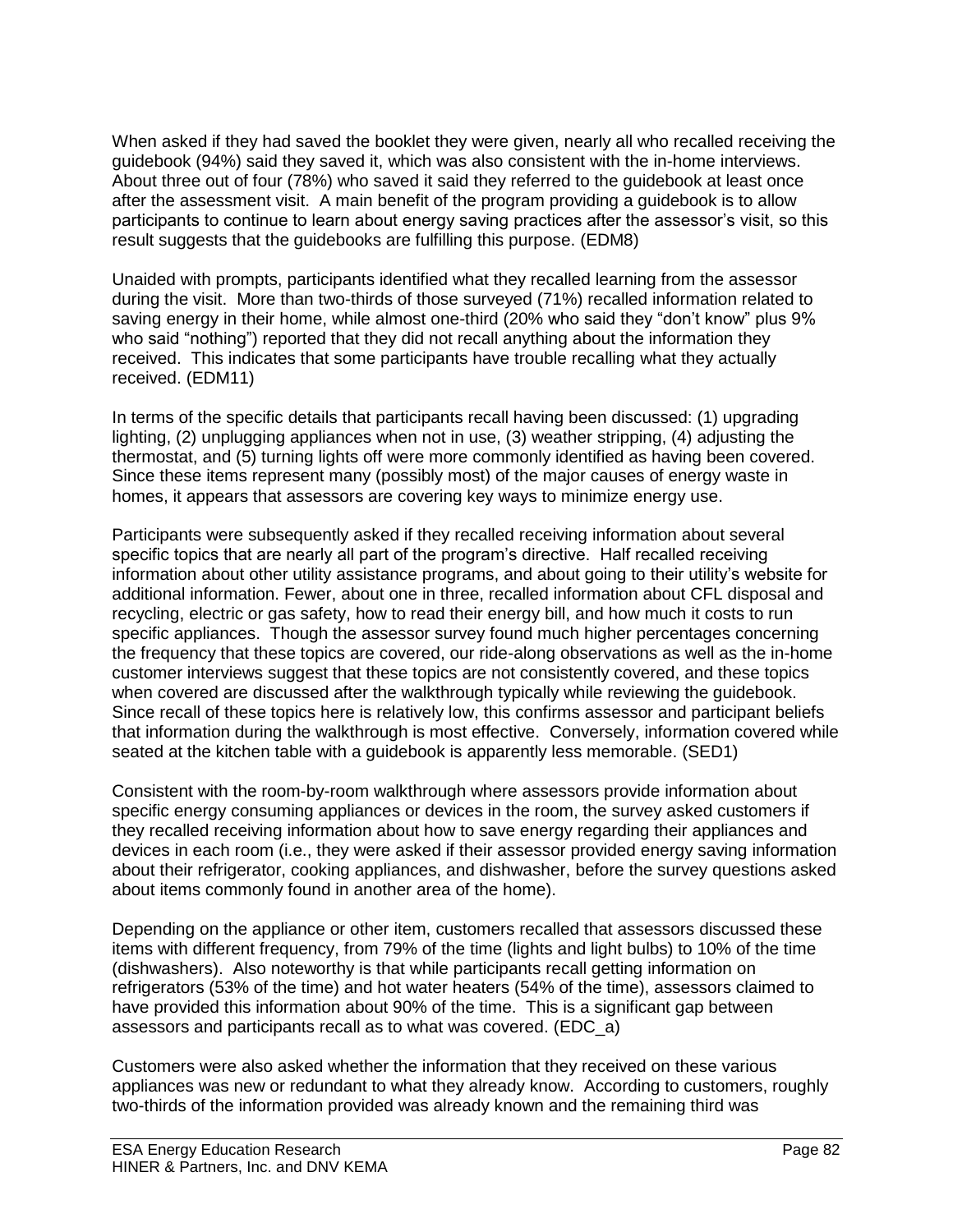When asked if they had saved the booklet they were given, nearly all who recalled receiving the guidebook (94%) said they saved it, which was also consistent with the in-home interviews. About three out of four (78%) who saved it said they referred to the guidebook at least once after the assessment visit. A main benefit of the program providing a guidebook is to allow participants to continue to learn about energy saving practices after the assessor's visit, so this result suggests that the guidebooks are fulfilling this purpose. (EDM8)

Unaided with prompts, participants identified what they recalled learning from the assessor during the visit. More than two-thirds of those surveyed (71%) recalled information related to saving energy in their home, while almost one-third (20% who said they "don't know" plus 9% who said "nothing") reported that they did not recall anything about the information they received. This indicates that some participants have trouble recalling what they actually received. (EDM11)

In terms of the specific details that participants recall having been discussed: (1) upgrading lighting, (2) unplugging appliances when not in use, (3) weather stripping, (4) adjusting the thermostat, and (5) turning lights off were more commonly identified as having been covered. Since these items represent many (possibly most) of the major causes of energy waste in homes, it appears that assessors are covering key ways to minimize energy use.

Participants were subsequently asked if they recalled receiving information about several specific topics that are nearly all part of the program's directive. Half recalled receiving information about other utility assistance programs, and about going to their utility's website for additional information. Fewer, about one in three, recalled information about CFL disposal and recycling, electric or gas safety, how to read their energy bill, and how much it costs to run specific appliances. Though the assessor survey found much higher percentages concerning the frequency that these topics are covered, our ride-along observations as well as the in-home customer interviews suggest that these topics are not consistently covered, and these topics when covered are discussed after the walkthrough typically while reviewing the guidebook. Since recall of these topics here is relatively low, this confirms assessor and participant beliefs that information during the walkthrough is most effective. Conversely, information covered while seated at the kitchen table with a guidebook is apparently less memorable. (SED1)

Consistent with the room-by-room walkthrough where assessors provide information about specific energy consuming appliances or devices in the room, the survey asked customers if they recalled receiving information about how to save energy regarding their appliances and devices in each room (i.e., they were asked if their assessor provided energy saving information about their refrigerator, cooking appliances, and dishwasher, before the survey questions asked about items commonly found in another area of the home).

Depending on the appliance or other item, customers recalled that assessors discussed these items with different frequency, from 79% of the time (lights and light bulbs) to 10% of the time (dishwashers). Also noteworthy is that while participants recall getting information on refrigerators (53% of the time) and hot water heaters (54% of the time), assessors claimed to have provided this information about 90% of the time. This is a significant gap between assessors and participants recall as to what was covered. (EDC_a)

Customers were also asked whether the information that they received on these various appliances was new or redundant to what they already know. According to customers, roughly two-thirds of the information provided was already known and the remaining third was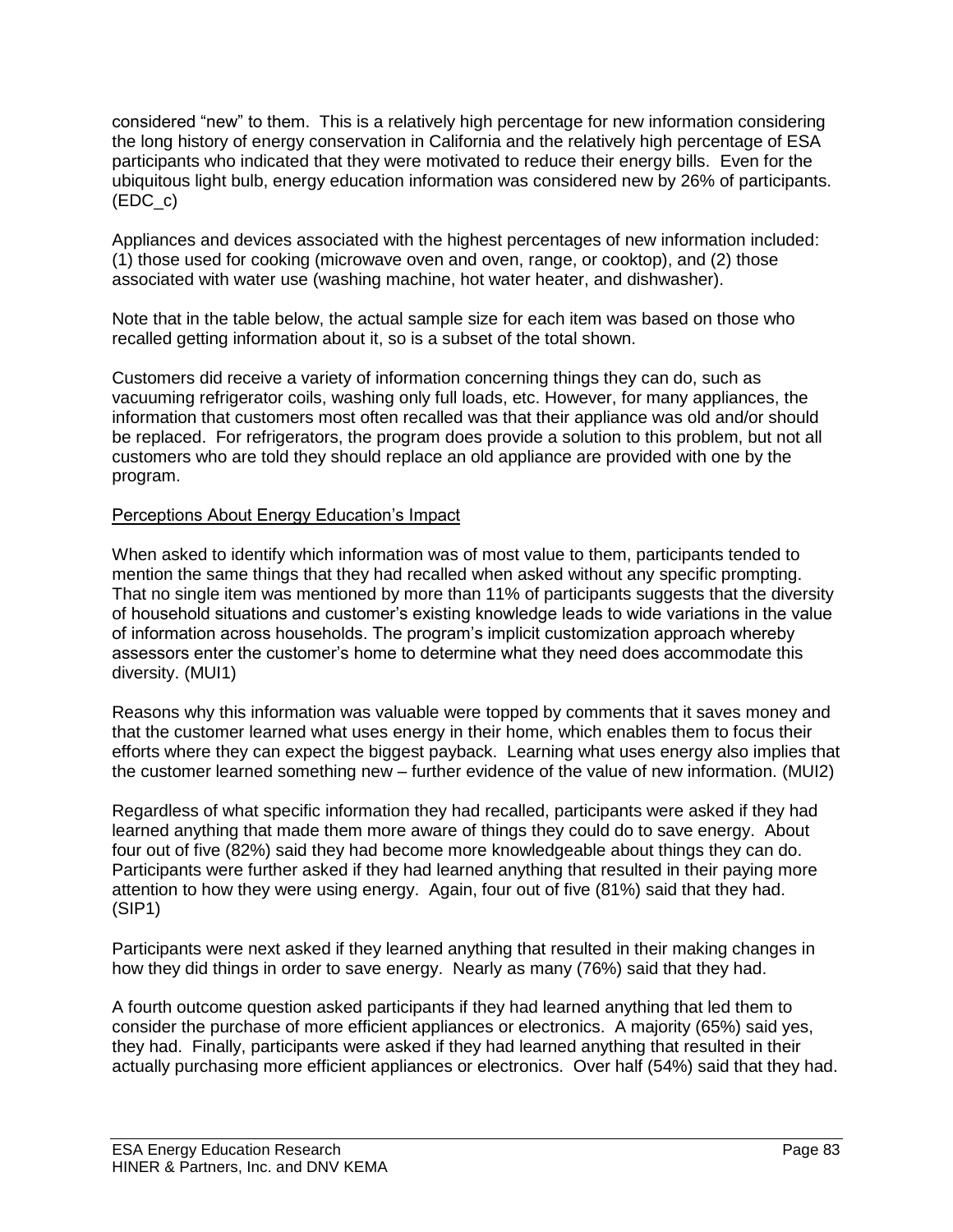considered "new" to them. This is a relatively high percentage for new information considering the long history of energy conservation in California and the relatively high percentage of ESA participants who indicated that they were motivated to reduce their energy bills. Even for the ubiquitous light bulb, energy education information was considered new by 26% of participants. (EDC_c)

Appliances and devices associated with the highest percentages of new information included: (1) those used for cooking (microwave oven and oven, range, or cooktop), and (2) those associated with water use (washing machine, hot water heater, and dishwasher).

Note that in the table below, the actual sample size for each item was based on those who recalled getting information about it, so is a subset of the total shown.

Customers did receive a variety of information concerning things they can do, such as vacuuming refrigerator coils, washing only full loads, etc. However, for many appliances, the information that customers most often recalled was that their appliance was old and/or should be replaced. For refrigerators, the program does provide a solution to this problem, but not all customers who are told they should replace an old appliance are provided with one by the program.

<u>Perceptions About Energy Education's Impact</u>

When asked to identify which information was of most value to them, participants tended to mention the same things that they had recalled when asked without any specific prompting. That no single item was mentioned by more than 11% of participants suggests that the diversity of household situations and customer's existing knowledge leads to wide variations in the value of information across households. The program's implicit customization approach whereby assessors enter the customer's home to determine what they need does accommodate this diversity. (MUI1)

Reasons why this information was valuable were topped by comments that it saves money and that the customer learned what uses energy in their home, which enables them to focus their efforts where they can expect the biggest payback. Learning what uses energy also implies that the customer learned something new – further evidence of the value of new information. (MUI2)

Regardless of what specific information they had recalled, participants were asked if they had learned anything that made them more aware of things they could do to save energy. About four out of five (82%) said they had become more knowledgeable about things they can do. Participants were further asked if they had learned anything that resulted in their paying more attention to how they were using energy. Again, four out of five (81%) said that they had. (SIP1)

Participants were next asked if they learned anything that resulted in their making changes in how they did things in order to save energy. Nearly as many (76%) said that they had.

A fourth outcome question asked participants if they had learned anything that led them to consider the purchase of more efficient appliances or electronics. A majority (65%) said yes, they had. Finally, participants were asked if they had learned anything that resulted in their actually purchasing more efficient appliances or electronics. Over half (54%) said that they had.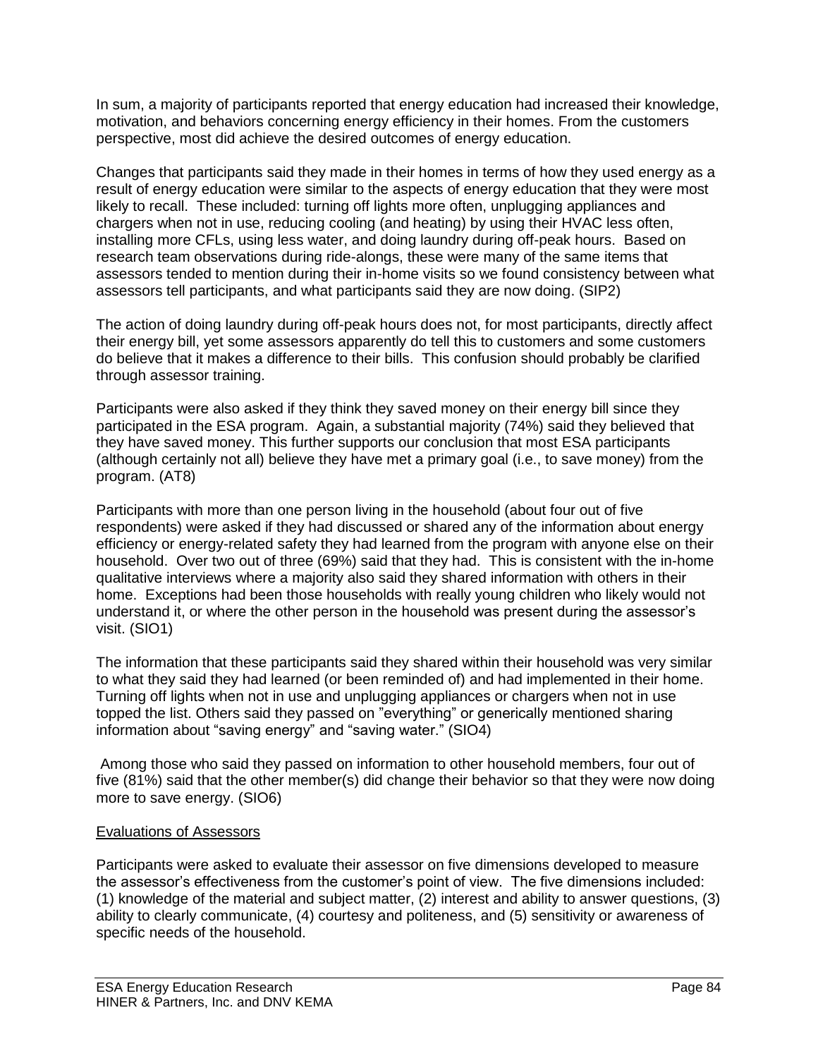In sum, a majority of participants reported that energy education had increased their knowledge, motivation, and behaviors concerning energy efficiency in their homes. From the customers perspective, most did achieve the desired outcomes of energy education.

Changes that participants said they made in their homes in terms of how they used energy as a result of energy education were similar to the aspects of energy education that they were most likely to recall. These included: turning off lights more often, unplugging appliances and chargers when not in use, reducing cooling (and heating) by using their HVAC less often, installing more CFLs, using less water, and doing laundry during off-peak hours. Based on research team observations during ride-alongs, these were many of the same items that assessors tended to mention during their in-home visits so we found consistency between what assessors tell participants, and what participants said they are now doing. (SIP2)

The action of doing laundry during off-peak hours does not, for most participants, directly affect their energy bill, yet some assessors apparently do tell this to customers and some customers do believe that it makes a difference to their bills. This confusion should probably be clarified through assessor training.

Participants were also asked if they think they saved money on their energy bill since they participated in the ESA program. Again, a substantial majority (74%) said they believed that they have saved money. This further supports our conclusion that most ESA participants (although certainly not all) believe they have met a primary goal (i.e., to save money) from the program. (AT8)

Participants with more than one person living in the household (about four out of five respondents) were asked if they had discussed or shared any of the information about energy efficiency or energy-related safety they had learned from the program with anyone else on their household. Over two out of three (69%) said that they had. This is consistent with the in-home qualitative interviews where a majority also said they shared information with others in their home. Exceptions had been those households with really young children who likely would not understand it, or where the other person in the household was present during the assessor's visit. (SIO1)

The information that these participants said they shared within their household was very similar to what they said they had learned (or been reminded of) and had implemented in their home. Turning off lights when not in use and unplugging appliances or chargers when not in use topped the list. Others said they passed on "everything" or generically mentioned sharing information about "saving energy" and "saving water." (SIO4)

Among those who said they passed on information to other household members, four out of five (81%) said that the other member(s) did change their behavior so that they were now doing more to save energy. (SIO6)

Evaluations of Assessors

Participants were asked to evaluate their assessor on five dimensions developed to measure the assessor's effectiveness from the customer's point of view. The five dimensions included: (1) knowledge of the material and subject matter, (2) interest and ability to answer questions, (3) ability to clearly communicate, (4) courtesy and politeness, and (5) sensitivity or awareness of specific needs of the household.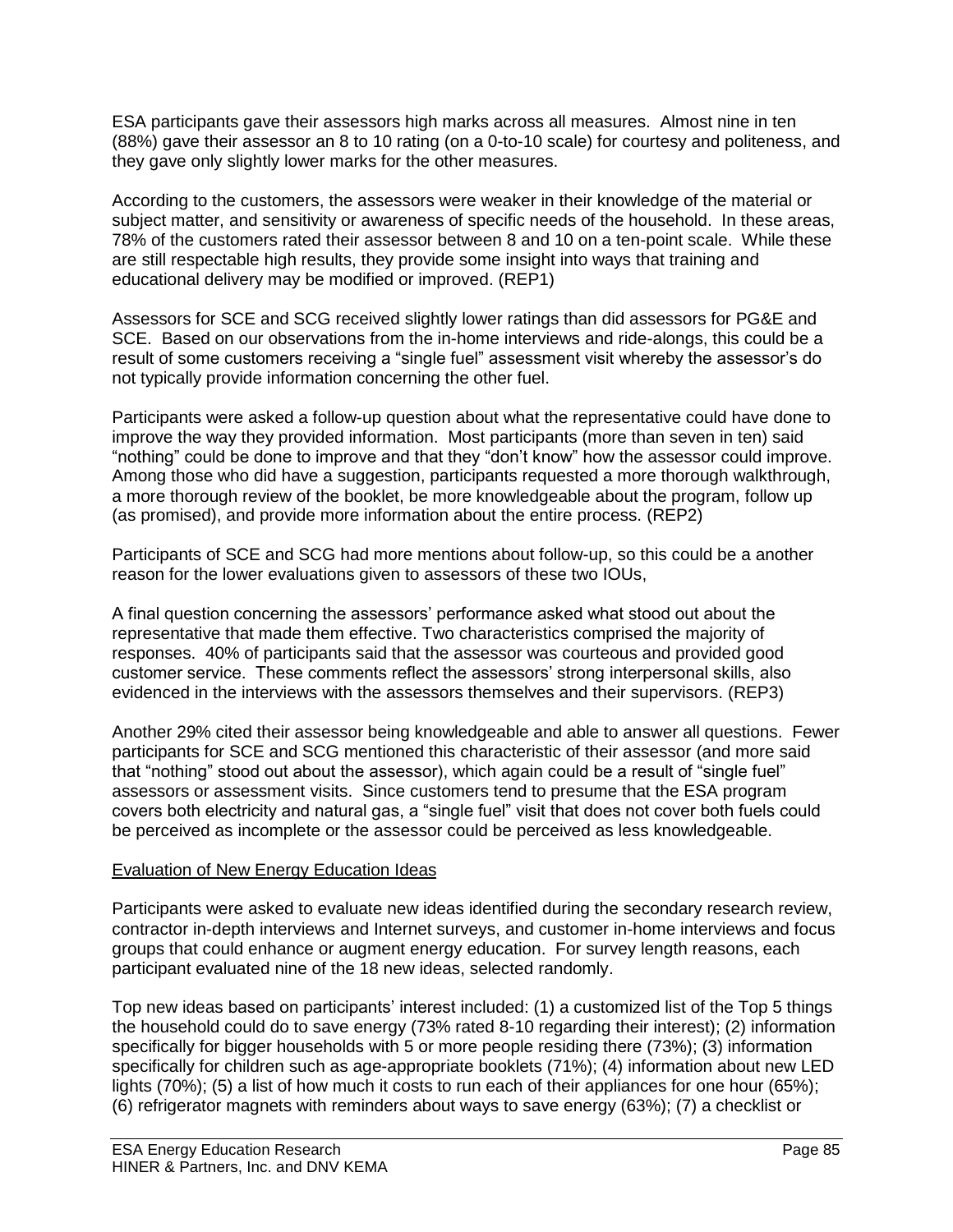ESA participants gave their assessors high marks across all measures. Almost nine in ten (88%) gave their assessor an 8 to 10 rating (on a 0-to-10 scale) for courtesy and politeness, and they gave only slightly lower marks for the other measures.

According to the customers, the assessors were weaker in their knowledge of the material or subject matter, and sensitivity or awareness of specific needs of the household. In these areas, 78% of the customers rated their assessor between 8 and 10 on a ten-point scale. While these are still respectable high results, they provide some insight into ways that training and educational delivery may be modified or improved. (REP1)

Assessors for SCE and SCG received slightly lower ratings than did assessors for PG&E and SCE. Based on our observations from the in-home interviews and ride-alongs, this could be a result of some customers receiving a "single fuel" assessment visit whereby the assessor's do not typically provide information concerning the other fuel.

Participants were asked a follow-up question about what the representative could have done to improve the way they provided information. Most participants (more than seven in ten) said "nothing" could be done to improve and that they "don't know" how the assessor could improve. Among those who did have a suggestion, participants requested a more thorough walkthrough, a more thorough review of the booklet, be more knowledgeable about the program, follow up (as promised), and provide more information about the entire process. (REP2)

Participants of SCE and SCG had more mentions about follow-up, so this could be a another reason for the lower evaluations given to assessors of these two IOUs,

A final question concerning the assessors' performance asked what stood out about the representative that made them effective. Two characteristics comprised the majority of responses. 40% of participants said that the assessor was courteous and provided good customer service. These comments reflect the assessors' strong interpersonal skills, also evidenced in the interviews with the assessors themselves and their supervisors. (REP3)

Another 29% cited their assessor being knowledgeable and able to answer all questions. Fewer participants for SCE and SCG mentioned this characteristic of their assessor (and more said that "nothing" stood out about the assessor), which again could be a result of "single fuel" assessors or assessment visits. Since customers tend to presume that the ESA program covers both electricity and natural gas, a "single fuel" visit that does not cover both fuels could be perceived as incomplete or the assessor could be perceived as less knowledgeable.

Evaluation of New Energy Education Ideas

Participants were asked to evaluate new ideas identified during the secondary research review, contractor in-depth interviews and Internet surveys, and customer in-home interviews and focus groups that could enhance or augment energy education. For survey length reasons, each participant evaluated nine of the 18 new ideas, selected randomly.

Top new ideas based on participants' interest included: (1) a customized list of the Top 5 things the household could do to save energy (73% rated 8-10 regarding their interest); (2) information specifically for bigger households with 5 or more people residing there (73%); (3) information specifically for children such as age-appropriate booklets (71%); (4) information about new LED lights (70%); (5) a list of how much it costs to run each of their appliances for one hour (65%); (6) refrigerator magnets with reminders about ways to save energy (63%); (7) a checklist or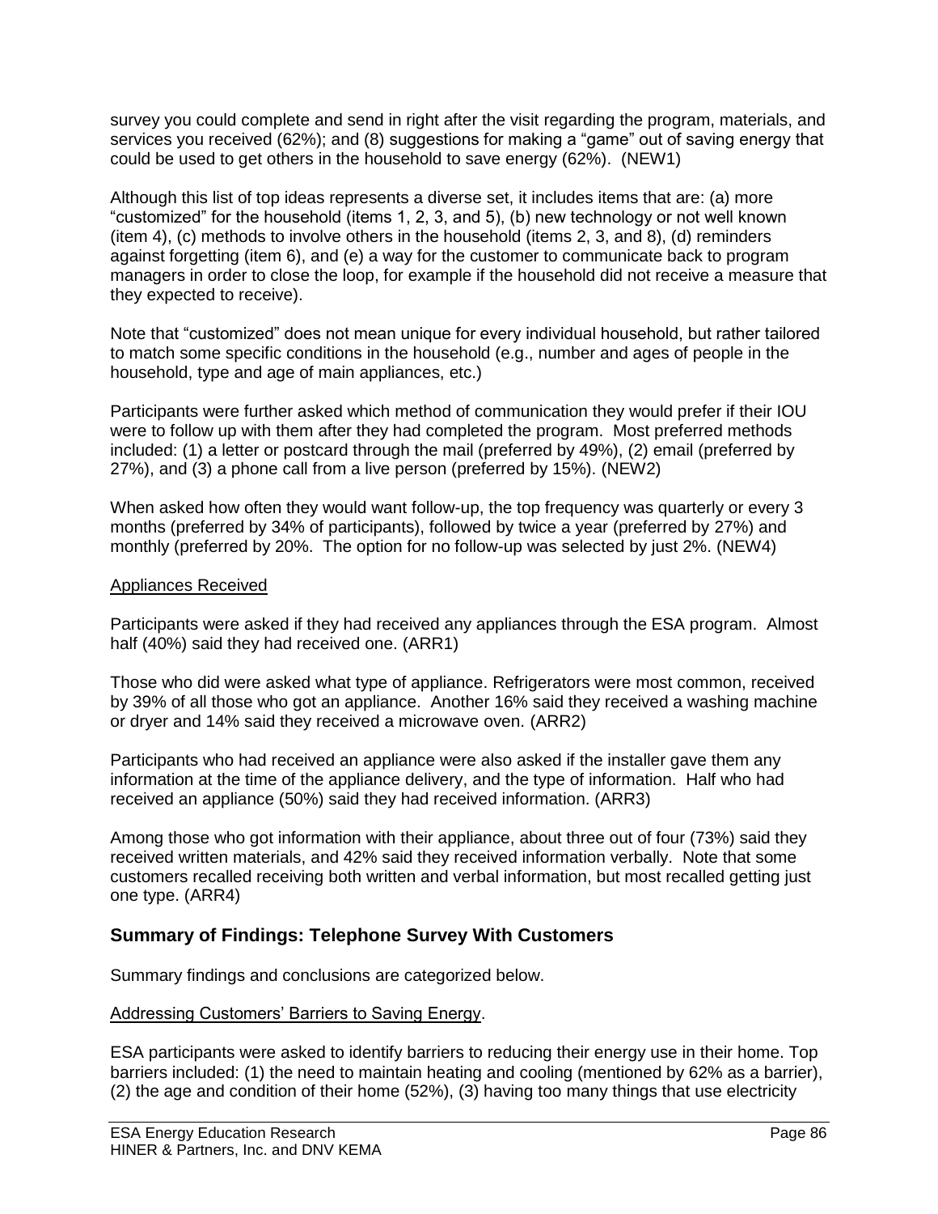survey you could complete and send in right after the visit regarding the program, materials, and services you received (62%); and (8) suggestions for making a "game" out of saving energy that could be used to get others in the household to save energy (62%). (NEW1)

Although this list of top ideas represents a diverse set, it includes items that are: (a) more "customized" for the household (items 1, 2, 3, and 5), (b) new technology or not well known (item 4), (c) methods to involve others in the household (items 2, 3, and 8), (d) reminders against forgetting (item 6), and (e) a way for the customer to communicate back to program managers in order to close the loop, for example if the household did not receive a measure that they expected to receive).

Note that "customized" does not mean unique for every individual household, but rather tailored to match some specific conditions in the household (e.g., number and ages of people in the household, type and age of main appliances, etc.)

Participants were further asked which method of communication they would prefer if their IOU were to follow up with them after they had completed the program. Most preferred methods included: (1) a letter or postcard through the mail (preferred by 49%), (2) email (preferred by 27%), and (3) a phone call from a live person (preferred by 15%). (NEW2)

When asked how often they would want follow-up, the top frequency was quarterly or every 3 months (preferred by 34% of participants), followed by twice a year (preferred by 27%) and monthly (preferred by 20%. The option for no follow-up was selected by just 2%. (NEW4)

<u>Appliances Received</u>

Participants were asked if they had received any appliances through the ESA program. Almost half (40%) said they had received one. (ARR1)

Those who did were asked what type of appliance. Refrigerators were most common, received by 39% of all those who got an appliance. Another 16% said they received a washing machine or dryer and 14% said they received a microwave oven. (ARR2)

Participants who had received an appliance were also asked if the installer gave them any information at the time of the appliance delivery, and the type of information. Half who had received an appliance (50%) said they had received information. (ARR3)

Among those who got information with their appliance, about three out of four (73%) said they received written materials, and 42% said they received information verbally. Note that some customers recalled receiving both written and verbal information, but most recalled getting just one type. (ARR4)

## Summary of Findings: Telephone Survey With Customers

Summary findings and conclusions are categorized below.

<u>Addressing Customers' Barriers to Saving Energy</u>.

ESA participants were asked to identify barriers to reducing their energy use in their home. Top barriers included: (1) the need to maintain heating and cooling (mentioned by 62% as a barrier), (2) the age and condition of their home (52%), (3) having too many things that use electricity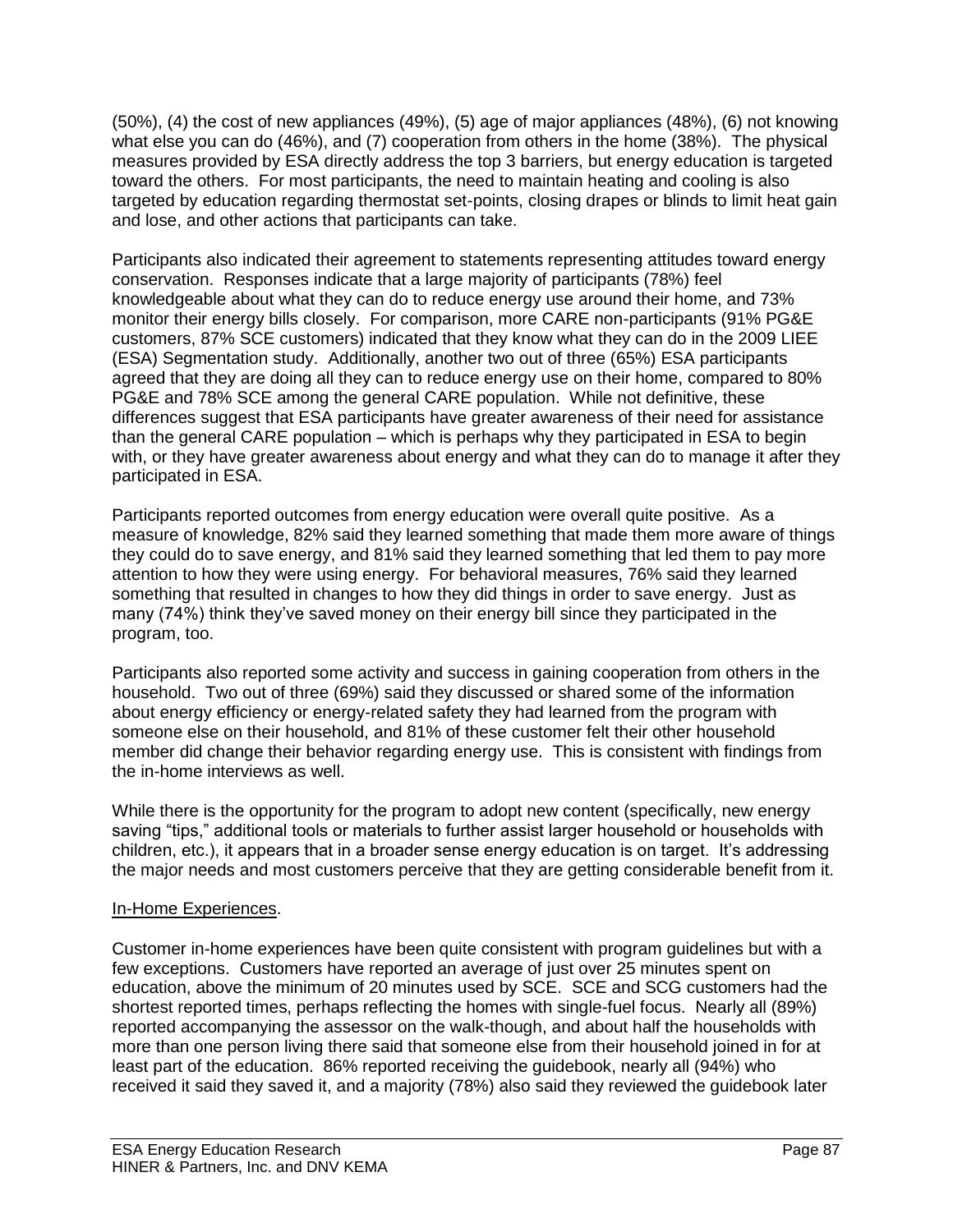(50%), (4) the cost of new appliances (49%), (5) age of major appliances (48%), (6) not knowing what else you can do (46%), and (7) cooperation from others in the home (38%). The physical measures provided by ESA directly address the top 3 barriers, but energy education is targeted toward the others. For most participants, the need to maintain heating and cooling is also targeted by education regarding thermostat set-points, closing drapes or blinds to limit heat gain and lose, and other actions that participants can take.

Participants also indicated their agreement to statements representing attitudes toward energy conservation. Responses indicate that a large majority of participants (78%) feel knowledgeable about what they can do to reduce energy use around their home, and 73% monitor their energy bills closely. For comparison, more CARE non-participants (91% PG&E customers, 87% SCE customers) indicated that they know what they can do in the 2009 LIEE (ESA) Segmentation study. Additionally, another two out of three (65%) ESA participants agreed that they are doing all they can to reduce energy use on their home, compared to 80% PG&E and 78% SCE among the general CARE population. While not definitive, these differences suggest that ESA participants have greater awareness of their need for assistance than the general CARE population – which is perhaps why they participated in ESA to begin with, or they have greater awareness about energy and what they can do to manage it after they participated in ESA.

Participants reported outcomes from energy education were overall quite positive. As a measure of knowledge, 82% said they learned something that made them more aware of things they could do to save energy, and 81% said they learned something that led them to pay more attention to how they were using energy. For behavioral measures, 76% said they learned something that resulted in changes to how they did things in order to save energy. Just as many (74%) think they've saved money on their energy bill since they participated in the program, too.

Participants also reported some activity and success in gaining cooperation from others in the household. Two out of three (69%) said they discussed or shared some of the information about energy efficiency or energy-related safety they had learned from the program with someone else on their household, and 81% of these customer felt their other household member did change their behavior regarding energy use. This is consistent with findings from the in-home interviews as well.

While there is the opportunity for the program to adopt new content (specifically, new energy saving "tips," additional tools or materials to further assist larger household or households with children, etc.), it appears that in a broader sense energy education is on target. It's addressing the major needs and most customers perceive that they are getting considerable benefit from it.

<u>In-Home Experiences</u>.

Customer in-home experiences have been quite consistent with program guidelines but with a few exceptions. Customers have reported an average of just over 25 minutes spent on education, above the minimum of 20 minutes used by SCE. SCE and SCG customers had the shortest reported times, perhaps reflecting the homes with single-fuel focus. Nearly all (89%) reported accompanying the assessor on the walk-though, and about half the households with more than one person living there said that someone else from their household joined in for at least part of the education. 86% reported receiving the guidebook, nearly all (94%) who received it said they saved it, and a majority (78%) also said they reviewed the guidebook later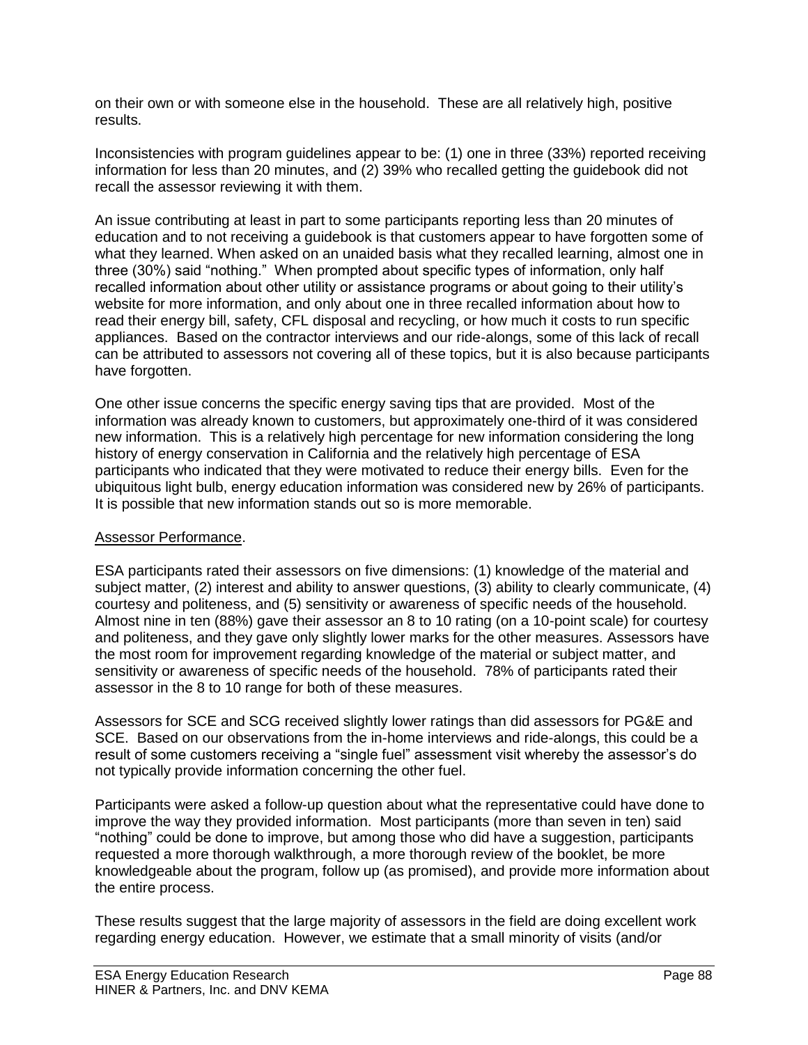on their own or with someone else in the household. These are all relatively high, positive results.

Inconsistencies with program guidelines appear to be: (1) one in three (33%) reported receiving information for less than 20 minutes, and (2) 39% who recalled getting the guidebook did not recall the assessor reviewing it with them.

An issue contributing at least in part to some participants reporting less than 20 minutes of education and to not receiving a guidebook is that customers appear to have forgotten some of what they learned. When asked on an unaided basis what they recalled learning, almost one in three (30%) said "nothing." When prompted about specific types of information, only half recalled information about other utility or assistance programs or about going to their utility's website for more information, and only about one in three recalled information about how to read their energy bill, safety, CFL disposal and recycling, or how much it costs to run specific appliances. Based on the contractor interviews and our ride-alongs, some of this lack of recall can be attributed to assessors not covering all of these topics, but it is also because participants have forgotten.

One other issue concerns the specific energy saving tips that are provided. Most of the information was already known to customers, but approximately one-third of it was considered new information. This is a relatively high percentage for new information considering the long history of energy conservation in California and the relatively high percentage of ESA participants who indicated that they were motivated to reduce their energy bills. Even for the ubiquitous light bulb, energy education information was considered new by 26% of participants. It is possible that new information stands out so is more memorable.

<u>Assessor Performance</u>.

ESA participants rated their assessors on five dimensions: (1) knowledge of the material and subject matter, (2) interest and ability to answer questions, (3) ability to clearly communicate, (4) courtesy and politeness, and (5) sensitivity or awareness of specific needs of the household. Almost nine in ten (88%) gave their assessor an 8 to 10 rating (on a 10-point scale) for courtesy and politeness, and they gave only slightly lower marks for the other measures. Assessors have the most room for improvement regarding knowledge of the material or subject matter, and sensitivity or awareness of specific needs of the household. 78% of participants rated their assessor in the 8 to 10 range for both of these measures.

Assessors for SCE and SCG received slightly lower ratings than did assessors for PG&E and SCE. Based on our observations from the in-home interviews and ride-alongs, this could be a result of some customers receiving a "single fuel" assessment visit whereby the assessor's do not typically provide information concerning the other fuel.

Participants were asked a follow-up question about what the representative could have done to improve the way they provided information. Most participants (more than seven in ten) said "nothing" could be done to improve, but among those who did have a suggestion, participants requested a more thorough walkthrough, a more thorough review of the booklet, be more knowledgeable about the program, follow up (as promised), and provide more information about the entire process.

These results suggest that the large majority of assessors in the field are doing excellent work regarding energy education. However, we estimate that a small minority of visits (and/or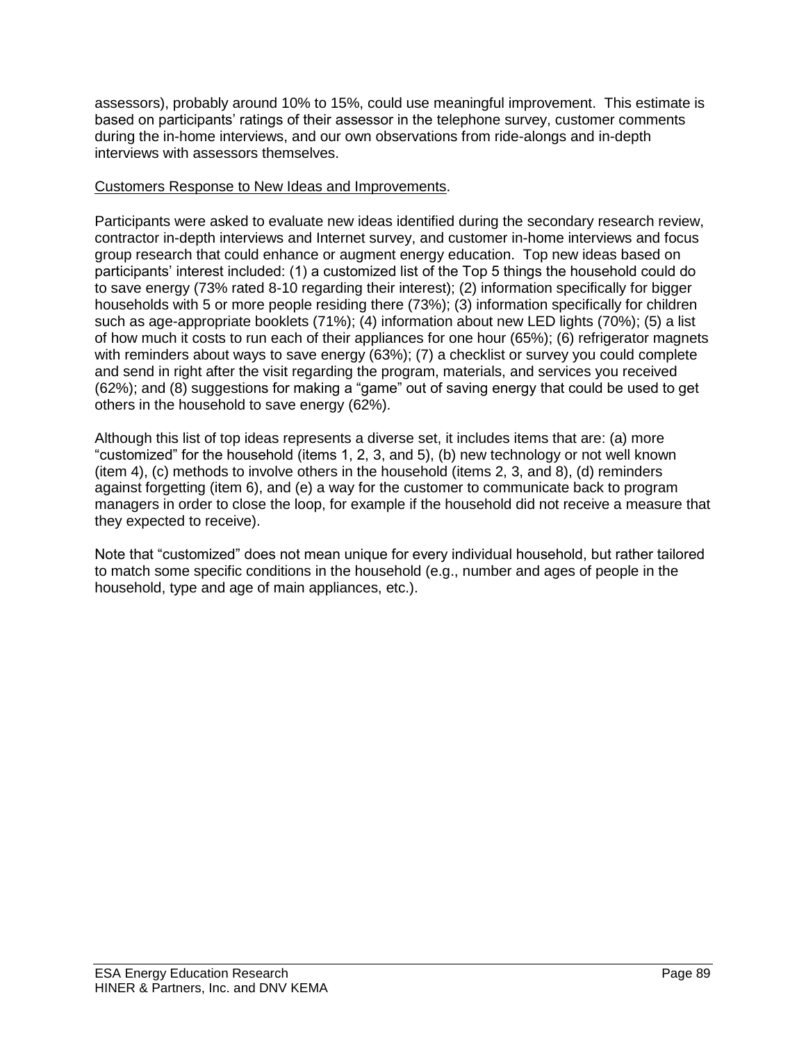assessors), probably around 10% to 15%, could use meaningful improvement. This estimate is based on participants' ratings of their assessor in the telephone survey, customer comments during the in-home interviews, and our own observations from ride-alongs and in-depth interviews with assessors themselves.

Customers Response to New Ideas and Improvements.

Participants were asked to evaluate new ideas identified during the secondary research review, contractor in-depth interviews and Internet survey, and customer in-home interviews and focus group research that could enhance or augment energy education. Top new ideas based on participants' interest included: (1) a customized list of the Top 5 things the household could do to save energy (73% rated 8-10 regarding their interest); (2) information specifically for bigger households with 5 or more people residing there (73%); (3) information specifically for children such as age-appropriate booklets (71%); (4) information about new LED lights (70%); (5) a list of how much it costs to run each of their appliances for one hour (65%); (6) refrigerator magnets with reminders about ways to save energy (63%); (7) a checklist or survey you could complete and send in right after the visit regarding the program, materials, and services you received (62%); and (8) suggestions for making a "game" out of saving energy that could be used to get others in the household to save energy (62%).

Although this list of top ideas represents a diverse set, it includes items that are: (a) more "customized" for the household (items 1, 2, 3, and 5), (b) new technology or not well known (item 4), (c) methods to involve others in the household (items 2, 3, and 8), (d) reminders against forgetting (item 6), and (e) a way for the customer to communicate back to program managers in order to close the loop, for example if the household did not receive a measure that they expected to receive).

Note that "customized" does not mean unique for every individual household, but rather tailored to match some specific conditions in the household (e.g., number and ages of people in the household, type and age of main appliances, etc.).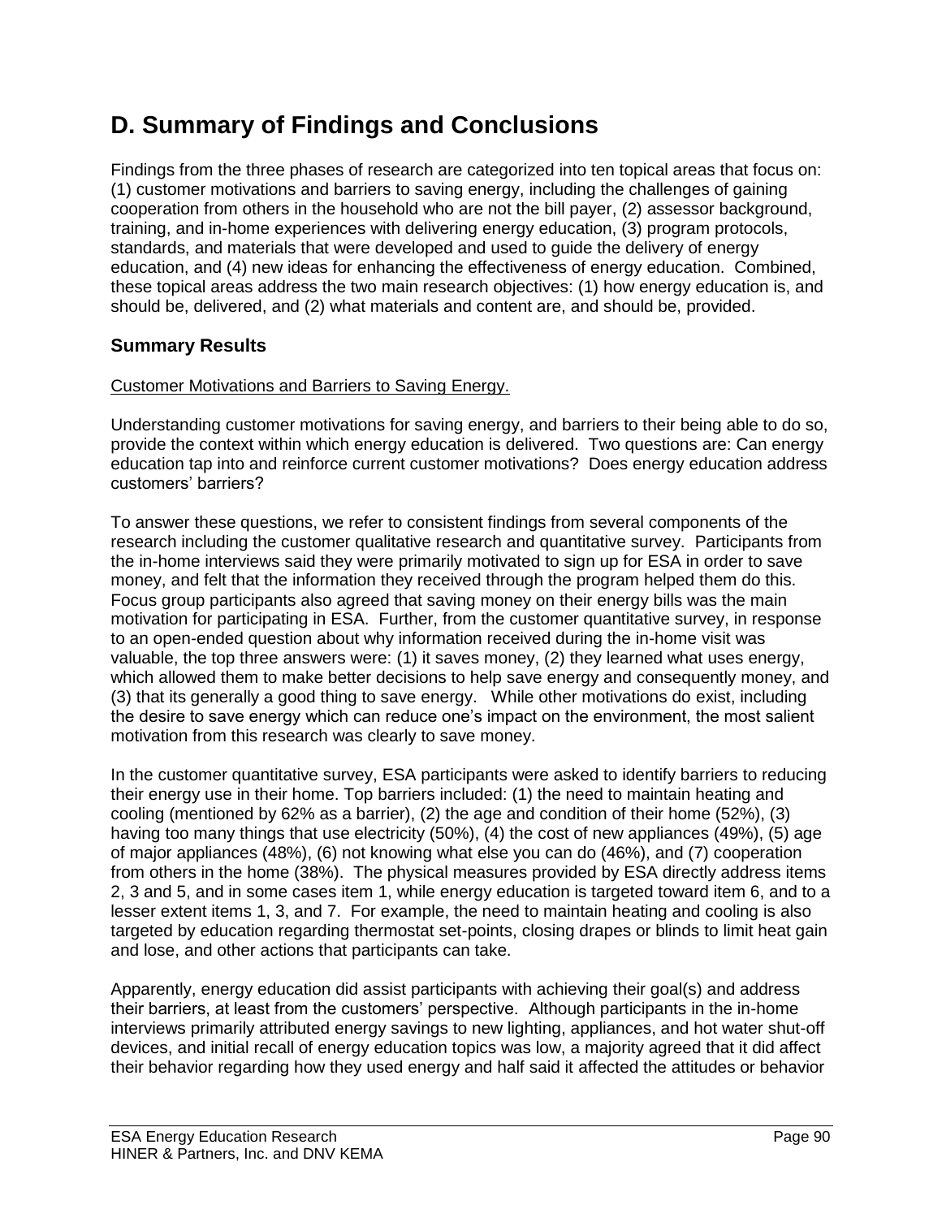# D. Summary of Findings and Conclusions

Findings from the three phases of research are categorized into ten topical areas that focus on: (1) customer motivations and barriers to saving energy, including the challenges of gaining cooperation from others in the household who are not the bill payer, (2) assessor background, training, and in-home experiences with delivering energy education, (3) program protocols, standards, and materials that were developed and used to guide the delivery of energy education, and (4) new ideas for enhancing the effectiveness of energy education. Combined, these topical areas address the two main research objectives: (1) how energy education is, and should be, delivered, and (2) what materials and content are, and should be, provided.

## Summary Results

Customer Motivations and Barriers to Saving Energy.

Understanding customer motivations for saving energy, and barriers to their being able to do so, provide the context within which energy education is delivered. Two questions are: Can energy education tap into and reinforce current customer motivations? Does energy education address customers' barriers?

To answer these questions, we refer to consistent findings from several components of the research including the customer qualitative research and quantitative survey. Participants from the in-home interviews said they were primarily motivated to sign up for ESA in order to save money, and felt that the information they received through the program helped them do this. Focus group participants also agreed that saving money on their energy bills was the main motivation for participating in ESA. Further, from the customer quantitative survey, in response to an open-ended question about why information received during the in-home visit was valuable, the top three answers were: (1) it saves money, (2) they learned what uses energy, which allowed them to make better decisions to help save energy and consequently money, and (3) that its generally a good thing to save energy. While other motivations do exist, including the desire to save energy which can reduce one's impact on the environment, the most salient motivation from this research was clearly to save money.

In the customer quantitative survey, ESA participants were asked to identify barriers to reducing their energy use in their home. Top barriers included: (1) the need to maintain heating and cooling (mentioned by 62% as a barrier), (2) the age and condition of their home (52%), (3) having too many things that use electricity (50%), (4) the cost of new appliances (49%), (5) age of major appliances (48%), (6) not knowing what else you can do (46%), and (7) cooperation from others in the home (38%). The physical measures provided by ESA directly address items 2, 3 and 5, and in some cases item 1, while energy education is targeted toward item 6, and to a lesser extent items 1, 3, and 7. For example, the need to maintain heating and cooling is also targeted by education regarding thermostat set-points, closing drapes or blinds to limit heat gain and lose, and other actions that participants can take.

Apparently, energy education did assist participants with achieving their goal(s) and address their barriers, at least from the customers' perspective. Although participants in the in-home interviews primarily attributed energy savings to new lighting, appliances, and hot water shut-off devices, and initial recall of energy education topics was low, a majority agreed that it did affect their behavior regarding how they used energy and half said it affected the attitudes or behavior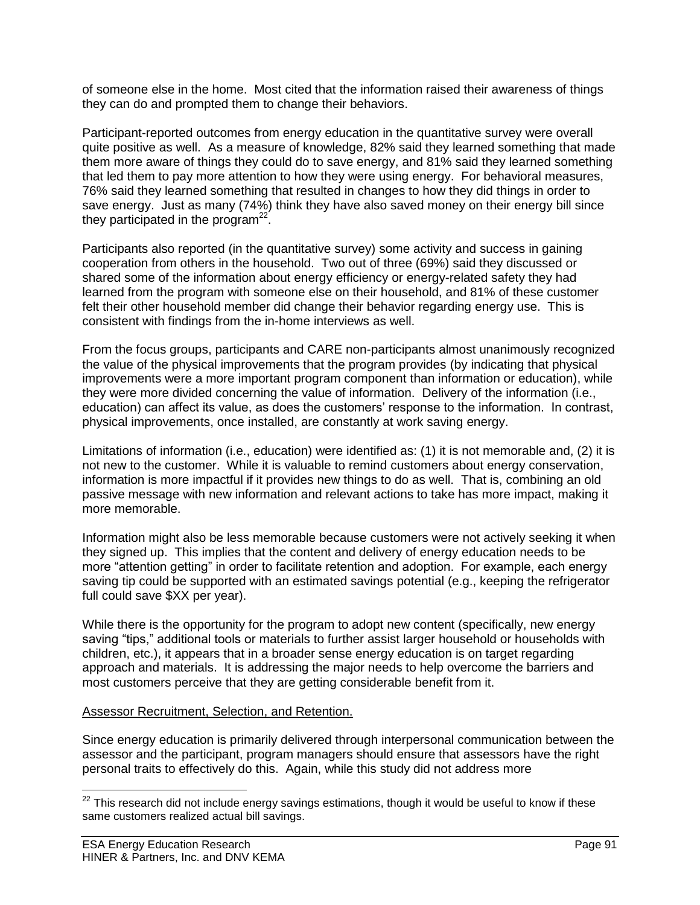of someone else in the home. Most cited that the information raised their awareness of things they can do and prompted them to change their behaviors.

Participant-reported outcomes from energy education in the quantitative survey were overall quite positive as well. As a measure of knowledge, 82% said they learned something that made them more aware of things they could do to save energy, and 81% said they learned something that led them to pay more attention to how they were using energy. For behavioral measures, 76% said they learned something that resulted in changes to how they did things in order to save energy. Just as many (74%) think they have also saved money on their energy bill since they participated in the program[22].

Participants also reported (in the quantitative survey) some activity and success in gaining cooperation from others in the household. Two out of three (69%) said they discussed or shared some of the information about energy efficiency or energy-related safety they had learned from the program with someone else on their household, and 81% of these customer felt their other household member did change their behavior regarding energy use. This is consistent with findings from the in-home interviews as well.

From the focus groups, participants and CARE non-participants almost unanimously recognized the value of the physical improvements that the program provides (by indicating that physical improvements were a more important program component than information or education), while they were more divided concerning the value of information. Delivery of the information (i.e., education) can affect its value, as does the customers' response to the information. In contrast, physical improvements, once installed, are constantly at work saving energy.

Limitations of information (i.e., education) were identified as: (1) it is not memorable and, (2) it is not new to the customer. While it is valuable to remind customers about energy conservation, information is more impactful if it provides new things to do as well. That is, combining an old passive message with new information and relevant actions to take has more impact, making it more memorable.

Information might also be less memorable because customers were not actively seeking it when they signed up. This implies that the content and delivery of energy education needs to be more "attention getting" in order to facilitate retention and adoption. For example, each energy saving tip could be supported with an estimated savings potential (e.g., keeping the refrigerator full could save $XX per year).

While there is the opportunity for the program to adopt new content (specifically, new energy saving "tips," additional tools or materials to further assist larger household or households with children, etc.), it appears that in a broader sense energy education is on target regarding approach and materials. It is addressing the major needs to help overcome the barriers and most customers perceive that they are getting considerable benefit from it.

<u>Assessor Recruitment, Selection, and Retention.</u>

Since energy education is primarily delivered through interpersonal communication between the assessor and the participant, program managers should ensure that assessors have the right personal traits to effectively do this. Again, while this study did not address more

[22] This research did not include energy savings estimations, though it would be useful to know if these same customers realized actual bill savings.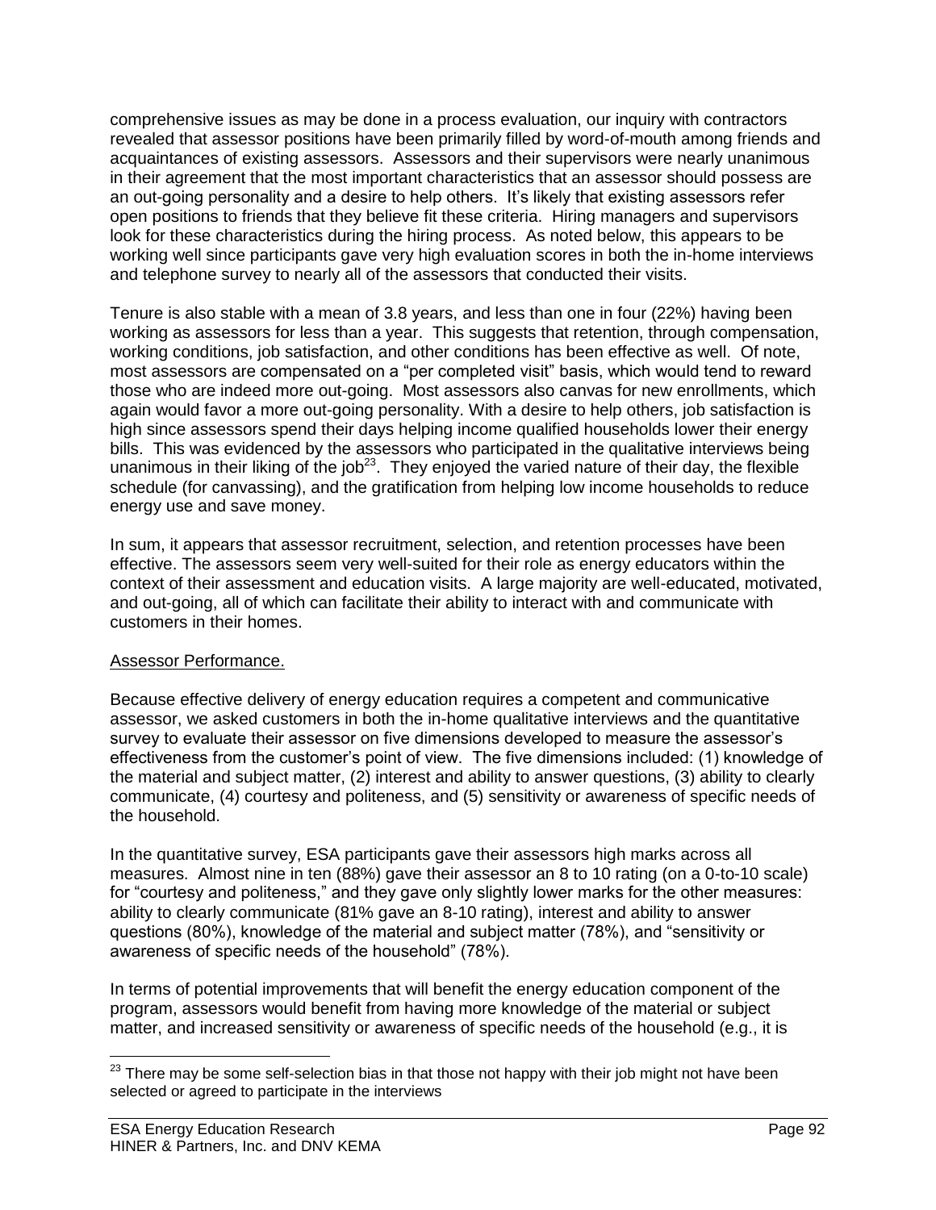comprehensive issues as may be done in a process evaluation, our inquiry with contractors revealed that assessor positions have been primarily filled by word-of-mouth among friends and acquaintances of existing assessors. Assessors and their supervisors were nearly unanimous in their agreement that the most important characteristics that an assessor should possess are an out-going personality and a desire to help others. It's likely that existing assessors refer open positions to friends that they believe fit these criteria. Hiring managers and supervisors look for these characteristics during the hiring process. As noted below, this appears to be working well since participants gave very high evaluation scores in both the in-home interviews and telephone survey to nearly all of the assessors that conducted their visits.

Tenure is also stable with a mean of 3.8 years, and less than one in four (22%) having been working as assessors for less than a year. This suggests that retention, through compensation, working conditions, job satisfaction, and other conditions has been effective as well. Of note, most assessors are compensated on a "per completed visit" basis, which would tend to reward those who are indeed more out-going. Most assessors also canvas for new enrollments, which again would favor a more out-going personality. With a desire to help others, job satisfaction is high since assessors spend their days helping income qualified households lower their energy bills. This was evidenced by the assessors who participated in the qualitative interviews being unanimous in their liking of the job[23]. They enjoyed the varied nature of their day, the flexible schedule (for canvassing), and the gratification from helping low income households to reduce energy use and save money.

In sum, it appears that assessor recruitment, selection, and retention processes have been effective. The assessors seem very well-suited for their role as energy educators within the context of their assessment and education visits. A large majority are well-educated, motivated, and out-going, all of which can facilitate their ability to interact with and communicate with customers in their homes.

Assessor Performance.

Because effective delivery of energy education requires a competent and communicative assessor, we asked customers in both the in-home qualitative interviews and the quantitative survey to evaluate their assessor on five dimensions developed to measure the assessor's effectiveness from the customer's point of view. The five dimensions included: (1) knowledge of the material and subject matter, (2) interest and ability to answer questions, (3) ability to clearly communicate, (4) courtesy and politeness, and (5) sensitivity or awareness of specific needs of the household.

In the quantitative survey, ESA participants gave their assessors high marks across all measures. Almost nine in ten (88%) gave their assessor an 8 to 10 rating (on a 0-to-10 scale) for "courtesy and politeness," and they gave only slightly lower marks for the other measures: ability to clearly communicate (81% gave an 8-10 rating), interest and ability to answer questions (80%), knowledge of the material and subject matter (78%), and "sensitivity or awareness of specific needs of the household" (78%).

In terms of potential improvements that will benefit the energy education component of the program, assessors would benefit from having more knowledge of the material or subject matter, and increased sensitivity or awareness of specific needs of the household (e.g., it is

[23] There may be some self-selection bias in that those not happy with their job might not have been selected or agreed to participate in the interviews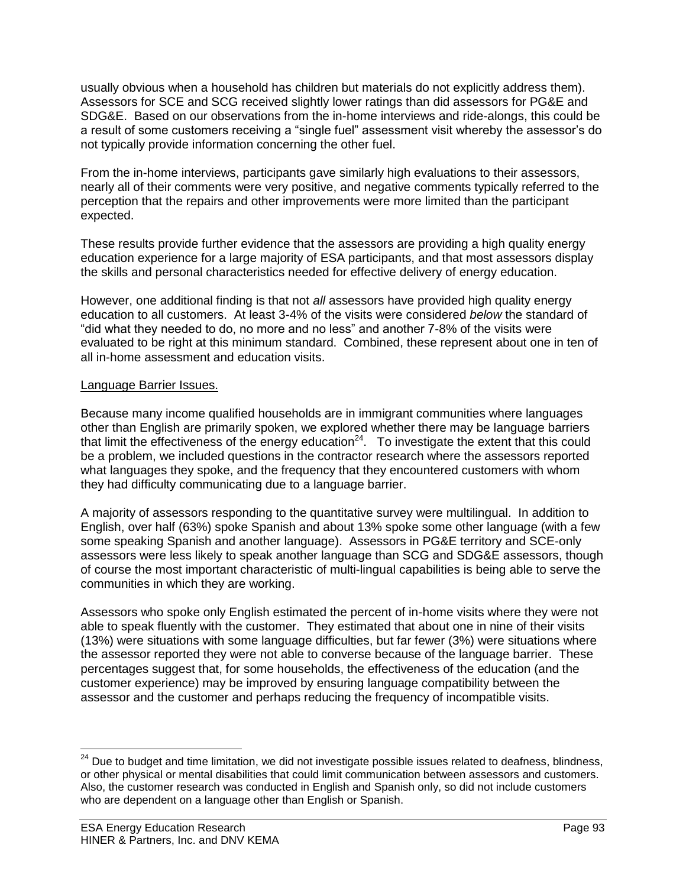usually obvious when a household has children but materials do not explicitly address them). Assessors for SCE and SCG received slightly lower ratings than did assessors for PG&E and SDG&E. Based on our observations from the in-home interviews and ride-alongs, this could be a result of some customers receiving a "single fuel" assessment visit whereby the assessor's do not typically provide information concerning the other fuel.

From the in-home interviews, participants gave similarly high evaluations to their assessors, nearly all of their comments were very positive, and negative comments typically referred to the perception that the repairs and other improvements were more limited than the participant expected.

These results provide further evidence that the assessors are providing a high quality energy education experience for a large majority of ESA participants, and that most assessors display the skills and personal characteristics needed for effective delivery of energy education.

However, one additional finding is that not *all* assessors have provided high quality energy education to all customers. At least 3-4% of the visits were considered *below* the standard of "did what they needed to do, no more and no less" and another 7-8% of the visits were evaluated to be right at this minimum standard. Combined, these represent about one in ten of all in-home assessment and education visits.

Language Barrier Issues.

Because many income qualified households are in immigrant communities where languages other than English are primarily spoken, we explored whether there may be language barriers that limit the effectiveness of the energy education[24]. To investigate the extent that this could be a problem, we included questions in the contractor research where the assessors reported what languages they spoke, and the frequency that they encountered customers with whom they had difficulty communicating due to a language barrier.

A majority of assessors responding to the quantitative survey were multilingual. In addition to English, over half (63%) spoke Spanish and about 13% spoke some other language (with a few some speaking Spanish and another language). Assessors in PG&E territory and SCE-only assessors were less likely to speak another language than SCG and SDG&E assessors, though of course the most important characteristic of multi-lingual capabilities is being able to serve the communities in which they are working.

Assessors who spoke only English estimated the percent of in-home visits where they were not able to speak fluently with the customer. They estimated that about one in nine of their visits (13%) were situations with some language difficulties, but far fewer (3%) were situations where the assessor reported they were not able to converse because of the language barrier. These percentages suggest that, for some households, the effectiveness of the education (and the customer experience) may be improved by ensuring language compatibility between the assessor and the customer and perhaps reducing the frequency of incompatible visits.

[24] Due to budget and time limitation, we did not investigate possible issues related to deafness, blindness, or other physical or mental disabilities that could limit communication between assessors and customers. Also, the customer research was conducted in English and Spanish only, so did not include customers who are dependent on a language other than English or Spanish.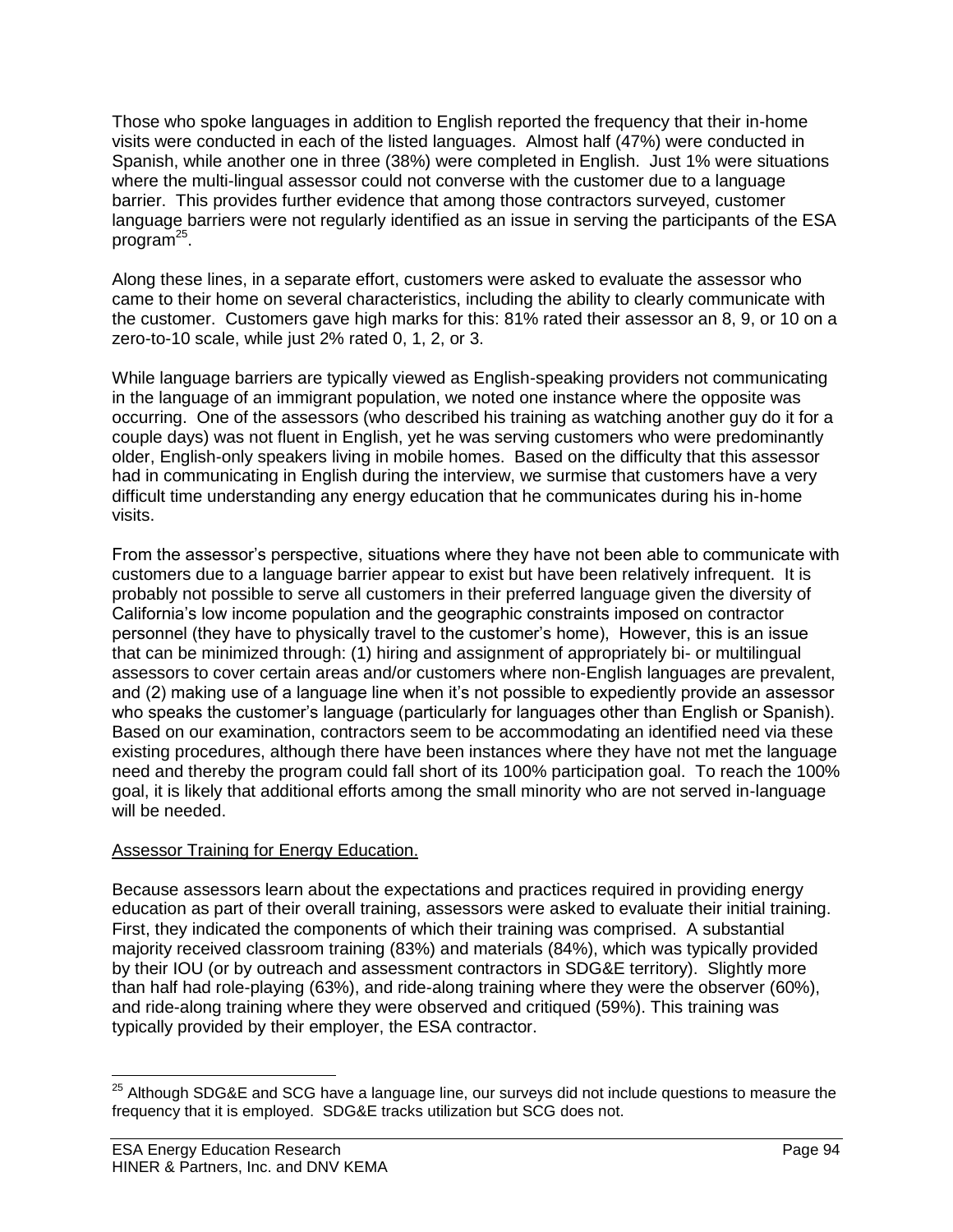Those who spoke languages in addition to English reported the frequency that their in-home visits were conducted in each of the listed languages. Almost half (47%) were conducted in Spanish, while another one in three (38%) were completed in English. Just 1% were situations where the multi-lingual assessor could not converse with the customer due to a language barrier. This provides further evidence that among those contractors surveyed, customer language barriers were not regularly identified as an issue in serving the participants of the ESA program[25].

Along these lines, in a separate effort, customers were asked to evaluate the assessor who came to their home on several characteristics, including the ability to clearly communicate with the customer. Customers gave high marks for this: 81% rated their assessor an 8, 9, or 10 on a zero-to-10 scale, while just 2% rated 0, 1, 2, or 3.

While language barriers are typically viewed as English-speaking providers not communicating in the language of an immigrant population, we noted one instance where the opposite was occurring. One of the assessors (who described his training as watching another guy do it for a couple days) was not fluent in English, yet he was serving customers who were predominantly older, English-only speakers living in mobile homes. Based on the difficulty that this assessor had in communicating in English during the interview, we surmise that customers have a very difficult time understanding any energy education that he communicates during his in-home visits.

From the assessor's perspective, situations where they have not been able to communicate with customers due to a language barrier appear to exist but have been relatively infrequent. It is probably not possible to serve all customers in their preferred language given the diversity of California's low income population and the geographic constraints imposed on contractor personnel (they have to physically travel to the customer's home), However, this is an issue that can be minimized through: (1) hiring and assignment of appropriately bi- or multilingual assessors to cover certain areas and/or customers where non-English languages are prevalent, and (2) making use of a language line when it's not possible to expediently provide an assessor who speaks the customer's language (particularly for languages other than English or Spanish). Based on our examination, contractors seem to be accommodating an identified need via these existing procedures, although there have been instances where they have not met the language need and thereby the program could fall short of its 100% participation goal. To reach the 100% goal, it is likely that additional efforts among the small minority who are not served in-language will be needed.

Assessor Training for Energy Education.

Because assessors learn about the expectations and practices required in providing energy education as part of their overall training, assessors were asked to evaluate their initial training. First, they indicated the components of which their training was comprised. A substantial majority received classroom training (83%) and materials (84%), which was typically provided by their IOU (or by outreach and assessment contractors in SDG&E territory). Slightly more than half had role-playing (63%), and ride-along training where they were the observer (60%), and ride-along training where they were observed and critiqued (59%). This training was typically provided by their employer, the ESA contractor.

[25] Although SDG&E and SCG have a language line, our surveys did not include questions to measure the frequency that it is employed. SDG&E tracks utilization but SCG does not.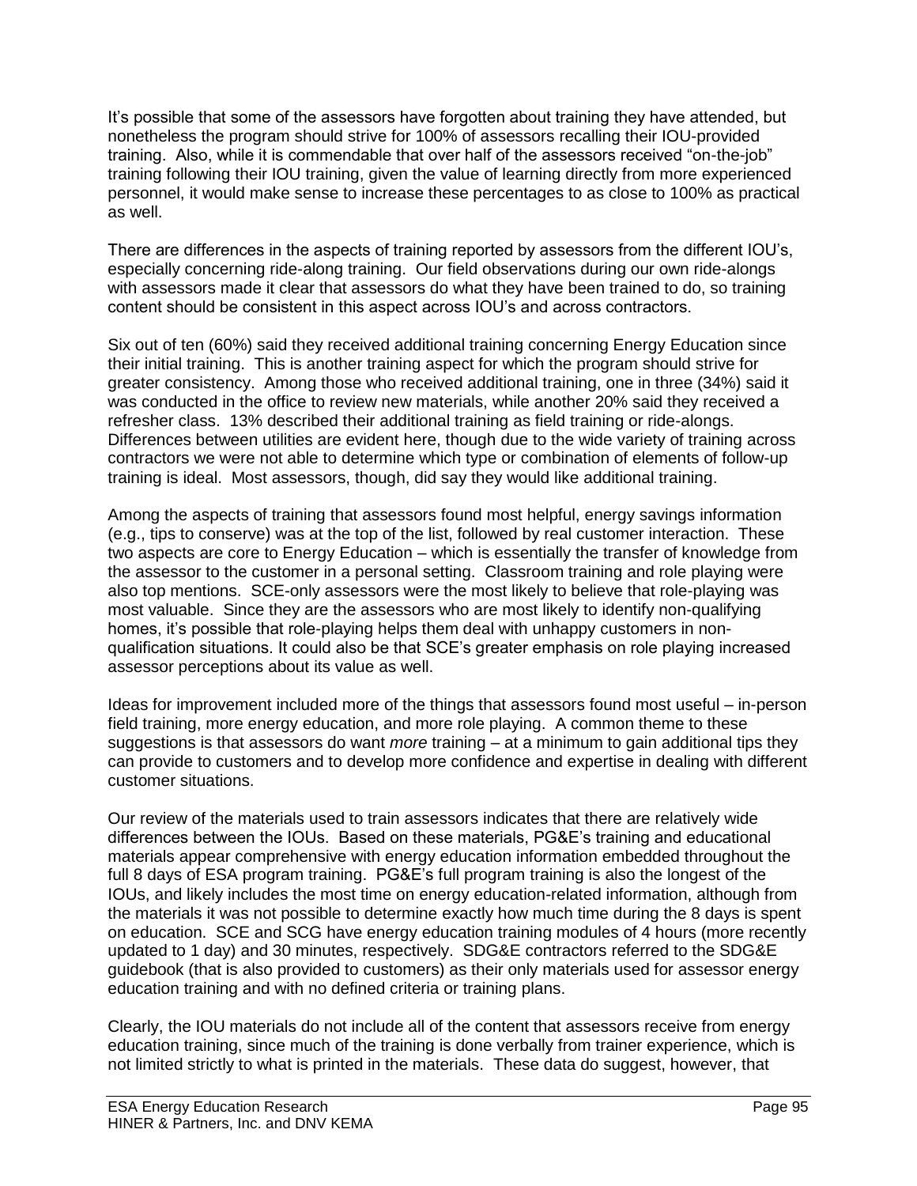It's possible that some of the assessors have forgotten about training they have attended, but nonetheless the program should strive for 100% of assessors recalling their IOU-provided training. Also, while it is commendable that over half of the assessors received "on-the-job" training following their IOU training, given the value of learning directly from more experienced personnel, it would make sense to increase these percentages to as close to 100% as practical as well.

There are differences in the aspects of training reported by assessors from the different IOU's, especially concerning ride-along training. Our field observations during our own ride-alongs with assessors made it clear that assessors do what they have been trained to do, so training content should be consistent in this aspect across IOU's and across contractors.

Six out of ten (60%) said they received additional training concerning Energy Education since their initial training. This is another training aspect for which the program should strive for greater consistency. Among those who received additional training, one in three (34%) said it was conducted in the office to review new materials, while another 20% said they received a refresher class. 13% described their additional training as field training or ride-alongs. Differences between utilities are evident here, though due to the wide variety of training across contractors we were not able to determine which type or combination of elements of follow-up training is ideal. Most assessors, though, did say they would like additional training.

Among the aspects of training that assessors found most helpful, energy savings information (e.g., tips to conserve) was at the top of the list, followed by real customer interaction. These two aspects are core to Energy Education – which is essentially the transfer of knowledge from the assessor to the customer in a personal setting. Classroom training and role playing were also top mentions. SCE-only assessors were the most likely to believe that role-playing was most valuable. Since they are the assessors who are most likely to identify non-qualifying homes, it's possible that role-playing helps them deal with unhappy customers in non-qualification situations. It could also be that SCE's greater emphasis on role playing increased assessor perceptions about its value as well.

Ideas for improvement included more of the things that assessors found most useful – in-person field training, more energy education, and more role playing. A common theme to these suggestions is that assessors do want *more* training – at a minimum to gain additional tips they can provide to customers and to develop more confidence and expertise in dealing with different customer situations.

Our review of the materials used to train assessors indicates that there are relatively wide differences between the IOUs. Based on these materials, PG&E's training and educational materials appear comprehensive with energy education information embedded throughout the full 8 days of ESA program training. PG&E's full program training is also the longest of the IOUs, and likely includes the most time on energy education-related information, although from the materials it was not possible to determine exactly how much time during the 8 days is spent on education. SCE and SCG have energy education training modules of 4 hours (more recently updated to 1 day) and 30 minutes, respectively. SDG&E contractors referred to the SDG&E guidebook (that is also provided to customers) as their only materials used for assessor energy education training and with no defined criteria or training plans.

Clearly, the IOU materials do not include all of the content that assessors receive from energy education training, since much of the training is done verbally from trainer experience, which is not limited strictly to what is printed in the materials. These data do suggest, however, that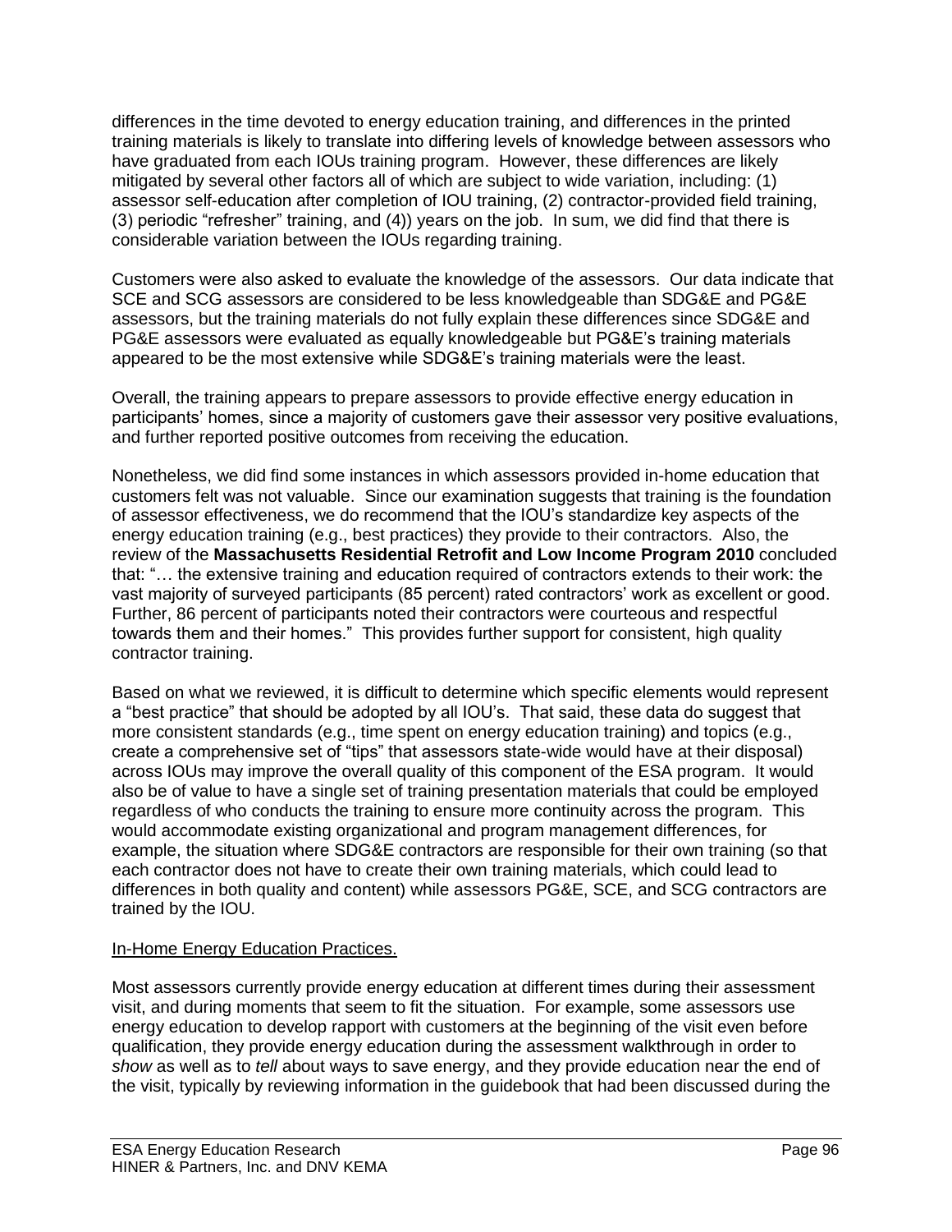differences in the time devoted to energy education training, and differences in the printed training materials is likely to translate into differing levels of knowledge between assessors who have graduated from each IOUs training program. However, these differences are likely mitigated by several other factors all of which are subject to wide variation, including: (1) assessor self-education after completion of IOU training, (2) contractor-provided field training, (3) periodic "refresher" training, and (4)) years on the job. In sum, we did find that there is considerable variation between the IOUs regarding training.

Customers were also asked to evaluate the knowledge of the assessors. Our data indicate that SCE and SCG assessors are considered to be less knowledgeable than SDG&E and PG&E assessors, but the training materials do not fully explain these differences since SDG&E and PG&E assessors were evaluated as equally knowledgeable but PG&E's training materials appeared to be the most extensive while SDG&E's training materials were the least.

Overall, the training appears to prepare assessors to provide effective energy education in participants' homes, since a majority of customers gave their assessor very positive evaluations, and further reported positive outcomes from receiving the education.

Nonetheless, we did find some instances in which assessors provided in-home education that customers felt was not valuable. Since our examination suggests that training is the foundation of assessor effectiveness, we do recommend that the IOU's standardize key aspects of the energy education training (e.g., best practices) they provide to their contractors. Also, the review of the **Massachusetts Residential Retrofit and Low Income Program 2010** concluded that: "… the extensive training and education required of contractors extends to their work: the vast majority of surveyed participants (85 percent) rated contractors' work as excellent or good. Further, 86 percent of participants noted their contractors were courteous and respectful towards them and their homes." This provides further support for consistent, high quality contractor training.

Based on what we reviewed, it is difficult to determine which specific elements would represent a "best practice" that should be adopted by all IOU's. That said, these data do suggest that more consistent standards (e.g., time spent on energy education training) and topics (e.g., create a comprehensive set of "tips" that assessors state-wide would have at their disposal) across IOUs may improve the overall quality of this component of the ESA program. It would also be of value to have a single set of training presentation materials that could be employed regardless of who conducts the training to ensure more continuity across the program. This would accommodate existing organizational and program management differences, for example, the situation where SDG&E contractors are responsible for their own training (so that each contractor does not have to create their own training materials, which could lead to differences in both quality and content) while assessors PG&E, SCE, and SCG contractors are trained by the IOU.

<u>In-Home Energy Education Practices.</u>

Most assessors currently provide energy education at different times during their assessment visit, and during moments that seem to fit the situation. For example, some assessors use energy education to develop rapport with customers at the beginning of the visit even before qualification, they provide energy education during the assessment walkthrough in order to *show* as well as to *tell* about ways to save energy, and they provide education near the end of the visit, typically by reviewing information in the guidebook that had been discussed during the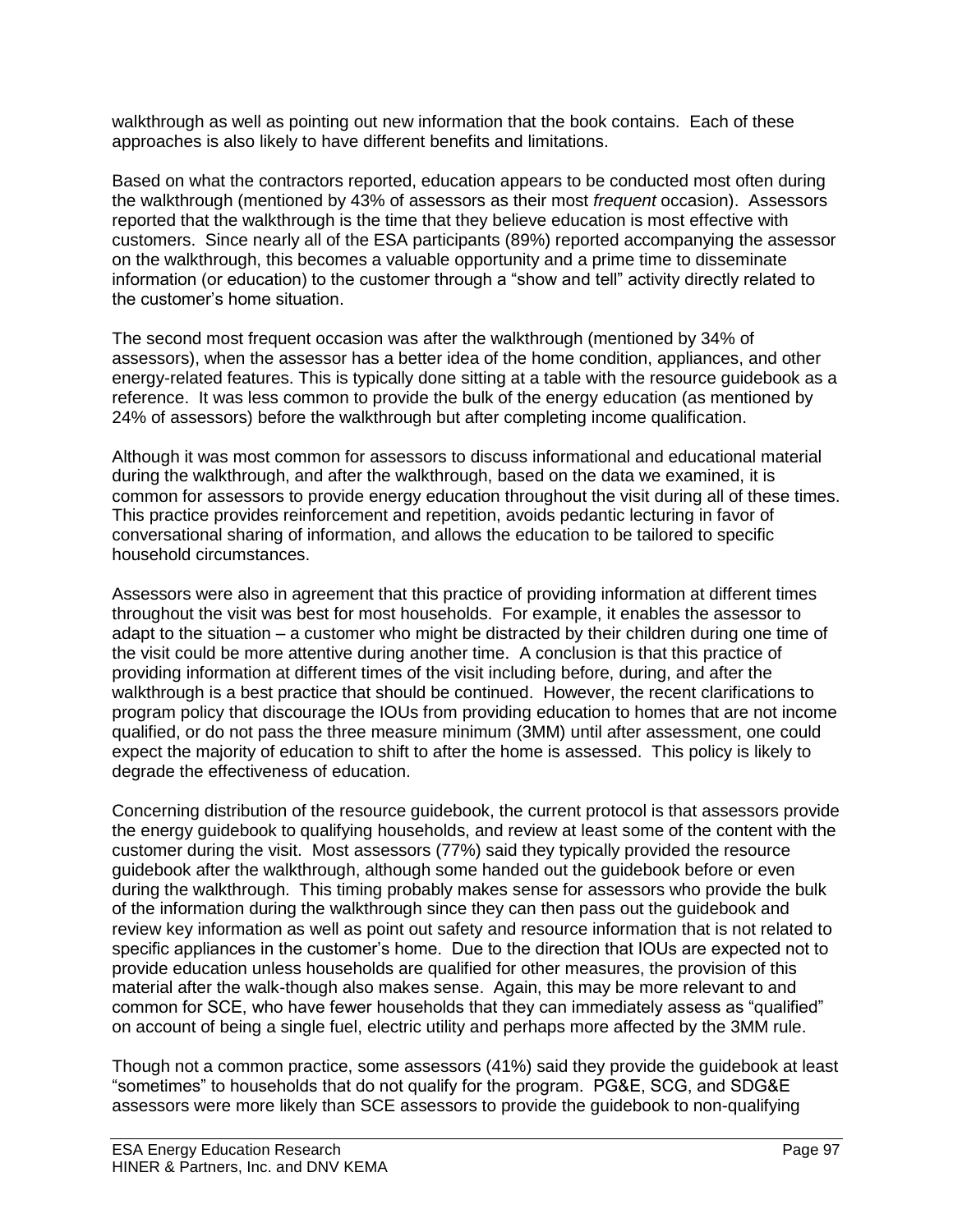walkthrough as well as pointing out new information that the book contains. Each of these approaches is also likely to have different benefits and limitations.

Based on what the contractors reported, education appears to be conducted most often during the walkthrough (mentioned by 43% of assessors as their most *frequent* occasion). Assessors reported that the walkthrough is the time that they believe education is most effective with customers. Since nearly all of the ESA participants (89%) reported accompanying the assessor on the walkthrough, this becomes a valuable opportunity and a prime time to disseminate information (or education) to the customer through a "show and tell" activity directly related to the customer's home situation.

The second most frequent occasion was after the walkthrough (mentioned by 34% of assessors), when the assessor has a better idea of the home condition, appliances, and other energy-related features. This is typically done sitting at a table with the resource guidebook as a reference. It was less common to provide the bulk of the energy education (as mentioned by 24% of assessors) before the walkthrough but after completing income qualification.

Although it was most common for assessors to discuss informational and educational material during the walkthrough, and after the walkthrough, based on the data we examined, it is common for assessors to provide energy education throughout the visit during all of these times. This practice provides reinforcement and repetition, avoids pedantic lecturing in favor of conversational sharing of information, and allows the education to be tailored to specific household circumstances.

Assessors were also in agreement that this practice of providing information at different times throughout the visit was best for most households. For example, it enables the assessor to adapt to the situation – a customer who might be distracted by their children during one time of the visit could be more attentive during another time. A conclusion is that this practice of providing information at different times of the visit including before, during, and after the walkthrough is a best practice that should be continued. However, the recent clarifications to program policy that discourage the IOUs from providing education to homes that are not income qualified, or do not pass the three measure minimum (3MM) until after assessment, one could expect the majority of education to shift to after the home is assessed. This policy is likely to degrade the effectiveness of education.

Concerning distribution of the resource guidebook, the current protocol is that assessors provide the energy guidebook to qualifying households, and review at least some of the content with the customer during the visit. Most assessors (77%) said they typically provided the resource guidebook after the walkthrough, although some handed out the guidebook before or even during the walkthrough. This timing probably makes sense for assessors who provide the bulk of the information during the walkthrough since they can then pass out the guidebook and review key information as well as point out safety and resource information that is not related to specific appliances in the customer's home. Due to the direction that IOUs are expected not to provide education unless households are qualified for other measures, the provision of this material after the walk-though also makes sense. Again, this may be more relevant to and common for SCE, who have fewer households that they can immediately assess as "qualified" on account of being a single fuel, electric utility and perhaps more affected by the 3MM rule.

Though not a common practice, some assessors (41%) said they provide the guidebook at least "sometimes" to households that do not qualify for the program. PG&E, SCG, and SDG&E assessors were more likely than SCE assessors to provide the guidebook to non-qualifying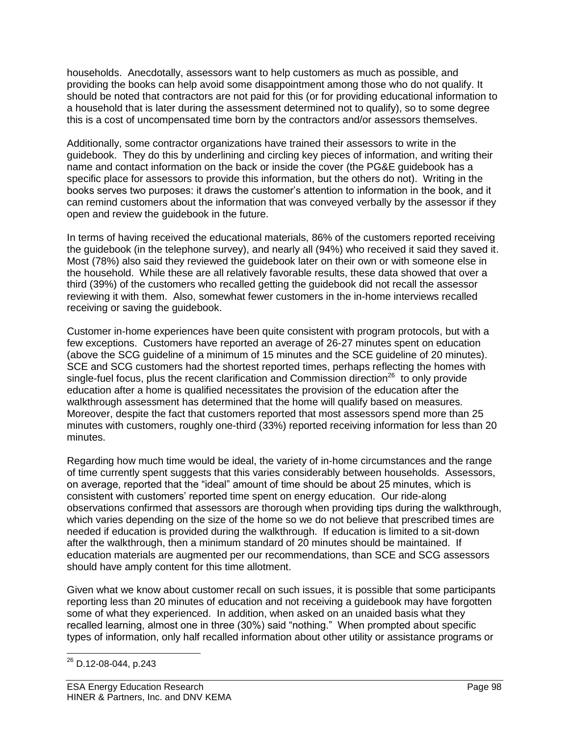households. Anecdotally, assessors want to help customers as much as possible, and providing the books can help avoid some disappointment among those who do not qualify. It should be noted that contractors are not paid for this (or for providing educational information to a household that is later during the assessment determined not to qualify), so to some degree this is a cost of uncompensated time born by the contractors and/or assessors themselves.

Additionally, some contractor organizations have trained their assessors to write in the guidebook. They do this by underlining and circling key pieces of information, and writing their name and contact information on the back or inside the cover (the PG&E guidebook has a specific place for assessors to provide this information, but the others do not). Writing in the books serves two purposes: it draws the customer's attention to information in the book, and it can remind customers about the information that was conveyed verbally by the assessor if they open and review the guidebook in the future.

In terms of having received the educational materials, 86% of the customers reported receiving the guidebook (in the telephone survey), and nearly all (94%) who received it said they saved it. Most (78%) also said they reviewed the guidebook later on their own or with someone else in the household. While these are all relatively favorable results, these data showed that over a third (39%) of the customers who recalled getting the guidebook did not recall the assessor reviewing it with them. Also, somewhat fewer customers in the in-home interviews recalled receiving or saving the guidebook.

Customer in-home experiences have been quite consistent with program protocols, but with a few exceptions. Customers have reported an average of 26-27 minutes spent on education (above the SCG guideline of a minimum of 15 minutes and the SCE guideline of 20 minutes). SCE and SCG customers had the shortest reported times, perhaps reflecting the homes with single-fuel focus, plus the recent clarification and Commission direction[26] to only provide education after a home is qualified necessitates the provision of the education after the walkthrough assessment has determined that the home will qualify based on measures. Moreover, despite the fact that customers reported that most assessors spend more than 25 minutes with customers, roughly one-third (33%) reported receiving information for less than 20 minutes.

Regarding how much time would be ideal, the variety of in-home circumstances and the range of time currently spent suggests that this varies considerably between households. Assessors, on average, reported that the "ideal" amount of time should be about 25 minutes, which is consistent with customers' reported time spent on energy education. Our ride-along observations confirmed that assessors are thorough when providing tips during the walkthrough, which varies depending on the size of the home so we do not believe that prescribed times are needed if education is provided during the walkthrough. If education is limited to a sit-down after the walkthrough, then a minimum standard of 20 minutes should be maintained. If education materials are augmented per our recommendations, than SCE and SCG assessors should have amply content for this time allotment.

Given what we know about customer recall on such issues, it is possible that some participants reporting less than 20 minutes of education and not receiving a guidebook may have forgotten some of what they experienced. In addition, when asked on an unaided basis what they recalled learning, almost one in three (30%) said "nothing." When prompted about specific types of information, only half recalled information about other utility or assistance programs or

---

[26] D.12-08-044, p.243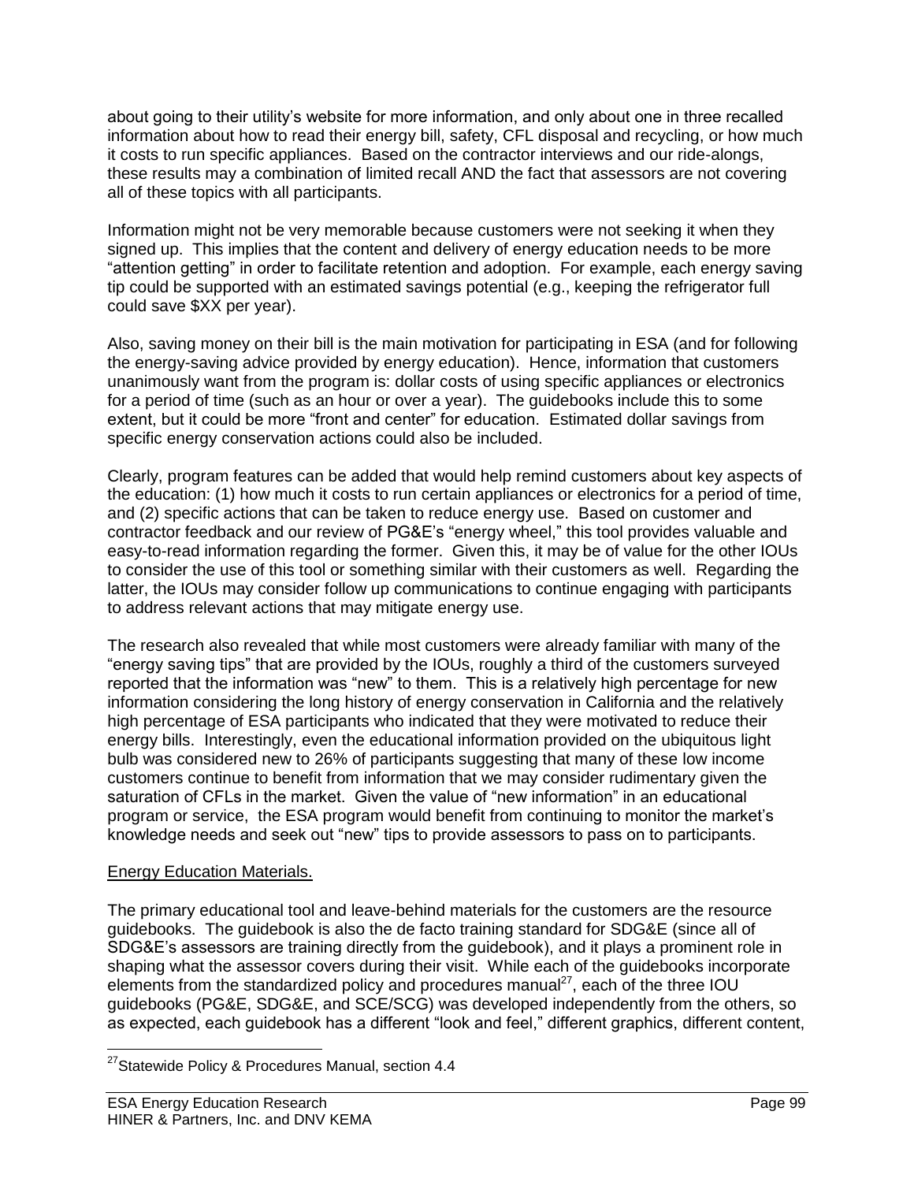about going to their utility's website for more information, and only about one in three recalled information about how to read their energy bill, safety, CFL disposal and recycling, or how much it costs to run specific appliances. Based on the contractor interviews and our ride-alongs, these results may a combination of limited recall AND the fact that assessors are not covering all of these topics with all participants.

Information might not be very memorable because customers were not seeking it when they signed up. This implies that the content and delivery of energy education needs to be more "attention getting" in order to facilitate retention and adoption. For example, each energy saving tip could be supported with an estimated savings potential (e.g., keeping the refrigerator full could save $XX per year).

Also, saving money on their bill is the main motivation for participating in ESA (and for following the energy-saving advice provided by energy education). Hence, information that customers unanimously want from the program is: dollar costs of using specific appliances or electronics for a period of time (such as an hour or over a year). The guidebooks include this to some extent, but it could be more "front and center" for education. Estimated dollar savings from specific energy conservation actions could also be included.

Clearly, program features can be added that would help remind customers about key aspects of the education: (1) how much it costs to run certain appliances or electronics for a period of time, and (2) specific actions that can be taken to reduce energy use. Based on customer and contractor feedback and our review of PG&E's "energy wheel," this tool provides valuable and easy-to-read information regarding the former. Given this, it may be of value for the other IOUs to consider the use of this tool or something similar with their customers as well. Regarding the latter, the IOUs may consider follow up communications to continue engaging with participants to address relevant actions that may mitigate energy use.

The research also revealed that while most customers were already familiar with many of the "energy saving tips" that are provided by the IOUs, roughly a third of the customers surveyed reported that the information was "new" to them. This is a relatively high percentage for new information considering the long history of energy conservation in California and the relatively high percentage of ESA participants who indicated that they were motivated to reduce their energy bills. Interestingly, even the educational information provided on the ubiquitous light bulb was considered new to 26% of participants suggesting that many of these low income customers continue to benefit from information that we may consider rudimentary given the saturation of CFLs in the market. Given the value of "new information" in an educational program or service, the ESA program would benefit from continuing to monitor the market's knowledge needs and seek out "new" tips to provide assessors to pass on to participants.

<u>Energy Education Materials.</u>

The primary educational tool and leave-behind materials for the customers are the resource guidebooks. The guidebook is also the de facto training standard for SDG&E (since all of SDG&E's assessors are training directly from the guidebook), and it plays a prominent role in shaping what the assessor covers during their visit. While each of the guidebooks incorporate elements from the standardized policy and procedures manual[27], each of the three IOU guidebooks (PG&E, SDG&E, and SCE/SCG) was developed independently from the others, so as expected, each guidebook has a different "look and feel," different graphics, different content,

[27] Statewide Policy & Procedures Manual, section 4.4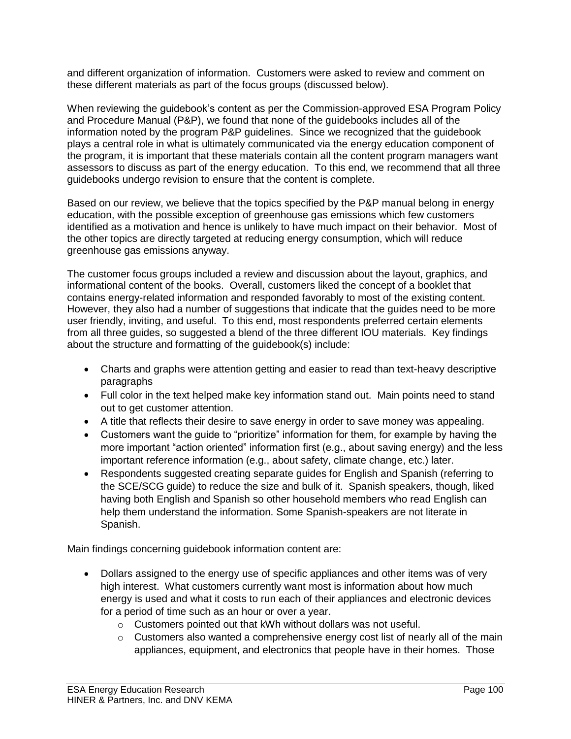and different organization of information. Customers were asked to review and comment on these different materials as part of the focus groups (discussed below).

When reviewing the guidebook's content as per the Commission-approved ESA Program Policy and Procedure Manual (P&P), we found that none of the guidebooks includes all of the information noted by the program P&P guidelines. Since we recognized that the guidebook plays a central role in what is ultimately communicated via the energy education component of the program, it is important that these materials contain all the content program managers want assessors to discuss as part of the energy education. To this end, we recommend that all three guidebooks undergo revision to ensure that the content is complete.

Based on our review, we believe that the topics specified by the P&P manual belong in energy education, with the possible exception of greenhouse gas emissions which few customers identified as a motivation and hence is unlikely to have much impact on their behavior. Most of the other topics are directly targeted at reducing energy consumption, which will reduce greenhouse gas emissions anyway.

The customer focus groups included a review and discussion about the layout, graphics, and informational content of the books. Overall, customers liked the concept of a booklet that contains energy-related information and responded favorably to most of the existing content. However, they also had a number of suggestions that indicate that the guides need to be more user friendly, inviting, and useful. To this end, most respondents preferred certain elements from all three guides, so suggested a blend of the three different IOU materials. Key findings about the structure and formatting of the guidebook(s) include:

- Charts and graphs were attention getting and easier to read than text-heavy descriptive paragraphs
- Full color in the text helped make key information stand out. Main points need to stand out to get customer attention.
- A title that reflects their desire to save energy in order to save money was appealing.
- Customers want the guide to "prioritize" information for them, for example by having the more important "action oriented" information first (e.g., about saving energy) and the less important reference information (e.g., about safety, climate change, etc.) later.
- Respondents suggested creating separate guides for English and Spanish (referring to the SCE/SCG guide) to reduce the size and bulk of it. Spanish speakers, though, liked having both English and Spanish so other household members who read English can help them understand the information. Some Spanish-speakers are not literate in Spanish.

Main findings concerning guidebook information content are:

- Dollars assigned to the energy use of specific appliances and other items was of very high interest. What customers currently want most is information about how much energy is used and what it costs to run each of their appliances and electronic devices for a period of time such as an hour or over a year.
    - Customers pointed out that kWh without dollars was not useful.
    - Customers also wanted a comprehensive energy cost list of nearly all of the main appliances, equipment, and electronics that people have in their homes. Those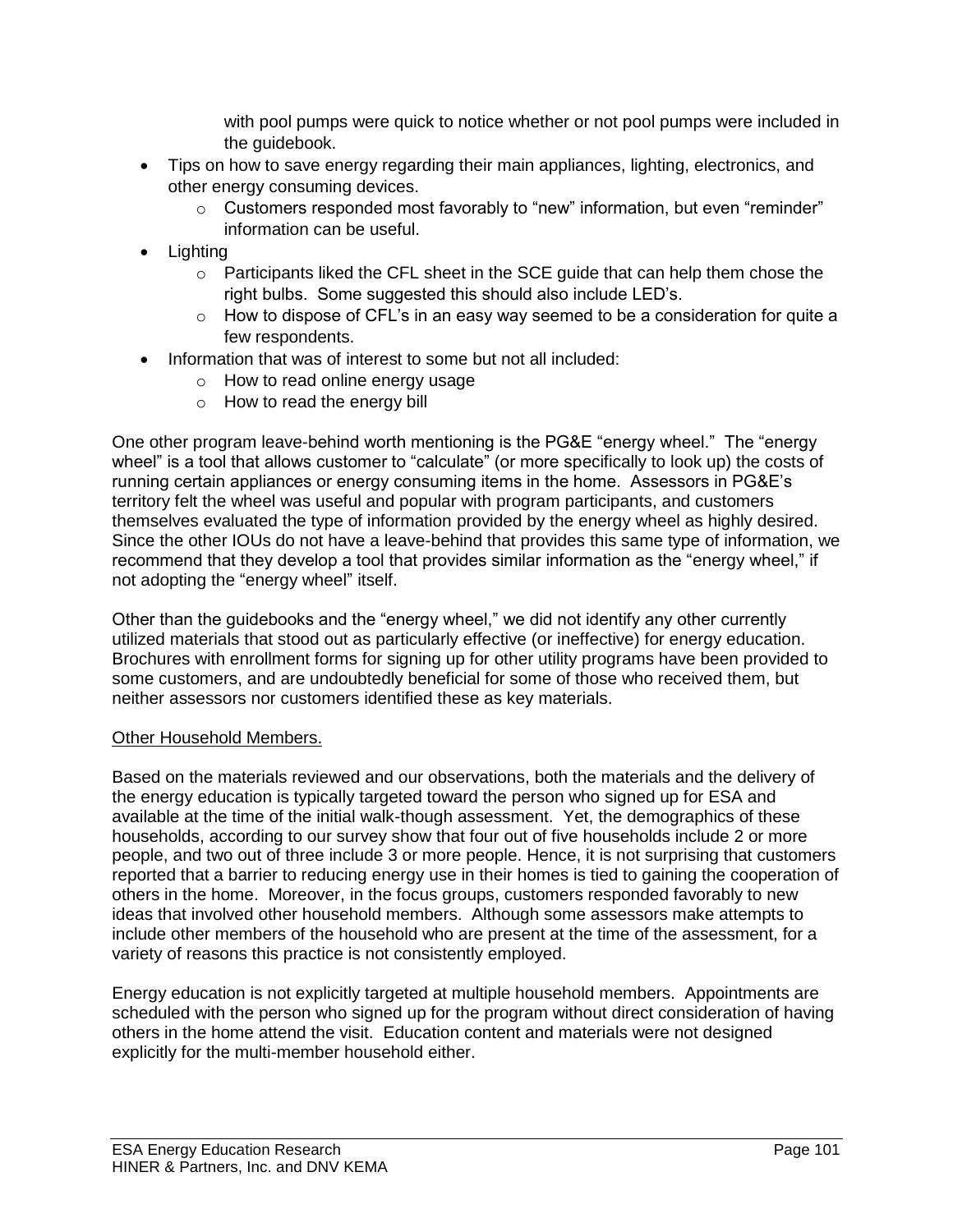with pool pumps were quick to notice whether or not pool pumps were included in the guidebook.

- Tips on how to save energy regarding their main appliances, lighting, electronics, and other energy consuming devices.
  - Customers responded most favorably to "new" information, but even "reminder" information can be useful.
- Lighting
  - Participants liked the CFL sheet in the SCE guide that can help them chose the right bulbs. Some suggested this should also include LED's.
  - How to dispose of CFL's in an easy way seemed to be a consideration for quite a few respondents.
- Information that was of interest to some but not all included:
  - How to read online energy usage
  - How to read the energy bill

One other program leave-behind worth mentioning is the PG&E "energy wheel." The "energy wheel" is a tool that allows customer to "calculate" (or more specifically to look up) the costs of running certain appliances or energy consuming items in the home. Assessors in PG&E's territory felt the wheel was useful and popular with program participants, and customers themselves evaluated the type of information provided by the energy wheel as highly desired. Since the other IOUs do not have a leave-behind that provides this same type of information, we recommend that they develop a tool that provides similar information as the "energy wheel," if not adopting the "energy wheel" itself.

Other than the guidebooks and the "energy wheel," we did not identify any other currently utilized materials that stood out as particularly effective (or ineffective) for energy education. Brochures with enrollment forms for signing up for other utility programs have been provided to some customers, and are undoubtedly beneficial for some of those who received them, but neither assessors nor customers identified these as key materials.

<u>Other Household Members.</u>

Based on the materials reviewed and our observations, both the materials and the delivery of the energy education is typically targeted toward the person who signed up for ESA and available at the time of the initial walk-though assessment. Yet, the demographics of these households, according to our survey show that four out of five households include 2 or more people, and two out of three include 3 or more people. Hence, it is not surprising that customers reported that a barrier to reducing energy use in their homes is tied to gaining the cooperation of others in the home. Moreover, in the focus groups, customers responded favorably to new ideas that involved other household members. Although some assessors make attempts to include other members of the household who are present at the time of the assessment, for a variety of reasons this practice is not consistently employed.

Energy education is not explicitly targeted at multiple household members. Appointments are scheduled with the person who signed up for the program without direct consideration of having others in the home attend the visit. Education content and materials were not designed explicitly for the multi-member household either.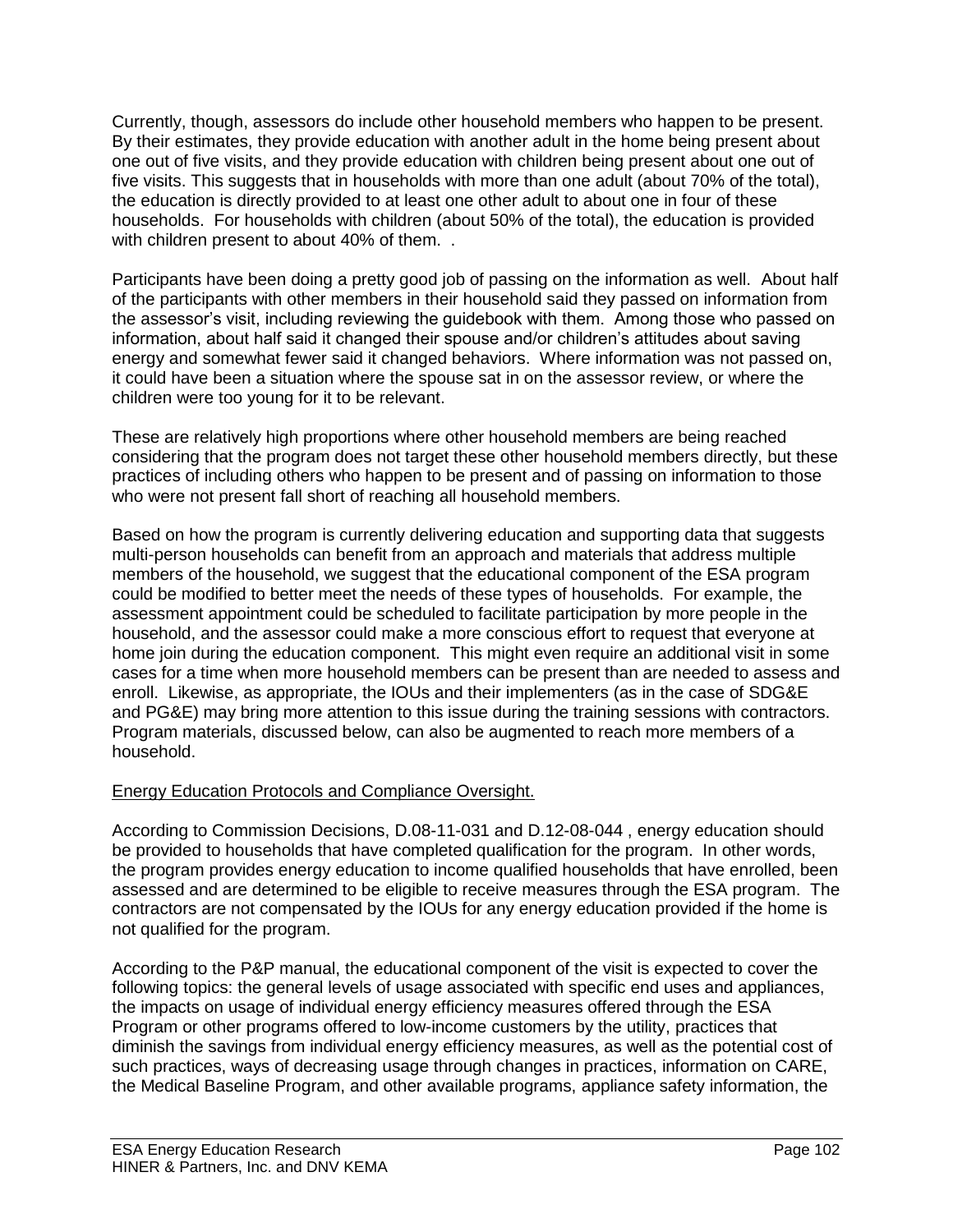Currently, though, assessors do include other household members who happen to be present. By their estimates, they provide education with another adult in the home being present about one out of five visits, and they provide education with children being present about one out of five visits. This suggests that in households with more than one adult (about 70% of the total), the education is directly provided to at least one other adult to about one in four of these households. For households with children (about 50% of the total), the education is provided with children present to about 40% of them. .

Participants have been doing a pretty good job of passing on the information as well. About half of the participants with other members in their household said they passed on information from the assessor's visit, including reviewing the guidebook with them. Among those who passed on information, about half said it changed their spouse and/or children's attitudes about saving energy and somewhat fewer said it changed behaviors. Where information was not passed on, it could have been a situation where the spouse sat in on the assessor review, or where the children were too young for it to be relevant.

These are relatively high proportions where other household members are being reached considering that the program does not target these other household members directly, but these practices of including others who happen to be present and of passing on information to those who were not present fall short of reaching all household members.

Based on how the program is currently delivering education and supporting data that suggests multi-person households can benefit from an approach and materials that address multiple members of the household, we suggest that the educational component of the ESA program could be modified to better meet the needs of these types of households. For example, the assessment appointment could be scheduled to facilitate participation by more people in the household, and the assessor could make a more conscious effort to request that everyone at home join during the education component. This might even require an additional visit in some cases for a time when more household members can be present than are needed to assess and enroll. Likewise, as appropriate, the IOUs and their implementers (as in the case of SDG&E and PG&E) may bring more attention to this issue during the training sessions with contractors. Program materials, discussed below, can also be augmented to reach more members of a household.

Energy Education Protocols and Compliance Oversight.

According to Commission Decisions, D.08-11-031 and D.12-08-044 , energy education should be provided to households that have completed qualification for the program. In other words, the program provides energy education to income qualified households that have enrolled, been assessed and are determined to be eligible to receive measures through the ESA program. The contractors are not compensated by the IOUs for any energy education provided if the home is not qualified for the program.

According to the P&P manual, the educational component of the visit is expected to cover the following topics: the general levels of usage associated with specific end uses and appliances, the impacts on usage of individual energy efficiency measures offered through the ESA Program or other programs offered to low-income customers by the utility, practices that diminish the savings from individual energy efficiency measures, as well as the potential cost of such practices, ways of decreasing usage through changes in practices, information on CARE, the Medical Baseline Program, and other available programs, appliance safety information, the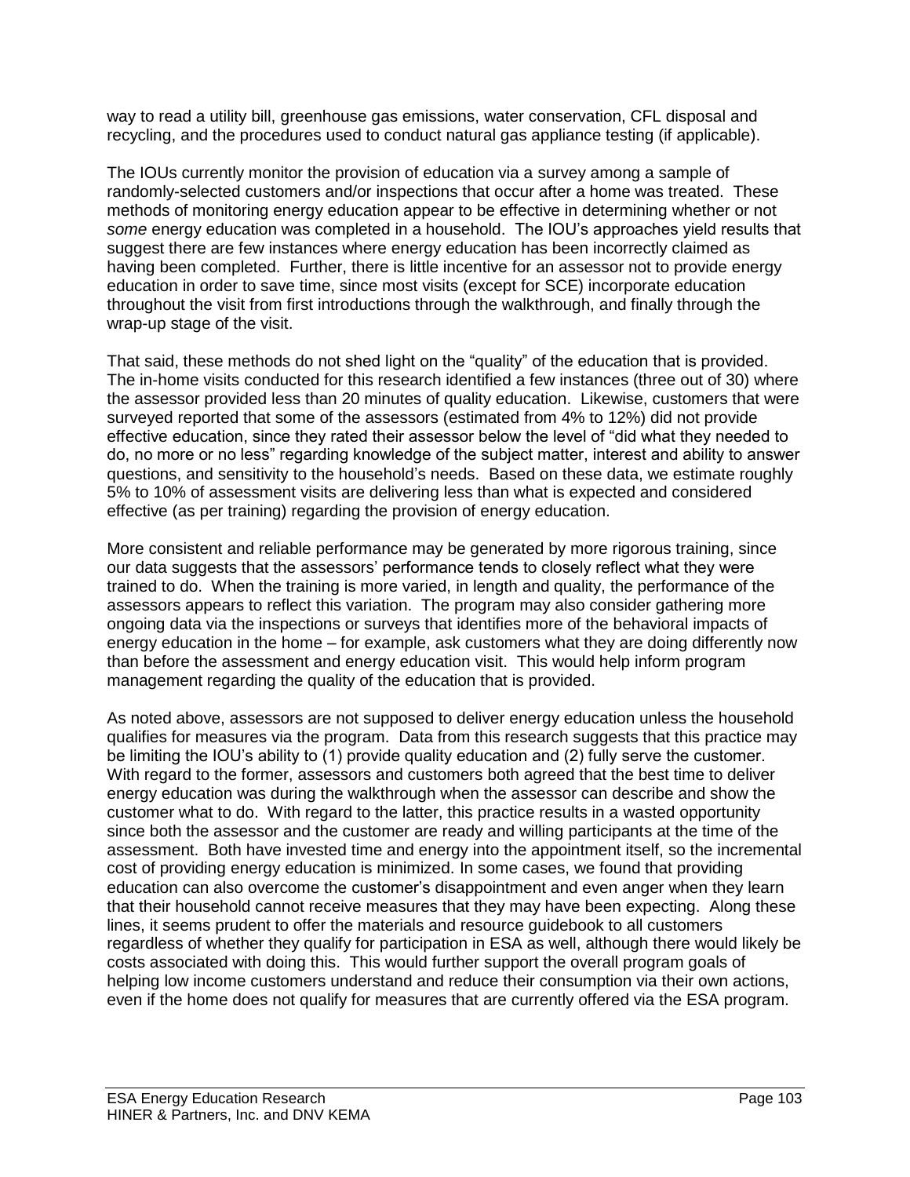way to read a utility bill, greenhouse gas emissions, water conservation, CFL disposal and recycling, and the procedures used to conduct natural gas appliance testing (if applicable).

The IOUs currently monitor the provision of education via a survey among a sample of randomly-selected customers and/or inspections that occur after a home was treated. These methods of monitoring energy education appear to be effective in determining whether or not *some* energy education was completed in a household. The IOU's approaches yield results that suggest there are few instances where energy education has been incorrectly claimed as having been completed. Further, there is little incentive for an assessor not to provide energy education in order to save time, since most visits (except for SCE) incorporate education throughout the visit from first introductions through the walkthrough, and finally through the wrap-up stage of the visit.

That said, these methods do not shed light on the "quality" of the education that is provided. The in-home visits conducted for this research identified a few instances (three out of 30) where the assessor provided less than 20 minutes of quality education. Likewise, customers that were surveyed reported that some of the assessors (estimated from 4% to 12%) did not provide effective education, since they rated their assessor below the level of "did what they needed to do, no more or no less" regarding knowledge of the subject matter, interest and ability to answer questions, and sensitivity to the household's needs. Based on these data, we estimate roughly 5% to 10% of assessment visits are delivering less than what is expected and considered effective (as per training) regarding the provision of energy education.

More consistent and reliable performance may be generated by more rigorous training, since our data suggests that the assessors' performance tends to closely reflect what they were trained to do. When the training is more varied, in length and quality, the performance of the assessors appears to reflect this variation. The program may also consider gathering more ongoing data via the inspections or surveys that identifies more of the behavioral impacts of energy education in the home – for example, ask customers what they are doing differently now than before the assessment and energy education visit. This would help inform program management regarding the quality of the education that is provided.

As noted above, assessors are not supposed to deliver energy education unless the household qualifies for measures via the program. Data from this research suggests that this practice may be limiting the IOU's ability to (1) provide quality education and (2) fully serve the customer. With regard to the former, assessors and customers both agreed that the best time to deliver energy education was during the walkthrough when the assessor can describe and show the customer what to do. With regard to the latter, this practice results in a wasted opportunity since both the assessor and the customer are ready and willing participants at the time of the assessment. Both have invested time and energy into the appointment itself, so the incremental cost of providing energy education is minimized. In some cases, we found that providing education can also overcome the customer's disappointment and even anger when they learn that their household cannot receive measures that they may have been expecting. Along these lines, it seems prudent to offer the materials and resource guidebook to all customers regardless of whether they qualify for participation in ESA as well, although there would likely be costs associated with doing this. This would further support the overall program goals of helping low income customers understand and reduce their consumption via their own actions, even if the home does not qualify for measures that are currently offered via the ESA program.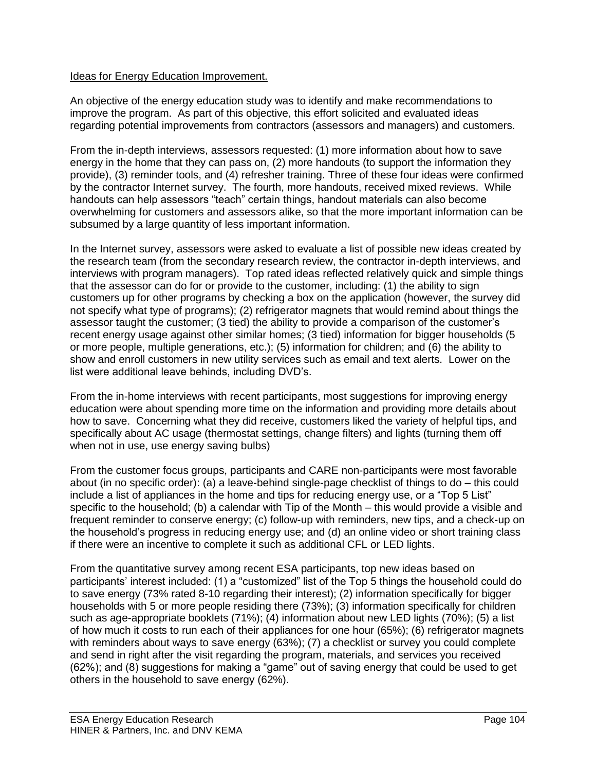Ideas for Energy Education Improvement.

An objective of the energy education study was to identify and make recommendations to improve the program. As part of this objective, this effort solicited and evaluated ideas regarding potential improvements from contractors (assessors and managers) and customers.

From the in-depth interviews, assessors requested: (1) more information about how to save energy in the home that they can pass on, (2) more handouts (to support the information they provide), (3) reminder tools, and (4) refresher training. Three of these four ideas were confirmed by the contractor Internet survey. The fourth, more handouts, received mixed reviews. While handouts can help assessors "teach" certain things, handout materials can also become overwhelming for customers and assessors alike, so that the more important information can be subsumed by a large quantity of less important information.

In the Internet survey, assessors were asked to evaluate a list of possible new ideas created by the research team (from the secondary research review, the contractor in-depth interviews, and interviews with program managers). Top rated ideas reflected relatively quick and simple things that the assessor can do for or provide to the customer, including: (1) the ability to sign customers up for other programs by checking a box on the application (however, the survey did not specify what type of programs); (2) refrigerator magnets that would remind about things the assessor taught the customer; (3 tied) the ability to provide a comparison of the customer's recent energy usage against other similar homes; (3 tied) information for bigger households (5 or more people, multiple generations, etc.); (5) information for children; and (6) the ability to show and enroll customers in new utility services such as email and text alerts. Lower on the list were additional leave behinds, including DVD's.

From the in-home interviews with recent participants, most suggestions for improving energy education were about spending more time on the information and providing more details about how to save. Concerning what they did receive, customers liked the variety of helpful tips, and specifically about AC usage (thermostat settings, change filters) and lights (turning them off when not in use, use energy saving bulbs)

From the customer focus groups, participants and CARE non-participants were most favorable about (in no specific order): (a) a leave-behind single-page checklist of things to do – this could include a list of appliances in the home and tips for reducing energy use, or a "Top 5 List" specific to the household; (b) a calendar with Tip of the Month – this would provide a visible and frequent reminder to conserve energy; (c) follow-up with reminders, new tips, and a check-up on the household's progress in reducing energy use; and (d) an online video or short training class if there were an incentive to complete it such as additional CFL or LED lights.

From the quantitative survey among recent ESA participants, top new ideas based on participants' interest included: (1) a "customized" list of the Top 5 things the household could do to save energy (73% rated 8-10 regarding their interest); (2) information specifically for bigger households with 5 or more people residing there (73%); (3) information specifically for children such as age-appropriate booklets (71%); (4) information about new LED lights (70%); (5) a list of how much it costs to run each of their appliances for one hour (65%); (6) refrigerator magnets with reminders about ways to save energy (63%); (7) a checklist or survey you could complete and send in right after the visit regarding the program, materials, and services you received (62%); and (8) suggestions for making a "game" out of saving energy that could be used to get others in the household to save energy (62%).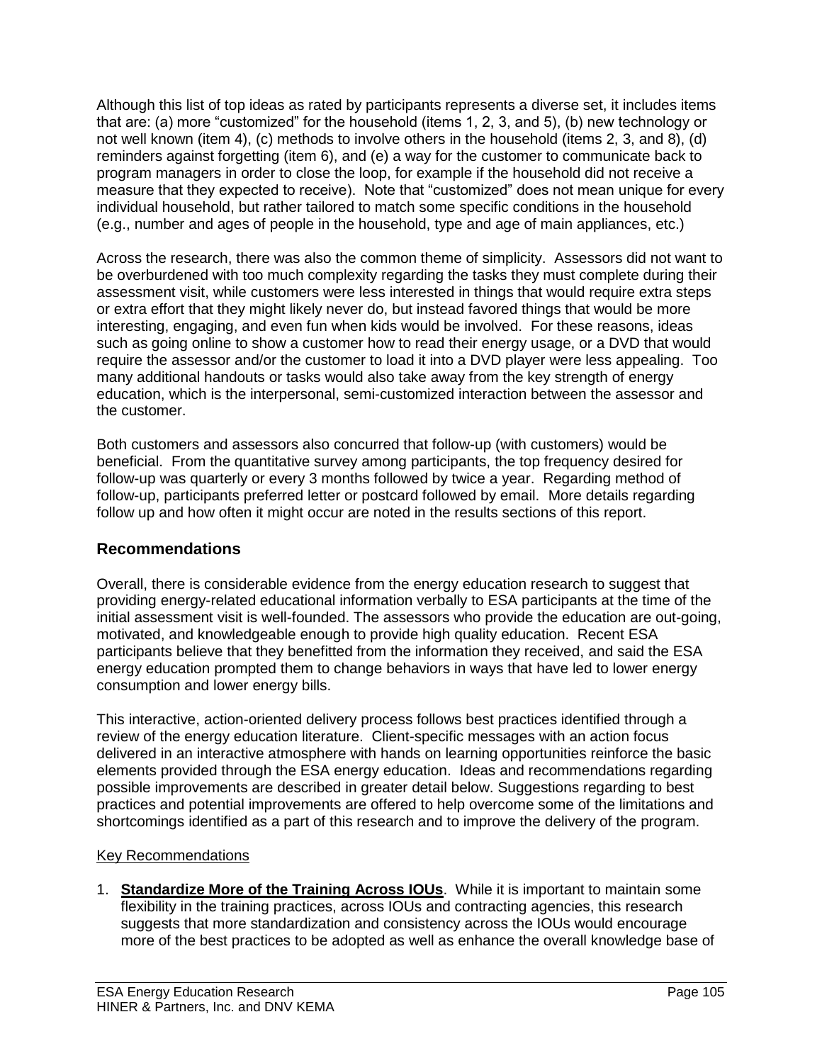Although this list of top ideas as rated by participants represents a diverse set, it includes items that are: (a) more "customized" for the household (items 1, 2, 3, and 5), (b) new technology or not well known (item 4), (c) methods to involve others in the household (items 2, 3, and 8), (d) reminders against forgetting (item 6), and (e) a way for the customer to communicate back to program managers in order to close the loop, for example if the household did not receive a measure that they expected to receive). Note that "customized" does not mean unique for every individual household, but rather tailored to match some specific conditions in the household (e.g., number and ages of people in the household, type and age of main appliances, etc.)

Across the research, there was also the common theme of simplicity. Assessors did not want to be overburdened with too much complexity regarding the tasks they must complete during their assessment visit, while customers were less interested in things that would require extra steps or extra effort that they might likely never do, but instead favored things that would be more interesting, engaging, and even fun when kids would be involved. For these reasons, ideas such as going online to show a customer how to read their energy usage, or a DVD that would require the assessor and/or the customer to load it into a DVD player were less appealing. Too many additional handouts or tasks would also take away from the key strength of energy education, which is the interpersonal, semi-customized interaction between the assessor and the customer.

Both customers and assessors also concurred that follow-up (with customers) would be beneficial. From the quantitative survey among participants, the top frequency desired for follow-up was quarterly or every 3 months followed by twice a year. Regarding method of follow-up, participants preferred letter or postcard followed by email. More details regarding follow up and how often it might occur are noted in the results sections of this report.

## Recommendations

Overall, there is considerable evidence from the energy education research to suggest that providing energy-related educational information verbally to ESA participants at the time of the initial assessment visit is well-founded. The assessors who provide the education are out-going, motivated, and knowledgeable enough to provide high quality education. Recent ESA participants believe that they benefitted from the information they received, and said the ESA energy education prompted them to change behaviors in ways that have led to lower energy consumption and lower energy bills.

This interactive, action-oriented delivery process follows best practices identified through a review of the energy education literature. Client-specific messages with an action focus delivered in an interactive atmosphere with hands on learning opportunities reinforce the basic elements provided through the ESA energy education. Ideas and recommendations regarding possible improvements are described in greater detail below. Suggestions regarding to best practices and potential improvements are offered to help overcome some of the limitations and shortcomings identified as a part of this research and to improve the delivery of the program.

Key Recommendations

1. **Standardize More of the Training Across IOUs**. While it is important to maintain some flexibility in the training practices, across IOUs and contracting agencies, this research suggests that more standardization and consistency across the IOUs would encourage more of the best practices to be adopted as well as enhance the overall knowledge base of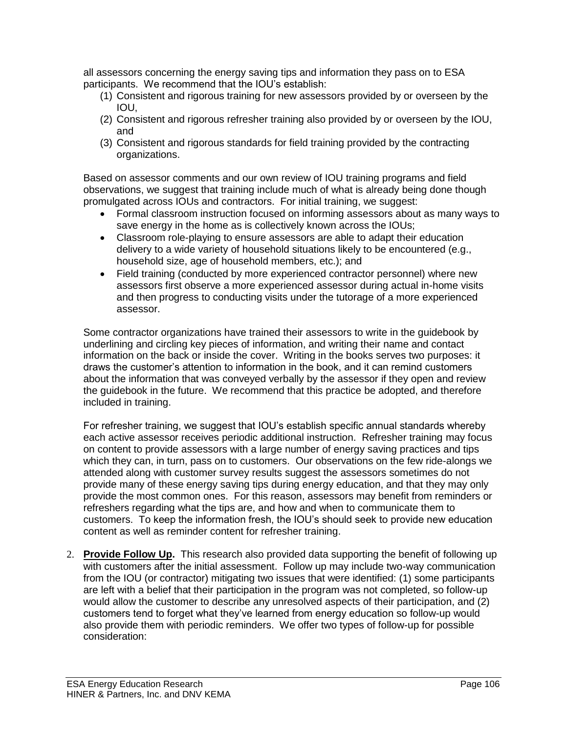all assessors concerning the energy saving tips and information they pass on to ESA participants. We recommend that the IOU's establish:

(1) Consistent and rigorous training for new assessors provided by or overseen by the IOU,
(2) Consistent and rigorous refresher training also provided by or overseen by the IOU, and
(3) Consistent and rigorous standards for field training provided by the contracting organizations.

Based on assessor comments and our own review of IOU training programs and field observations, we suggest that training include much of what is already being done though promulgated across IOUs and contractors. For initial training, we suggest:

- Formal classroom instruction focused on informing assessors about as many ways to save energy in the home as is collectively known across the IOUs;
- Classroom role-playing to ensure assessors are able to adapt their education delivery to a wide variety of household situations likely to be encountered (e.g., household size, age of household members, etc.); and
- Field training (conducted by more experienced contractor personnel) where new assessors first observe a more experienced assessor during actual in-home visits and then progress to conducting visits under the tutorage of a more experienced assessor.

Some contractor organizations have trained their assessors to write in the guidebook by underlining and circling key pieces of information, and writing their name and contact information on the back or inside the cover. Writing in the books serves two purposes: it draws the customer's attention to information in the book, and it can remind customers about the information that was conveyed verbally by the assessor if they open and review the guidebook in the future. We recommend that this practice be adopted, and therefore included in training.

For refresher training, we suggest that IOU's establish specific annual standards whereby each active assessor receives periodic additional instruction. Refresher training may focus on content to provide assessors with a large number of energy saving practices and tips which they can, in turn, pass on to customers. Our observations on the few ride-alongs we attended along with customer survey results suggest the assessors sometimes do not provide many of these energy saving tips during energy education, and that they may only provide the most common ones. For this reason, assessors may benefit from reminders or refreshers regarding what the tips are, and how and when to communicate them to customers. To keep the information fresh, the IOU's should seek to provide new education content as well as reminder content for refresher training.

2. **Provide Follow Up.** This research also provided data supporting the benefit of following up with customers after the initial assessment. Follow up may include two-way communication from the IOU (or contractor) mitigating two issues that were identified: (1) some participants are left with a belief that their participation in the program was not completed, so follow-up would allow the customer to describe any unresolved aspects of their participation, and (2) customers tend to forget what they've learned from energy education so follow-up would also provide them with periodic reminders. We offer two types of follow-up for possible consideration: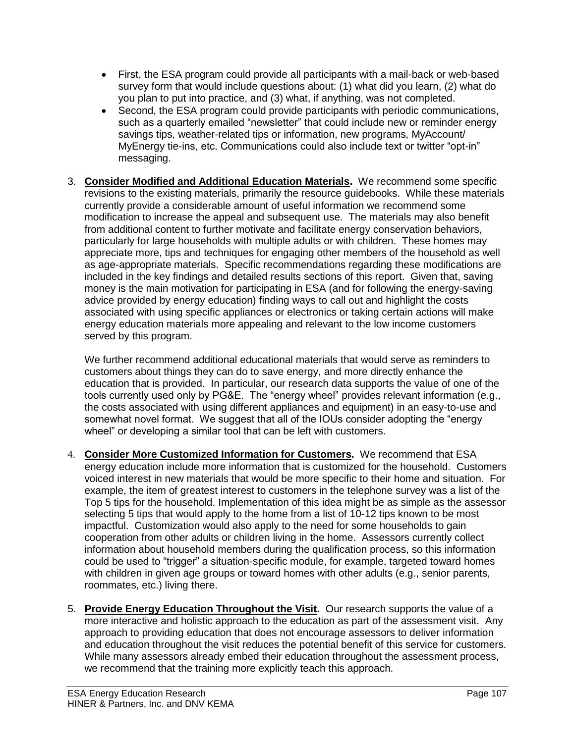- First, the ESA program could provide all participants with a mail-back or web-based survey form that would include questions about: (1) what did you learn, (2) what do you plan to put into practice, and (3) what, if anything, was not completed.
- Second, the ESA program could provide participants with periodic communications, such as a quarterly emailed "newsletter" that could include new or reminder energy savings tips, weather-related tips or information, new programs, MyAccount/ MyEnergy tie-ins, etc. Communications could also include text or twitter "opt-in" messaging.

3. **Consider Modified and Additional Education Materials.** We recommend some specific revisions to the existing materials, primarily the resource guidebooks. While these materials currently provide a considerable amount of useful information we recommend some modification to increase the appeal and subsequent use. The materials may also benefit from additional content to further motivate and facilitate energy conservation behaviors, particularly for large households with multiple adults or with children. These homes may appreciate more, tips and techniques for engaging other members of the household as well as age-appropriate materials. Specific recommendations regarding these modifications are included in the key findings and detailed results sections of this report. Given that, saving money is the main motivation for participating in ESA (and for following the energy-saving advice provided by energy education) finding ways to call out and highlight the costs associated with using specific appliances or electronics or taking certain actions will make energy education materials more appealing and relevant to the low income customers served by this program.

   We further recommend additional educational materials that would serve as reminders to customers about things they can do to save energy, and more directly enhance the education that is provided. In particular, our research data supports the value of one of the tools currently used only by PG&E. The "energy wheel" provides relevant information (e.g., the costs associated with using different appliances and equipment) in an easy-to-use and somewhat novel format. We suggest that all of the IOUs consider adopting the "energy wheel" or developing a similar tool that can be left with customers.

4. **Consider More Customized Information for Customers.** We recommend that ESA energy education include more information that is customized for the household. Customers voiced interest in new materials that would be more specific to their home and situation. For example, the item of greatest interest to customers in the telephone survey was a list of the Top 5 tips for the household. Implementation of this idea might be as simple as the assessor selecting 5 tips that would apply to the home from a list of 10-12 tips known to be most impactful. Customization would also apply to the need for some households to gain cooperation from other adults or children living in the home. Assessors currently collect information about household members during the qualification process, so this information could be used to "trigger" a situation-specific module, for example, targeted toward homes with children in given age groups or toward homes with other adults (e.g., senior parents, roommates, etc.) living there.

5. **Provide Energy Education Throughout the Visit.** Our research supports the value of a more interactive and holistic approach to the education as part of the assessment visit. Any approach to providing education that does not encourage assessors to deliver information and education throughout the visit reduces the potential benefit of this service for customers. While many assessors already embed their education throughout the assessment process, we recommend that the training more explicitly teach this approach.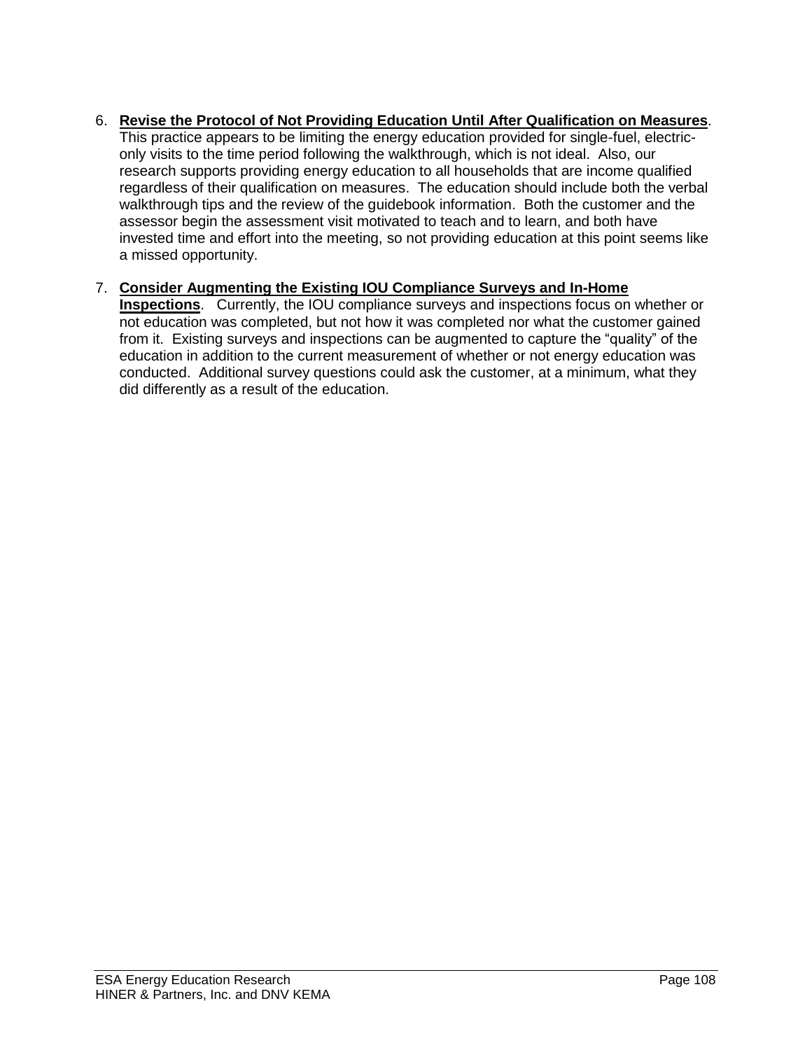6. **Revise the Protocol of Not Providing Education Until After Qualification on Measures**. This practice appears to be limiting the energy education provided for single-fuel, electric-only visits to the time period following the walkthrough, which is not ideal. Also, our research supports providing energy education to all households that are income qualified regardless of their qualification on measures. The education should include both the verbal walkthrough tips and the review of the guidebook information. Both the customer and the assessor begin the assessment visit motivated to teach and to learn, and both have invested time and effort into the meeting, so not providing education at this point seems like a missed opportunity.

7. **Consider Augmenting the Existing IOU Compliance Surveys and In-Home Inspections**. Currently, the IOU compliance surveys and inspections focus on whether or not education was completed, but not how it was completed nor what the customer gained from it. Existing surveys and inspections can be augmented to capture the "quality" of the education in addition to the current measurement of whether or not energy education was conducted. Additional survey questions could ask the customer, at a minimum, what they did differently as a result of the education.